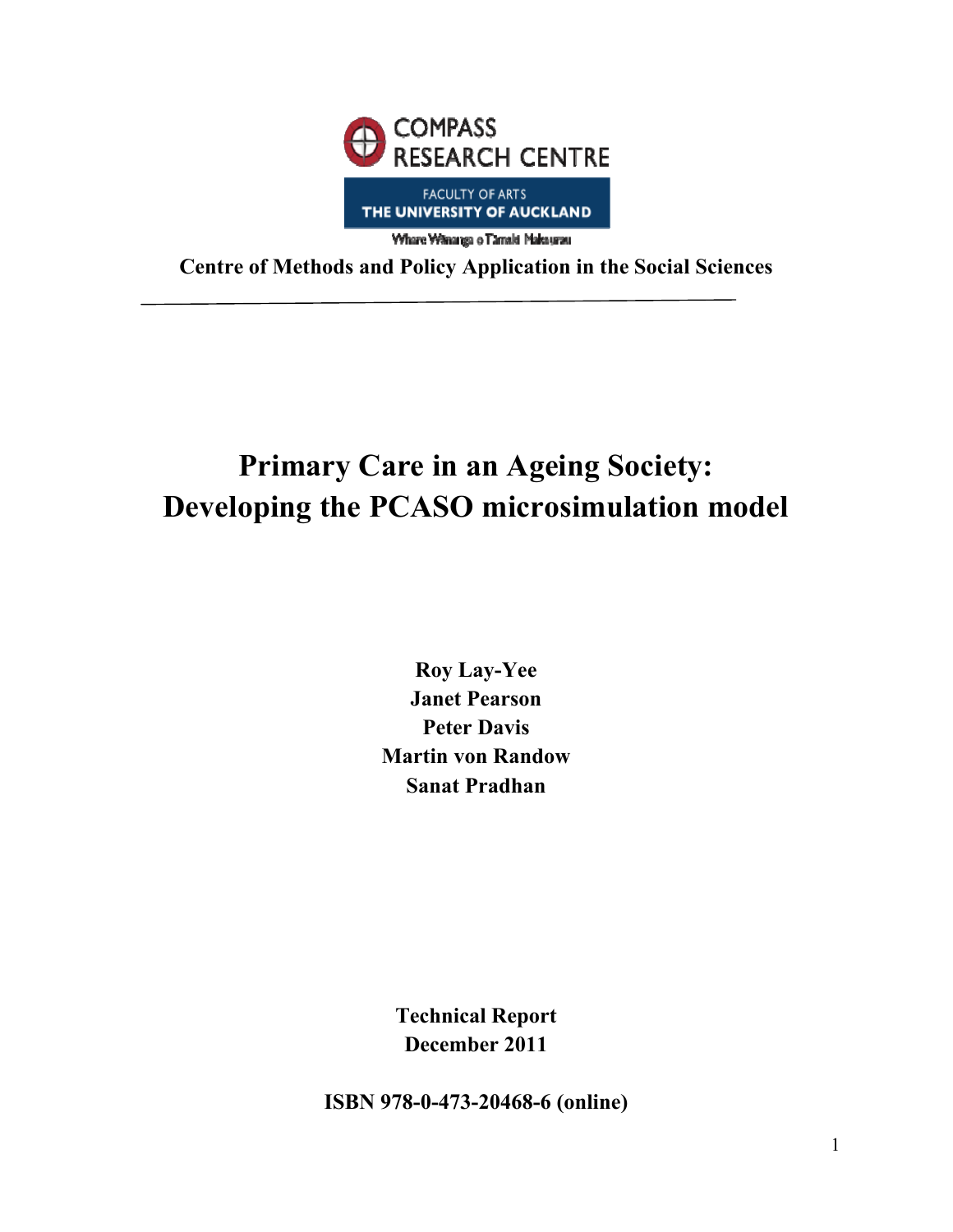COMPASS RESEARCH CENTRE

FACULTY OF ARTS
THE UNIVERSITY OF AUCKLAND
Whare Wānanga o Tāmaki Makaurau

**Centre of Methods and Policy Application in the Social Sciences**

---

# Primary Care in an Ageing Society: Developing the PCASO microsimulation model

**Roy Lay-Yee**
**Janet Pearson**
**Peter Davis**
**Martin von Randow**
**Sanat Pradhan**

**Technical Report**
**December 2011**

**ISBN 978-0-473-20468-6 (online)**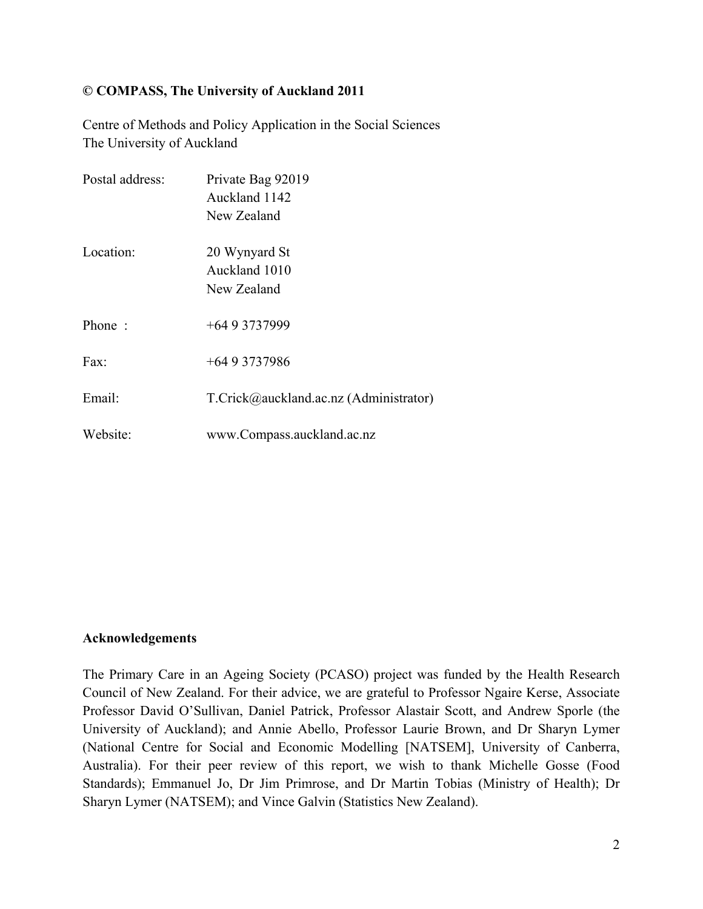**© COMPASS, The University of Auckland 2011**

Centre of Methods and Policy Application in the Social Sciences
The University of Auckland

| | |
|---|---|
| Postal address: | Private Bag 92019<br>Auckland 1142<br>New Zealand |
| Location: | 20 Wynyard St<br>Auckland 1010<br>New Zealand |
| Phone : | +64 9 3737999 |
| Fax: | +64 9 3737986 |
| Email: | T.Crick@auckland.ac.nz (Administrator) |
| Website: | www.Compass.auckland.ac.nz |

**Acknowledgements**

The Primary Care in an Ageing Society (PCASO) project was funded by the Health Research Council of New Zealand. For their advice, we are grateful to Professor Ngaire Kerse, Associate Professor David O'Sullivan, Daniel Patrick, Professor Alastair Scott, and Andrew Sporle (the University of Auckland); and Annie Abello, Professor Laurie Brown, and Dr Sharyn Lymer (National Centre for Social and Economic Modelling [NATSEM], University of Canberra, Australia). For their peer review of this report, we wish to thank Michelle Gosse (Food Standards); Emmanuel Jo, Dr Jim Primrose, and Dr Martin Tobias (Ministry of Health); Dr Sharyn Lymer (NATSEM); and Vince Galvin (Statistics New Zealand).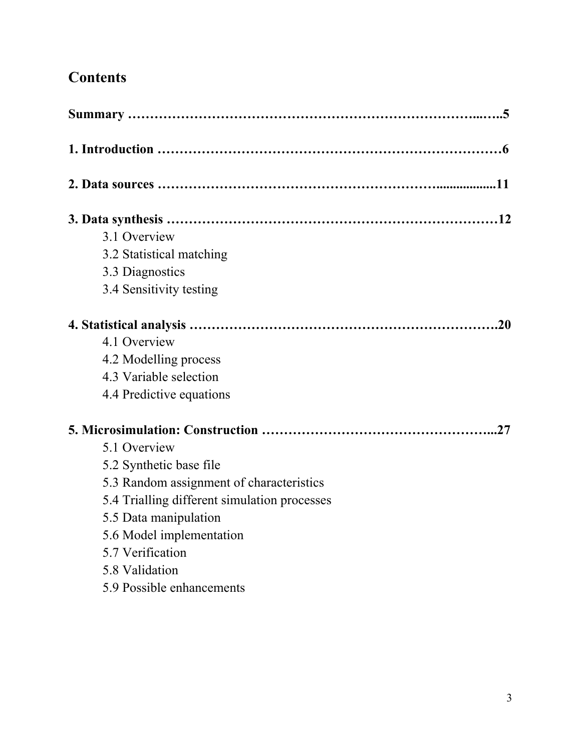# Contents

**Summary ……………………………………………………………………...…..5**

**1. Introduction …………………………………………………………………6**

**2. Data sources …………………………………………………..................11**

**3. Data synthesis ……………………………………………………………12**

- 3.1 Overview
- 3.2 Statistical matching
- 3.3 Diagnostics
- 3.4 Sensitivity testing

**4. Statistical analysis ……………………………………………………….20**

- 4.1 Overview
- 4.2 Modelling process
- 4.3 Variable selection
- 4.4 Predictive equations

**5. Microsimulation: Construction ……………………………………………...27**

- 5.1 Overview
- 5.2 Synthetic base file
- 5.3 Random assignment of characteristics
- 5.4 Trialling different simulation processes
- 5.5 Data manipulation
- 5.6 Model implementation
- 5.7 Verification
- 5.8 Validation
- 5.9 Possible enhancements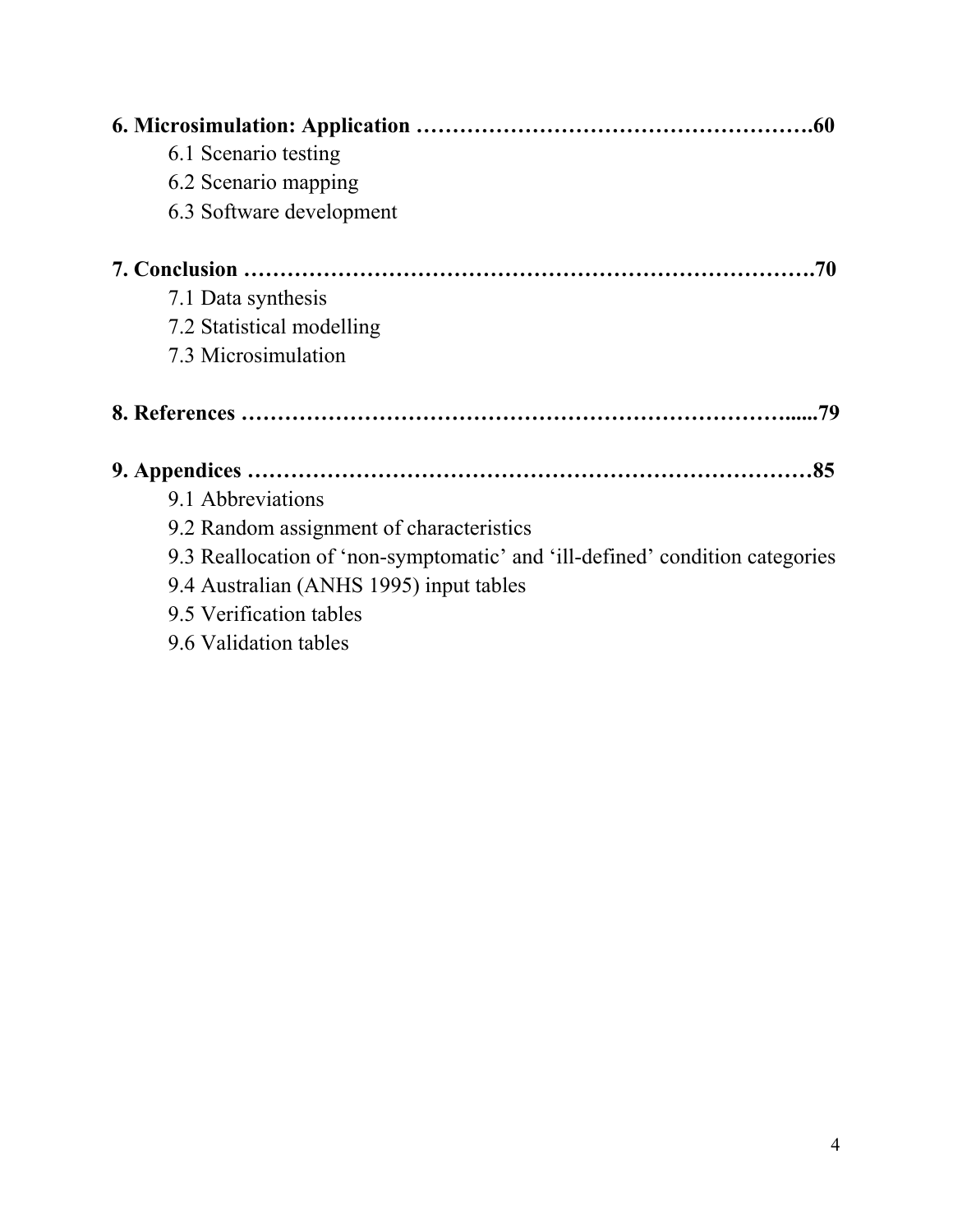**6. Microsimulation: Application ……………………………………………….60**

- 6.1 Scenario testing
- 6.2 Scenario mapping
- 6.3 Software development

**7. Conclusion ………………………………………………………………….70**

- 7.1 Data synthesis
- 7.2 Statistical modelling
- 7.3 Microsimulation

**8. References …………………………………………………………….....79**

**9. Appendices ……………………………………………………………….85**

- 9.1 Abbreviations
- 9.2 Random assignment of characteristics
- 9.3 Reallocation of 'non-symptomatic' and 'ill-defined' condition categories
- 9.4 Australian (ANHS 1995) input tables
- 9.5 Verification tables
- 9.6 Validation tables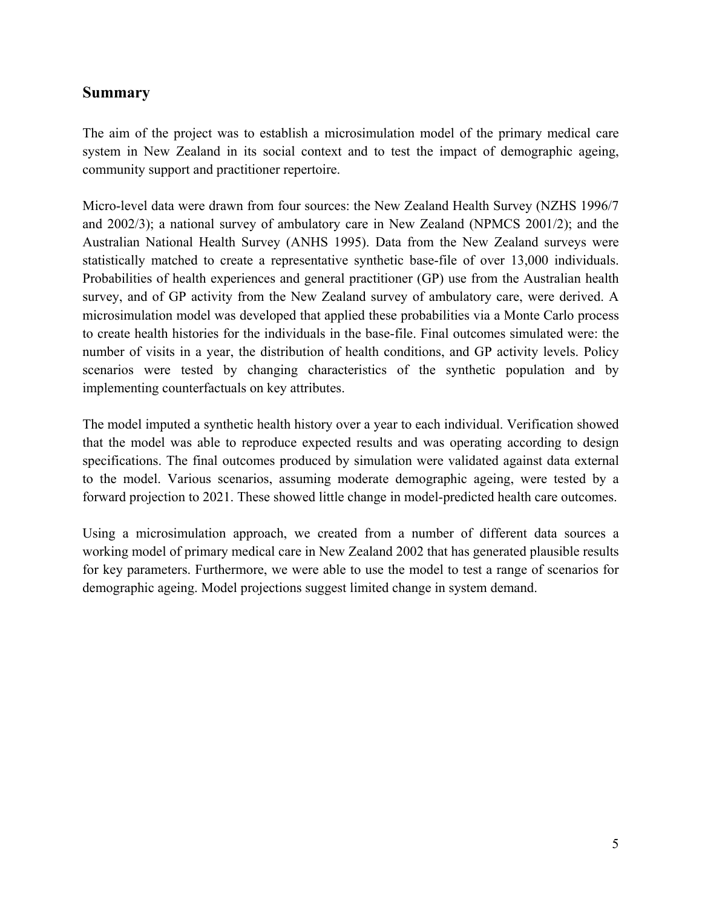## Summary

The aim of the project was to establish a microsimulation model of the primary medical care system in New Zealand in its social context and to test the impact of demographic ageing, community support and practitioner repertoire.

Micro-level data were drawn from four sources: the New Zealand Health Survey (NZHS 1996/7 and 2002/3); a national survey of ambulatory care in New Zealand (NPMCS 2001/2); and the Australian National Health Survey (ANHS 1995). Data from the New Zealand surveys were statistically matched to create a representative synthetic base-file of over 13,000 individuals. Probabilities of health experiences and general practitioner (GP) use from the Australian health survey, and of GP activity from the New Zealand survey of ambulatory care, were derived. A microsimulation model was developed that applied these probabilities via a Monte Carlo process to create health histories for the individuals in the base-file. Final outcomes simulated were: the number of visits in a year, the distribution of health conditions, and GP activity levels. Policy scenarios were tested by changing characteristics of the synthetic population and by implementing counterfactuals on key attributes.

The model imputed a synthetic health history over a year to each individual. Verification showed that the model was able to reproduce expected results and was operating according to design specifications. The final outcomes produced by simulation were validated against data external to the model. Various scenarios, assuming moderate demographic ageing, were tested by a forward projection to 2021. These showed little change in model-predicted health care outcomes.

Using a microsimulation approach, we created from a number of different data sources a working model of primary medical care in New Zealand 2002 that has generated plausible results for key parameters. Furthermore, we were able to use the model to test a range of scenarios for demographic ageing. Model projections suggest limited change in system demand.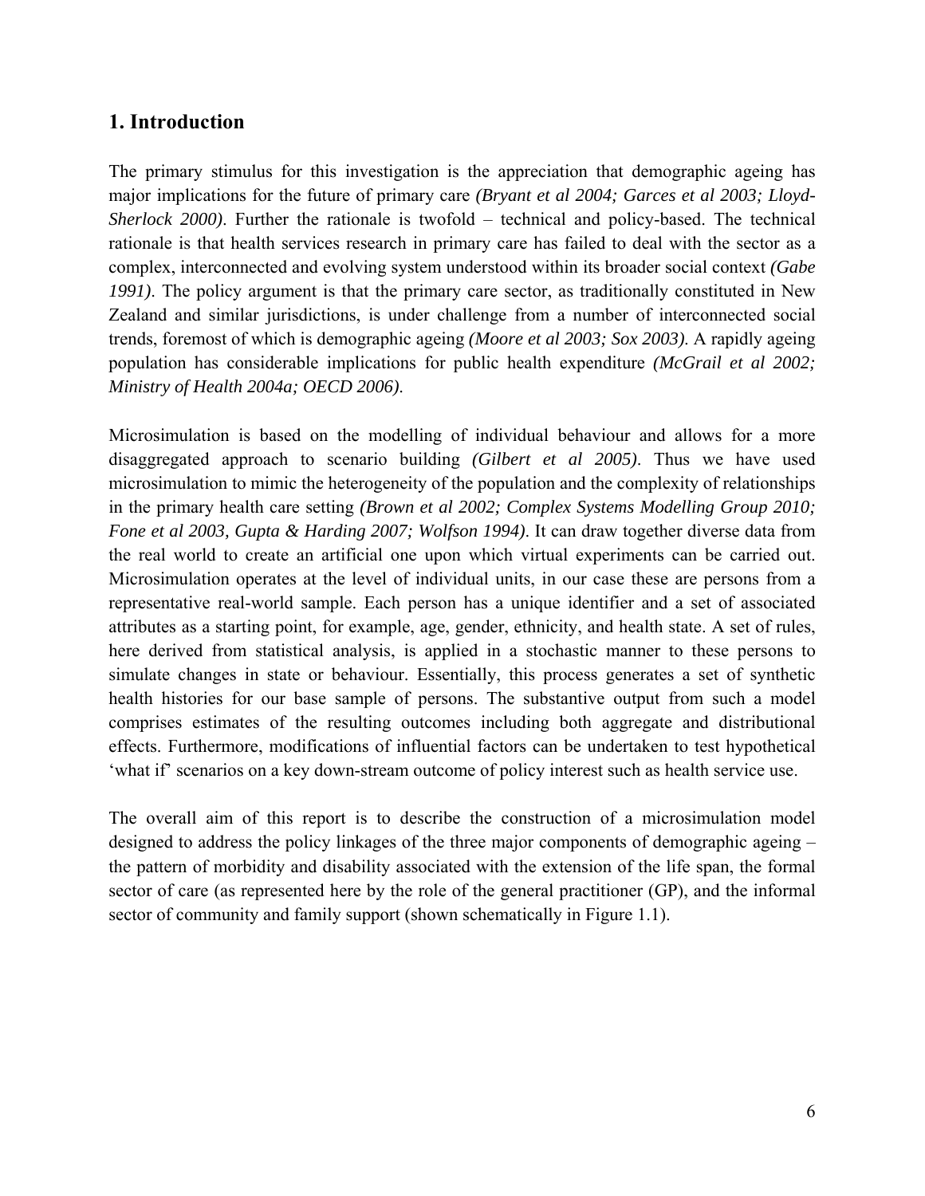## 1. Introduction

The primary stimulus for this investigation is the appreciation that demographic ageing has major implications for the future of primary care *(Bryant et al 2004; Garces et al 2003; Lloyd-Sherlock 2000)*. Further the rationale is twofold – technical and policy-based. The technical rationale is that health services research in primary care has failed to deal with the sector as a complex, interconnected and evolving system understood within its broader social context *(Gabe 1991)*. The policy argument is that the primary care sector, as traditionally constituted in New Zealand and similar jurisdictions, is under challenge from a number of interconnected social trends, foremost of which is demographic ageing *(Moore et al 2003; Sox 2003)*. A rapidly ageing population has considerable implications for public health expenditure *(McGrail et al 2002; Ministry of Health 2004a; OECD 2006)*.

Microsimulation is based on the modelling of individual behaviour and allows for a more disaggregated approach to scenario building *(Gilbert et al 2005)*. Thus we have used microsimulation to mimic the heterogeneity of the population and the complexity of relationships in the primary health care setting *(Brown et al 2002; Complex Systems Modelling Group 2010; Fone et al 2003, Gupta & Harding 2007; Wolfson 1994)*. It can draw together diverse data from the real world to create an artificial one upon which virtual experiments can be carried out. Microsimulation operates at the level of individual units, in our case these are persons from a representative real-world sample. Each person has a unique identifier and a set of associated attributes as a starting point, for example, age, gender, ethnicity, and health state. A set of rules, here derived from statistical analysis, is applied in a stochastic manner to these persons to simulate changes in state or behaviour. Essentially, this process generates a set of synthetic health histories for our base sample of persons. The substantive output from such a model comprises estimates of the resulting outcomes including both aggregate and distributional effects. Furthermore, modifications of influential factors can be undertaken to test hypothetical 'what if' scenarios on a key down-stream outcome of policy interest such as health service use.

The overall aim of this report is to describe the construction of a microsimulation model designed to address the policy linkages of the three major components of demographic ageing – the pattern of morbidity and disability associated with the extension of the life span, the formal sector of care (as represented here by the role of the general practitioner (GP), and the informal sector of community and family support (shown schematically in Figure 1.1).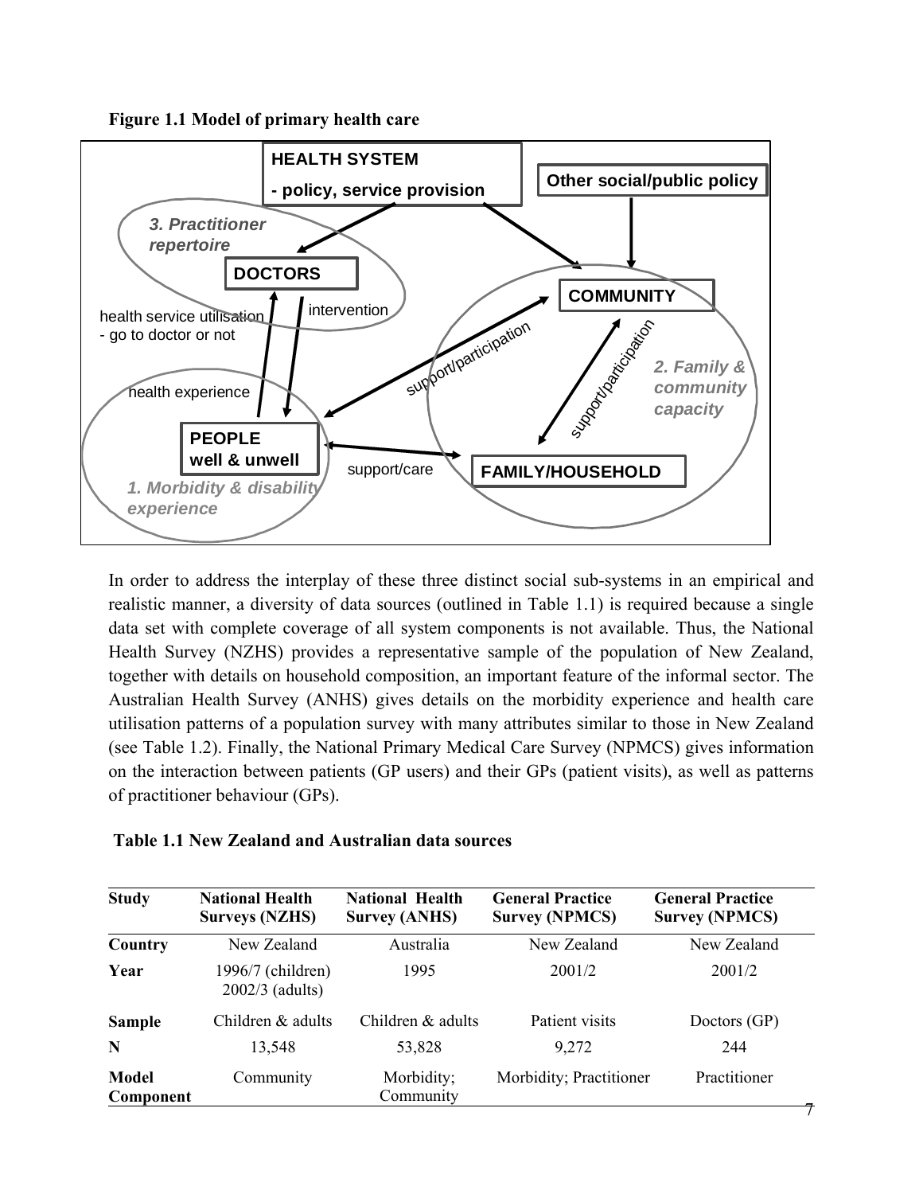**Figure 1.1 Model of primary health care**

In order to address the interplay of these three distinct social sub-systems in an empirical and realistic manner, a diversity of data sources (outlined in Table 1.1) is required because a single data set with complete coverage of all system components is not available. Thus, the National Health Survey (NZHS) provides a representative sample of the population of New Zealand, together with details on household composition, an important feature of the informal sector. The Australian Health Survey (ANHS) gives details on the morbidity experience and health care utilisation patterns of a population survey with many attributes similar to those in New Zealand (see Table 1.2). Finally, the National Primary Medical Care Survey (NPMCS) gives information on the interaction between patients (GP users) and their GPs (patient visits), as well as patterns of practitioner behaviour (GPs).

**Table 1.1 New Zealand and Australian data sources**

| Study | National Health Surveys (NZHS) | National Health Survey (ANHS) | General Practice Survey (NPMCS) | General Practice Survey (NPMCS) |
|---|---|---|---|---|
| Country | New Zealand | Australia | New Zealand | New Zealand |
| Year | 1996/7 (children) 2002/3 (adults) | 1995 | 2001/2 | 2001/2 |
| Sample | Children & adults | Children & adults | Patient visits | Doctors (GP) |
| N | 13,548 | 53,828 | 9,272 | 244 |
| Model Component | Community | Morbidity; Community | Morbidity; Practitioner | Practitioner |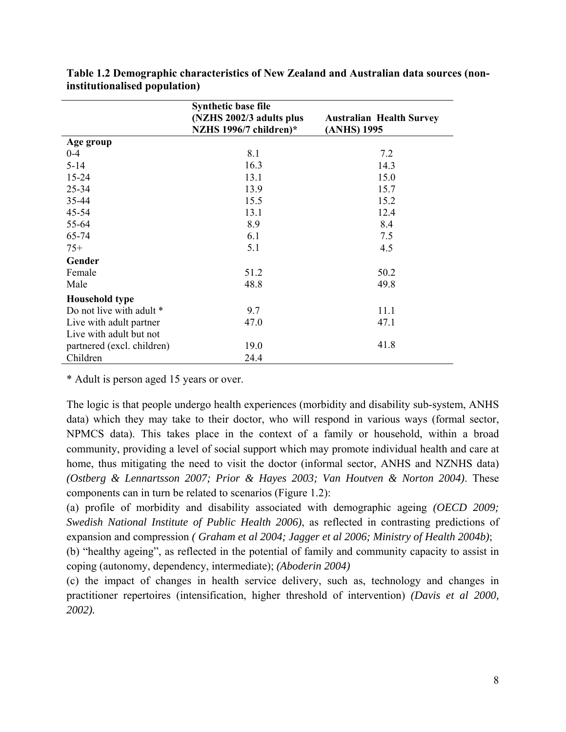**Table 1.2 Demographic characteristics of New Zealand and Australian data sources (non-institutionalised population)**

| | Synthetic base file (NZHS 2002/3 adults plus NZHS 1996/7 children)* | Australian Health Survey (ANHS) 1995 |
|---|---|---|
| **Age group** | | |
| 0-4 | 8.1 | 7.2 |
| 5-14 | 16.3 | 14.3 |
| 15-24 | 13.1 | 15.0 |
| 25-34 | 13.9 | 15.7 |
| 35-44 | 15.5 | 15.2 |
| 45-54 | 13.1 | 12.4 |
| 55-64 | 8.9 | 8.4 |
| 65-74 | 6.1 | 7.5 |
| 75+ | 5.1 | 4.5 |
| **Gender** | | |
| Female | 51.2 | 50.2 |
| Male | 48.8 | 49.8 |
| **Household type** | | |
| Do not live with adult * | 9.7 | 11.1 |
| Live with adult partner | 47.0 | 47.1 |
| Live with adult but not partnered (excl. children) | 19.0 | 41.8 |
| Children | 24.4 | |

* Adult is person aged 15 years or over.

The logic is that people undergo health experiences (morbidity and disability sub-system, ANHS data) which they may take to their doctor, who will respond in various ways (formal sector, NPMCS data). This takes place in the context of a family or household, within a broad community, providing a level of social support which may promote individual health and care at home, thus mitigating the need to visit the doctor (informal sector, ANHS and NZNHS data) *(Ostberg & Lennartsson 2007; Prior & Hayes 2003; Van Houtven & Norton 2004)*. These components can in turn be related to scenarios (Figure 1.2):

(a) profile of morbidity and disability associated with demographic ageing *(OECD 2009; Swedish National Institute of Public Health 2006)*, as reflected in contrasting predictions of expansion and compression *( Graham et al 2004; Jagger et al 2006; Ministry of Health 2004b)*;

(b) "healthy ageing", as reflected in the potential of family and community capacity to assist in coping (autonomy, dependency, intermediate); *(Aboderin 2004)*

(c) the impact of changes in health service delivery, such as, technology and changes in practitioner repertoires (intensification, higher threshold of intervention) *(Davis et al 2000, 2002).*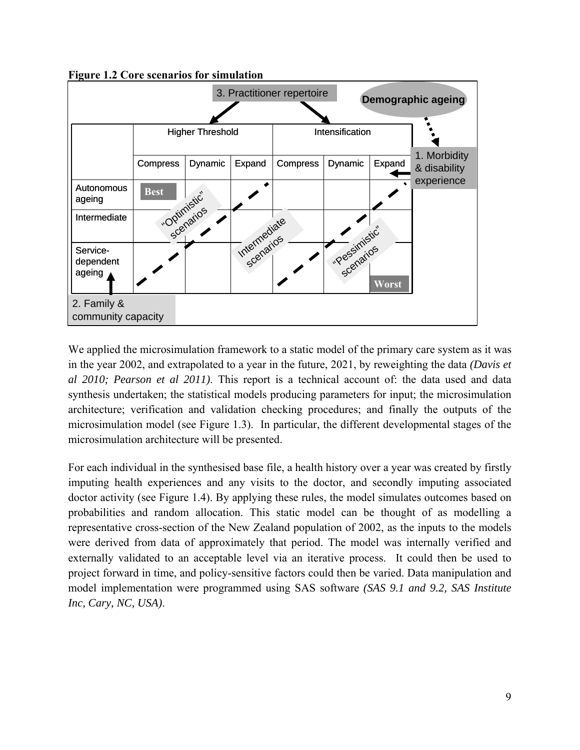**Figure 1.2 Core scenarios for simulation**

|  | Higher Threshold | | | Intensification | | |
|---|---|---|---|---|---|---|
|  | Compress | Dynamic | Expand | Compress | Dynamic | Expand |
| Autonomous ageing | Best | | | | | |
| Intermediate | | | | | | |
| Service-dependent ageing | | | | | | Worst |

3. Practitioner repertoire

Demographic ageing

1. Morbidity & disability experience

2. Family & community capacity

"Optimistic" scenarios

Intermediate scenarios

"Pessimistic" scenarios

We applied the microsimulation framework to a static model of the primary care system as it was in the year 2002, and extrapolated to a year in the future, 2021, by reweighting the data *(Davis et al 2010; Pearson et al 2011)*. This report is a technical account of: the data used and data synthesis undertaken; the statistical models producing parameters for input; the microsimulation architecture; verification and validation checking procedures; and finally the outputs of the microsimulation model (see Figure 1.3). In particular, the different developmental stages of the microsimulation architecture will be presented.

For each individual in the synthesised base file, a health history over a year was created by firstly imputing health experiences and any visits to the doctor, and secondly imputing associated doctor activity (see Figure 1.4). By applying these rules, the model simulates outcomes based on probabilities and random allocation. This static model can be thought of as modelling a representative cross-section of the New Zealand population of 2002, as the inputs to the models were derived from data of approximately that period. The model was internally verified and externally validated to an acceptable level via an iterative process. It could then be used to project forward in time, and policy-sensitive factors could then be varied. Data manipulation and model implementation were programmed using SAS software *(SAS 9.1 and 9.2, SAS Institute Inc, Cary, NC, USA)*.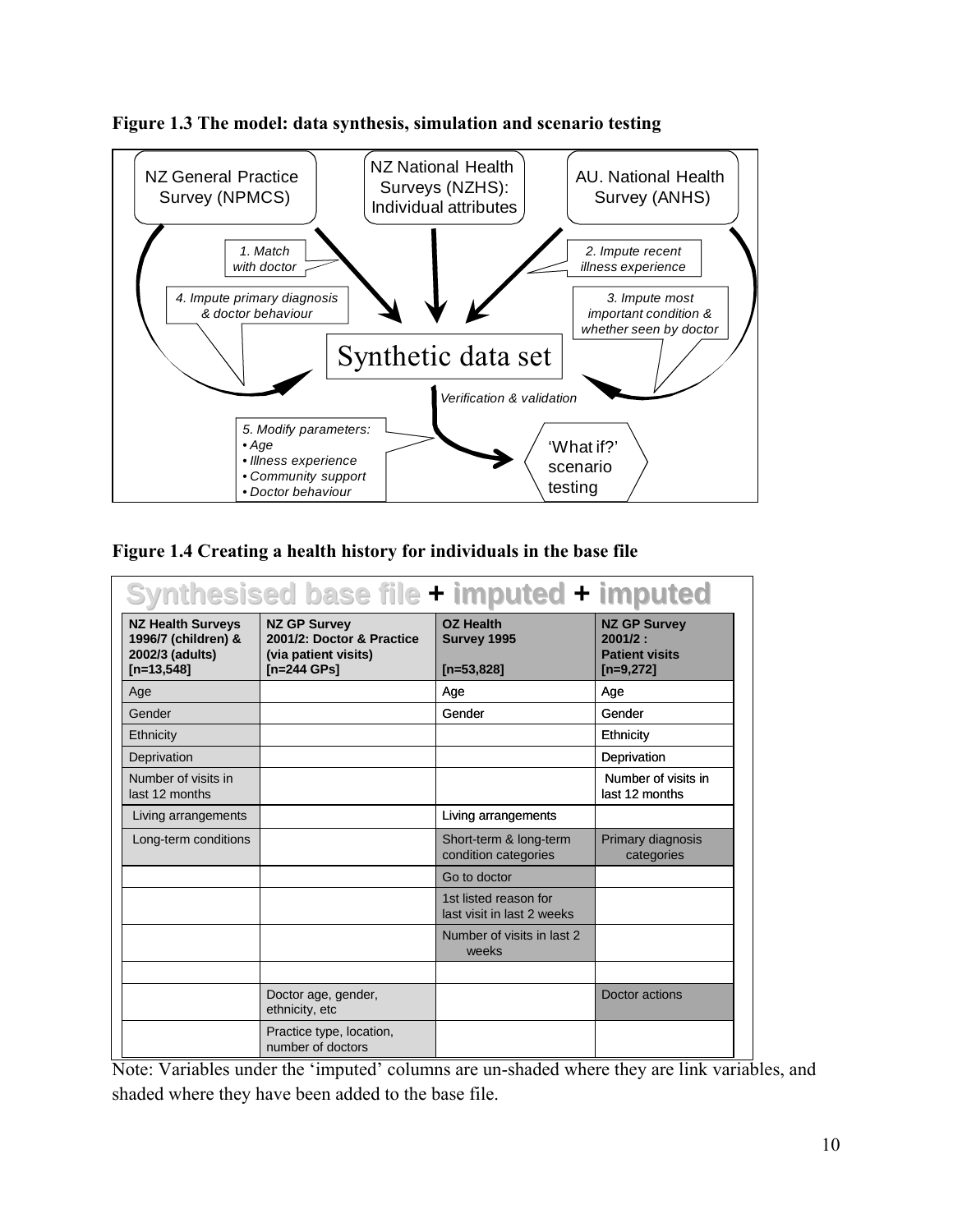**Figure 1.3 The model: data synthesis, simulation and scenario testing**

NZ General Practice Survey (NPMCS)

NZ National Health Surveys (NZHS): Individual attributes

AU. National Health Survey (ANHS)

*1. Match with doctor*

*2. Impute recent illness experience*

*4. Impute primary diagnosis & doctor behaviour*

*3. Impute most important condition & whether seen by doctor*

Synthetic data set

*Verification & validation*

*5. Modify parameters:*
- *Age*
- *Illness experience*
- *Community support*
- *Doctor behaviour*

'What if?' scenario testing

**Figure 1.4 Creating a health history for individuals in the base file**

**Synthesised base file + imputed + imputed**

| NZ Health Surveys 1996/7 (children) & 2002/3 (adults) [n=13,548] | NZ GP Survey 2001/2: Doctor & Practice (via patient visits) [n=244 GPs] | OZ Health Survey 1995 [n=53,828] | NZ GP Survey 2001/2 : Patient visits [n=9,272] |
|---|---|---|---|
| Age | | Age | Age |
| Gender | | Gender | Gender |
| Ethnicity | | | Ethnicity |
| Deprivation | | | Deprivation |
| Number of visits in last 12 months | | | Number of visits in last 12 months |
| Living arrangements | | Living arrangements | |
| Long-term conditions | | Short-term & long-term condition categories | Primary diagnosis categories |
| | | Go to doctor | |
| | | 1st listed reason for last visit in last 2 weeks | |
| | | Number of visits in last 2 weeks | |
| | | | |
| | Doctor age, gender, ethnicity, etc | | Doctor actions |
| | Practice type, location, number of doctors | | |

Note: Variables under the 'imputed' columns are un-shaded where they are link variables, and shaded where they have been added to the base file.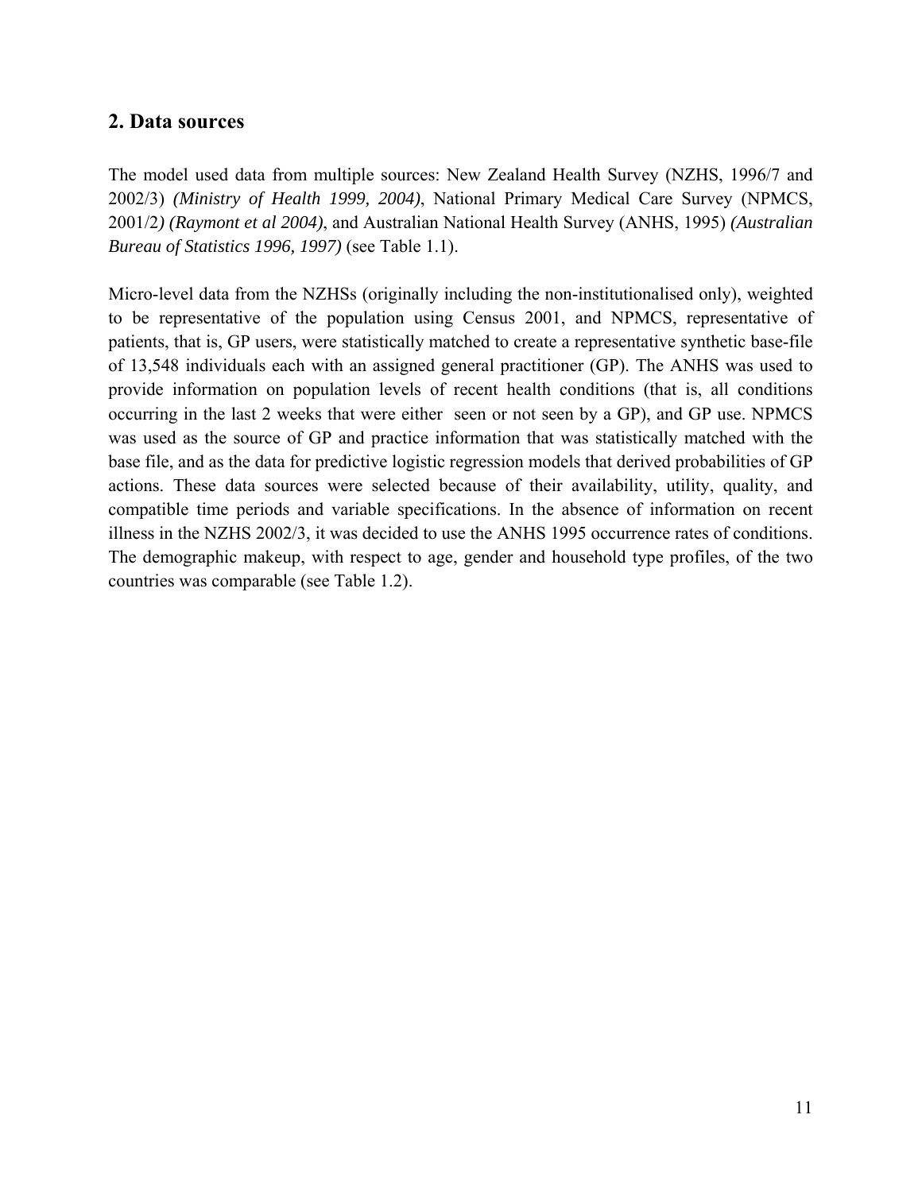## 2. Data sources

The model used data from multiple sources: New Zealand Health Survey (NZHS, 1996/7 and 2002/3) *(Ministry of Health 1999, 2004)*, National Primary Medical Care Survey (NPMCS, 2001/2*) (Raymont et al 2004)*, and Australian National Health Survey (ANHS, 1995) *(Australian Bureau of Statistics 1996, 1997)* (see Table 1.1).

Micro-level data from the NZHSs (originally including the non-institutionalised only), weighted to be representative of the population using Census 2001, and NPMCS, representative of patients, that is, GP users, were statistically matched to create a representative synthetic base-file of 13,548 individuals each with an assigned general practitioner (GP). The ANHS was used to provide information on population levels of recent health conditions (that is, all conditions occurring in the last 2 weeks that were either seen or not seen by a GP), and GP use. NPMCS was used as the source of GP and practice information that was statistically matched with the base file, and as the data for predictive logistic regression models that derived probabilities of GP actions. These data sources were selected because of their availability, utility, quality, and compatible time periods and variable specifications. In the absence of information on recent illness in the NZHS 2002/3, it was decided to use the ANHS 1995 occurrence rates of conditions. The demographic makeup, with respect to age, gender and household type profiles, of the two countries was comparable (see Table 1.2).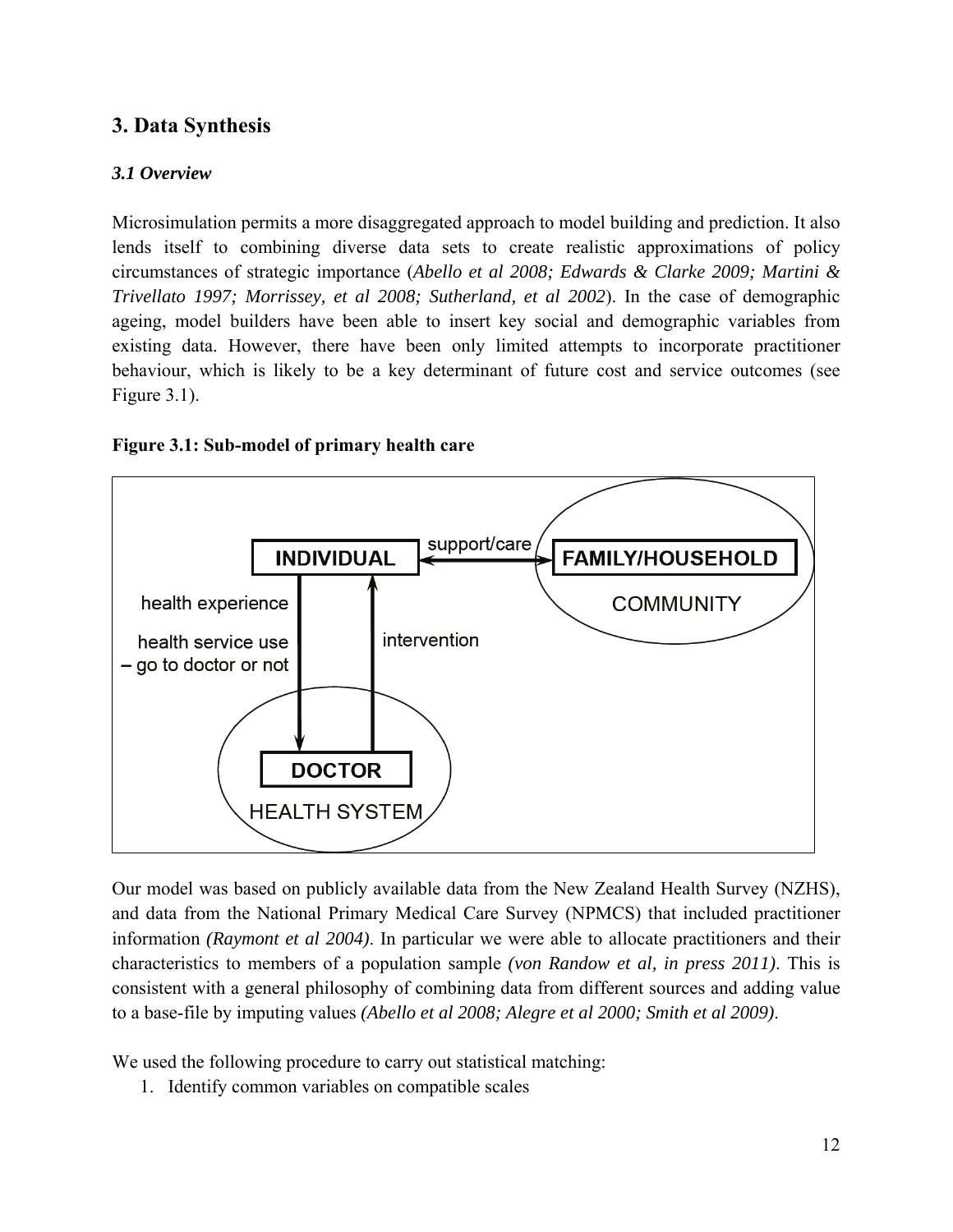# 3. Data Synthesis

### *3.1 Overview*

Microsimulation permits a more disaggregated approach to model building and prediction. It also lends itself to combining diverse data sets to create realistic approximations of policy circumstances of strategic importance (*Abello et al 2008; Edwards & Clarke 2009; Martini & Trivellato 1997; Morrissey, et al 2008; Sutherland, et al 2002*). In the case of demographic ageing, model builders have been able to insert key social and demographic variables from existing data. However, there have been only limited attempts to incorporate practitioner behaviour, which is likely to be a key determinant of future cost and service outcomes (see Figure 3.1).

**Figure 3.1: Sub-model of primary health care**

Our model was based on publicly available data from the New Zealand Health Survey (NZHS), and data from the National Primary Medical Care Survey (NPMCS) that included practitioner information *(Raymont et al 2004)*. In particular we were able to allocate practitioners and their characteristics to members of a population sample *(von Randow et al, in press 2011)*. This is consistent with a general philosophy of combining data from different sources and adding value to a base-file by imputing values *(Abello et al 2008; Alegre et al 2000; Smith et al 2009)*.

We used the following procedure to carry out statistical matching:

1. Identify common variables on compatible scales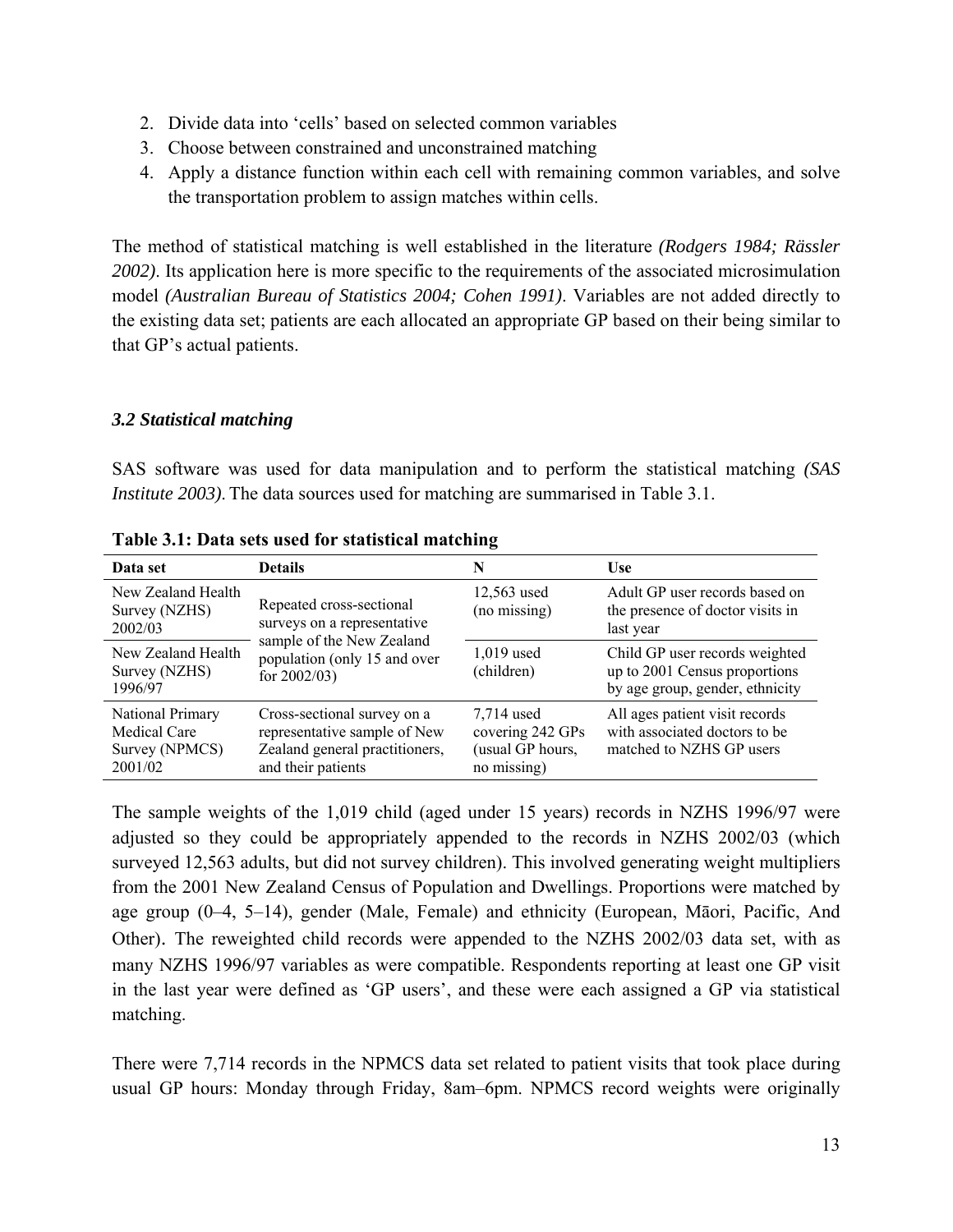2. Divide data into 'cells' based on selected common variables
3. Choose between constrained and unconstrained matching
4. Apply a distance function within each cell with remaining common variables, and solve the transportation problem to assign matches within cells.

The method of statistical matching is well established in the literature *(Rodgers 1984; Rässler 2002)*. Its application here is more specific to the requirements of the associated microsimulation model *(Australian Bureau of Statistics 2004; Cohen 1991)*. Variables are not added directly to the existing data set; patients are each allocated an appropriate GP based on their being similar to that GP's actual patients.

### *3.2 Statistical matching*

SAS software was used for data manipulation and to perform the statistical matching *(SAS Institute 2003)*. The data sources used for matching are summarised in Table 3.1.

**Table 3.1: Data sets used for statistical matching**

| Data set | Details | N | Use |
|---|---|---|---|
| New Zealand Health Survey (NZHS) 2002/03 | Repeated cross-sectional surveys on a representative sample of the New Zealand population (only 15 and over for 2002/03) | 12,563 used (no missing) | Adult GP user records based on the presence of doctor visits in last year |
| New Zealand Health Survey (NZHS) 1996/97 | | 1,019 used (children) | Child GP user records weighted up to 2001 Census proportions by age group, gender, ethnicity |
| National Primary Medical Care Survey (NPMCS) 2001/02 | Cross-sectional survey on a representative sample of New Zealand general practitioners, and their patients | 7,714 used covering 242 GPs (usual GP hours, no missing) | All ages patient visit records with associated doctors to be matched to NZHS GP users |

The sample weights of the 1,019 child (aged under 15 years) records in NZHS 1996/97 were adjusted so they could be appropriately appended to the records in NZHS 2002/03 (which surveyed 12,563 adults, but did not survey children). This involved generating weight multipliers from the 2001 New Zealand Census of Population and Dwellings. Proportions were matched by age group (0–4, 5–14), gender (Male, Female) and ethnicity (European, Māori, Pacific, And Other). The reweighted child records were appended to the NZHS 2002/03 data set, with as many NZHS 1996/97 variables as were compatible. Respondents reporting at least one GP visit in the last year were defined as 'GP users', and these were each assigned a GP via statistical matching.

There were 7,714 records in the NPMCS data set related to patient visits that took place during usual GP hours: Monday through Friday, 8am–6pm. NPMCS record weights were originally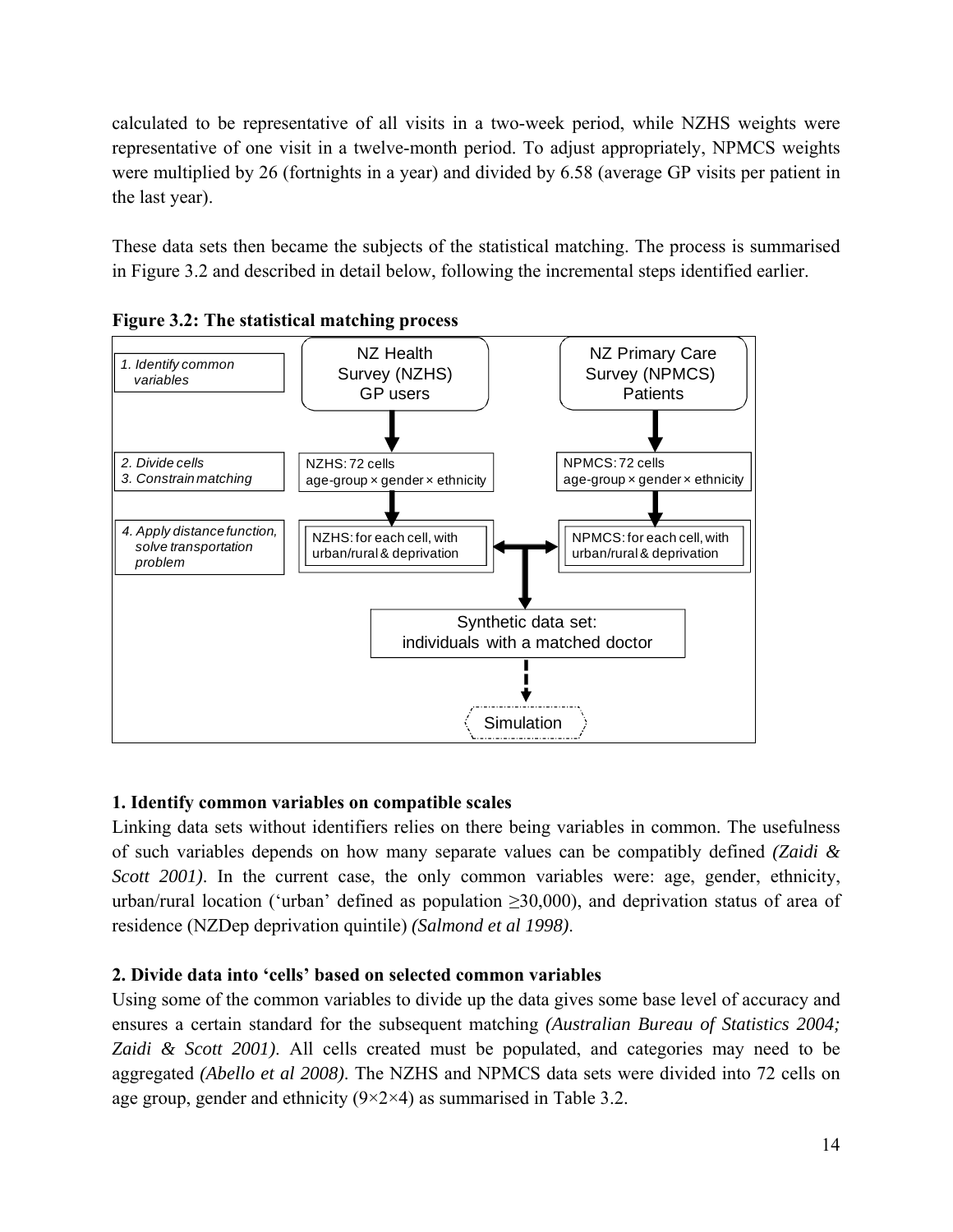calculated to be representative of all visits in a two-week period, while NZHS weights were representative of one visit in a twelve-month period. To adjust appropriately, NPMCS weights were multiplied by 26 (fortnights in a year) and divided by 6.58 (average GP visits per patient in the last year).

These data sets then became the subjects of the statistical matching. The process is summarised in Figure 3.2 and described in detail below, following the incremental steps identified earlier.

**Figure 3.2: The statistical matching process**

*1. Identify common variables*

NZ Health Survey (NZHS) GP users | NZ Primary Care Survey (NPMCS) Patients

*2. Divide cells*
*3. Constrain matching*

NZHS: 72 cells age-group × gender × ethnicity | NPMCS: 72 cells age-group × gender × ethnicity

*4. Apply distance function, solve transportation problem*

NZHS: for each cell, with urban/rural & deprivation | NPMCS: for each cell, with urban/rural & deprivation

Synthetic data set: individuals with a matched doctor

Simulation

### 1. Identify common variables on compatible scales

Linking data sets without identifiers relies on there being variables in common. The usefulness of such variables depends on how many separate values can be compatibly defined *(Zaidi & Scott 2001)*. In the current case, the only common variables were: age, gender, ethnicity, urban/rural location ('urban' defined as population ≥30,000), and deprivation status of area of residence (NZDep deprivation quintile) *(Salmond et al 1998)*.

### 2. Divide data into 'cells' based on selected common variables

Using some of the common variables to divide up the data gives some base level of accuracy and ensures a certain standard for the subsequent matching *(Australian Bureau of Statistics 2004; Zaidi & Scott 2001)*. All cells created must be populated, and categories may need to be aggregated *(Abello et al 2008)*. The NZHS and NPMCS data sets were divided into 72 cells on age group, gender and ethnicity (9×2×4) as summarised in Table 3.2.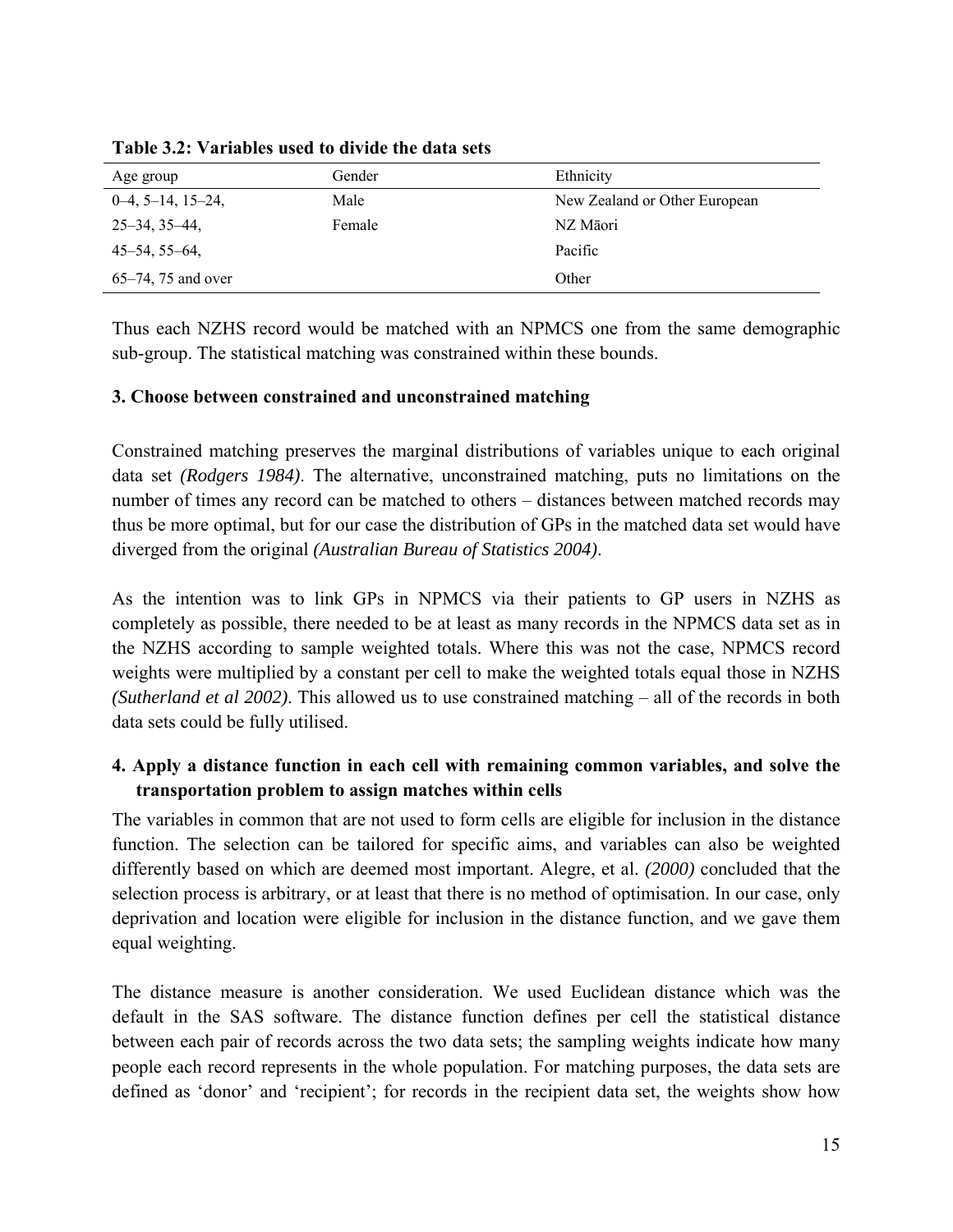**Table 3.2: Variables used to divide the data sets**

| Age group | Gender | Ethnicity |
|---|---|---|
| 0–4, 5–14, 15–24, | Male | New Zealand or Other European |
| 25–34, 35–44, | Female | NZ Māori |
| 45–54, 55–64, | | Pacific |
| 65–74, 75 and over | | Other |

Thus each NZHS record would be matched with an NPMCS one from the same demographic sub-group. The statistical matching was constrained within these bounds.

**3. Choose between constrained and unconstrained matching**

Constrained matching preserves the marginal distributions of variables unique to each original data set *(Rodgers 1984)*. The alternative, unconstrained matching, puts no limitations on the number of times any record can be matched to others – distances between matched records may thus be more optimal, but for our case the distribution of GPs in the matched data set would have diverged from the original *(Australian Bureau of Statistics 2004)*.

As the intention was to link GPs in NPMCS via their patients to GP users in NZHS as completely as possible, there needed to be at least as many records in the NPMCS data set as in the NZHS according to sample weighted totals. Where this was not the case, NPMCS record weights were multiplied by a constant per cell to make the weighted totals equal those in NZHS *(Sutherland et al 2002)*. This allowed us to use constrained matching – all of the records in both data sets could be fully utilised.

**4. Apply a distance function in each cell with remaining common variables, and solve the transportation problem to assign matches within cells**

The variables in common that are not used to form cells are eligible for inclusion in the distance function. The selection can be tailored for specific aims, and variables can also be weighted differently based on which are deemed most important. Alegre, et al. *(2000)* concluded that the selection process is arbitrary, or at least that there is no method of optimisation. In our case, only deprivation and location were eligible for inclusion in the distance function, and we gave them equal weighting.

The distance measure is another consideration. We used Euclidean distance which was the default in the SAS software. The distance function defines per cell the statistical distance between each pair of records across the two data sets; the sampling weights indicate how many people each record represents in the whole population. For matching purposes, the data sets are defined as 'donor' and 'recipient'; for records in the recipient data set, the weights show how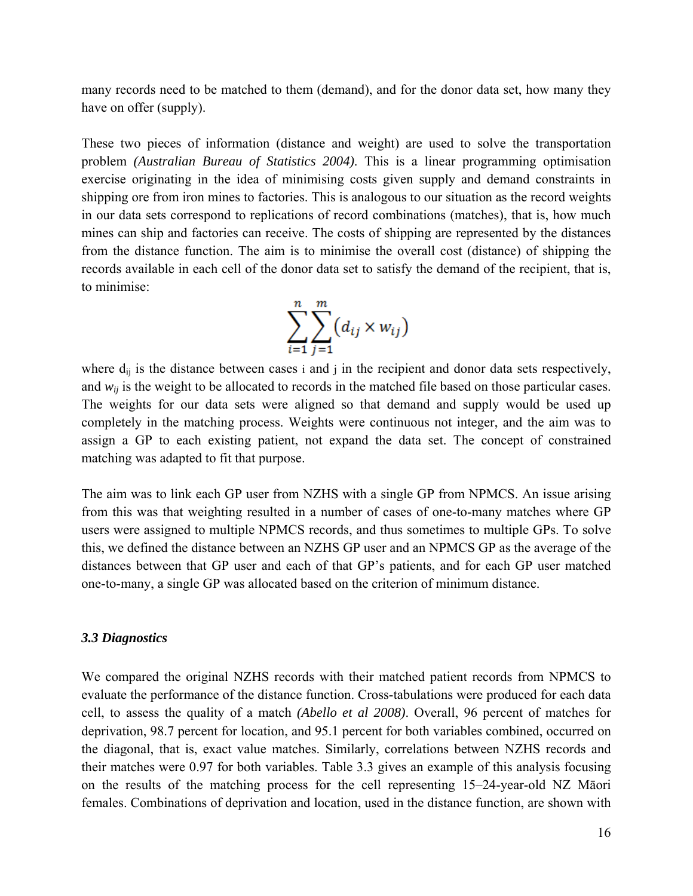many records need to be matched to them (demand), and for the donor data set, how many they have on offer (supply).

These two pieces of information (distance and weight) are used to solve the transportation problem *(Australian Bureau of Statistics 2004)*. This is a linear programming optimisation exercise originating in the idea of minimising costs given supply and demand constraints in shipping ore from iron mines to factories. This is analogous to our situation as the record weights in our data sets correspond to replications of record combinations (matches), that is, how much mines can ship and factories can receive. The costs of shipping are represented by the distances from the distance function. The aim is to minimise the overall cost (distance) of shipping the records available in each cell of the donor data set to satisfy the demand of the recipient, that is, to minimise:

$$\sum_{i=1}^{n}\sum_{j=1}^{m}(d_{ij} \times w_{ij})$$

where $d_{ij}$ is the distance between cases $i$ and $j$ in the recipient and donor data sets respectively, and $w_{ij}$ is the weight to be allocated to records in the matched file based on those particular cases. The weights for our data sets were aligned so that demand and supply would be used up completely in the matching process. Weights were continuous not integer, and the aim was to assign a GP to each existing patient, not expand the data set. The concept of constrained matching was adapted to fit that purpose.

The aim was to link each GP user from NZHS with a single GP from NPMCS. An issue arising from this was that weighting resulted in a number of cases of one-to-many matches where GP users were assigned to multiple NPMCS records, and thus sometimes to multiple GPs. To solve this, we defined the distance between an NZHS GP user and an NPMCS GP as the average of the distances between that GP user and each of that GP's patients, and for each GP user matched one-to-many, a single GP was allocated based on the criterion of minimum distance.

### *3.3 Diagnostics*

We compared the original NZHS records with their matched patient records from NPMCS to evaluate the performance of the distance function. Cross-tabulations were produced for each data cell, to assess the quality of a match *(Abello et al 2008)*. Overall, 96 percent of matches for deprivation, 98.7 percent for location, and 95.1 percent for both variables combined, occurred on the diagonal, that is, exact value matches. Similarly, correlations between NZHS records and their matches were 0.97 for both variables. Table 3.3 gives an example of this analysis focusing on the results of the matching process for the cell representing 15–24-year-old NZ Māori females. Combinations of deprivation and location, used in the distance function, are shown with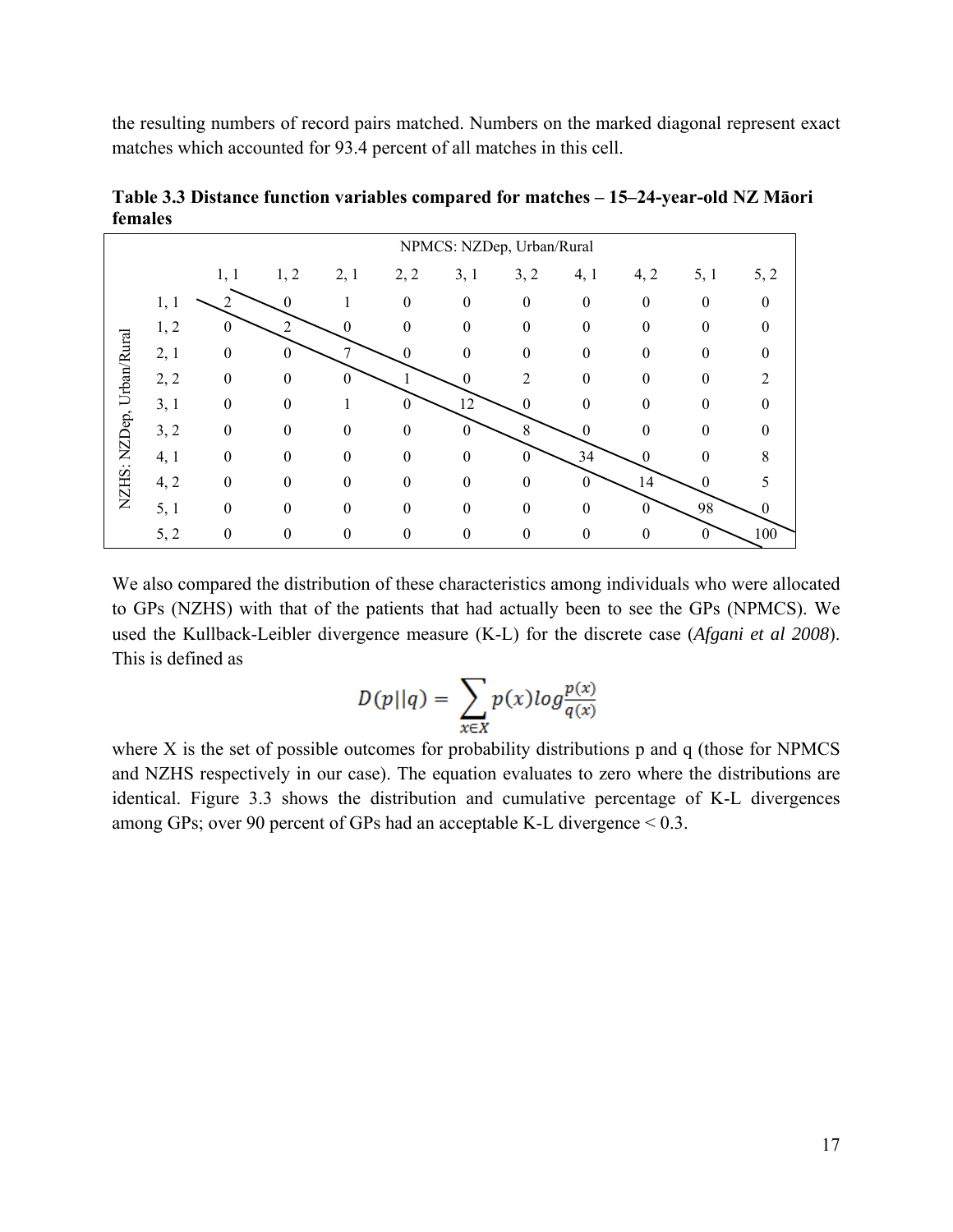the resulting numbers of record pairs matched. Numbers on the marked diagonal represent exact matches which accounted for 93.4 percent of all matches in this cell.

**Table 3.3 Distance function variables compared for matches – 15–24-year-old NZ Māori females**

| NZHS: NZDep, Urban/Rural | NPMCS: NZDep, Urban/Rural | | | | | | | | | |
|---|---|---|---|---|---|---|---|---|---|---|
| | 1, 1 | 1, 2 | 2, 1 | 2, 2 | 3, 1 | 3, 2 | 4, 1 | 4, 2 | 5, 1 | 5, 2 |
| 1, 1 | 2 | 0 | 1 | 0 | 0 | 0 | 0 | 0 | 0 | 0 |
| 1, 2 | 0 | 2 | 0 | 0 | 0 | 0 | 0 | 0 | 0 | 0 |
| 2, 1 | 0 | 0 | 7 | 0 | 0 | 0 | 0 | 0 | 0 | 0 |
| 2, 2 | 0 | 0 | 0 | 1 | 0 | 2 | 0 | 0 | 0 | 2 |
| 3, 1 | 0 | 0 | 1 | 0 | 12 | 0 | 0 | 0 | 0 | 0 |
| 3, 2 | 0 | 0 | 0 | 0 | 0 | 8 | 0 | 0 | 0 | 0 |
| 4, 1 | 0 | 0 | 0 | 0 | 0 | 0 | 34 | 0 | 0 | 8 |
| 4, 2 | 0 | 0 | 0 | 0 | 0 | 0 | 0 | 14 | 0 | 5 |
| 5, 1 | 0 | 0 | 0 | 0 | 0 | 0 | 0 | 0 | 98 | 0 |
| 5, 2 | 0 | 0 | 0 | 0 | 0 | 0 | 0 | 0 | 0 | 100 |

We also compared the distribution of these characteristics among individuals who were allocated to GPs (NZHS) with that of the patients that had actually been to see the GPs (NPMCS). We used the Kullback-Leibler divergence measure (K-L) for the discrete case (*Afgani et al 2008*). This is defined as

$$D(p||q) = \sum_{x \in X} p(x) log \frac{p(x)}{q(x)}$$

where X is the set of possible outcomes for probability distributions p and q (those for NPMCS and NZHS respectively in our case). The equation evaluates to zero where the distributions are identical. Figure 3.3 shows the distribution and cumulative percentage of K-L divergences among GPs; over 90 percent of GPs had an acceptable K-L divergence < 0.3.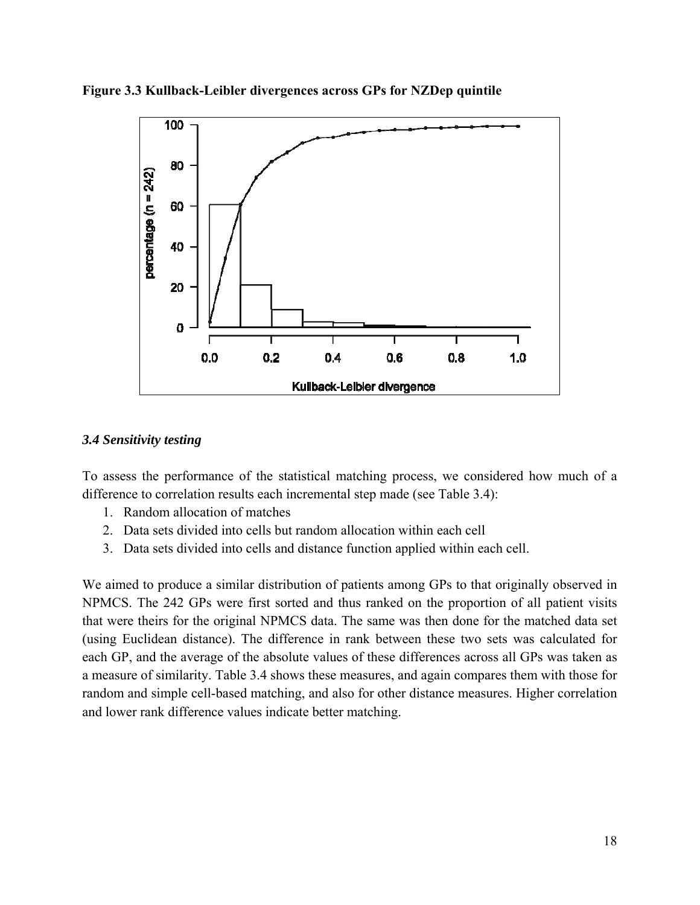**Figure 3.3 Kullback-Leibler divergences across GPs for NZDep quintile**

### *3.4 Sensitivity testing*

To assess the performance of the statistical matching process, we considered how much of a difference to correlation results each incremental step made (see Table 3.4):

1. Random allocation of matches
2. Data sets divided into cells but random allocation within each cell
3. Data sets divided into cells and distance function applied within each cell.

We aimed to produce a similar distribution of patients among GPs to that originally observed in NPMCS. The 242 GPs were first sorted and thus ranked on the proportion of all patient visits that were theirs for the original NPMCS data. The same was then done for the matched data set (using Euclidean distance). The difference in rank between these two sets was calculated for each GP, and the average of the absolute values of these differences across all GPs was taken as a measure of similarity. Table 3.4 shows these measures, and again compares them with those for random and simple cell-based matching, and also for other distance measures. Higher correlation and lower rank difference values indicate better matching.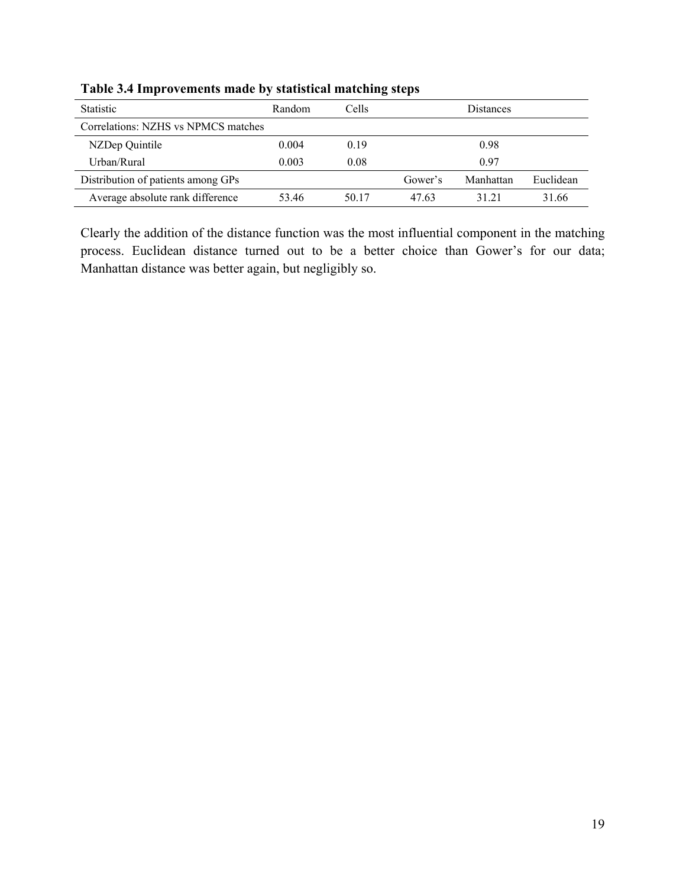**Table 3.4 Improvements made by statistical matching steps**

| Statistic | Random | Cells | Distances | | |
|---|---|---|---|---|---|
| Correlations: NZHS vs NPMCS matches | | | | | |
| NZDep Quintile | 0.004 | 0.19 | | 0.98 | |
| Urban/Rural | 0.003 | 0.08 | | 0.97 | |
| Distribution of patients among GPs | | | Gower's | Manhattan | Euclidean |
| Average absolute rank difference | 53.46 | 50.17 | 47.63 | 31.21 | 31.66 |

Clearly the addition of the distance function was the most influential component in the matching process. Euclidean distance turned out to be a better choice than Gower's for our data; Manhattan distance was better again, but negligibly so.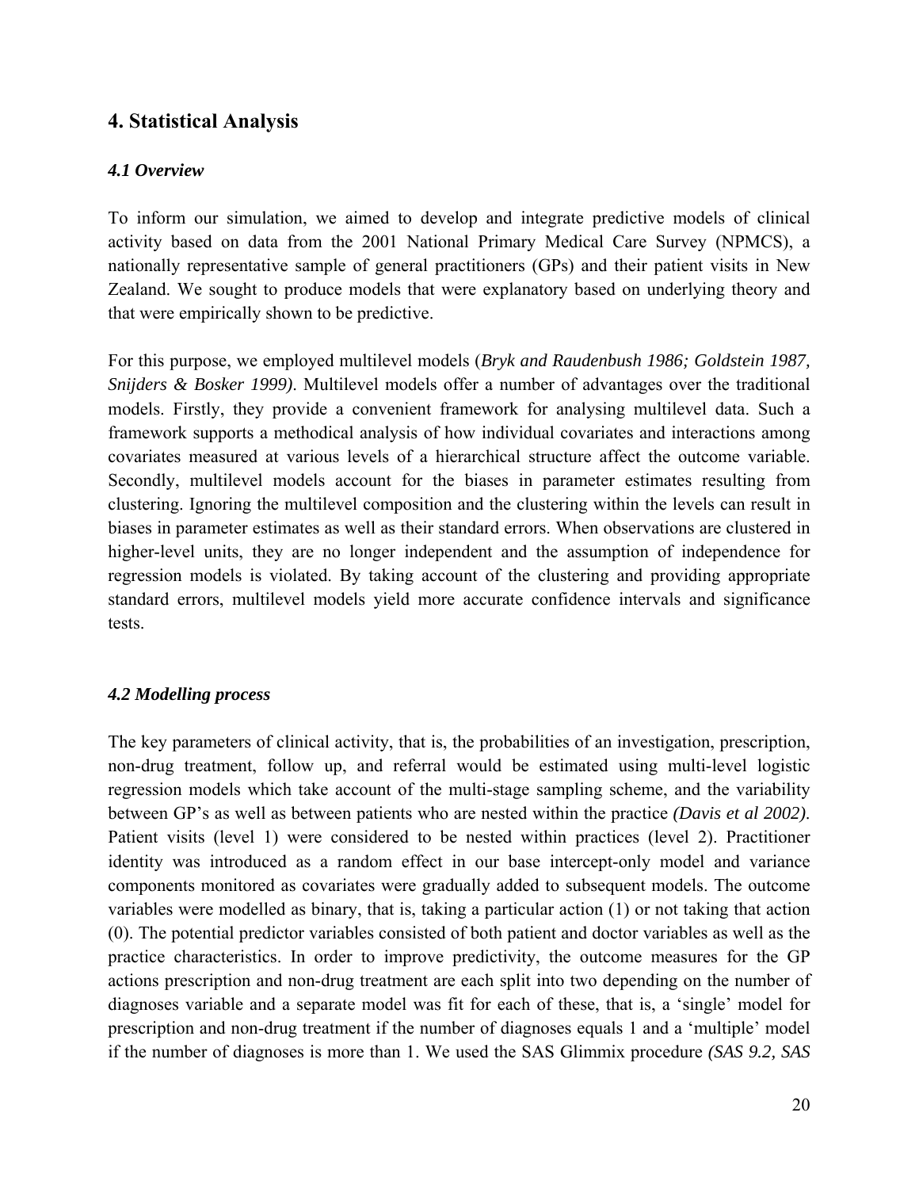## 4. Statistical Analysis

### *4.1 Overview*

To inform our simulation, we aimed to develop and integrate predictive models of clinical activity based on data from the 2001 National Primary Medical Care Survey (NPMCS), a nationally representative sample of general practitioners (GPs) and their patient visits in New Zealand. We sought to produce models that were explanatory based on underlying theory and that were empirically shown to be predictive.

For this purpose, we employed multilevel models (*Bryk and Raudenbush 1986; Goldstein 1987, Snijders & Bosker 1999)*. Multilevel models offer a number of advantages over the traditional models. Firstly, they provide a convenient framework for analysing multilevel data. Such a framework supports a methodical analysis of how individual covariates and interactions among covariates measured at various levels of a hierarchical structure affect the outcome variable. Secondly, multilevel models account for the biases in parameter estimates resulting from clustering. Ignoring the multilevel composition and the clustering within the levels can result in biases in parameter estimates as well as their standard errors. When observations are clustered in higher-level units, they are no longer independent and the assumption of independence for regression models is violated. By taking account of the clustering and providing appropriate standard errors, multilevel models yield more accurate confidence intervals and significance tests.

### *4.2 Modelling process*

The key parameters of clinical activity, that is, the probabilities of an investigation, prescription, non-drug treatment, follow up, and referral would be estimated using multi-level logistic regression models which take account of the multi-stage sampling scheme, and the variability between GP's as well as between patients who are nested within the practice *(Davis et al 2002)*. Patient visits (level 1) were considered to be nested within practices (level 2). Practitioner identity was introduced as a random effect in our base intercept-only model and variance components monitored as covariates were gradually added to subsequent models. The outcome variables were modelled as binary, that is, taking a particular action (1) or not taking that action (0). The potential predictor variables consisted of both patient and doctor variables as well as the practice characteristics. In order to improve predictivity, the outcome measures for the GP actions prescription and non-drug treatment are each split into two depending on the number of diagnoses variable and a separate model was fit for each of these, that is, a 'single' model for prescription and non-drug treatment if the number of diagnoses equals 1 and a 'multiple' model if the number of diagnoses is more than 1. We used the SAS Glimmix procedure *(SAS 9.2, SAS*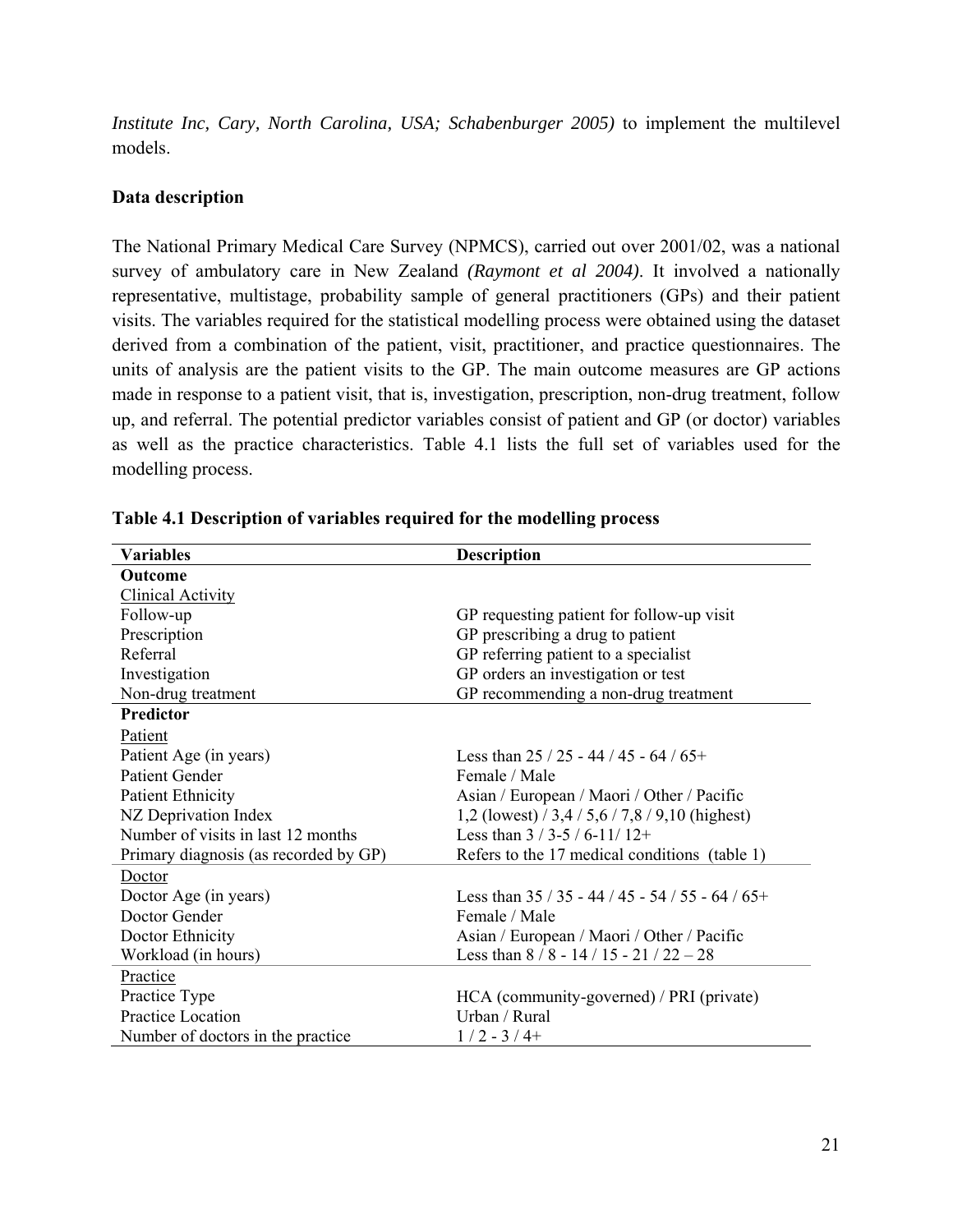*Institute Inc, Cary, North Carolina, USA; Schabenburger 2005)* to implement the multilevel models.

**Data description**

The National Primary Medical Care Survey (NPMCS), carried out over 2001/02, was a national survey of ambulatory care in New Zealand *(Raymont et al 2004)*. It involved a nationally representative, multistage, probability sample of general practitioners (GPs) and their patient visits. The variables required for the statistical modelling process were obtained using the dataset derived from a combination of the patient, visit, practitioner, and practice questionnaires. The units of analysis are the patient visits to the GP. The main outcome measures are GP actions made in response to a patient visit, that is, investigation, prescription, non-drug treatment, follow up, and referral. The potential predictor variables consist of patient and GP (or doctor) variables as well as the practice characteristics. Table 4.1 lists the full set of variables used for the modelling process.

**Table 4.1 Description of variables required for the modelling process**

| Variables | Description |
|---|---|
| **Outcome** | |
| Clinical Activity | |
| Follow-up | GP requesting patient for follow-up visit |
| Prescription | GP prescribing a drug to patient |
| Referral | GP referring patient to a specialist |
| Investigation | GP orders an investigation or test |
| Non-drug treatment | GP recommending a non-drug treatment |
| **Predictor** | |
| Patient | |
| Patient Age (in years) | Less than 25 / 25 - 44 / 45 - 64 / 65+ |
| Patient Gender | Female / Male |
| Patient Ethnicity | Asian / European / Maori / Other / Pacific |
| NZ Deprivation Index | 1,2 (lowest) / 3,4 / 5,6 / 7,8 / 9,10 (highest) |
| Number of visits in last 12 months | Less than 3 / 3-5 / 6-11/ 12+ |
| Primary diagnosis (as recorded by GP) | Refers to the 17 medical conditions (table 1) |
| Doctor | |
| Doctor Age (in years) | Less than 35 / 35 - 44 / 45 - 54 / 55 - 64 / 65+ |
| Doctor Gender | Female / Male |
| Doctor Ethnicity | Asian / European / Maori / Other / Pacific |
| Workload (in hours) | Less than 8 / 8 - 14 / 15 - 21 / 22 – 28 |
| Practice | |
| Practice Type | HCA (community-governed) / PRI (private) |
| Practice Location | Urban / Rural |
| Number of doctors in the practice | 1 / 2 - 3 / 4+ |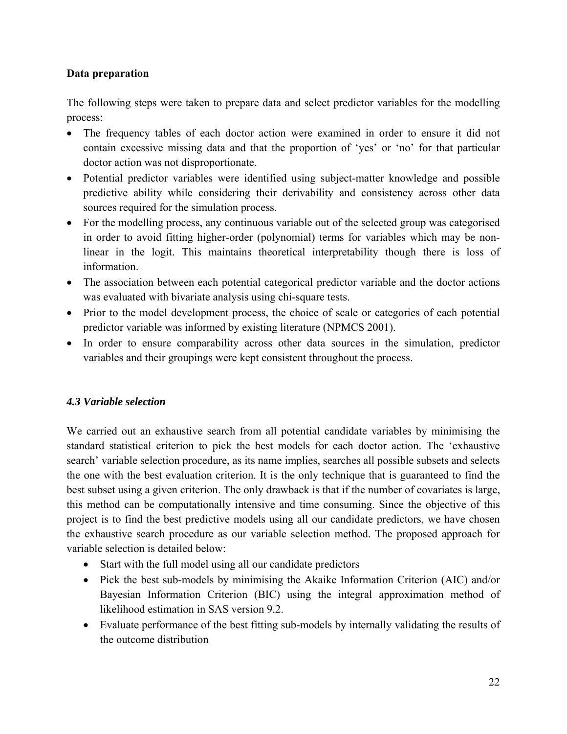**Data preparation**

The following steps were taken to prepare data and select predictor variables for the modelling process:

- The frequency tables of each doctor action were examined in order to ensure it did not contain excessive missing data and that the proportion of 'yes' or 'no' for that particular doctor action was not disproportionate.
- Potential predictor variables were identified using subject-matter knowledge and possible predictive ability while considering their derivability and consistency across other data sources required for the simulation process.
- For the modelling process, any continuous variable out of the selected group was categorised in order to avoid fitting higher-order (polynomial) terms for variables which may be non-linear in the logit. This maintains theoretical interpretability though there is loss of information.
- The association between each potential categorical predictor variable and the doctor actions was evaluated with bivariate analysis using chi-square tests.
- Prior to the model development process, the choice of scale or categories of each potential predictor variable was informed by existing literature (NPMCS 2001).
- In order to ensure comparability across other data sources in the simulation, predictor variables and their groupings were kept consistent throughout the process.

### *4.3 Variable selection*

We carried out an exhaustive search from all potential candidate variables by minimising the standard statistical criterion to pick the best models for each doctor action. The 'exhaustive search' variable selection procedure, as its name implies, searches all possible subsets and selects the one with the best evaluation criterion. It is the only technique that is guaranteed to find the best subset using a given criterion. The only drawback is that if the number of covariates is large, this method can be computationally intensive and time consuming. Since the objective of this project is to find the best predictive models using all our candidate predictors, we have chosen the exhaustive search procedure as our variable selection method. The proposed approach for variable selection is detailed below:

- Start with the full model using all our candidate predictors
- Pick the best sub-models by minimising the Akaike Information Criterion (AIC) and/or Bayesian Information Criterion (BIC) using the integral approximation method of likelihood estimation in SAS version 9.2.
- Evaluate performance of the best fitting sub-models by internally validating the results of the outcome distribution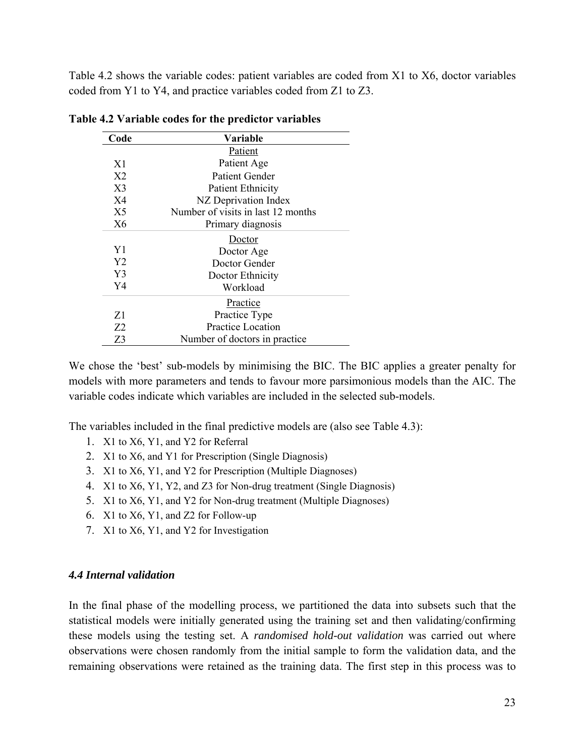Table 4.2 shows the variable codes: patient variables are coded from X1 to X6, doctor variables coded from Y1 to Y4, and practice variables coded from Z1 to Z3.

**Table 4.2 Variable codes for the predictor variables**

| Code | Variable |
|---|---|
| | Patient |
| X1 | Patient Age |
| X2 | Patient Gender |
| X3 | Patient Ethnicity |
| X4 | NZ Deprivation Index |
| X5 | Number of visits in last 12 months |
| X6 | Primary diagnosis |
| | Doctor |
| Y1 | Doctor Age |
| Y2 | Doctor Gender |
| Y3 | Doctor Ethnicity |
| Y4 | Workload |
| | Practice |
| Z1 | Practice Type |
| Z2 | Practice Location |
| Z3 | Number of doctors in practice |

We chose the 'best' sub-models by minimising the BIC. The BIC applies a greater penalty for models with more parameters and tends to favour more parsimonious models than the AIC. The variable codes indicate which variables are included in the selected sub-models.

The variables included in the final predictive models are (also see Table 4.3):

1. X1 to X6, Y1, and Y2 for Referral
2. X1 to X6, and Y1 for Prescription (Single Diagnosis)
3. X1 to X6, Y1, and Y2 for Prescription (Multiple Diagnoses)
4. X1 to X6, Y1, Y2, and Z3 for Non-drug treatment (Single Diagnosis)
5. X1 to X6, Y1, and Y2 for Non-drug treatment (Multiple Diagnoses)
6. X1 to X6, Y1, and Z2 for Follow-up
7. X1 to X6, Y1, and Y2 for Investigation

### *4.4 Internal validation*

In the final phase of the modelling process, we partitioned the data into subsets such that the statistical models were initially generated using the training set and then validating/confirming these models using the testing set. A *randomised hold-out validation* was carried out where observations were chosen randomly from the initial sample to form the validation data, and the remaining observations were retained as the training data. The first step in this process was to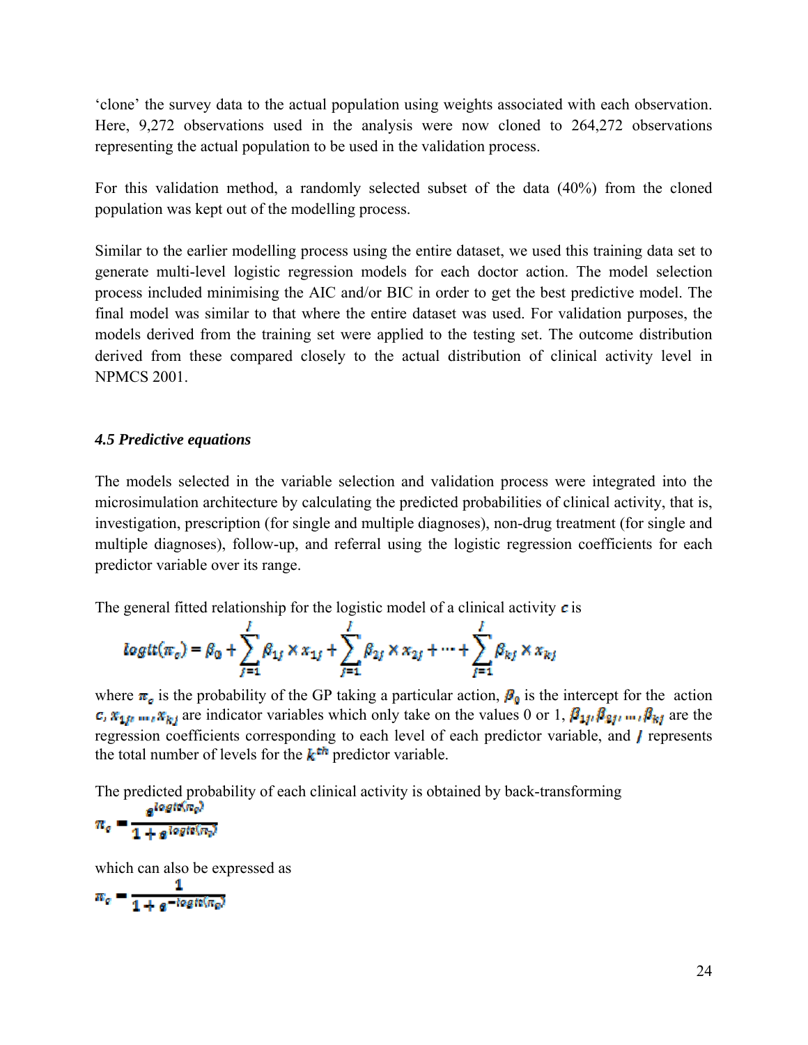'clone' the survey data to the actual population using weights associated with each observation. Here, 9,272 observations used in the analysis were now cloned to 264,272 observations representing the actual population to be used in the validation process.

For this validation method, a randomly selected subset of the data (40%) from the cloned population was kept out of the modelling process.

Similar to the earlier modelling process using the entire dataset, we used this training data set to generate multi-level logistic regression models for each doctor action. The model selection process included minimising the AIC and/or BIC in order to get the best predictive model. The final model was similar to that where the entire dataset was used. For validation purposes, the models derived from the training set were applied to the testing set. The outcome distribution derived from these compared closely to the actual distribution of clinical activity level in NPMCS 2001.

### *4.5 Predictive equations*

The models selected in the variable selection and validation process were integrated into the microsimulation architecture by calculating the predicted probabilities of clinical activity, that is, investigation, prescription (for single and multiple diagnoses), non-drug treatment (for single and multiple diagnoses), follow-up, and referral using the logistic regression coefficients for each predictor variable over its range.

The general fitted relationship for the logistic model of a clinical activity $c$ is

$$logit(\pi_c) = \beta_0 + \sum_{j=1}^{J} \beta_{1j} \times x_{1j} + \sum_{j=1}^{J} \beta_{2j} \times x_{2j} + \cdots + \sum_{j=1}^{J} \beta_{kj} \times x_{kj}$$

where $\pi_c$ is the probability of the GP taking a particular action, $\beta_0$ is the intercept for the action $c$, $x_{1j}, \ldots, x_{kj}$ are indicator variables which only take on the values 0 or 1, $\beta_{1j}, \beta_{2j}, \ldots, \beta_{kj}$ are the regression coefficients corresponding to each level of each predictor variable, and $J$ represents the total number of levels for the $k^{th}$ predictor variable.

The predicted probability of each clinical activity is obtained by back-transforming

$$\pi_c = \frac{e^{logit(\pi_c)}}{1 + e^{logit(\pi_c)}}$$

which can also be expressed as

$$\pi_c = \frac{1}{1 + e^{-logit(\pi_c)}}$$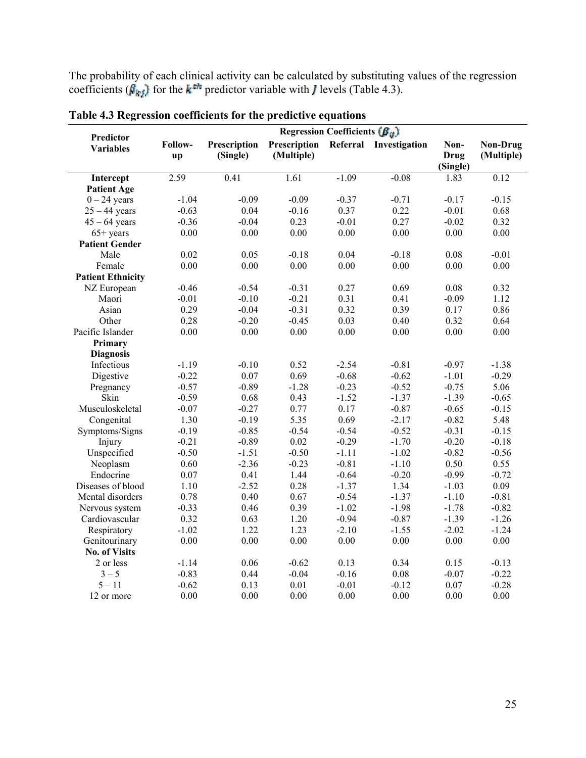The probability of each clinical activity can be calculated by substituting values of the regression coefficients ($\beta_{kj}$) for the $k^{th}$ predictor variable with $J$ levels (Table 4.3).

**Table 4.3 Regression coefficients for the predictive equations**

| Predictor Variables | Regression Coefficients ($\beta_{ij}$) | | | | | | |
|---|---|---|---|---|---|---|---|
| | Follow-up | Prescription (Single) | Prescription (Multiple) | Referral | Investigation | Non-Drug (Single) | Non-Drug (Multiple) |
| **Intercept** | 2.59 | 0.41 | 1.61 | -1.09 | -0.08 | 1.83 | 0.12 |
| **Patient Age** | | | | | | | |
| 0 – 24 years | -1.04 | -0.09 | -0.09 | -0.37 | -0.71 | -0.17 | -0.15 |
| 25 – 44 years | -0.63 | 0.04 | -0.16 | 0.37 | 0.22 | -0.01 | 0.68 |
| 45 – 64 years | -0.36 | -0.04 | 0.23 | -0.01 | 0.27 | -0.02 | 0.32 |
| 65+ years | 0.00 | 0.00 | 0.00 | 0.00 | 0.00 | 0.00 | 0.00 |
| **Patient Gender** | | | | | | | |
| Male | 0.02 | 0.05 | -0.18 | 0.04 | -0.18 | 0.08 | -0.01 |
| Female | 0.00 | 0.00 | 0.00 | 0.00 | 0.00 | 0.00 | 0.00 |
| **Patient Ethnicity** | | | | | | | |
| NZ European | -0.46 | -0.54 | -0.31 | 0.27 | 0.69 | 0.08 | 0.32 |
| Maori | -0.01 | -0.10 | -0.21 | 0.31 | 0.41 | -0.09 | 1.12 |
| Asian | 0.29 | -0.04 | -0.31 | 0.32 | 0.39 | 0.17 | 0.86 |
| Other | 0.28 | -0.20 | -0.45 | 0.03 | 0.40 | 0.32 | 0.64 |
| Pacific Islander | 0.00 | 0.00 | 0.00 | 0.00 | 0.00 | 0.00 | 0.00 |
| **Primary Diagnosis** | | | | | | | |
| Infectious | -1.19 | -0.10 | 0.52 | -2.54 | -0.81 | -0.97 | -1.38 |
| Digestive | -0.22 | 0.07 | 0.69 | -0.68 | -0.62 | -1.01 | -0.29 |
| Pregnancy | -0.57 | -0.89 | -1.28 | -0.23 | -0.52 | -0.75 | 5.06 |
| Skin | -0.59 | 0.68 | 0.43 | -1.52 | -1.37 | -1.39 | -0.65 |
| Musculoskeletal | -0.07 | -0.27 | 0.77 | 0.17 | -0.87 | -0.65 | -0.15 |
| Congenital | 1.30 | -0.19 | 5.35 | 0.69 | -2.17 | -0.82 | 5.48 |
| Symptoms/Signs | -0.19 | -0.85 | -0.54 | -0.54 | -0.52 | -0.31 | -0.15 |
| Injury | -0.21 | -0.89 | 0.02 | -0.29 | -1.70 | -0.20 | -0.18 |
| Unspecified | -0.50 | -1.51 | -0.50 | -1.11 | -1.02 | -0.82 | -0.56 |
| Neoplasm | 0.60 | -2.36 | -0.23 | -0.81 | -1.10 | 0.50 | 0.55 |
| Endocrine | 0.07 | 0.41 | 1.44 | -0.64 | -0.20 | -0.99 | -0.72 |
| Diseases of blood | 1.10 | -2.52 | 0.28 | -1.37 | 1.34 | -1.03 | 0.09 |
| Mental disorders | 0.78 | 0.40 | 0.67 | -0.54 | -1.37 | -1.10 | -0.81 |
| Nervous system | -0.33 | 0.46 | 0.39 | -1.02 | -1.98 | -1.78 | -0.82 |
| Cardiovascular | 0.32 | 0.63 | 1.20 | -0.94 | -0.87 | -1.39 | -1.26 |
| Respiratory | -1.02 | 1.22 | 1.23 | -2.10 | -1.55 | -2.02 | -1.24 |
| Genitourinary | 0.00 | 0.00 | 0.00 | 0.00 | 0.00 | 0.00 | 0.00 |
| **No. of Visits** | | | | | | | |
| 2 or less | -1.14 | 0.06 | -0.62 | 0.13 | 0.34 | 0.15 | -0.13 |
| 3 – 5 | -0.83 | 0.44 | -0.04 | -0.16 | 0.08 | -0.07 | -0.22 |
| 5 – 11 | -0.62 | 0.13 | 0.01 | -0.01 | -0.12 | 0.07 | -0.28 |
| 12 or more | 0.00 | 0.00 | 0.00 | 0.00 | 0.00 | 0.00 | 0.00 |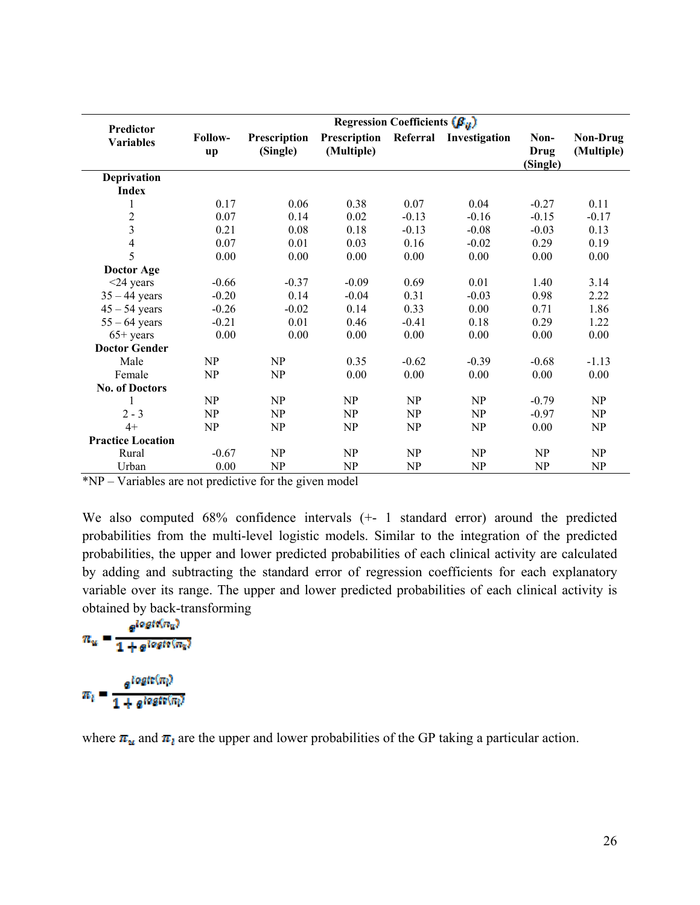| Predictor Variables | Regression Coefficients $(\beta_{ij})$ | | | | | | |
|---|---|---|---|---|---|---|---|
| | Follow-up | Prescription (Single) | Prescription (Multiple) | Referral | Investigation | Non-Drug (Single) | Non-Drug (Multiple) |
| **Deprivation Index** | | | | | | | |
| 1 | 0.17 | 0.06 | 0.38 | 0.07 | 0.04 | -0.27 | 0.11 |
| 2 | 0.07 | 0.14 | 0.02 | -0.13 | -0.16 | -0.15 | -0.17 |
| 3 | 0.21 | 0.08 | 0.18 | -0.13 | -0.08 | -0.03 | 0.13 |
| 4 | 0.07 | 0.01 | 0.03 | 0.16 | -0.02 | 0.29 | 0.19 |
| 5 | 0.00 | 0.00 | 0.00 | 0.00 | 0.00 | 0.00 | 0.00 |
| **Doctor Age** | | | | | | | |
| <24 years | -0.66 | -0.37 | -0.09 | 0.69 | 0.01 | 1.40 | 3.14 |
| 35 – 44 years | -0.20 | 0.14 | -0.04 | 0.31 | -0.03 | 0.98 | 2.22 |
| 45 – 54 years | -0.26 | -0.02 | 0.14 | 0.33 | 0.00 | 0.71 | 1.86 |
| 55 – 64 years | -0.21 | 0.01 | 0.46 | -0.41 | 0.18 | 0.29 | 1.22 |
| 65+ years | 0.00 | 0.00 | 0.00 | 0.00 | 0.00 | 0.00 | 0.00 |
| **Doctor Gender** | | | | | | | |
| Male | NP | NP | 0.35 | -0.62 | -0.39 | -0.68 | -1.13 |
| Female | NP | NP | 0.00 | 0.00 | 0.00 | 0.00 | 0.00 |
| **No. of Doctors** | | | | | | | |
| 1 | NP | NP | NP | NP | NP | -0.79 | NP |
| 2 - 3 | NP | NP | NP | NP | NP | -0.97 | NP |
| 4+ | NP | NP | NP | NP | NP | 0.00 | NP |
| **Practice Location** | | | | | | | |
| Rural | -0.67 | NP | NP | NP | NP | NP | NP |
| Urban | 0.00 | NP | NP | NP | NP | NP | NP |

*NP – Variables are not predictive for the given model

We also computed 68% confidence intervals (+- 1 standard error) around the predicted probabilities from the multi-level logistic models. Similar to the integration of the predicted probabilities, the upper and lower predicted probabilities of each clinical activity are calculated by adding and subtracting the standard error of regression coefficients for each explanatory variable over its range. The upper and lower predicted probabilities of each clinical activity is obtained by back-transforming

$$\pi_u = \frac{e^{logit(\pi_u)}}{1 + e^{logit(\pi_u)}}$$

$$\pi_l = \frac{e^{logit(\pi_l)}}{1 + e^{logit(\pi_l)}}$$

where $\pi_u$ and $\pi_l$ are the upper and lower probabilities of the GP taking a particular action.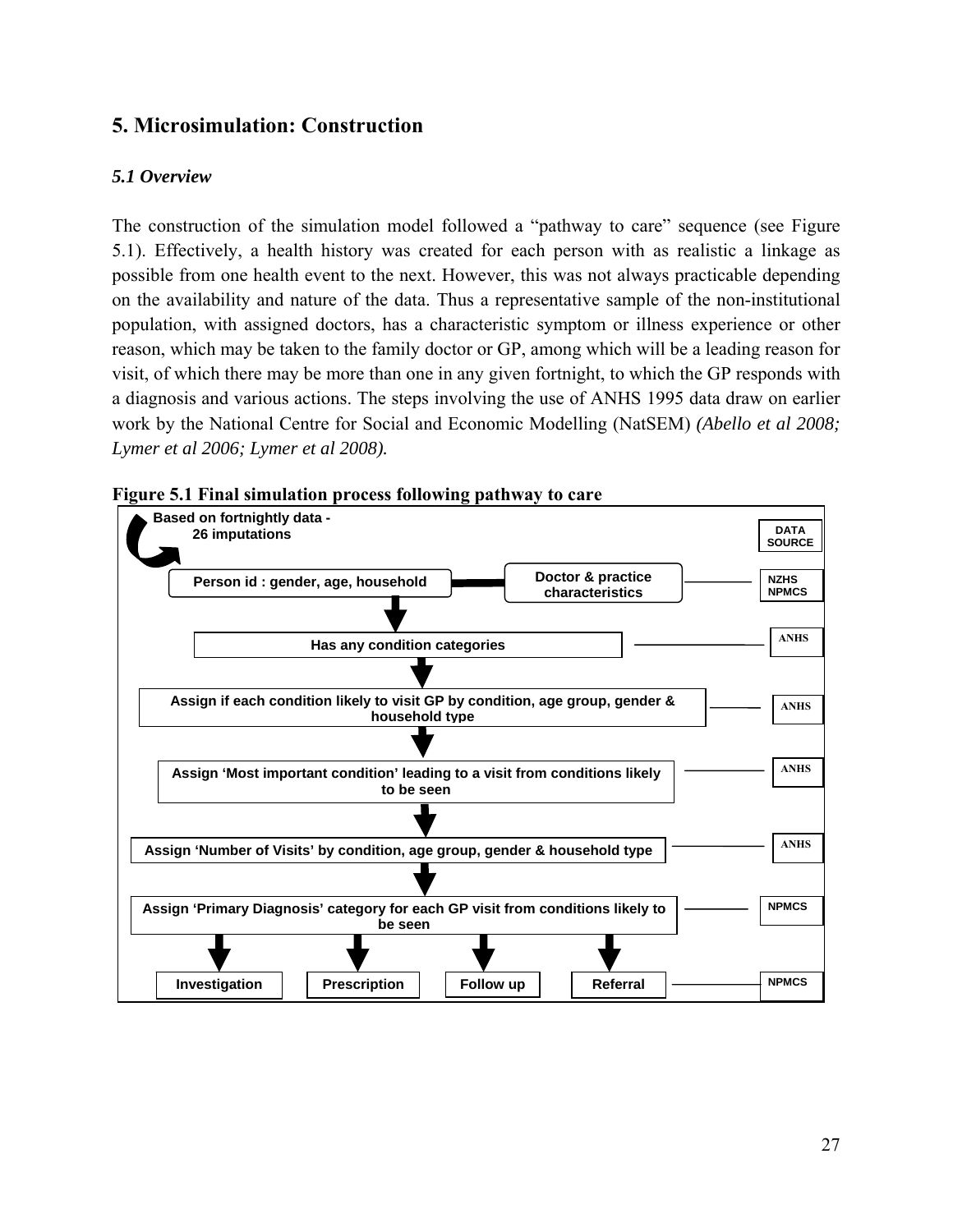# 5. Microsimulation: Construction

### *5.1 Overview*

The construction of the simulation model followed a "pathway to care" sequence (see Figure 5.1). Effectively, a health history was created for each person with as realistic a linkage as possible from one health event to the next. However, this was not always practicable depending on the availability and nature of the data. Thus a representative sample of the non-institutional population, with assigned doctors, has a characteristic symptom or illness experience or other reason, which may be taken to the family doctor or GP, among which will be a leading reason for visit, of which there may be more than one in any given fortnight, to which the GP responds with a diagnosis and various actions. The steps involving the use of ANHS 1995 data draw on earlier work by the National Centre for Social and Economic Modelling (NatSEM) *(Abello et al 2008; Lymer et al 2006; Lymer et al 2008).*

**Figure 5.1 Final simulation process following pathway to care**

Based on fortnightly data - 26 imputations

| Process step | DATA SOURCE |
|---|---|
| Person id : gender, age, household — Doctor & practice characteristics | NZHS NPMCS |
| Has any condition categories | ANHS |
| Assign if each condition likely to visit GP by condition, age group, gender & household type | ANHS |
| Assign 'Most important condition' leading to a visit from conditions likely to be seen | ANHS |
| Assign 'Number of Visits' by condition, age group, gender & household type | ANHS |
| Assign 'Primary Diagnosis' category for each GP visit from conditions likely to be seen | NPMCS |
| Investigation / Prescription / Follow up / Referral | NPMCS |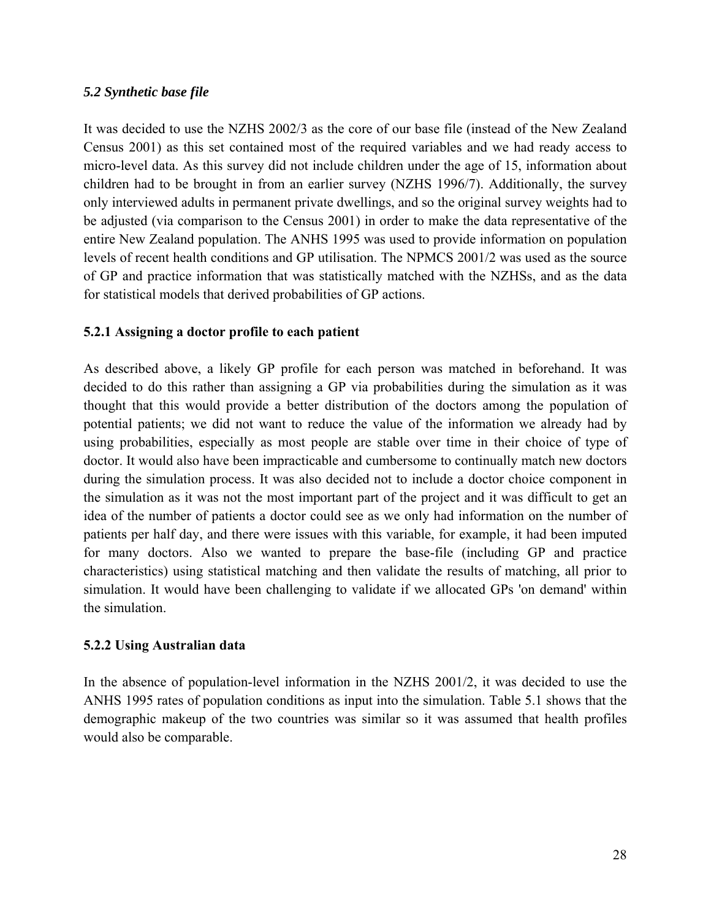### *5.2 Synthetic base file*

It was decided to use the NZHS 2002/3 as the core of our base file (instead of the New Zealand Census 2001) as this set contained most of the required variables and we had ready access to micro-level data. As this survey did not include children under the age of 15, information about children had to be brought in from an earlier survey (NZHS 1996/7). Additionally, the survey only interviewed adults in permanent private dwellings, and so the original survey weights had to be adjusted (via comparison to the Census 2001) in order to make the data representative of the entire New Zealand population. The ANHS 1995 was used to provide information on population levels of recent health conditions and GP utilisation. The NPMCS 2001/2 was used as the source of GP and practice information that was statistically matched with the NZHSs, and as the data for statistical models that derived probabilities of GP actions.

#### 5.2.1 Assigning a doctor profile to each patient

As described above, a likely GP profile for each person was matched in beforehand. It was decided to do this rather than assigning a GP via probabilities during the simulation as it was thought that this would provide a better distribution of the doctors among the population of potential patients; we did not want to reduce the value of the information we already had by using probabilities, especially as most people are stable over time in their choice of type of doctor. It would also have been impracticable and cumbersome to continually match new doctors during the simulation process. It was also decided not to include a doctor choice component in the simulation as it was not the most important part of the project and it was difficult to get an idea of the number of patients a doctor could see as we only had information on the number of patients per half day, and there were issues with this variable, for example, it had been imputed for many doctors. Also we wanted to prepare the base-file (including GP and practice characteristics) using statistical matching and then validate the results of matching, all prior to simulation. It would have been challenging to validate if we allocated GPs 'on demand' within the simulation.

#### 5.2.2 Using Australian data

In the absence of population-level information in the NZHS 2001/2, it was decided to use the ANHS 1995 rates of population conditions as input into the simulation. Table 5.1 shows that the demographic makeup of the two countries was similar so it was assumed that health profiles would also be comparable.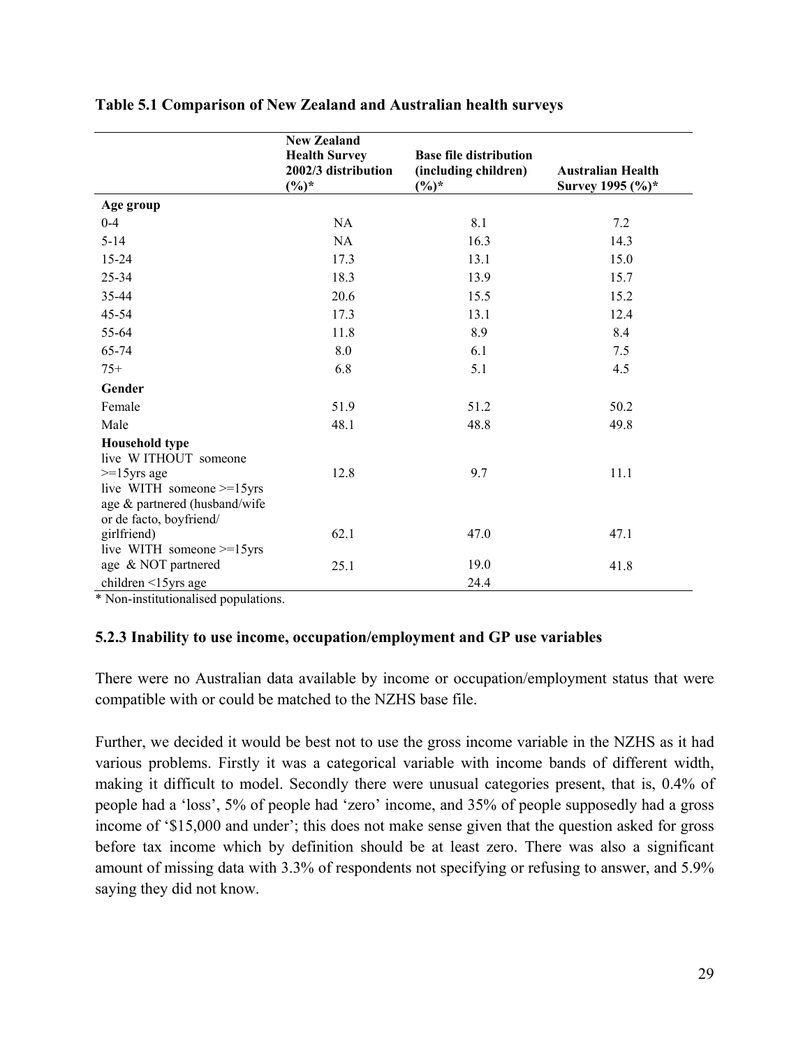**Table 5.1 Comparison of New Zealand and Australian health surveys**

| | New Zealand Health Survey 2002/3 distribution (%)* | Base file distribution (including children) (%)* | Australian Health Survey 1995 (%)* |
|---|---|---|---|
| **Age group** | | | |
| 0-4 | NA | 8.1 | 7.2 |
| 5-14 | NA | 16.3 | 14.3 |
| 15-24 | 17.3 | 13.1 | 15.0 |
| 25-34 | 18.3 | 13.9 | 15.7 |
| 35-44 | 20.6 | 15.5 | 15.2 |
| 45-54 | 17.3 | 13.1 | 12.4 |
| 55-64 | 11.8 | 8.9 | 8.4 |
| 65-74 | 8.0 | 6.1 | 7.5 |
| 75+ | 6.8 | 5.1 | 4.5 |
| **Gender** | | | |
| Female | 51.9 | 51.2 | 50.2 |
| Male | 48.1 | 48.8 | 49.8 |
| **Household type** | | | |
| live W ITHOUT someone >=15yrs age | 12.8 | 9.7 | 11.1 |
| live WITH someone >=15yrs age & partnered (husband/wife or de facto, boyfriend/ girlfriend) | 62.1 | 47.0 | 47.1 |
| live WITH someone >=15yrs age & NOT partnered | 25.1 | 19.0 | 41.8 |
| children <15yrs age | | 24.4 | |

\* Non-institutionalised populations.

### 5.2.3 Inability to use income, occupation/employment and GP use variables

There were no Australian data available by income or occupation/employment status that were compatible with or could be matched to the NZHS base file.

Further, we decided it would be best not to use the gross income variable in the NZHS as it had various problems. Firstly it was a categorical variable with income bands of different width, making it difficult to model. Secondly there were unusual categories present, that is, 0.4% of people had a 'loss', 5% of people had 'zero' income, and 35% of people supposedly had a gross income of '$15,000 and under'; this does not make sense given that the question asked for gross before tax income which by definition should be at least zero. There was also a significant amount of missing data with 3.3% of respondents not specifying or refusing to answer, and 5.9% saying they did not know.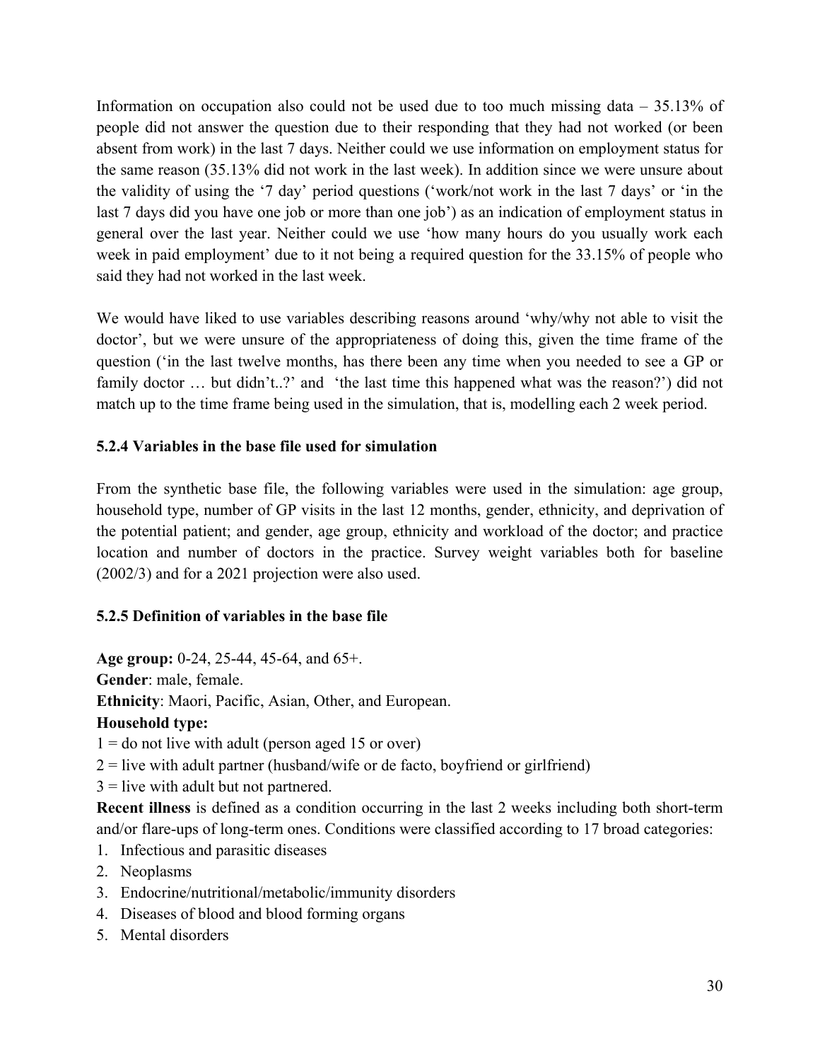Information on occupation also could not be used due to too much missing data – 35.13% of people did not answer the question due to their responding that they had not worked (or been absent from work) in the last 7 days. Neither could we use information on employment status for the same reason (35.13% did not work in the last week). In addition since we were unsure about the validity of using the '7 day' period questions ('work/not work in the last 7 days' or 'in the last 7 days did you have one job or more than one job') as an indication of employment status in general over the last year. Neither could we use 'how many hours do you usually work each week in paid employment' due to it not being a required question for the 33.15% of people who said they had not worked in the last week.

We would have liked to use variables describing reasons around 'why/why not able to visit the doctor', but we were unsure of the appropriateness of doing this, given the time frame of the question ('in the last twelve months, has there been any time when you needed to see a GP or family doctor … but didn't..?' and 'the last time this happened what was the reason?') did not match up to the time frame being used in the simulation, that is, modelling each 2 week period.

### 5.2.4 Variables in the base file used for simulation

From the synthetic base file, the following variables were used in the simulation: age group, household type, number of GP visits in the last 12 months, gender, ethnicity, and deprivation of the potential patient; and gender, age group, ethnicity and workload of the doctor; and practice location and number of doctors in the practice. Survey weight variables both for baseline (2002/3) and for a 2021 projection were also used.

### 5.2.5 Definition of variables in the base file

**Age group:** 0-24, 25-44, 45-64, and 65+.
**Gender**: male, female.
**Ethnicity**: Maori, Pacific, Asian, Other, and European.
**Household type:**
1 = do not live with adult (person aged 15 or over)
2 = live with adult partner (husband/wife or de facto, boyfriend or girlfriend)
3 = live with adult but not partnered.
**Recent illness** is defined as a condition occurring in the last 2 weeks including both short-term and/or flare-ups of long-term ones. Conditions were classified according to 17 broad categories:

1. Infectious and parasitic diseases
2. Neoplasms
3. Endocrine/nutritional/metabolic/immunity disorders
4. Diseases of blood and blood forming organs
5. Mental disorders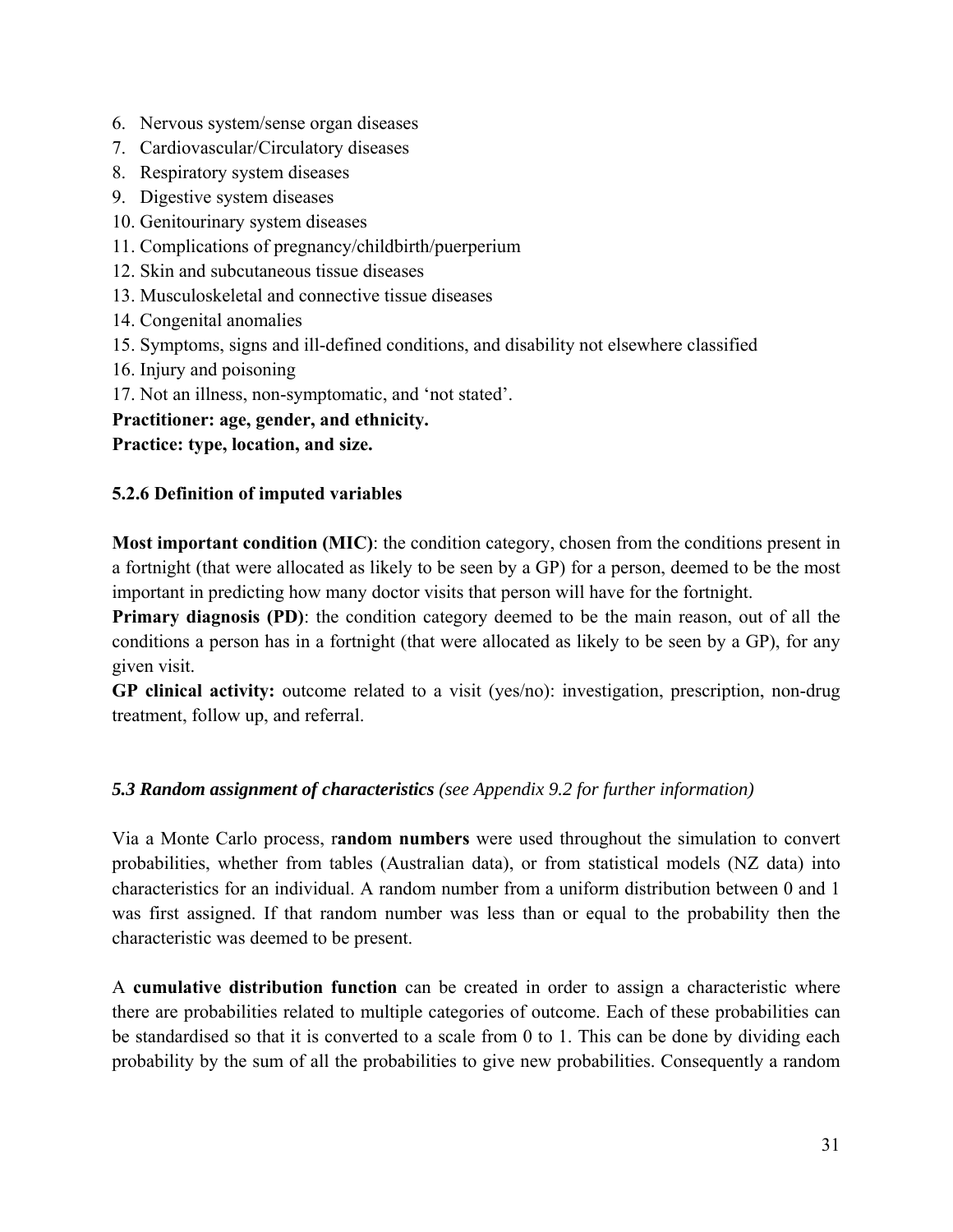6. Nervous system/sense organ diseases
7. Cardiovascular/Circulatory diseases
8. Respiratory system diseases
9. Digestive system diseases
10. Genitourinary system diseases
11. Complications of pregnancy/childbirth/puerperium
12. Skin and subcutaneous tissue diseases
13. Musculoskeletal and connective tissue diseases
14. Congenital anomalies
15. Symptoms, signs and ill-defined conditions, and disability not elsewhere classified
16. Injury and poisoning
17. Not an illness, non-symptomatic, and 'not stated'.

**Practitioner: age, gender, and ethnicity.**
**Practice: type, location, and size.**

### 5.2.6 Definition of imputed variables

**Most important condition (MIC)**: the condition category, chosen from the conditions present in a fortnight (that were allocated as likely to be seen by a GP) for a person, deemed to be the most important in predicting how many doctor visits that person will have for the fortnight.
**Primary diagnosis (PD)**: the condition category deemed to be the main reason, out of all the conditions a person has in a fortnight (that were allocated as likely to be seen by a GP), for any given visit.
**GP clinical activity:** outcome related to a visit (yes/no): investigation, prescription, non-drug treatment, follow up, and referral.

## *5.3 Random assignment of characteristics (see Appendix 9.2 for further information)*

Via a Monte Carlo process, r**andom numbers** were used throughout the simulation to convert probabilities, whether from tables (Australian data), or from statistical models (NZ data) into characteristics for an individual. A random number from a uniform distribution between 0 and 1 was first assigned. If that random number was less than or equal to the probability then the characteristic was deemed to be present.

A **cumulative distribution function** can be created in order to assign a characteristic where there are probabilities related to multiple categories of outcome. Each of these probabilities can be standardised so that it is converted to a scale from 0 to 1. This can be done by dividing each probability by the sum of all the probabilities to give new probabilities. Consequently a random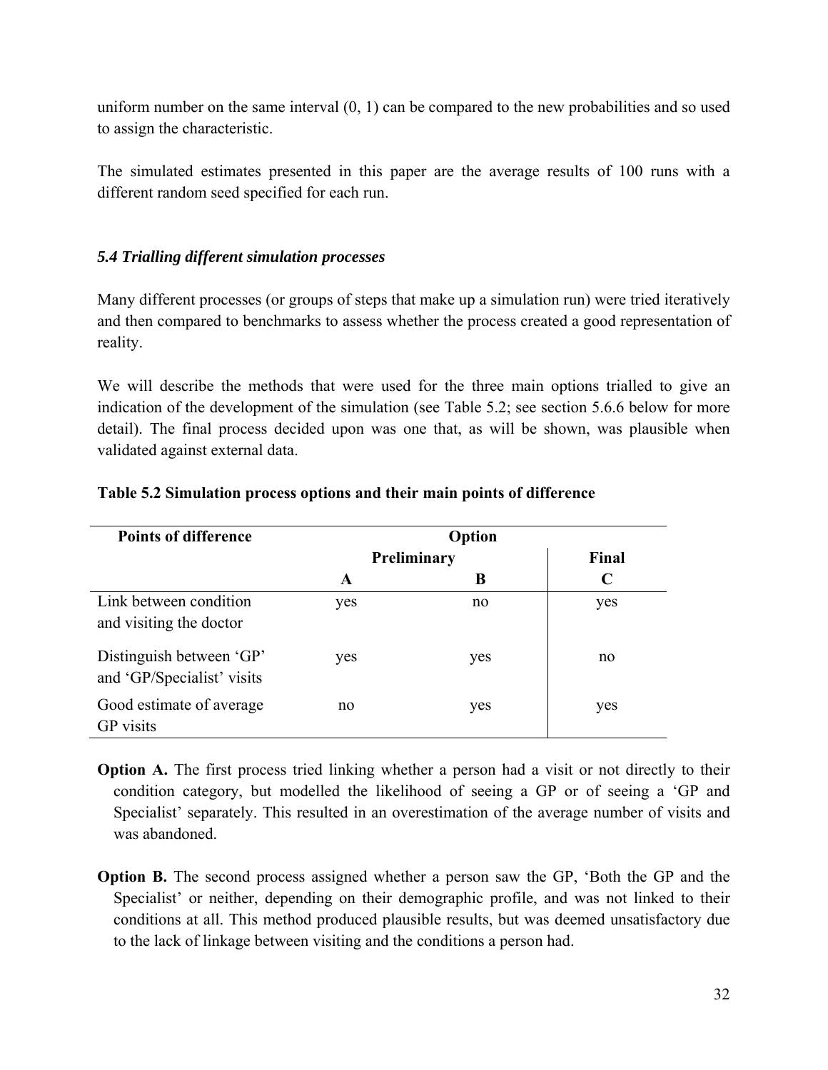uniform number on the same interval (0, 1) can be compared to the new probabilities and so used to assign the characteristic.

The simulated estimates presented in this paper are the average results of 100 runs with a different random seed specified for each run.

### *5.4 Trialling different simulation processes*

Many different processes (or groups of steps that make up a simulation run) were tried iteratively and then compared to benchmarks to assess whether the process created a good representation of reality.

We will describe the methods that were used for the three main options trialled to give an indication of the development of the simulation (see Table 5.2; see section 5.6.6 below for more detail). The final process decided upon was one that, as will be shown, was plausible when validated against external data.

**Table 5.2 Simulation process options and their main points of difference**

| Points of difference | Option | | |
|---|---|---|---|
| | Preliminary | | Final |
| | A | B | C |
| Link between condition and visiting the doctor | yes | no | yes |
| Distinguish between 'GP' and 'GP/Specialist' visits | yes | yes | no |
| Good estimate of average GP visits | no | yes | yes |

**Option A.** The first process tried linking whether a person had a visit or not directly to their condition category, but modelled the likelihood of seeing a GP or of seeing a 'GP and Specialist' separately. This resulted in an overestimation of the average number of visits and was abandoned.

**Option B.** The second process assigned whether a person saw the GP, 'Both the GP and the Specialist' or neither, depending on their demographic profile, and was not linked to their conditions at all. This method produced plausible results, but was deemed unsatisfactory due to the lack of linkage between visiting and the conditions a person had.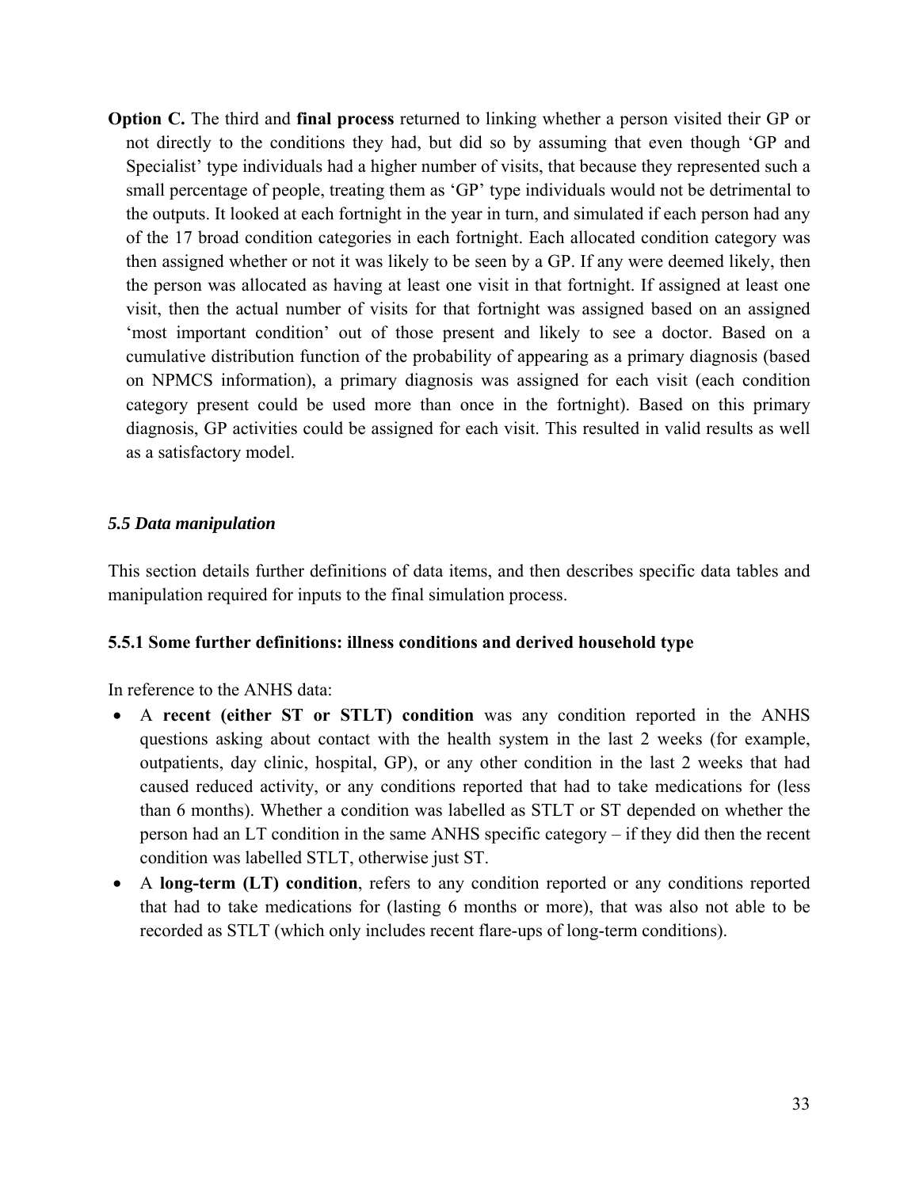**Option C.** The third and **final process** returned to linking whether a person visited their GP or not directly to the conditions they had, but did so by assuming that even though 'GP and Specialist' type individuals had a higher number of visits, that because they represented such a small percentage of people, treating them as 'GP' type individuals would not be detrimental to the outputs. It looked at each fortnight in the year in turn, and simulated if each person had any of the 17 broad condition categories in each fortnight. Each allocated condition category was then assigned whether or not it was likely to be seen by a GP. If any were deemed likely, then the person was allocated as having at least one visit in that fortnight. If assigned at least one visit, then the actual number of visits for that fortnight was assigned based on an assigned 'most important condition' out of those present and likely to see a doctor. Based on a cumulative distribution function of the probability of appearing as a primary diagnosis (based on NPMCS information), a primary diagnosis was assigned for each visit (each condition category present could be used more than once in the fortnight). Based on this primary diagnosis, GP activities could be assigned for each visit. This resulted in valid results as well as a satisfactory model.

### *5.5 Data manipulation*

This section details further definitions of data items, and then describes specific data tables and manipulation required for inputs to the final simulation process.

#### 5.5.1 Some further definitions: illness conditions and derived household type

In reference to the ANHS data:

- A **recent (either ST or STLT) condition** was any condition reported in the ANHS questions asking about contact with the health system in the last 2 weeks (for example, outpatients, day clinic, hospital, GP), or any other condition in the last 2 weeks that had caused reduced activity, or any conditions reported that had to take medications for (less than 6 months). Whether a condition was labelled as STLT or ST depended on whether the person had an LT condition in the same ANHS specific category – if they did then the recent condition was labelled STLT, otherwise just ST.
- A **long-term (LT) condition**, refers to any condition reported or any conditions reported that had to take medications for (lasting 6 months or more), that was also not able to be recorded as STLT (which only includes recent flare-ups of long-term conditions).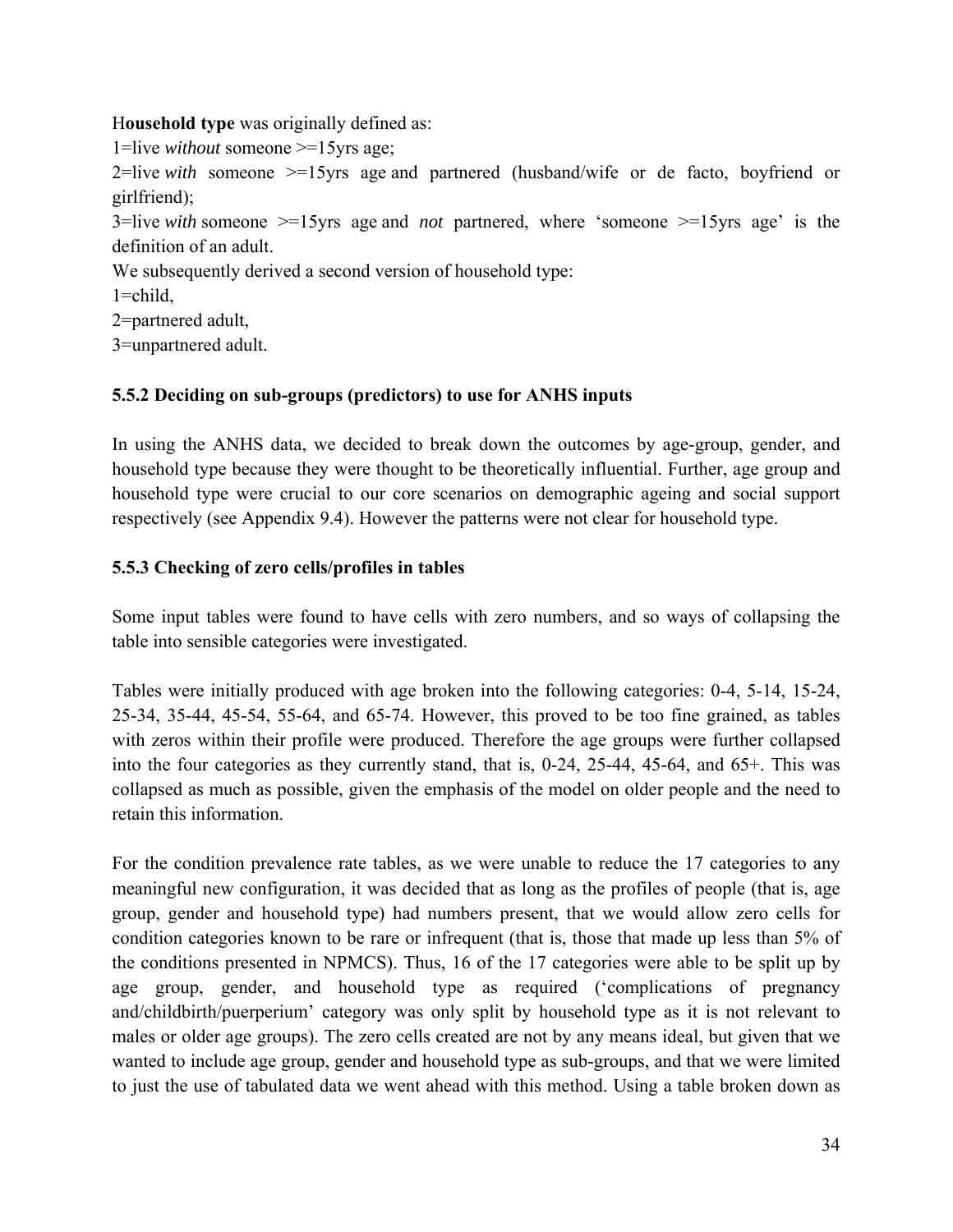**Household type** was originally defined as:

1=live *without* someone >=15yrs age;

2=live *with* someone >=15yrs age and partnered (husband/wife or de facto, boyfriend or girlfriend);

3=live *with* someone >=15yrs age and *not* partnered, where 'someone >=15yrs age' is the definition of an adult.

We subsequently derived a second version of household type:

1=child,

2=partnered adult,

3=unpartnered adult.

### 5.5.2 Deciding on sub-groups (predictors) to use for ANHS inputs

In using the ANHS data, we decided to break down the outcomes by age-group, gender, and household type because they were thought to be theoretically influential. Further, age group and household type were crucial to our core scenarios on demographic ageing and social support respectively (see Appendix 9.4). However the patterns were not clear for household type.

### 5.5.3 Checking of zero cells/profiles in tables

Some input tables were found to have cells with zero numbers, and so ways of collapsing the table into sensible categories were investigated.

Tables were initially produced with age broken into the following categories: 0-4, 5-14, 15-24, 25-34, 35-44, 45-54, 55-64, and 65-74. However, this proved to be too fine grained, as tables with zeros within their profile were produced. Therefore the age groups were further collapsed into the four categories as they currently stand, that is, 0-24, 25-44, 45-64, and 65+. This was collapsed as much as possible, given the emphasis of the model on older people and the need to retain this information.

For the condition prevalence rate tables, as we were unable to reduce the 17 categories to any meaningful new configuration, it was decided that as long as the profiles of people (that is, age group, gender and household type) had numbers present, that we would allow zero cells for condition categories known to be rare or infrequent (that is, those that made up less than 5% of the conditions presented in NPMCS). Thus, 16 of the 17 categories were able to be split up by age group, gender, and household type as required ('complications of pregnancy and/childbirth/puerperium' category was only split by household type as it is not relevant to males or older age groups). The zero cells created are not by any means ideal, but given that we wanted to include age group, gender and household type as sub-groups, and that we were limited to just the use of tabulated data we went ahead with this method. Using a table broken down as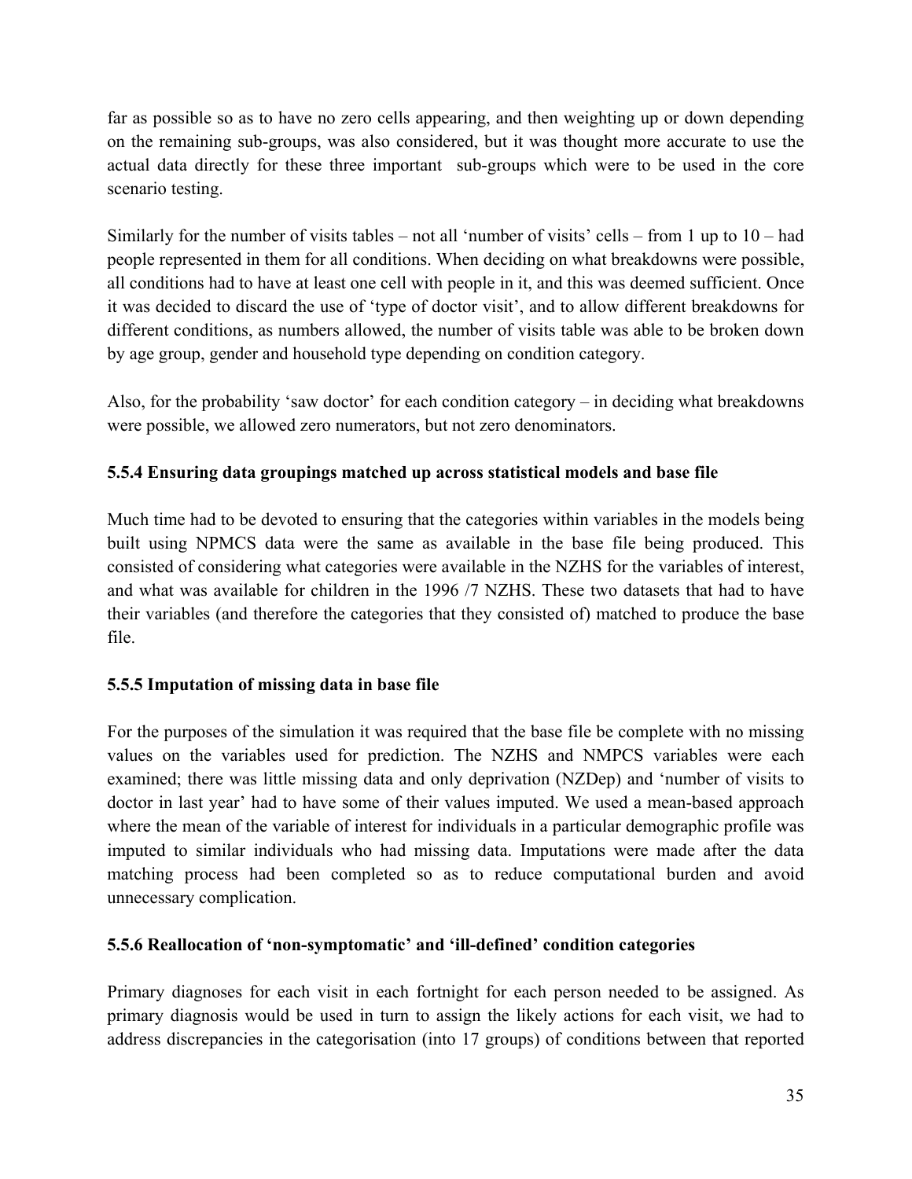far as possible so as to have no zero cells appearing, and then weighting up or down depending on the remaining sub-groups, was also considered, but it was thought more accurate to use the actual data directly for these three important sub-groups which were to be used in the core scenario testing.

Similarly for the number of visits tables – not all 'number of visits' cells – from 1 up to 10 – had people represented in them for all conditions. When deciding on what breakdowns were possible, all conditions had to have at least one cell with people in it, and this was deemed sufficient. Once it was decided to discard the use of 'type of doctor visit', and to allow different breakdowns for different conditions, as numbers allowed, the number of visits table was able to be broken down by age group, gender and household type depending on condition category.

Also, for the probability 'saw doctor' for each condition category – in deciding what breakdowns were possible, we allowed zero numerators, but not zero denominators.

### 5.5.4 Ensuring data groupings matched up across statistical models and base file

Much time had to be devoted to ensuring that the categories within variables in the models being built using NPMCS data were the same as available in the base file being produced. This consisted of considering what categories were available in the NZHS for the variables of interest, and what was available for children in the 1996 /7 NZHS. These two datasets that had to have their variables (and therefore the categories that they consisted of) matched to produce the base file.

### 5.5.5 Imputation of missing data in base file

For the purposes of the simulation it was required that the base file be complete with no missing values on the variables used for prediction. The NZHS and NMPCS variables were each examined; there was little missing data and only deprivation (NZDep) and 'number of visits to doctor in last year' had to have some of their values imputed. We used a mean-based approach where the mean of the variable of interest for individuals in a particular demographic profile was imputed to similar individuals who had missing data. Imputations were made after the data matching process had been completed so as to reduce computational burden and avoid unnecessary complication.

### 5.5.6 Reallocation of 'non-symptomatic' and 'ill-defined' condition categories

Primary diagnoses for each visit in each fortnight for each person needed to be assigned. As primary diagnosis would be used in turn to assign the likely actions for each visit, we had to address discrepancies in the categorisation (into 17 groups) of conditions between that reported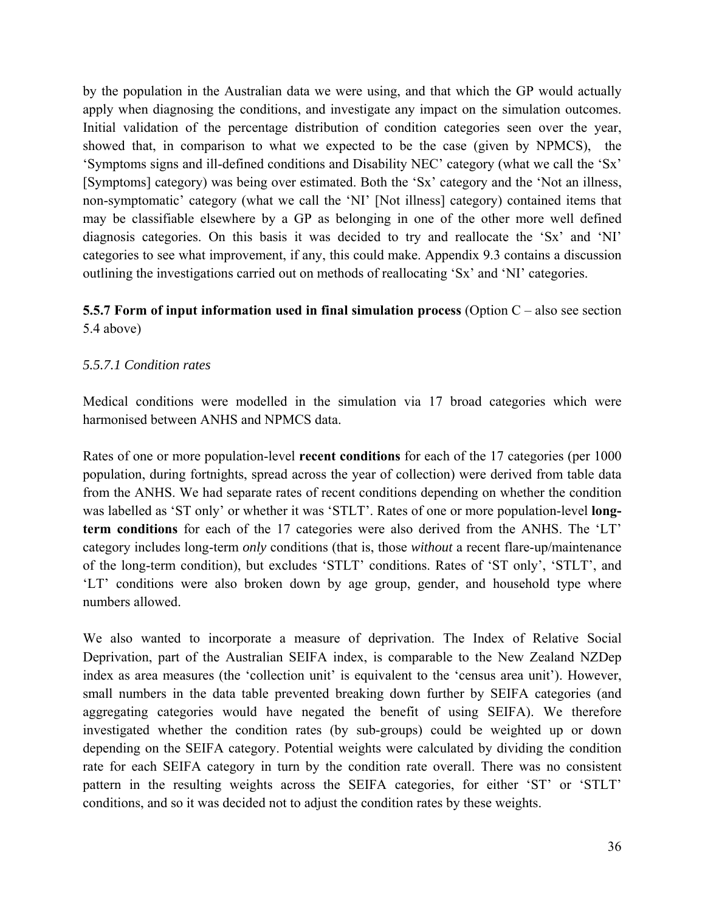by the population in the Australian data we were using, and that which the GP would actually apply when diagnosing the conditions, and investigate any impact on the simulation outcomes. Initial validation of the percentage distribution of condition categories seen over the year, showed that, in comparison to what we expected to be the case (given by NPMCS), the 'Symptoms signs and ill-defined conditions and Disability NEC' category (what we call the 'Sx' [Symptoms] category) was being over estimated. Both the 'Sx' category and the 'Not an illness, non-symptomatic' category (what we call the 'NI' [Not illness] category) contained items that may be classifiable elsewhere by a GP as belonging in one of the other more well defined diagnosis categories. On this basis it was decided to try and reallocate the 'Sx' and 'NI' categories to see what improvement, if any, this could make. Appendix 9.3 contains a discussion outlining the investigations carried out on methods of reallocating 'Sx' and 'NI' categories.

### 5.5.7 Form of input information used in final simulation process (Option C – also see section 5.4 above)

#### *5.5.7.1 Condition rates*

Medical conditions were modelled in the simulation via 17 broad categories which were harmonised between ANHS and NPMCS data.

Rates of one or more population-level **recent conditions** for each of the 17 categories (per 1000 population, during fortnights, spread across the year of collection) were derived from table data from the ANHS. We had separate rates of recent conditions depending on whether the condition was labelled as 'ST only' or whether it was 'STLT'. Rates of one or more population-level **long-term conditions** for each of the 17 categories were also derived from the ANHS. The 'LT' category includes long-term *only* conditions (that is, those *without* a recent flare-up/maintenance of the long-term condition), but excludes 'STLT' conditions. Rates of 'ST only', 'STLT', and 'LT' conditions were also broken down by age group, gender, and household type where numbers allowed.

We also wanted to incorporate a measure of deprivation. The Index of Relative Social Deprivation, part of the Australian SEIFA index, is comparable to the New Zealand NZDep index as area measures (the 'collection unit' is equivalent to the 'census area unit'). However, small numbers in the data table prevented breaking down further by SEIFA categories (and aggregating categories would have negated the benefit of using SEIFA). We therefore investigated whether the condition rates (by sub-groups) could be weighted up or down depending on the SEIFA category. Potential weights were calculated by dividing the condition rate for each SEIFA category in turn by the condition rate overall. There was no consistent pattern in the resulting weights across the SEIFA categories, for either 'ST' or 'STLT' conditions, and so it was decided not to adjust the condition rates by these weights.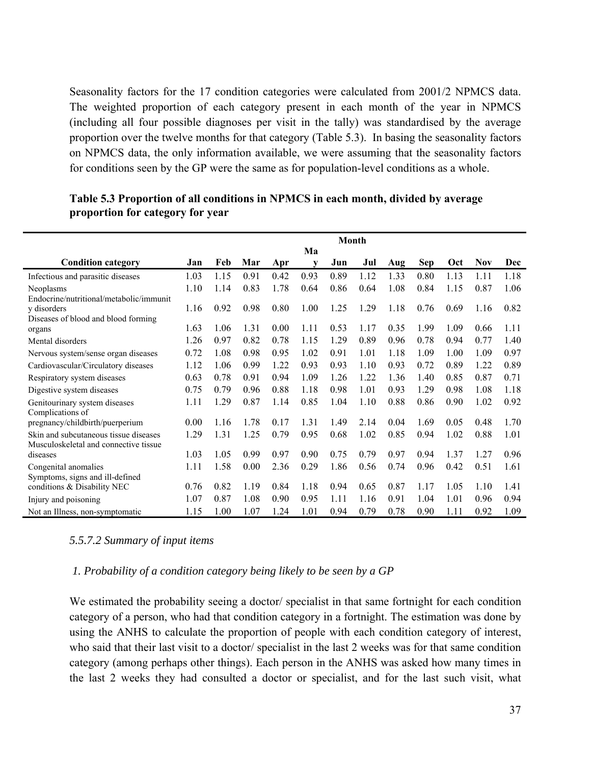Seasonality factors for the 17 condition categories were calculated from 2001/2 NPMCS data. The weighted proportion of each category present in each month of the year in NPMCS (including all four possible diagnoses per visit in the tally) was standardised by the average proportion over the twelve months for that category (Table 5.3). In basing the seasonality factors on NPMCS data, the only information available, we were assuming that the seasonality factors for conditions seen by the GP were the same as for population-level conditions as a whole.

**Table 5.3 Proportion of all conditions in NPMCS in each month, divided by average proportion for category for year**

| | Month | | | | | | | | | | | |
|---|---|---|---|---|---|---|---|---|---|---|---|---|
| **Condition category** | **Jan** | **Feb** | **Mar** | **Apr** | **May** | **Jun** | **Jul** | **Aug** | **Sep** | **Oct** | **Nov** | **Dec** |
| Infectious and parasitic diseases | 1.03 | 1.15 | 0.91 | 0.42 | 0.93 | 0.89 | 1.12 | 1.33 | 0.80 | 1.13 | 1.11 | 1.18 |
| Neoplasms | 1.10 | 1.14 | 0.83 | 1.78 | 0.64 | 0.86 | 0.64 | 1.08 | 0.84 | 1.15 | 0.87 | 1.06 |
| Endocrine/nutritional/metabolic/immunity disorders | 1.16 | 0.92 | 0.98 | 0.80 | 1.00 | 1.25 | 1.29 | 1.18 | 0.76 | 0.69 | 1.16 | 0.82 |
| Diseases of blood and blood forming organs | 1.63 | 1.06 | 1.31 | 0.00 | 1.11 | 0.53 | 1.17 | 0.35 | 1.99 | 1.09 | 0.66 | 1.11 |
| Mental disorders | 1.26 | 0.97 | 0.82 | 0.78 | 1.15 | 1.29 | 0.89 | 0.96 | 0.78 | 0.94 | 0.77 | 1.40 |
| Nervous system/sense organ diseases | 0.72 | 1.08 | 0.98 | 0.95 | 1.02 | 0.91 | 1.01 | 1.18 | 1.09 | 1.00 | 1.09 | 0.97 |
| Cardiovascular/Circulatory diseases | 1.12 | 1.06 | 0.99 | 1.22 | 0.93 | 0.93 | 1.10 | 0.93 | 0.72 | 0.89 | 1.22 | 0.89 |
| Respiratory system diseases | 0.63 | 0.78 | 0.91 | 0.94 | 1.09 | 1.26 | 1.22 | 1.36 | 1.40 | 0.85 | 0.87 | 0.71 |
| Digestive system diseases | 0.75 | 0.79 | 0.96 | 0.88 | 1.18 | 0.98 | 1.01 | 0.93 | 1.29 | 0.98 | 1.08 | 1.18 |
| Genitourinary system diseases | 1.11 | 1.29 | 0.87 | 1.14 | 0.85 | 1.04 | 1.10 | 0.88 | 0.86 | 0.90 | 1.02 | 0.92 |
| Complications of pregnancy/childbirth/puerperium | 0.00 | 1.16 | 1.78 | 0.17 | 1.31 | 1.49 | 2.14 | 0.04 | 1.69 | 0.05 | 0.48 | 1.70 |
| Skin and subcutaneous tissue diseases | 1.29 | 1.31 | 1.25 | 0.79 | 0.95 | 0.68 | 1.02 | 0.85 | 0.94 | 1.02 | 0.88 | 1.01 |
| Musculoskeletal and connective tissue diseases | 1.03 | 1.05 | 0.99 | 0.97 | 0.90 | 0.75 | 0.79 | 0.97 | 0.94 | 1.37 | 1.27 | 0.96 |
| Congenital anomalies | 1.11 | 1.58 | 0.00 | 2.36 | 0.29 | 1.86 | 0.56 | 0.74 | 0.96 | 0.42 | 0.51 | 1.61 |
| Symptoms, signs and ill-defined conditions & Disability NEC | 0.76 | 0.82 | 1.19 | 0.84 | 1.18 | 0.94 | 0.65 | 0.87 | 1.17 | 1.05 | 1.10 | 1.41 |
| Injury and poisoning | 1.07 | 0.87 | 1.08 | 0.90 | 0.95 | 1.11 | 1.16 | 0.91 | 1.04 | 1.01 | 0.96 | 0.94 |
| Not an Illness, non-symptomatic | 1.15 | 1.00 | 1.07 | 1.24 | 1.01 | 0.94 | 0.79 | 0.78 | 0.90 | 1.11 | 0.92 | 1.09 |

#### *5.5.7.2 Summary of input items*

*1. Probability of a condition category being likely to be seen by a GP*

We estimated the probability seeing a doctor/ specialist in that same fortnight for each condition category of a person, who had that condition category in a fortnight. The estimation was done by using the ANHS to calculate the proportion of people with each condition category of interest, who said that their last visit to a doctor/ specialist in the last 2 weeks was for that same condition category (among perhaps other things). Each person in the ANHS was asked how many times in the last 2 weeks they had consulted a doctor or specialist, and for the last such visit, what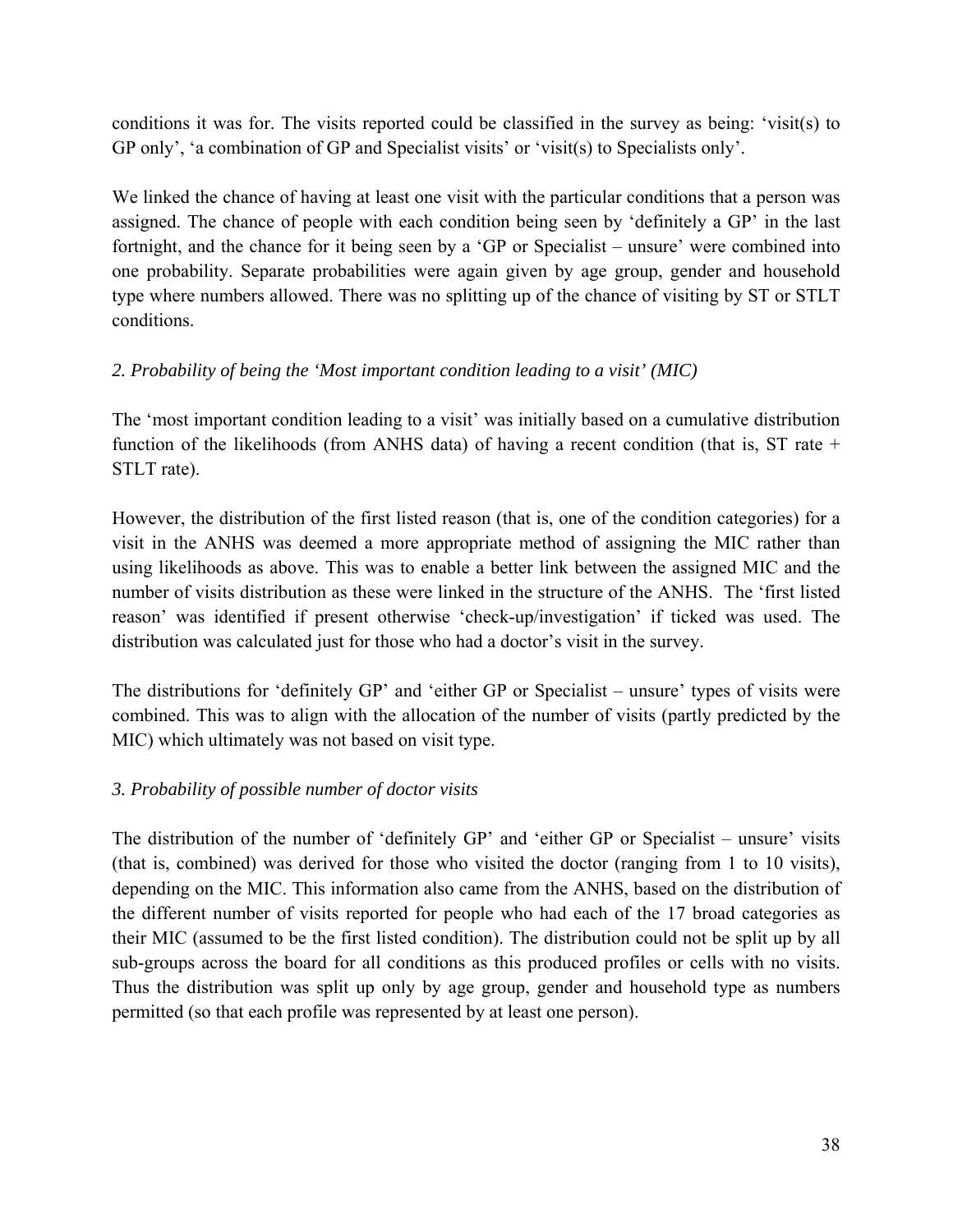conditions it was for. The visits reported could be classified in the survey as being: 'visit(s) to GP only', 'a combination of GP and Specialist visits' or 'visit(s) to Specialists only'.

We linked the chance of having at least one visit with the particular conditions that a person was assigned. The chance of people with each condition being seen by 'definitely a GP' in the last fortnight, and the chance for it being seen by a 'GP or Specialist – unsure' were combined into one probability. Separate probabilities were again given by age group, gender and household type where numbers allowed. There was no splitting up of the chance of visiting by ST or STLT conditions.

*2. Probability of being the 'Most important condition leading to a visit' (MIC)*

The 'most important condition leading to a visit' was initially based on a cumulative distribution function of the likelihoods (from ANHS data) of having a recent condition (that is, ST rate + STLT rate).

However, the distribution of the first listed reason (that is, one of the condition categories) for a visit in the ANHS was deemed a more appropriate method of assigning the MIC rather than using likelihoods as above. This was to enable a better link between the assigned MIC and the number of visits distribution as these were linked in the structure of the ANHS. The 'first listed reason' was identified if present otherwise 'check-up/investigation' if ticked was used. The distribution was calculated just for those who had a doctor's visit in the survey.

The distributions for 'definitely GP' and 'either GP or Specialist – unsure' types of visits were combined. This was to align with the allocation of the number of visits (partly predicted by the MIC) which ultimately was not based on visit type.

*3. Probability of possible number of doctor visits*

The distribution of the number of 'definitely GP' and 'either GP or Specialist – unsure' visits (that is, combined) was derived for those who visited the doctor (ranging from 1 to 10 visits), depending on the MIC. This information also came from the ANHS, based on the distribution of the different number of visits reported for people who had each of the 17 broad categories as their MIC (assumed to be the first listed condition). The distribution could not be split up by all sub-groups across the board for all conditions as this produced profiles or cells with no visits. Thus the distribution was split up only by age group, gender and household type as numbers permitted (so that each profile was represented by at least one person).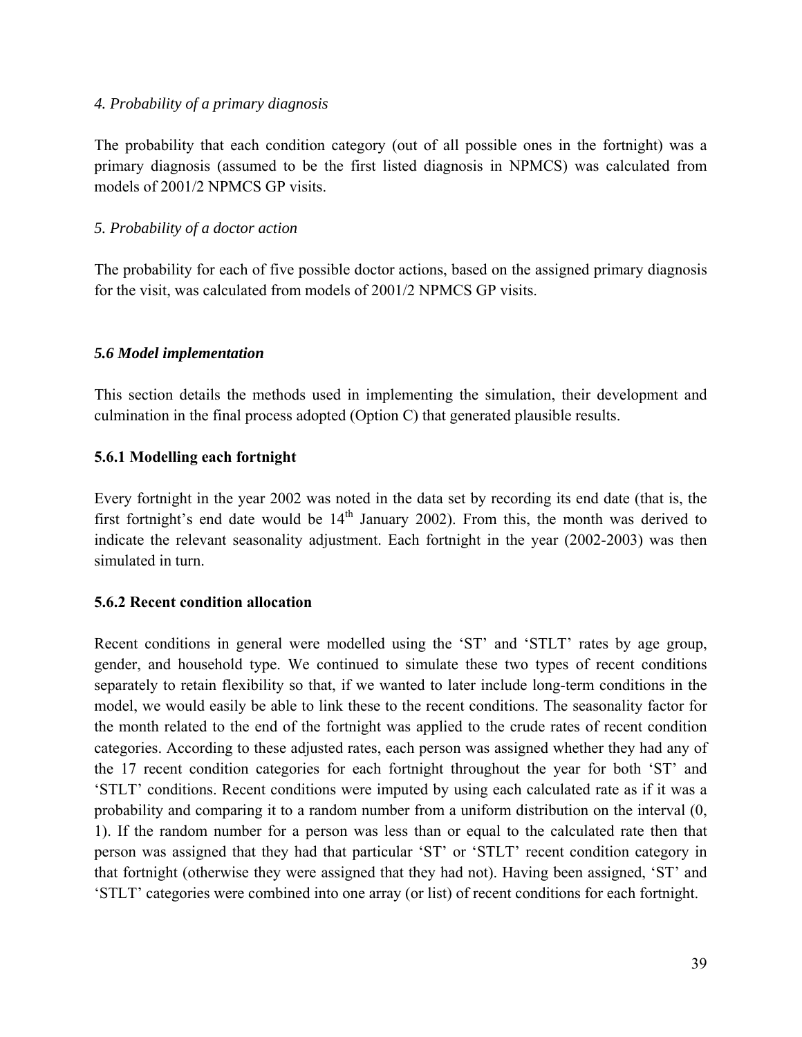*4. Probability of a primary diagnosis*

The probability that each condition category (out of all possible ones in the fortnight) was a primary diagnosis (assumed to be the first listed diagnosis in NPMCS) was calculated from models of 2001/2 NPMCS GP visits.

*5. Probability of a doctor action*

The probability for each of five possible doctor actions, based on the assigned primary diagnosis for the visit, was calculated from models of 2001/2 NPMCS GP visits.

### *5.6 Model implementation*

This section details the methods used in implementing the simulation, their development and culmination in the final process adopted (Option C) that generated plausible results.

#### 5.6.1 Modelling each fortnight

Every fortnight in the year 2002 was noted in the data set by recording its end date (that is, the first fortnight's end date would be 14th January 2002). From this, the month was derived to indicate the relevant seasonality adjustment. Each fortnight in the year (2002-2003) was then simulated in turn.

#### 5.6.2 Recent condition allocation

Recent conditions in general were modelled using the 'ST' and 'STLT' rates by age group, gender, and household type. We continued to simulate these two types of recent conditions separately to retain flexibility so that, if we wanted to later include long-term conditions in the model, we would easily be able to link these to the recent conditions. The seasonality factor for the month related to the end of the fortnight was applied to the crude rates of recent condition categories. According to these adjusted rates, each person was assigned whether they had any of the 17 recent condition categories for each fortnight throughout the year for both 'ST' and 'STLT' conditions. Recent conditions were imputed by using each calculated rate as if it was a probability and comparing it to a random number from a uniform distribution on the interval (0, 1). If the random number for a person was less than or equal to the calculated rate then that person was assigned that they had that particular 'ST' or 'STLT' recent condition category in that fortnight (otherwise they were assigned that they had not). Having been assigned, 'ST' and 'STLT' categories were combined into one array (or list) of recent conditions for each fortnight.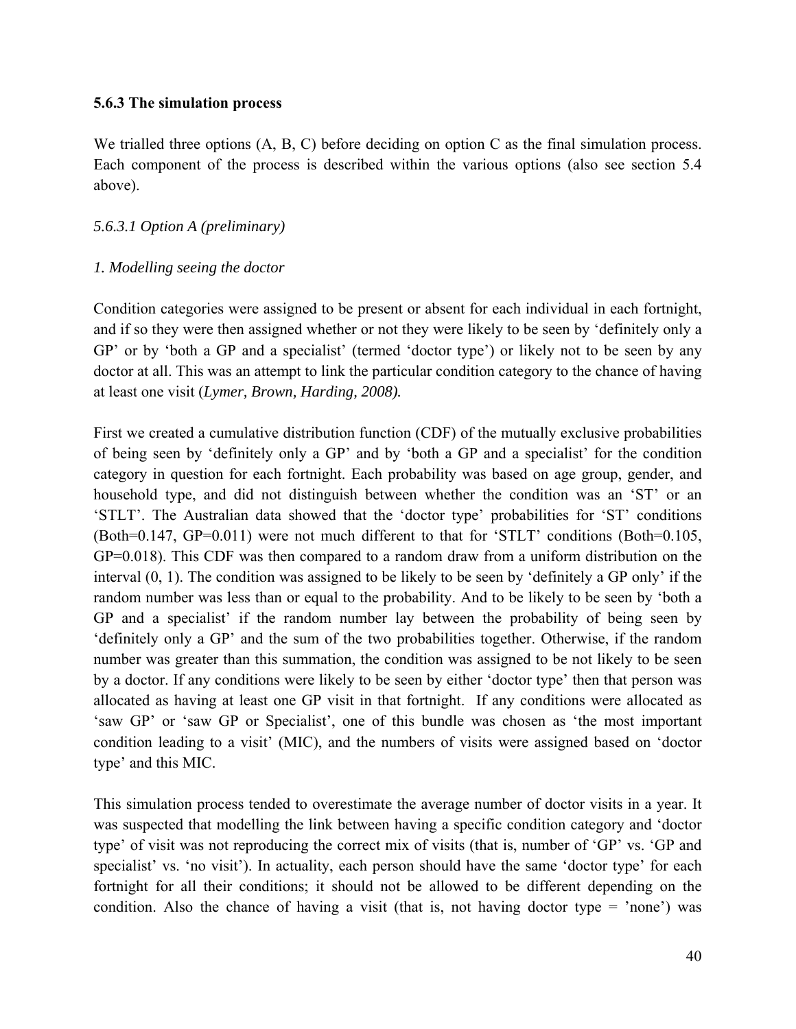### 5.6.3 The simulation process

We trialled three options (A, B, C) before deciding on option C as the final simulation process. Each component of the process is described within the various options (also see section 5.4 above).

*5.6.3.1 Option A (preliminary)*

*1. Modelling seeing the doctor*

Condition categories were assigned to be present or absent for each individual in each fortnight, and if so they were then assigned whether or not they were likely to be seen by 'definitely only a GP' or by 'both a GP and a specialist' (termed 'doctor type') or likely not to be seen by any doctor at all. This was an attempt to link the particular condition category to the chance of having at least one visit (*Lymer, Brown, Harding, 2008).*

First we created a cumulative distribution function (CDF) of the mutually exclusive probabilities of being seen by 'definitely only a GP' and by 'both a GP and a specialist' for the condition category in question for each fortnight. Each probability was based on age group, gender, and household type, and did not distinguish between whether the condition was an 'ST' or an 'STLT'. The Australian data showed that the 'doctor type' probabilities for 'ST' conditions (Both=0.147, GP=0.011) were not much different to that for 'STLT' conditions (Both=0.105, GP=0.018). This CDF was then compared to a random draw from a uniform distribution on the interval (0, 1). The condition was assigned to be likely to be seen by 'definitely a GP only' if the random number was less than or equal to the probability. And to be likely to be seen by 'both a GP and a specialist' if the random number lay between the probability of being seen by 'definitely only a GP' and the sum of the two probabilities together. Otherwise, if the random number was greater than this summation, the condition was assigned to be not likely to be seen by a doctor. If any conditions were likely to be seen by either 'doctor type' then that person was allocated as having at least one GP visit in that fortnight. If any conditions were allocated as 'saw GP' or 'saw GP or Specialist', one of this bundle was chosen as 'the most important condition leading to a visit' (MIC), and the numbers of visits were assigned based on 'doctor type' and this MIC.

This simulation process tended to overestimate the average number of doctor visits in a year. It was suspected that modelling the link between having a specific condition category and 'doctor type' of visit was not reproducing the correct mix of visits (that is, number of 'GP' vs. 'GP and specialist' vs. 'no visit'). In actuality, each person should have the same 'doctor type' for each fortnight for all their conditions; it should not be allowed to be different depending on the condition. Also the chance of having a visit (that is, not having doctor type = 'none') was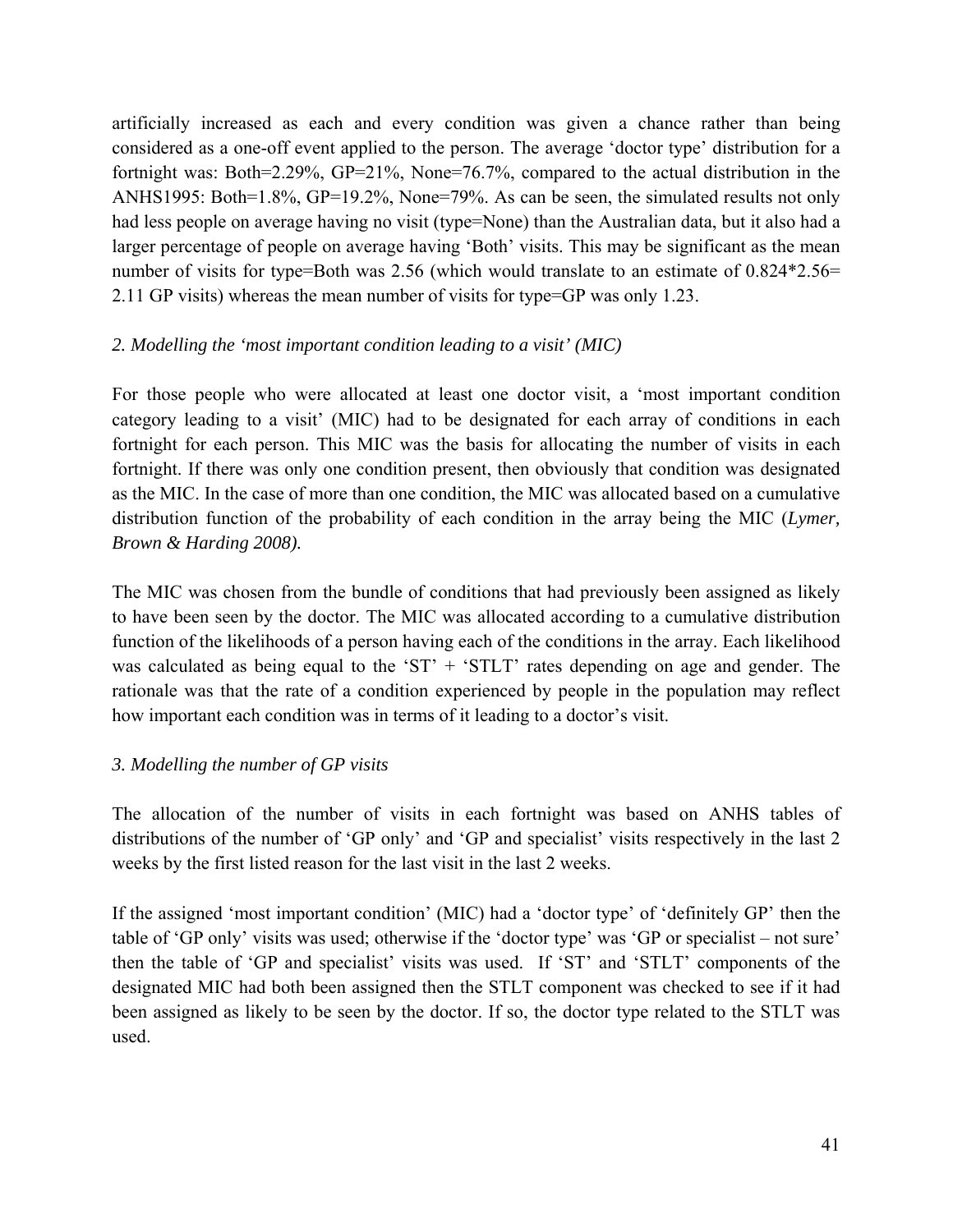artificially increased as each and every condition was given a chance rather than being considered as a one-off event applied to the person. The average 'doctor type' distribution for a fortnight was: Both=2.29%, GP=21%, None=76.7%, compared to the actual distribution in the ANHS1995: Both=1.8%, GP=19.2%, None=79%. As can be seen, the simulated results not only had less people on average having no visit (type=None) than the Australian data, but it also had a larger percentage of people on average having 'Both' visits. This may be significant as the mean number of visits for type=Both was 2.56 (which would translate to an estimate of 0.824*2.56= 2.11 GP visits) whereas the mean number of visits for type=GP was only 1.23.

*2. Modelling the 'most important condition leading to a visit' (MIC)*

For those people who were allocated at least one doctor visit, a 'most important condition category leading to a visit' (MIC) had to be designated for each array of conditions in each fortnight for each person. This MIC was the basis for allocating the number of visits in each fortnight. If there was only one condition present, then obviously that condition was designated as the MIC. In the case of more than one condition, the MIC was allocated based on a cumulative distribution function of the probability of each condition in the array being the MIC (*Lymer, Brown & Harding 2008).*

The MIC was chosen from the bundle of conditions that had previously been assigned as likely to have been seen by the doctor. The MIC was allocated according to a cumulative distribution function of the likelihoods of a person having each of the conditions in the array. Each likelihood was calculated as being equal to the 'ST' + 'STLT' rates depending on age and gender. The rationale was that the rate of a condition experienced by people in the population may reflect how important each condition was in terms of it leading to a doctor's visit.

*3. Modelling the number of GP visits*

The allocation of the number of visits in each fortnight was based on ANHS tables of distributions of the number of 'GP only' and 'GP and specialist' visits respectively in the last 2 weeks by the first listed reason for the last visit in the last 2 weeks.

If the assigned 'most important condition' (MIC) had a 'doctor type' of 'definitely GP' then the table of 'GP only' visits was used; otherwise if the 'doctor type' was 'GP or specialist – not sure' then the table of 'GP and specialist' visits was used. If 'ST' and 'STLT' components of the designated MIC had both been assigned then the STLT component was checked to see if it had been assigned as likely to be seen by the doctor. If so, the doctor type related to the STLT was used.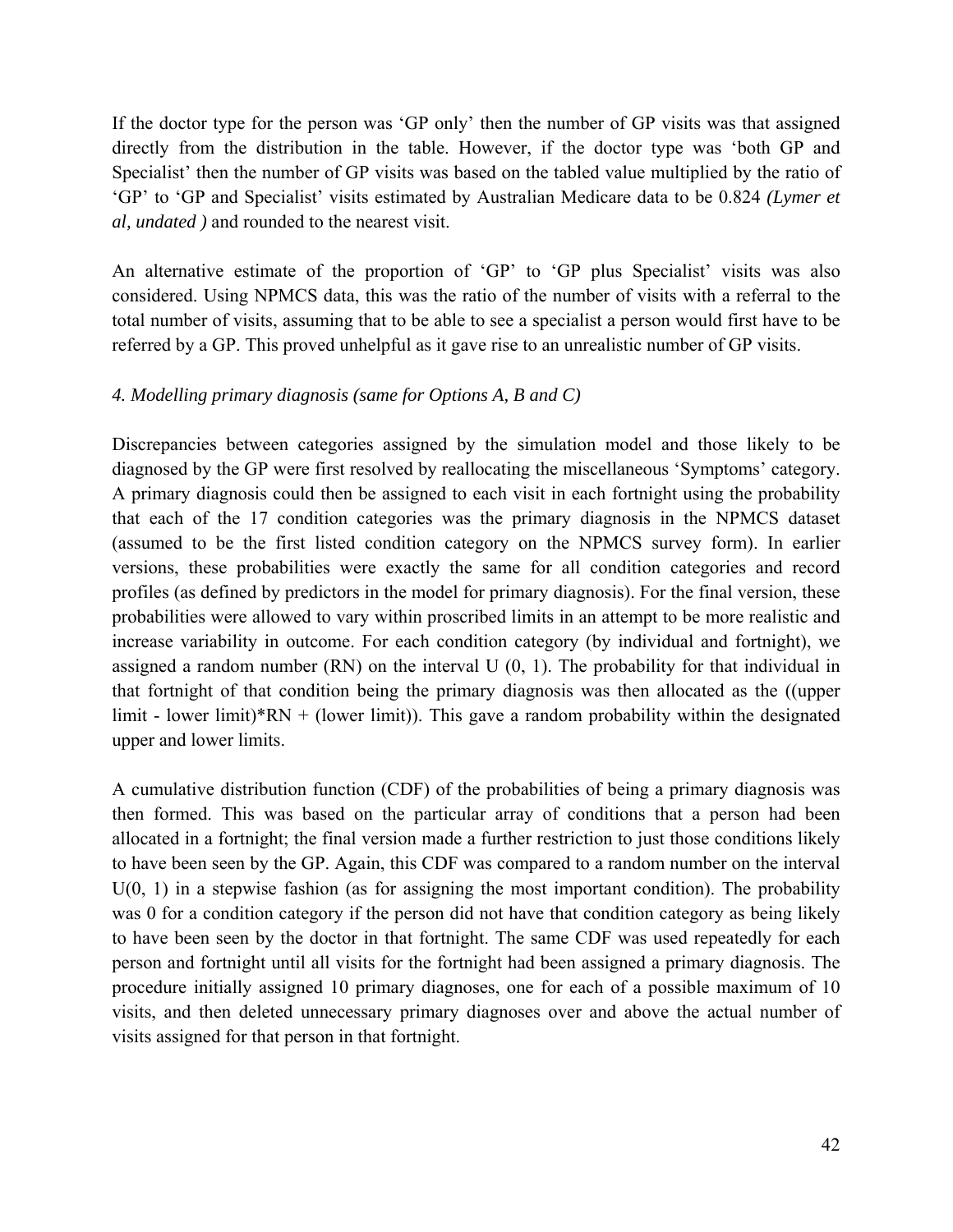If the doctor type for the person was 'GP only' then the number of GP visits was that assigned directly from the distribution in the table. However, if the doctor type was 'both GP and Specialist' then the number of GP visits was based on the tabled value multiplied by the ratio of 'GP' to 'GP and Specialist' visits estimated by Australian Medicare data to be 0.824 *(Lymer et al, undated )* and rounded to the nearest visit.

An alternative estimate of the proportion of 'GP' to 'GP plus Specialist' visits was also considered. Using NPMCS data, this was the ratio of the number of visits with a referral to the total number of visits, assuming that to be able to see a specialist a person would first have to be referred by a GP. This proved unhelpful as it gave rise to an unrealistic number of GP visits.

*4. Modelling primary diagnosis (same for Options A, B and C)*

Discrepancies between categories assigned by the simulation model and those likely to be diagnosed by the GP were first resolved by reallocating the miscellaneous 'Symptoms' category. A primary diagnosis could then be assigned to each visit in each fortnight using the probability that each of the 17 condition categories was the primary diagnosis in the NPMCS dataset (assumed to be the first listed condition category on the NPMCS survey form). In earlier versions, these probabilities were exactly the same for all condition categories and record profiles (as defined by predictors in the model for primary diagnosis). For the final version, these probabilities were allowed to vary within proscribed limits in an attempt to be more realistic and increase variability in outcome. For each condition category (by individual and fortnight), we assigned a random number (RN) on the interval U (0, 1). The probability for that individual in that fortnight of that condition being the primary diagnosis was then allocated as the ((upper limit - lower limit)*RN + (lower limit)). This gave a random probability within the designated upper and lower limits.

A cumulative distribution function (CDF) of the probabilities of being a primary diagnosis was then formed. This was based on the particular array of conditions that a person had been allocated in a fortnight; the final version made a further restriction to just those conditions likely to have been seen by the GP. Again, this CDF was compared to a random number on the interval U(0, 1) in a stepwise fashion (as for assigning the most important condition). The probability was 0 for a condition category if the person did not have that condition category as being likely to have been seen by the doctor in that fortnight. The same CDF was used repeatedly for each person and fortnight until all visits for the fortnight had been assigned a primary diagnosis. The procedure initially assigned 10 primary diagnoses, one for each of a possible maximum of 10 visits, and then deleted unnecessary primary diagnoses over and above the actual number of visits assigned for that person in that fortnight.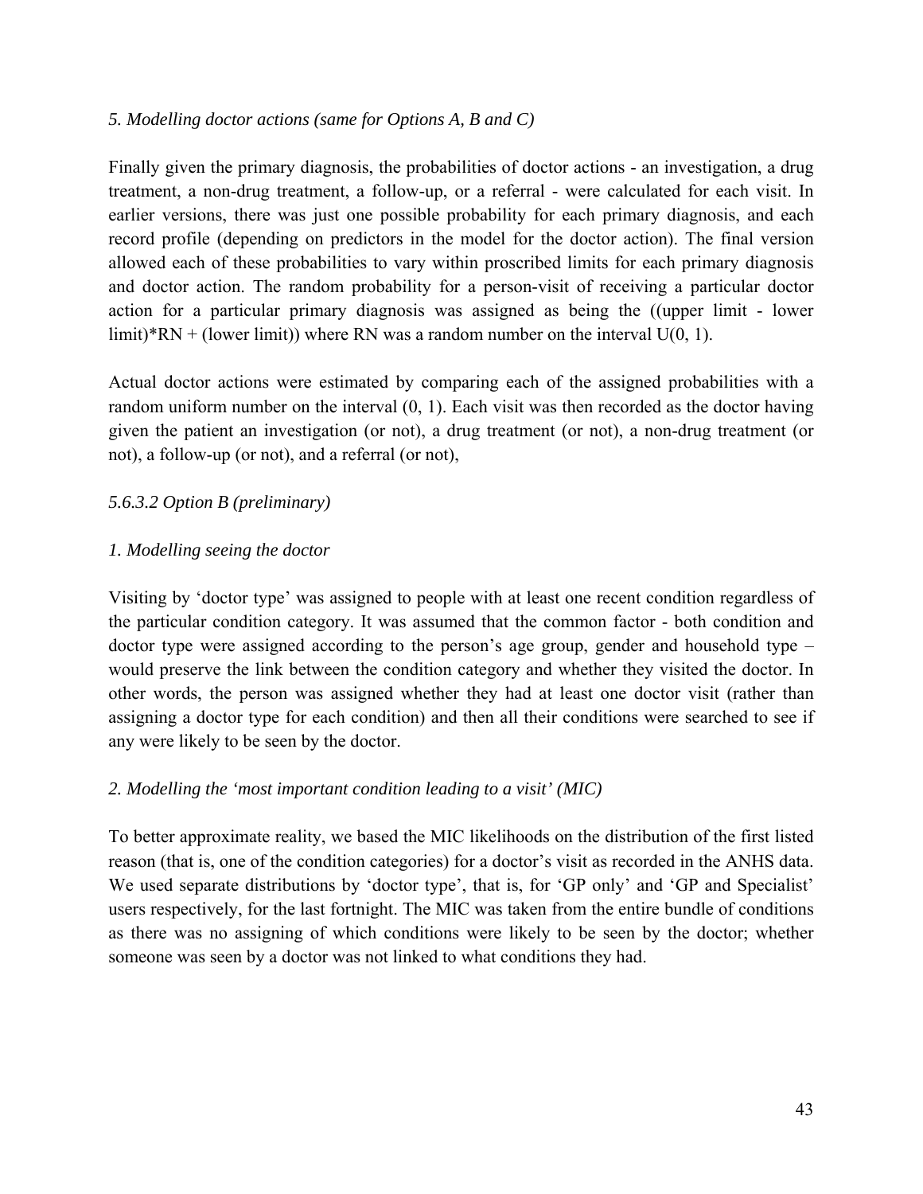*5. Modelling doctor actions (same for Options A, B and C)*

Finally given the primary diagnosis, the probabilities of doctor actions - an investigation, a drug treatment, a non-drug treatment, a follow-up, or a referral - were calculated for each visit. In earlier versions, there was just one possible probability for each primary diagnosis, and each record profile (depending on predictors in the model for the doctor action). The final version allowed each of these probabilities to vary within proscribed limits for each primary diagnosis and doctor action. The random probability for a person-visit of receiving a particular doctor action for a particular primary diagnosis was assigned as being the ((upper limit - lower limit)*RN + (lower limit)) where RN was a random number on the interval U(0, 1).

Actual doctor actions were estimated by comparing each of the assigned probabilities with a random uniform number on the interval (0, 1). Each visit was then recorded as the doctor having given the patient an investigation (or not), a drug treatment (or not), a non-drug treatment (or not), a follow-up (or not), and a referral (or not),

*5.6.3.2 Option B (preliminary)*

*1. Modelling seeing the doctor*

Visiting by 'doctor type' was assigned to people with at least one recent condition regardless of the particular condition category. It was assumed that the common factor - both condition and doctor type were assigned according to the person's age group, gender and household type – would preserve the link between the condition category and whether they visited the doctor. In other words, the person was assigned whether they had at least one doctor visit (rather than assigning a doctor type for each condition) and then all their conditions were searched to see if any were likely to be seen by the doctor.

*2. Modelling the 'most important condition leading to a visit' (MIC)*

To better approximate reality, we based the MIC likelihoods on the distribution of the first listed reason (that is, one of the condition categories) for a doctor's visit as recorded in the ANHS data. We used separate distributions by 'doctor type', that is, for 'GP only' and 'GP and Specialist' users respectively, for the last fortnight. The MIC was taken from the entire bundle of conditions as there was no assigning of which conditions were likely to be seen by the doctor; whether someone was seen by a doctor was not linked to what conditions they had.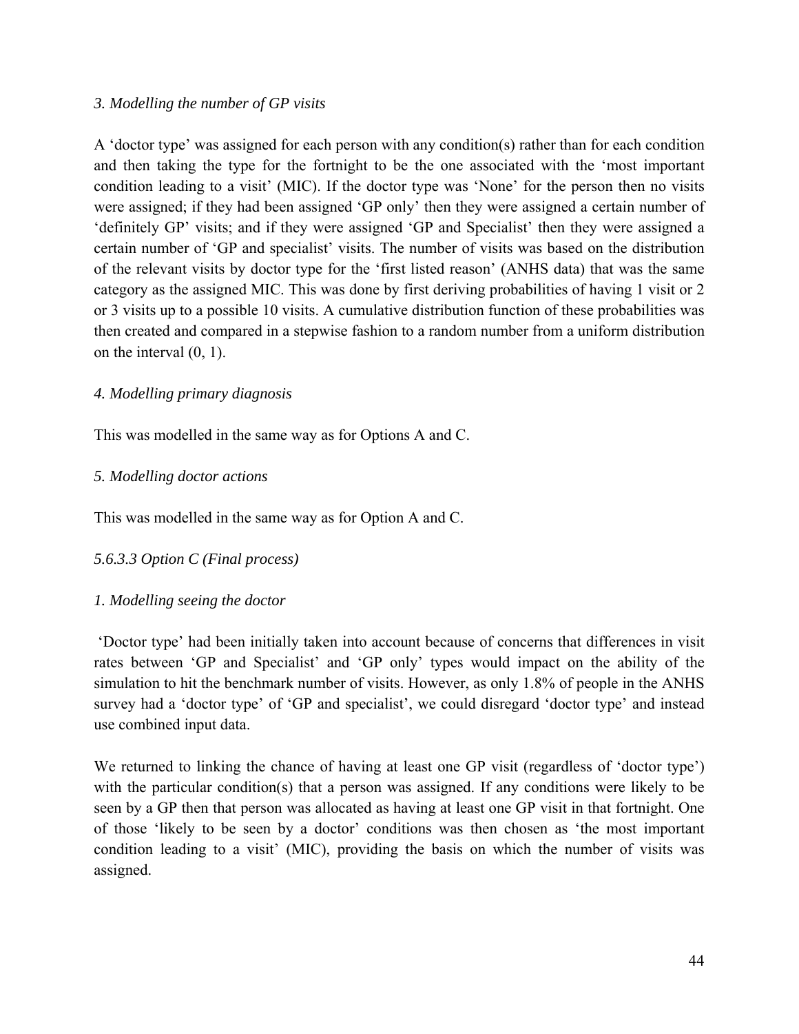*3. Modelling the number of GP visits*

A 'doctor type' was assigned for each person with any condition(s) rather than for each condition and then taking the type for the fortnight to be the one associated with the 'most important condition leading to a visit' (MIC). If the doctor type was 'None' for the person then no visits were assigned; if they had been assigned 'GP only' then they were assigned a certain number of 'definitely GP' visits; and if they were assigned 'GP and Specialist' then they were assigned a certain number of 'GP and specialist' visits. The number of visits was based on the distribution of the relevant visits by doctor type for the 'first listed reason' (ANHS data) that was the same category as the assigned MIC. This was done by first deriving probabilities of having 1 visit or 2 or 3 visits up to a possible 10 visits. A cumulative distribution function of these probabilities was then created and compared in a stepwise fashion to a random number from a uniform distribution on the interval (0, 1).

*4. Modelling primary diagnosis*

This was modelled in the same way as for Options A and C.

*5. Modelling doctor actions*

This was modelled in the same way as for Option A and C.

*5.6.3.3 Option C (Final process)*

*1. Modelling seeing the doctor*

'Doctor type' had been initially taken into account because of concerns that differences in visit rates between 'GP and Specialist' and 'GP only' types would impact on the ability of the simulation to hit the benchmark number of visits. However, as only 1.8% of people in the ANHS survey had a 'doctor type' of 'GP and specialist', we could disregard 'doctor type' and instead use combined input data.

We returned to linking the chance of having at least one GP visit (regardless of 'doctor type') with the particular condition(s) that a person was assigned. If any conditions were likely to be seen by a GP then that person was allocated as having at least one GP visit in that fortnight. One of those 'likely to be seen by a doctor' conditions was then chosen as 'the most important condition leading to a visit' (MIC), providing the basis on which the number of visits was assigned.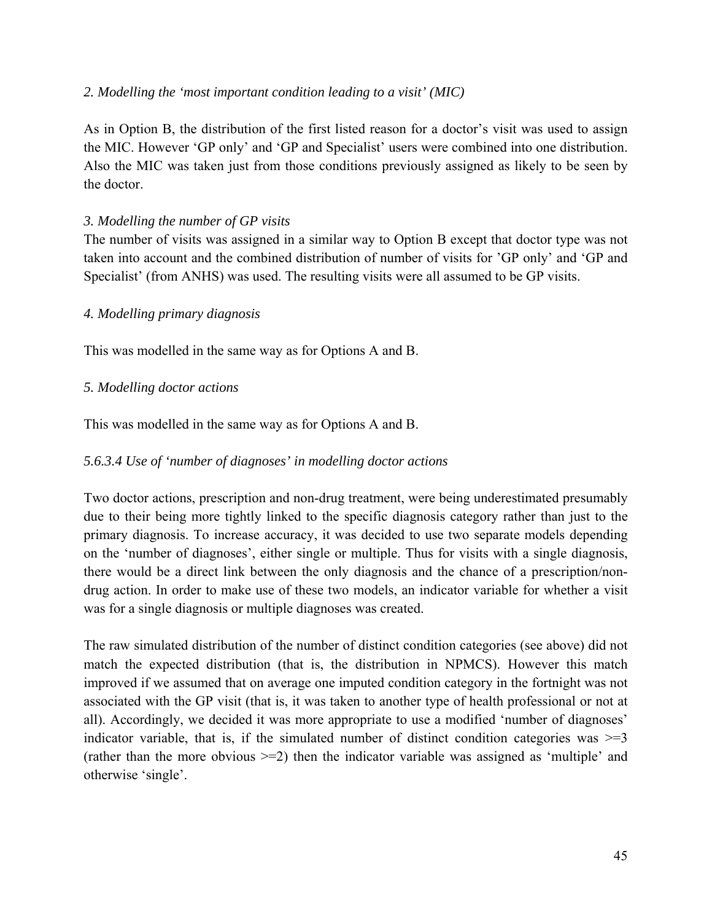*2. Modelling the 'most important condition leading to a visit' (MIC)*

As in Option B, the distribution of the first listed reason for a doctor's visit was used to assign the MIC. However 'GP only' and 'GP and Specialist' users were combined into one distribution. Also the MIC was taken just from those conditions previously assigned as likely to be seen by the doctor.

*3. Modelling the number of GP visits*

The number of visits was assigned in a similar way to Option B except that doctor type was not taken into account and the combined distribution of number of visits for 'GP only' and 'GP and Specialist' (from ANHS) was used. The resulting visits were all assumed to be GP visits.

*4. Modelling primary diagnosis*

This was modelled in the same way as for Options A and B.

*5. Modelling doctor actions*

This was modelled in the same way as for Options A and B.

### *5.6.3.4 Use of 'number of diagnoses' in modelling doctor actions*

Two doctor actions, prescription and non-drug treatment, were being underestimated presumably due to their being more tightly linked to the specific diagnosis category rather than just to the primary diagnosis. To increase accuracy, it was decided to use two separate models depending on the 'number of diagnoses', either single or multiple. Thus for visits with a single diagnosis, there would be a direct link between the only diagnosis and the chance of a prescription/non-drug action. In order to make use of these two models, an indicator variable for whether a visit was for a single diagnosis or multiple diagnoses was created.

The raw simulated distribution of the number of distinct condition categories (see above) did not match the expected distribution (that is, the distribution in NPMCS). However this match improved if we assumed that on average one imputed condition category in the fortnight was not associated with the GP visit (that is, it was taken to another type of health professional or not at all). Accordingly, we decided it was more appropriate to use a modified 'number of diagnoses' indicator variable, that is, if the simulated number of distinct condition categories was >=3 (rather than the more obvious >=2) then the indicator variable was assigned as 'multiple' and otherwise 'single'.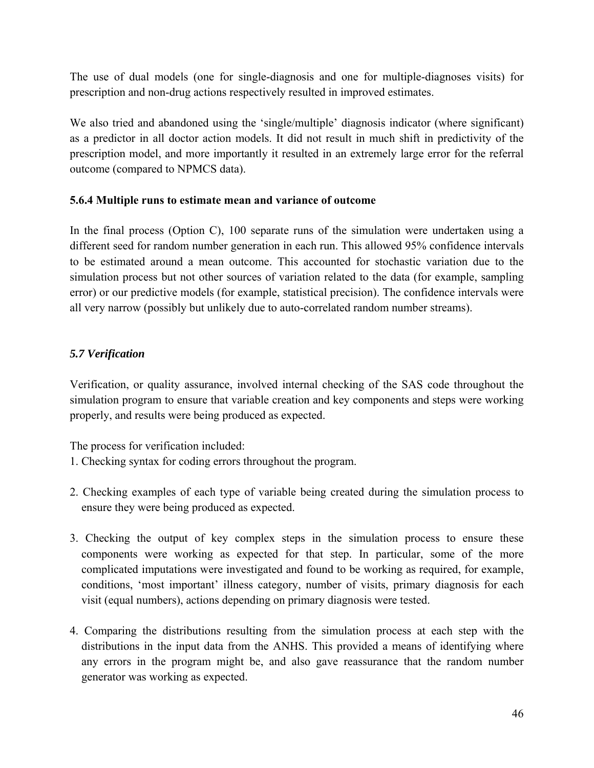The use of dual models (one for single-diagnosis and one for multiple-diagnoses visits) for prescription and non-drug actions respectively resulted in improved estimates.

We also tried and abandoned using the 'single/multiple' diagnosis indicator (where significant) as a predictor in all doctor action models. It did not result in much shift in predictivity of the prescription model, and more importantly it resulted in an extremely large error for the referral outcome (compared to NPMCS data).

### 5.6.4 Multiple runs to estimate mean and variance of outcome

In the final process (Option C), 100 separate runs of the simulation were undertaken using a different seed for random number generation in each run. This allowed 95% confidence intervals to be estimated around a mean outcome. This accounted for stochastic variation due to the simulation process but not other sources of variation related to the data (for example, sampling error) or our predictive models (for example, statistical precision). The confidence intervals were all very narrow (possibly but unlikely due to auto-correlated random number streams).

## *5.7 Verification*

Verification, or quality assurance, involved internal checking of the SAS code throughout the simulation program to ensure that variable creation and key components and steps were working properly, and results were being produced as expected.

The process for verification included:

1. Checking syntax for coding errors throughout the program.

2. Checking examples of each type of variable being created during the simulation process to ensure they were being produced as expected.

3. Checking the output of key complex steps in the simulation process to ensure these components were working as expected for that step. In particular, some of the more complicated imputations were investigated and found to be working as required, for example, conditions, 'most important' illness category, number of visits, primary diagnosis for each visit (equal numbers), actions depending on primary diagnosis were tested.

4. Comparing the distributions resulting from the simulation process at each step with the distributions in the input data from the ANHS. This provided a means of identifying where any errors in the program might be, and also gave reassurance that the random number generator was working as expected.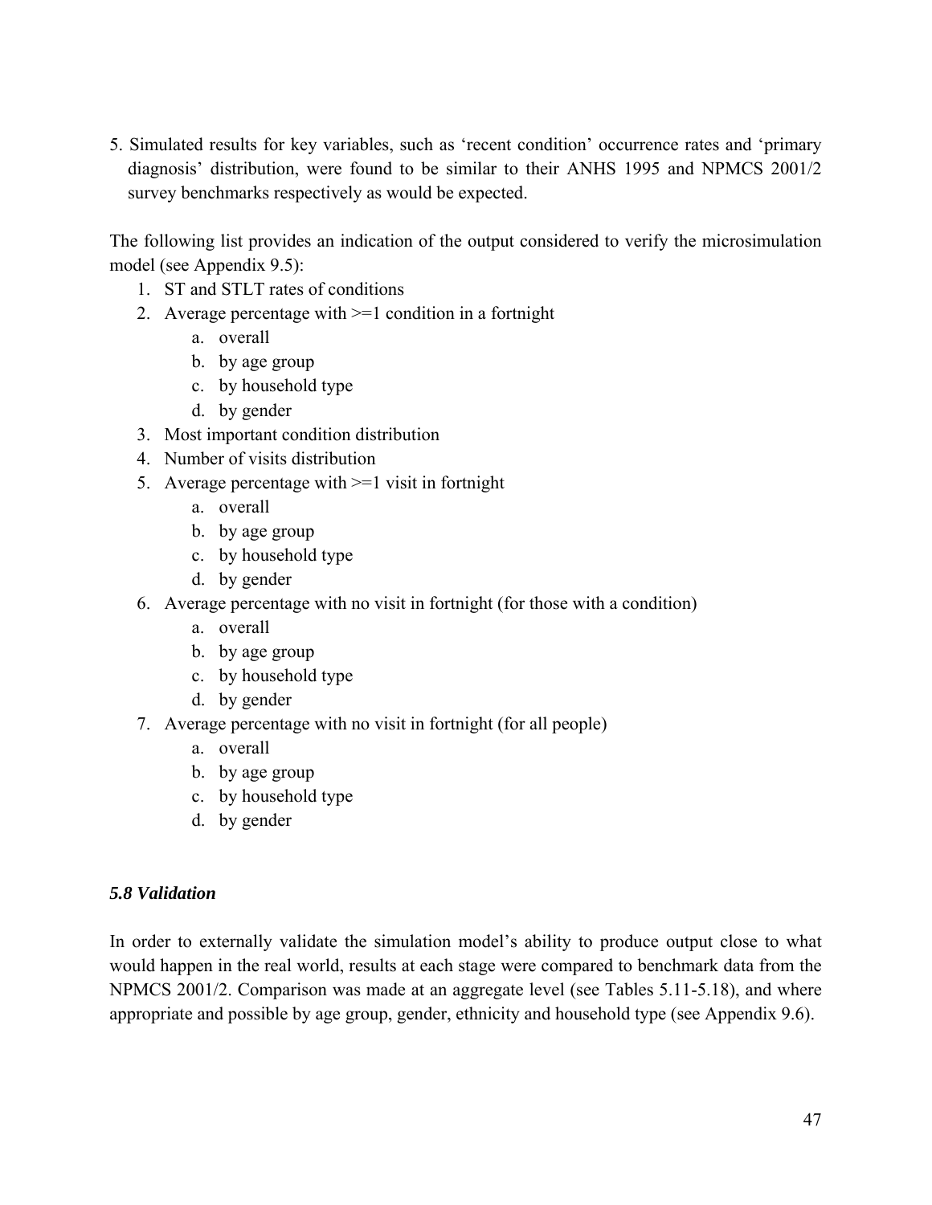5. Simulated results for key variables, such as 'recent condition' occurrence rates and 'primary diagnosis' distribution, were found to be similar to their ANHS 1995 and NPMCS 2001/2 survey benchmarks respectively as would be expected.

The following list provides an indication of the output considered to verify the microsimulation model (see Appendix 9.5):

1. ST and STLT rates of conditions
2. Average percentage with >=1 condition in a fortnight
   a. overall
   b. by age group
   c. by household type
   d. by gender
3. Most important condition distribution
4. Number of visits distribution
5. Average percentage with >=1 visit in fortnight
   a. overall
   b. by age group
   c. by household type
   d. by gender
6. Average percentage with no visit in fortnight (for those with a condition)
   a. overall
   b. by age group
   c. by household type
   d. by gender
7. Average percentage with no visit in fortnight (for all people)
   a. overall
   b. by age group
   c. by household type
   d. by gender

### *5.8 Validation*

In order to externally validate the simulation model's ability to produce output close to what would happen in the real world, results at each stage were compared to benchmark data from the NPMCS 2001/2. Comparison was made at an aggregate level (see Tables 5.11-5.18), and where appropriate and possible by age group, gender, ethnicity and household type (see Appendix 9.6).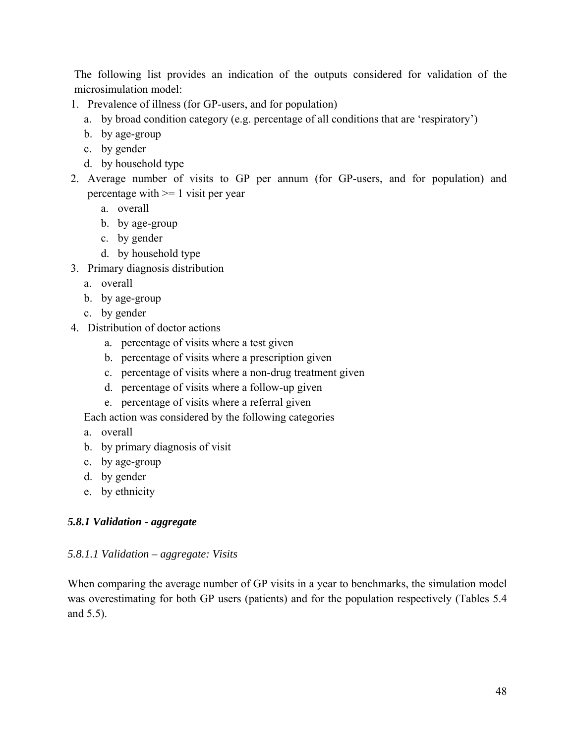The following list provides an indication of the outputs considered for validation of the microsimulation model:

1. Prevalence of illness (for GP-users, and for population)
   a. by broad condition category (e.g. percentage of all conditions that are 'respiratory')
   b. by age-group
   c. by gender
   d. by household type
2. Average number of visits to GP per annum (for GP-users, and for population) and percentage with >= 1 visit per year
   a. overall
   b. by age-group
   c. by gender
   d. by household type
3. Primary diagnosis distribution
   a. overall
   b. by age-group
   c. by gender
4. Distribution of doctor actions
   a. percentage of visits where a test given
   b. percentage of visits where a prescription given
   c. percentage of visits where a non-drug treatment given
   d. percentage of visits where a follow-up given
   e. percentage of visits where a referral given

   Each action was considered by the following categories
   a. overall
   b. by primary diagnosis of visit
   c. by age-group
   d. by gender
   e. by ethnicity

### *5.8.1 Validation - aggregate*

#### *5.8.1.1 Validation – aggregate: Visits*

When comparing the average number of GP visits in a year to benchmarks, the simulation model was overestimating for both GP users (patients) and for the population respectively (Tables 5.4 and 5.5).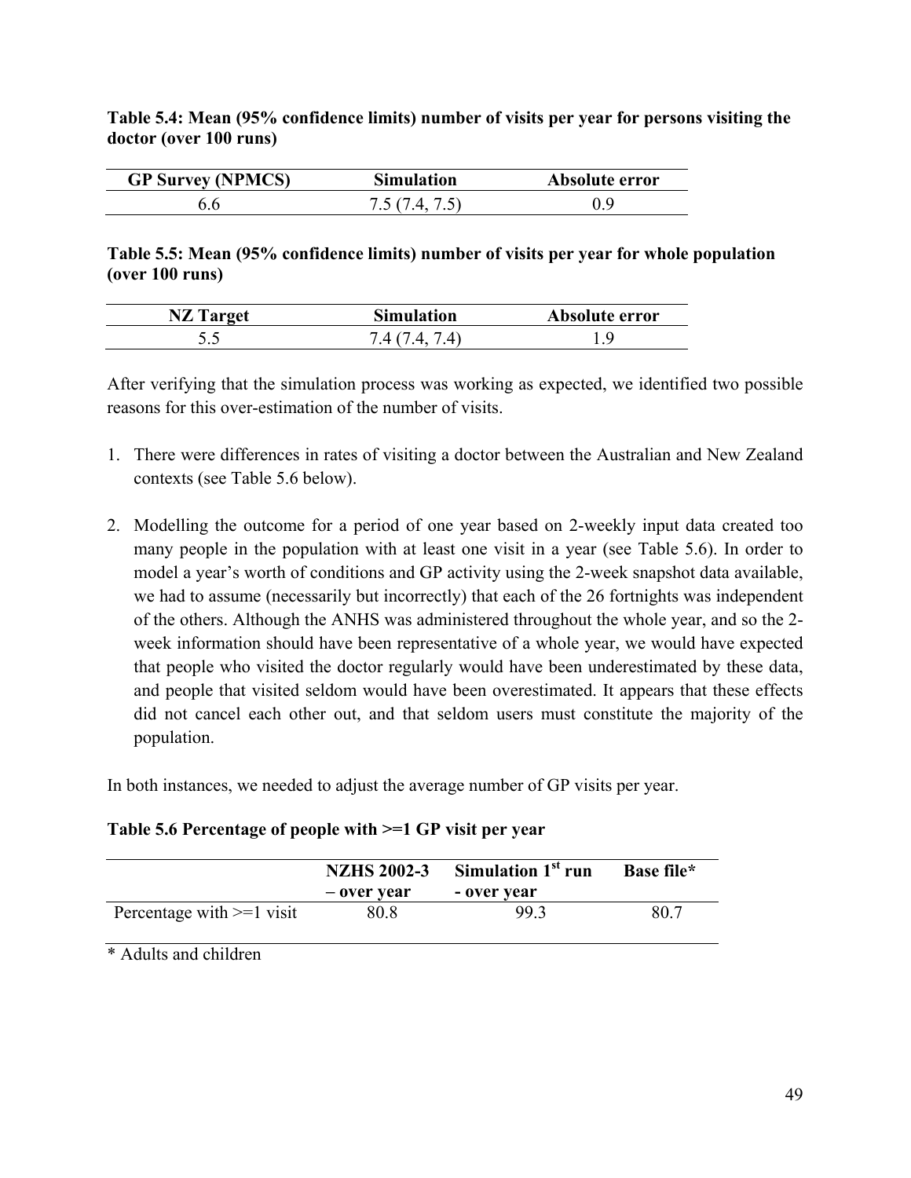**Table 5.4: Mean (95% confidence limits) number of visits per year for persons visiting the doctor (over 100 runs)**

| GP Survey (NPMCS) | Simulation | Absolute error |
|---|---|---|
| 6.6 | 7.5 (7.4, 7.5) | 0.9 |

**Table 5.5: Mean (95% confidence limits) number of visits per year for whole population (over 100 runs)**

| NZ Target | Simulation | Absolute error |
|---|---|---|
| 5.5 | 7.4 (7.4, 7.4) | 1.9 |

After verifying that the simulation process was working as expected, we identified two possible reasons for this over-estimation of the number of visits.

1. There were differences in rates of visiting a doctor between the Australian and New Zealand contexts (see Table 5.6 below).

2. Modelling the outcome for a period of one year based on 2-weekly input data created too many people in the population with at least one visit in a year (see Table 5.6). In order to model a year's worth of conditions and GP activity using the 2-week snapshot data available, we had to assume (necessarily but incorrectly) that each of the 26 fortnights was independent of the others. Although the ANHS was administered throughout the whole year, and so the 2-week information should have been representative of a whole year, we would have expected that people who visited the doctor regularly would have been underestimated by these data, and people that visited seldom would have been overestimated. It appears that these effects did not cancel each other out, and that seldom users must constitute the majority of the population.

In both instances, we needed to adjust the average number of GP visits per year.

**Table 5.6 Percentage of people with >=1 GP visit per year**

| | NZHS 2002-3 – over year | Simulation 1st run - over year | Base file* |
|---|---|---|---|
| Percentage with >=1 visit | 80.8 | 99.3 | 80.7 |

* Adults and children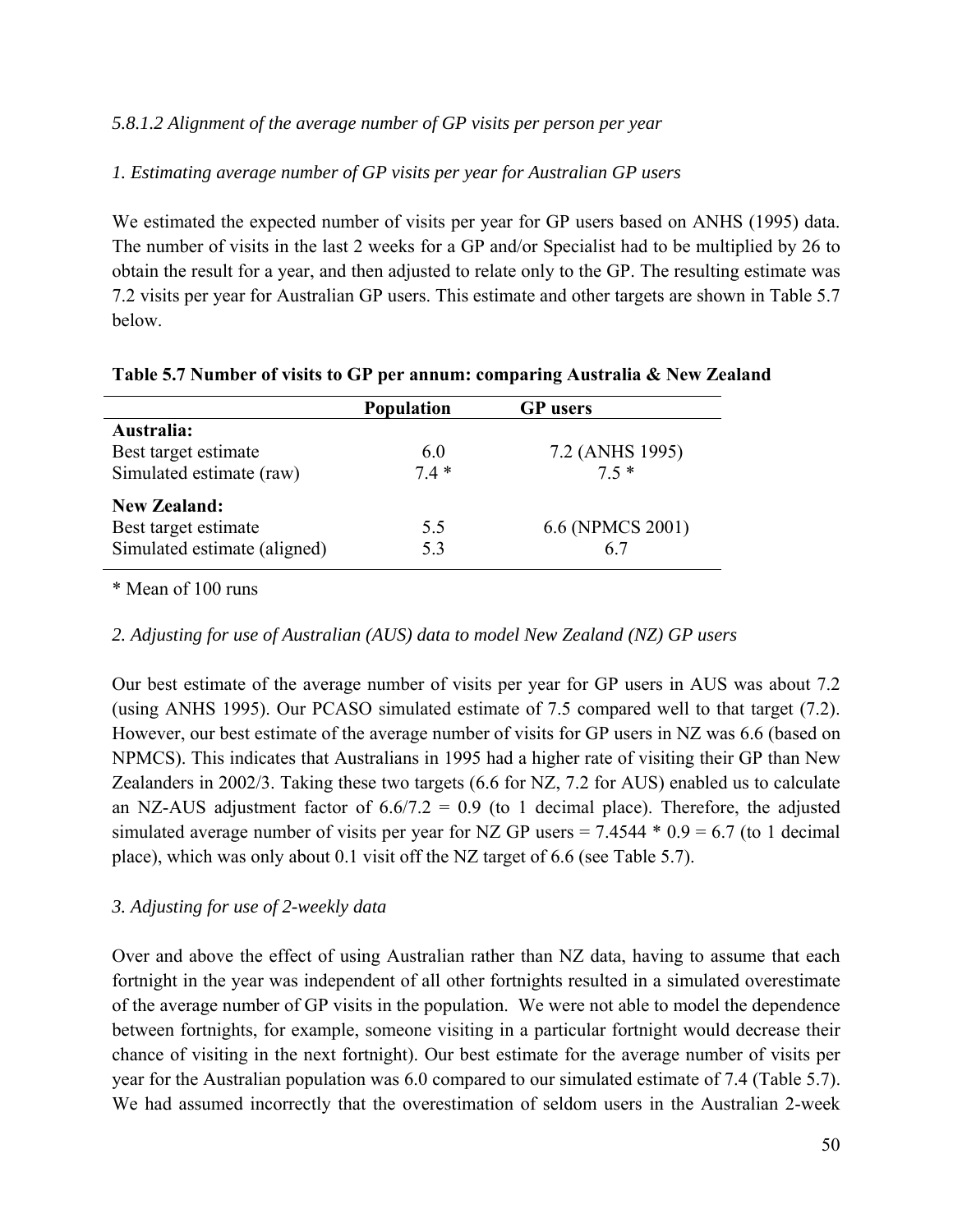*5.8.1.2 Alignment of the average number of GP visits per person per year*

*1. Estimating average number of GP visits per year for Australian GP users*

We estimated the expected number of visits per year for GP users based on ANHS (1995) data. The number of visits in the last 2 weeks for a GP and/or Specialist had to be multiplied by 26 to obtain the result for a year, and then adjusted to relate only to the GP. The resulting estimate was 7.2 visits per year for Australian GP users. This estimate and other targets are shown in Table 5.7 below.

**Table 5.7 Number of visits to GP per annum: comparing Australia & New Zealand**

| | Population | GP users |
|---|---|---|
| **Australia:** | | |
| Best target estimate | 6.0 | 7.2 (ANHS 1995) |
| Simulated estimate (raw) | 7.4 * | 7.5 * |
| **New Zealand:** | | |
| Best target estimate | 5.5 | 6.6 (NPMCS 2001) |
| Simulated estimate (aligned) | 5.3 | 6.7 |

\* Mean of 100 runs

*2. Adjusting for use of Australian (AUS) data to model New Zealand (NZ) GP users*

Our best estimate of the average number of visits per year for GP users in AUS was about 7.2 (using ANHS 1995). Our PCASO simulated estimate of 7.5 compared well to that target (7.2). However, our best estimate of the average number of visits for GP users in NZ was 6.6 (based on NPMCS). This indicates that Australians in 1995 had a higher rate of visiting their GP than New Zealanders in 2002/3. Taking these two targets (6.6 for NZ, 7.2 for AUS) enabled us to calculate an NZ-AUS adjustment factor of 6.6/7.2 = 0.9 (to 1 decimal place). Therefore, the adjusted simulated average number of visits per year for NZ GP users = 7.4544 * 0.9 = 6.7 (to 1 decimal place), which was only about 0.1 visit off the NZ target of 6.6 (see Table 5.7).

*3. Adjusting for use of 2-weekly data*

Over and above the effect of using Australian rather than NZ data, having to assume that each fortnight in the year was independent of all other fortnights resulted in a simulated overestimate of the average number of GP visits in the population. We were not able to model the dependence between fortnights, for example, someone visiting in a particular fortnight would decrease their chance of visiting in the next fortnight). Our best estimate for the average number of visits per year for the Australian population was 6.0 compared to our simulated estimate of 7.4 (Table 5.7). We had assumed incorrectly that the overestimation of seldom users in the Australian 2-week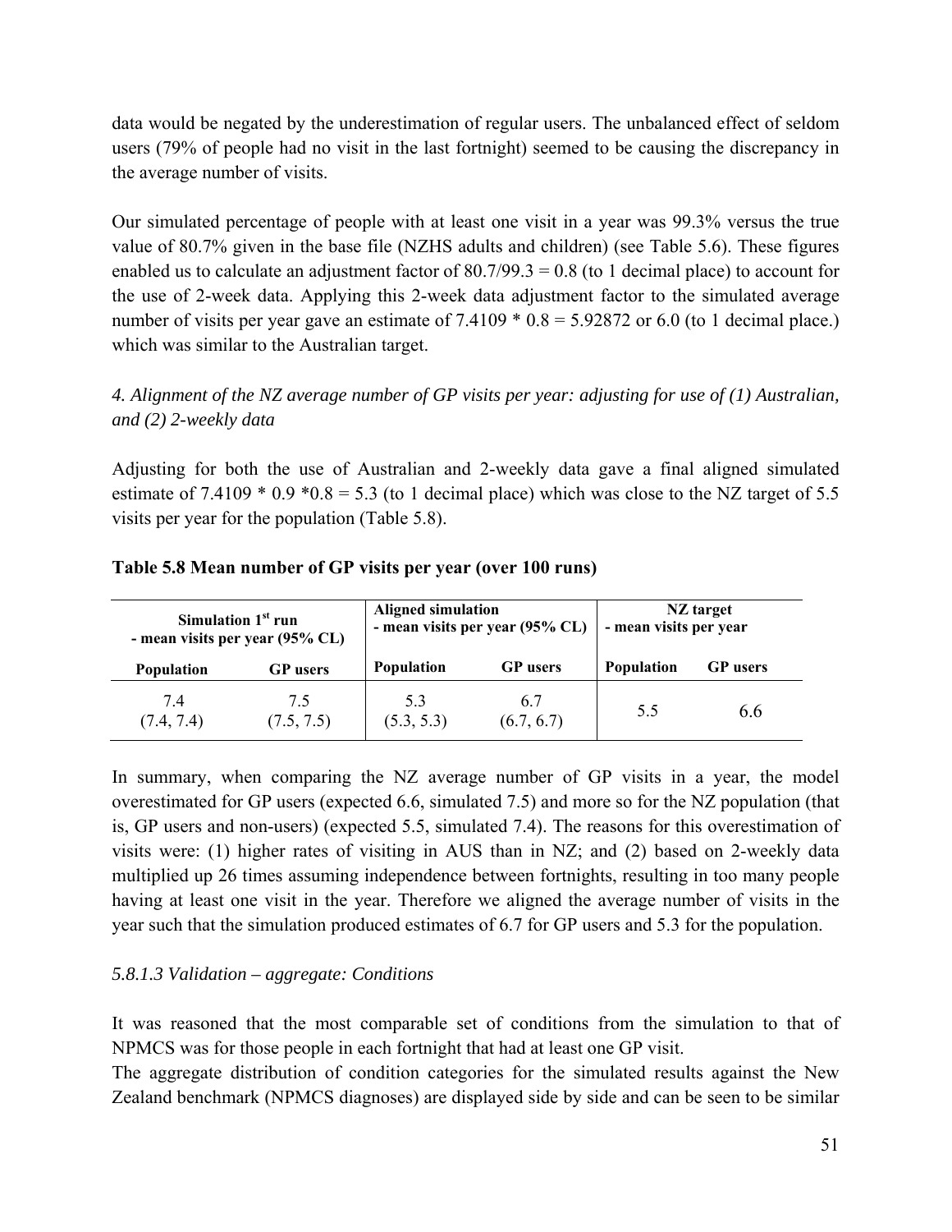data would be negated by the underestimation of regular users. The unbalanced effect of seldom users (79% of people had no visit in the last fortnight) seemed to be causing the discrepancy in the average number of visits.

Our simulated percentage of people with at least one visit in a year was 99.3% versus the true value of 80.7% given in the base file (NZHS adults and children) (see Table 5.6). These figures enabled us to calculate an adjustment factor of 80.7/99.3 = 0.8 (to 1 decimal place) to account for the use of 2-week data. Applying this 2-week data adjustment factor to the simulated average number of visits per year gave an estimate of 7.4109 * 0.8 = 5.92872 or 6.0 (to 1 decimal place.) which was similar to the Australian target.

*4. Alignment of the NZ average number of GP visits per year: adjusting for use of (1) Australian, and (2) 2-weekly data*

Adjusting for both the use of Australian and 2-weekly data gave a final aligned simulated estimate of 7.4109 * 0.9 *0.8 = 5.3 (to 1 decimal place) which was close to the NZ target of 5.5 visits per year for the population (Table 5.8).

**Table 5.8 Mean number of GP visits per year (over 100 runs)**

| Simulation 1st run - mean visits per year (95% CL) | | Aligned simulation - mean visits per year (95% CL) | | NZ target - mean visits per year | |
|---|---|---|---|---|---|
| Population | GP users | Population | GP users | Population | GP users |
| 7.4 (7.4, 7.4) | 7.5 (7.5, 7.5) | 5.3 (5.3, 5.3) | 6.7 (6.7, 6.7) | 5.5 | 6.6 |

In summary, when comparing the NZ average number of GP visits in a year, the model overestimated for GP users (expected 6.6, simulated 7.5) and more so for the NZ population (that is, GP users and non-users) (expected 5.5, simulated 7.4). The reasons for this overestimation of visits were: (1) higher rates of visiting in AUS than in NZ; and (2) based on 2-weekly data multiplied up 26 times assuming independence between fortnights, resulting in too many people having at least one visit in the year. Therefore we aligned the average number of visits in the year such that the simulation produced estimates of 6.7 for GP users and 5.3 for the population.

### *5.8.1.3 Validation – aggregate: Conditions*

It was reasoned that the most comparable set of conditions from the simulation to that of NPMCS was for those people in each fortnight that had at least one GP visit.

The aggregate distribution of condition categories for the simulated results against the New Zealand benchmark (NPMCS diagnoses) are displayed side by side and can be seen to be similar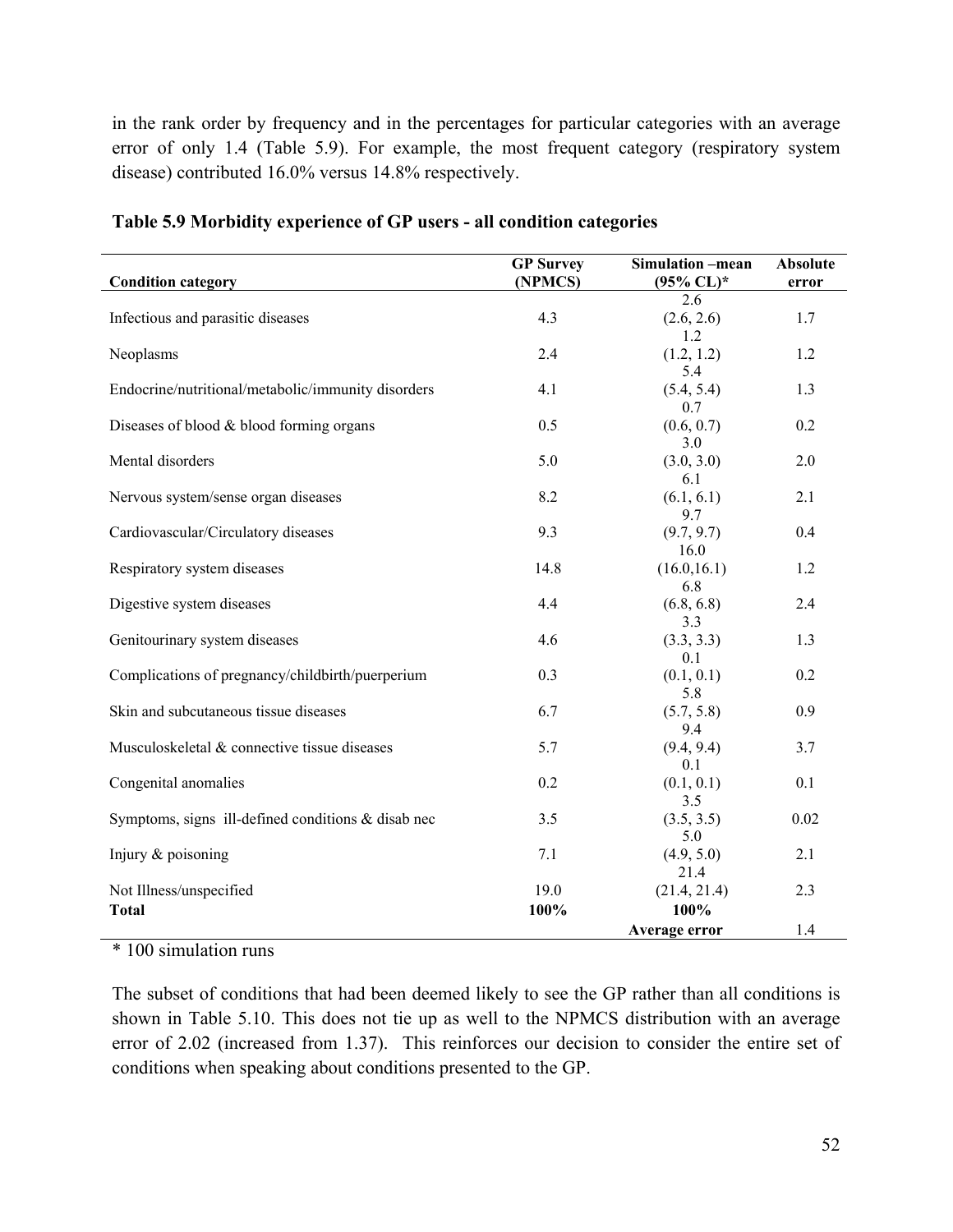in the rank order by frequency and in the percentages for particular categories with an average error of only 1.4 (Table 5.9). For example, the most frequent category (respiratory system disease) contributed 16.0% versus 14.8% respectively.

**Table 5.9 Morbidity experience of GP users - all condition categories**

| Condition category | GP Survey (NPMCS) | Simulation –mean (95% CL)* | Absolute error |
|---|---|---|---|
| Infectious and parasitic diseases | 4.3 | 2.6 (2.6, 2.6) | 1.7 |
| Neoplasms | 2.4 | 1.2 (1.2, 1.2) | 1.2 |
| Endocrine/nutritional/metabolic/immunity disorders | 4.1 | 5.4 (5.4, 5.4) | 1.3 |
| Diseases of blood & blood forming organs | 0.5 | 0.7 (0.6, 0.7) | 0.2 |
| Mental disorders | 5.0 | 3.0 (3.0, 3.0) | 2.0 |
| Nervous system/sense organ diseases | 8.2 | 6.1 (6.1, 6.1) | 2.1 |
| Cardiovascular/Circulatory diseases | 9.3 | 9.7 (9.7, 9.7) | 0.4 |
| Respiratory system diseases | 14.8 | 16.0 (16.0,16.1) | 1.2 |
| Digestive system diseases | 4.4 | 6.8 (6.8, 6.8) | 2.4 |
| Genitourinary system diseases | 4.6 | 3.3 (3.3, 3.3) | 1.3 |
| Complications of pregnancy/childbirth/puerperium | 0.3 | 0.1 (0.1, 0.1) | 0.2 |
| Skin and subcutaneous tissue diseases | 6.7 | 5.8 (5.7, 5.8) | 0.9 |
| Musculoskeletal & connective tissue diseases | 5.7 | 9.4 (9.4, 9.4) | 3.7 |
| Congenital anomalies | 0.2 | 0.1 (0.1, 0.1) | 0.1 |
| Symptoms, signs ill-defined conditions & disab nec | 3.5 | 3.5 (3.5, 3.5) | 0.02 |
| Injury & poisoning | 7.1 | 5.0 (4.9, 5.0) | 2.1 |
| Not Illness/unspecified | 19.0 | 21.4 (21.4, 21.4) | 2.3 |
| **Total** | **100%** | **100%** | |
| | | **Average error** | 1.4 |

\* 100 simulation runs

The subset of conditions that had been deemed likely to see the GP rather than all conditions is shown in Table 5.10. This does not tie up as well to the NPMCS distribution with an average error of 2.02 (increased from 1.37). This reinforces our decision to consider the entire set of conditions when speaking about conditions presented to the GP.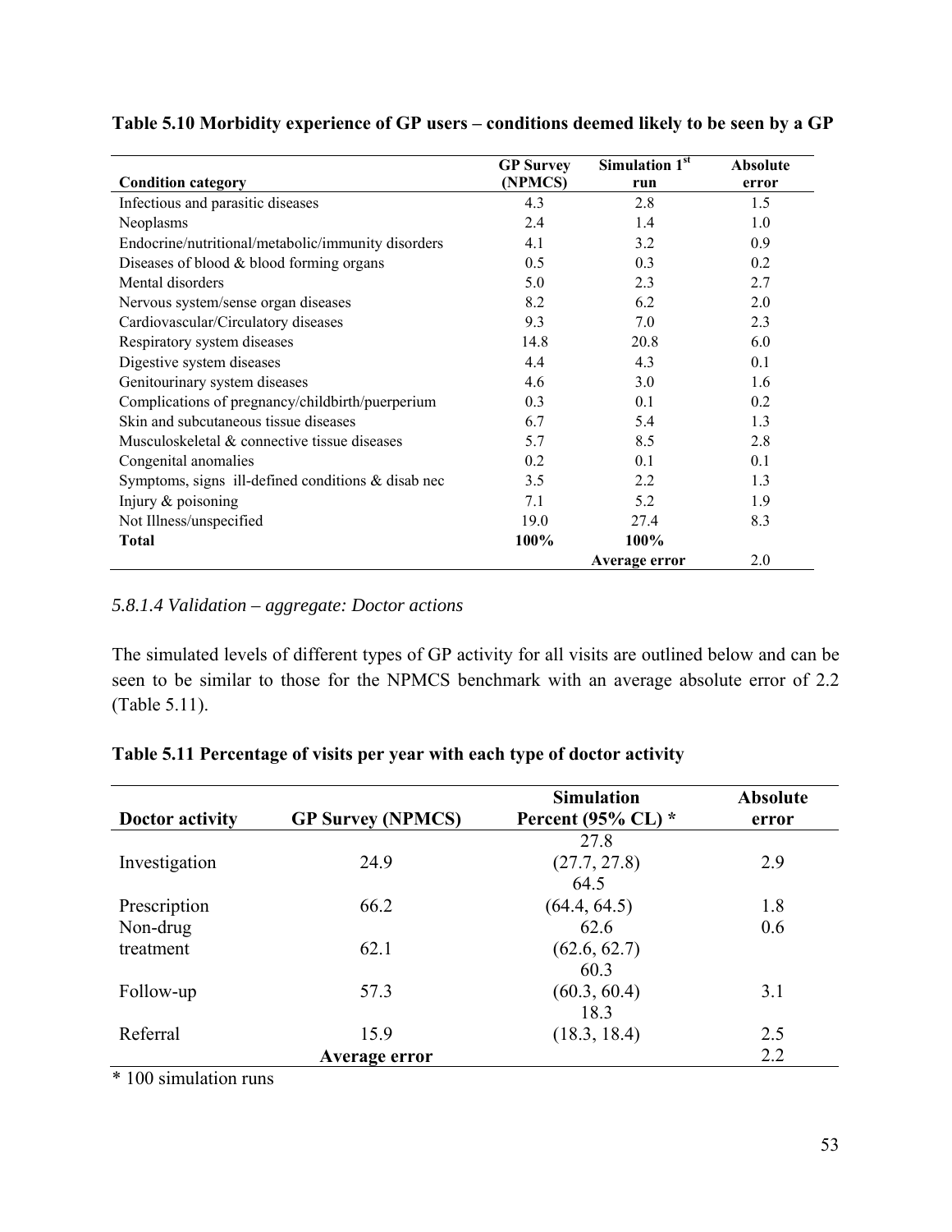**Table 5.10 Morbidity experience of GP users – conditions deemed likely to be seen by a GP**

| Condition category | GP Survey (NPMCS) | Simulation 1st run | Absolute error |
|---|---|---|---|
| Infectious and parasitic diseases | 4.3 | 2.8 | 1.5 |
| Neoplasms | 2.4 | 1.4 | 1.0 |
| Endocrine/nutritional/metabolic/immunity disorders | 4.1 | 3.2 | 0.9 |
| Diseases of blood & blood forming organs | 0.5 | 0.3 | 0.2 |
| Mental disorders | 5.0 | 2.3 | 2.7 |
| Nervous system/sense organ diseases | 8.2 | 6.2 | 2.0 |
| Cardiovascular/Circulatory diseases | 9.3 | 7.0 | 2.3 |
| Respiratory system diseases | 14.8 | 20.8 | 6.0 |
| Digestive system diseases | 4.4 | 4.3 | 0.1 |
| Genitourinary system diseases | 4.6 | 3.0 | 1.6 |
| Complications of pregnancy/childbirth/puerperium | 0.3 | 0.1 | 0.2 |
| Skin and subcutaneous tissue diseases | 6.7 | 5.4 | 1.3 |
| Musculoskeletal & connective tissue diseases | 5.7 | 8.5 | 2.8 |
| Congenital anomalies | 0.2 | 0.1 | 0.1 |
| Symptoms, signs ill-defined conditions & disab nec | 3.5 | 2.2 | 1.3 |
| Injury & poisoning | 7.1 | 5.2 | 1.9 |
| Not Illness/unspecified | 19.0 | 27.4 | 8.3 |
| **Total** | **100%** | **100%** | |
| | | **Average error** | 2.0 |

*5.8.1.4 Validation – aggregate: Doctor actions*

The simulated levels of different types of GP activity for all visits are outlined below and can be seen to be similar to those for the NPMCS benchmark with an average absolute error of 2.2 (Table 5.11).

**Table 5.11 Percentage of visits per year with each type of doctor activity**

| Doctor activity | GP Survey (NPMCS) | Simulation Percent (95% CL) * | Absolute error |
|---|---|---|---|
| Investigation | 24.9 | 27.8 (27.7, 27.8) | 2.9 |
| Prescription | 66.2 | 64.5 (64.4, 64.5) | 1.8 |
| Non-drug treatment | 62.1 | 62.6 (62.6, 62.7) | 0.6 |
| Follow-up | 57.3 | 60.3 (60.3, 60.4) | 3.1 |
| Referral | 15.9 | 18.3 (18.3, 18.4) | 2.5 |
| | **Average error** | | 2.2 |

\* 100 simulation runs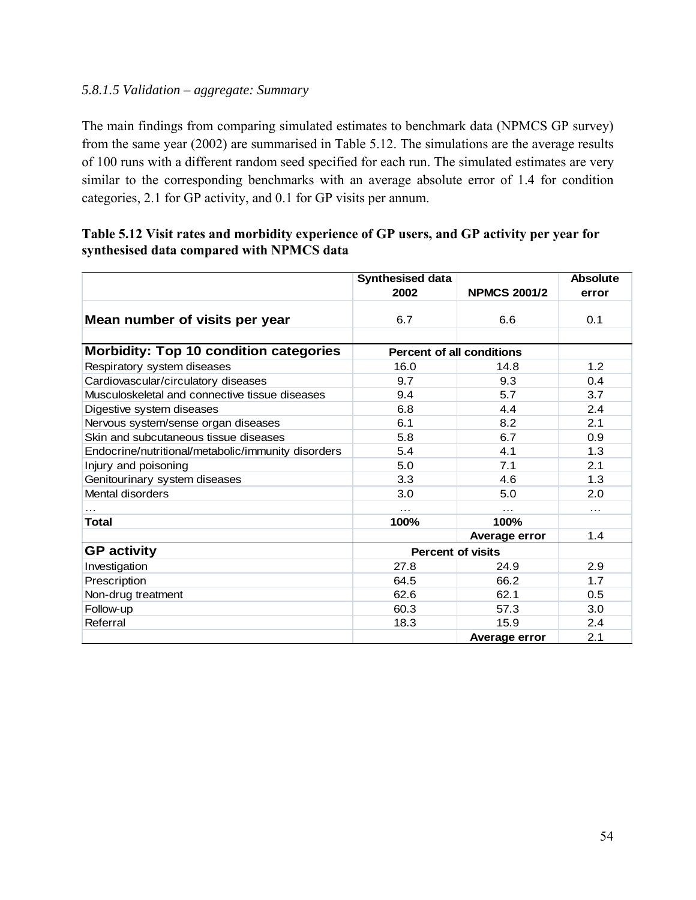*5.8.1.5 Validation – aggregate: Summary*

The main findings from comparing simulated estimates to benchmark data (NPMCS GP survey) from the same year (2002) are summarised in Table 5.12. The simulations are the average results of 100 runs with a different random seed specified for each run. The simulated estimates are very similar to the corresponding benchmarks with an average absolute error of 1.4 for condition categories, 2.1 for GP activity, and 0.1 for GP visits per annum.

**Table 5.12 Visit rates and morbidity experience of GP users, and GP activity per year for synthesised data compared with NPMCS data**

| | Synthesised data 2002 | NPMCS 2001/2 | Absolute error |
|---|---|---|---|
| **Mean number of visits per year** | 6.7 | 6.6 | 0.1 |
| | | | |
| **Morbidity: Top 10 condition categories** | **Percent of all conditions** | | |
| Respiratory system diseases | 16.0 | 14.8 | 1.2 |
| Cardiovascular/circulatory diseases | 9.7 | 9.3 | 0.4 |
| Musculoskeletal and connective tissue diseases | 9.4 | 5.7 | 3.7 |
| Digestive system diseases | 6.8 | 4.4 | 2.4 |
| Nervous system/sense organ diseases | 6.1 | 8.2 | 2.1 |
| Skin and subcutaneous tissue diseases | 5.8 | 6.7 | 0.9 |
| Endocrine/nutritional/metabolic/immunity disorders | 5.4 | 4.1 | 1.3 |
| Injury and poisoning | 5.0 | 7.1 | 2.1 |
| Genitourinary system diseases | 3.3 | 4.6 | 1.3 |
| Mental disorders | 3.0 | 5.0 | 2.0 |
| … | … | … | … |
| **Total** | **100%** | **100%** | |
| | | **Average error** | 1.4 |
| **GP activity** | **Percent of visits** | | |
| Investigation | 27.8 | 24.9 | 2.9 |
| Prescription | 64.5 | 66.2 | 1.7 |
| Non-drug treatment | 62.6 | 62.1 | 0.5 |
| Follow-up | 60.3 | 57.3 | 3.0 |
| Referral | 18.3 | 15.9 | 2.4 |
| | | **Average error** | 2.1 |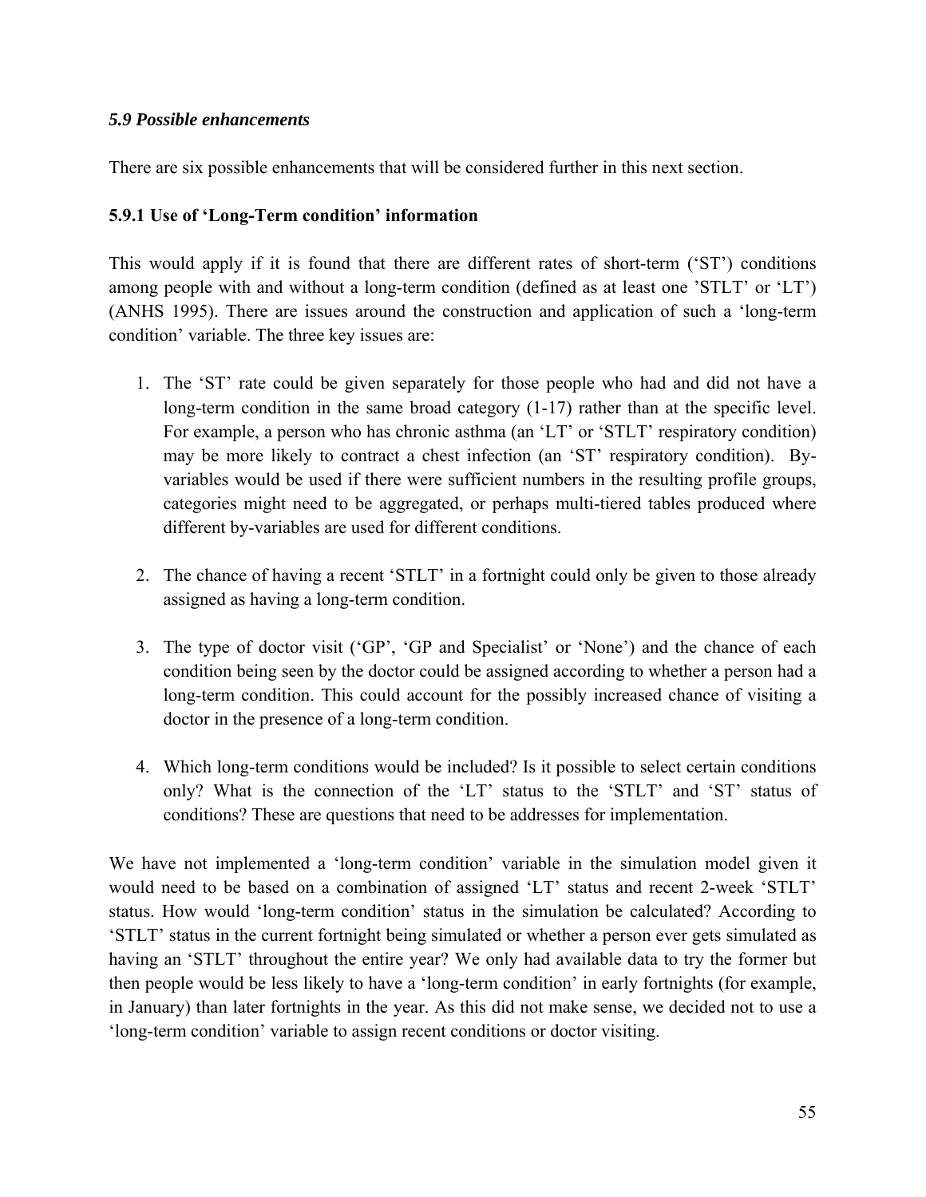### *5.9 Possible enhancements*

There are six possible enhancements that will be considered further in this next section.

#### 5.9.1 Use of 'Long-Term condition' information

This would apply if it is found that there are different rates of short-term ('ST') conditions among people with and without a long-term condition (defined as at least one 'STLT' or 'LT') (ANHS 1995). There are issues around the construction and application of such a 'long-term condition' variable. The three key issues are:

1. The 'ST' rate could be given separately for those people who had and did not have a long-term condition in the same broad category (1-17) rather than at the specific level. For example, a person who has chronic asthma (an 'LT' or 'STLT' respiratory condition) may be more likely to contract a chest infection (an 'ST' respiratory condition). By-variables would be used if there were sufficient numbers in the resulting profile groups, categories might need to be aggregated, or perhaps multi-tiered tables produced where different by-variables are used for different conditions.

2. The chance of having a recent 'STLT' in a fortnight could only be given to those already assigned as having a long-term condition.

3. The type of doctor visit ('GP', 'GP and Specialist' or 'None') and the chance of each condition being seen by the doctor could be assigned according to whether a person had a long-term condition. This could account for the possibly increased chance of visiting a doctor in the presence of a long-term condition.

4. Which long-term conditions would be included? Is it possible to select certain conditions only? What is the connection of the 'LT' status to the 'STLT' and 'ST' status of conditions? These are questions that need to be addresses for implementation.

We have not implemented a 'long-term condition' variable in the simulation model given it would need to be based on a combination of assigned 'LT' status and recent 2-week 'STLT' status. How would 'long-term condition' status in the simulation be calculated? According to 'STLT' status in the current fortnight being simulated or whether a person ever gets simulated as having an 'STLT' throughout the entire year? We only had available data to try the former but then people would be less likely to have a 'long-term condition' in early fortnights (for example, in January) than later fortnights in the year. As this did not make sense, we decided not to use a 'long-term condition' variable to assign recent conditions or doctor visiting.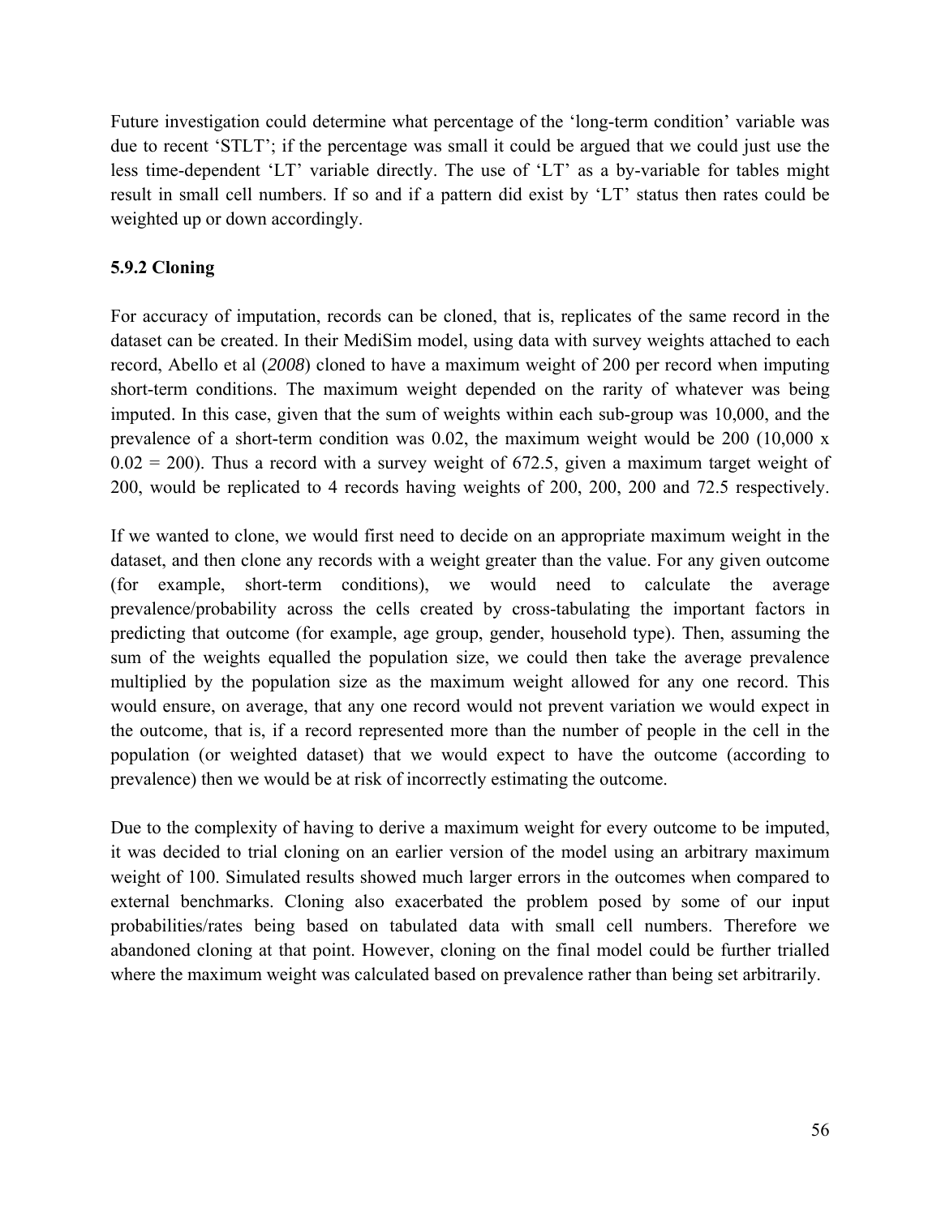Future investigation could determine what percentage of the 'long-term condition' variable was due to recent 'STLT'; if the percentage was small it could be argued that we could just use the less time-dependent 'LT' variable directly. The use of 'LT' as a by-variable for tables might result in small cell numbers. If so and if a pattern did exist by 'LT' status then rates could be weighted up or down accordingly.

### 5.9.2 Cloning

For accuracy of imputation, records can be cloned, that is, replicates of the same record in the dataset can be created. In their MediSim model, using data with survey weights attached to each record, Abello et al (*2008*) cloned to have a maximum weight of 200 per record when imputing short-term conditions. The maximum weight depended on the rarity of whatever was being imputed. In this case, given that the sum of weights within each sub-group was 10,000, and the prevalence of a short-term condition was 0.02, the maximum weight would be 200 (10,000 x 0.02 = 200). Thus a record with a survey weight of 672.5, given a maximum target weight of 200, would be replicated to 4 records having weights of 200, 200, 200 and 72.5 respectively.

If we wanted to clone, we would first need to decide on an appropriate maximum weight in the dataset, and then clone any records with a weight greater than the value. For any given outcome (for example, short-term conditions), we would need to calculate the average prevalence/probability across the cells created by cross-tabulating the important factors in predicting that outcome (for example, age group, gender, household type). Then, assuming the sum of the weights equalled the population size, we could then take the average prevalence multiplied by the population size as the maximum weight allowed for any one record. This would ensure, on average, that any one record would not prevent variation we would expect in the outcome, that is, if a record represented more than the number of people in the cell in the population (or weighted dataset) that we would expect to have the outcome (according to prevalence) then we would be at risk of incorrectly estimating the outcome.

Due to the complexity of having to derive a maximum weight for every outcome to be imputed, it was decided to trial cloning on an earlier version of the model using an arbitrary maximum weight of 100. Simulated results showed much larger errors in the outcomes when compared to external benchmarks. Cloning also exacerbated the problem posed by some of our input probabilities/rates being based on tabulated data with small cell numbers. Therefore we abandoned cloning at that point. However, cloning on the final model could be further trialled where the maximum weight was calculated based on prevalence rather than being set arbitrarily.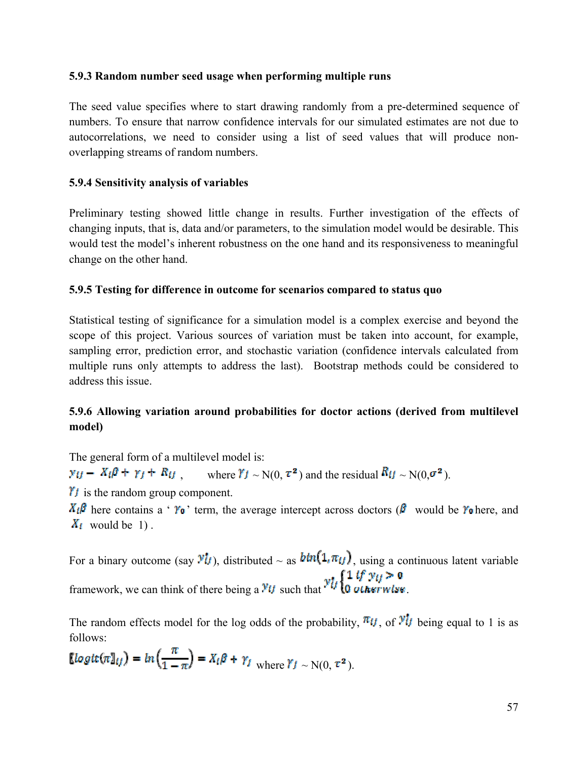### 5.9.3 Random number seed usage when performing multiple runs

The seed value specifies where to start drawing randomly from a pre-determined sequence of numbers. To ensure that narrow confidence intervals for our simulated estimates are not due to autocorrelations, we need to consider using a list of seed values that will produce non-overlapping streams of random numbers.

### 5.9.4 Sensitivity analysis of variables

Preliminary testing showed little change in results. Further investigation of the effects of changing inputs, that is, data and/or parameters, to the simulation model would be desirable. This would test the model's inherent robustness on the one hand and its responsiveness to meaningful change on the other hand.

### 5.9.5 Testing for difference in outcome for scenarios compared to status quo

Statistical testing of significance for a simulation model is a complex exercise and beyond the scope of this project. Various sources of variation must be taken into account, for example, sampling error, prediction error, and stochastic variation (confidence intervals calculated from multiple runs only attempts to address the last). Bootstrap methods could be considered to address this issue.

### 5.9.6 Allowing variation around probabilities for doctor actions (derived from multilevel model)

The general form of a multilevel model is:

$y_{ij} = X_i\beta + \gamma_j + R_{ij}$ , where $\gamma_j$ ~ N(0, $\tau^2$) and the residual $R_{ij}$ ~ N(0,$\sigma^2$).

$\gamma_j$ is the random group component.

$X_i\beta$ here contains a '$\gamma_0$' term, the average intercept across doctors ($\beta$ would be $\gamma_0$ here, and $X_i$ would be 1) .

For a binary outcome (say $y_{ij}^*$), distributed ~ as $bin(1, \pi_{ij})$, using a continuous latent variable framework, we can think of there being a $y_{ij}$ such that $y_{ij}^* \begin{cases} 1 \text{ if } y_{ij} > 0 \\ 0 \text{ otherwise} \end{cases}$.

The random effects model for the log odds of the probability, $\pi_{ij}$, of $y_{ij}^*$ being equal to 1 is as follows:

$[logit(\pi]_{ij}) = ln\left(\frac{\pi}{1-\pi}\right) = X_i\beta + \gamma_j$ where $\gamma_j$ ~ N(0, $\tau^2$).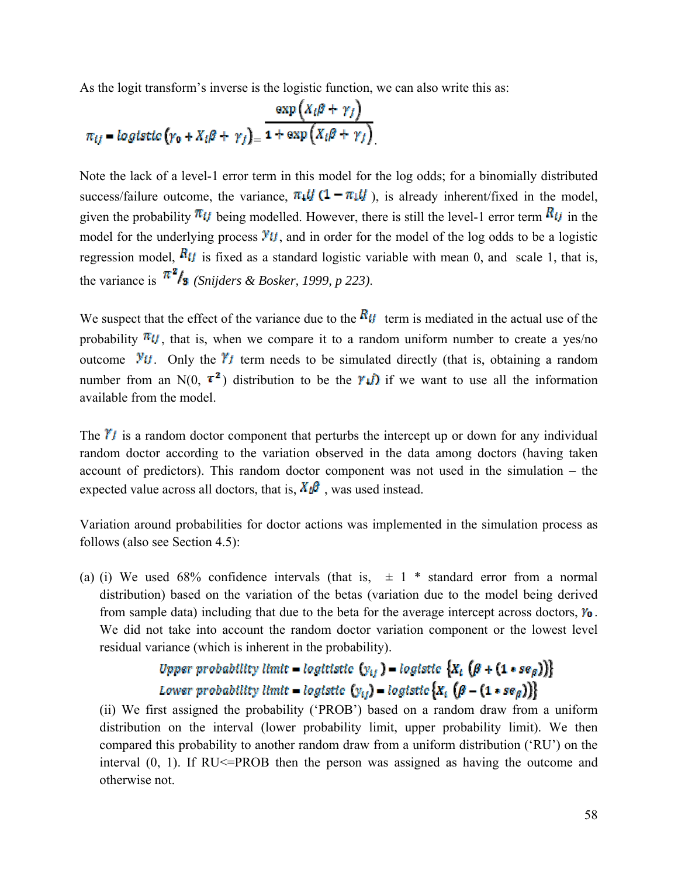As the logit transform's inverse is the logistic function, we can also write this as:

$$\pi_{ij} = logistic\left(\gamma_0 + X_i\beta + \gamma_j\right) = \frac{\exp\left(X_i\beta + \gamma_j\right)}{1 + \exp\left(X_i\beta + \gamma_j\right)}.$$

Note the lack of a level-1 error term in this model for the log odds; for a binomially distributed success/failure outcome, the variance, $\pi_{ij}(1 - \pi_{ij})$, is already inherent/fixed in the model, given the probability $\pi_{ij}$ being modelled. However, there is still the level-1 error term $R_{ij}$ in the model for the underlying process $y_{ij}$, and in order for the model of the log odds to be a logistic regression model, $R_{ij}$ is fixed as a standard logistic variable with mean 0, and scale 1, that is, the variance is $\pi^2/3$ *(Snijders & Bosker, 1999, p 223).*

We suspect that the effect of the variance due to the $R_{ij}$ term is mediated in the actual use of the probability $\pi_{ij}$, that is, when we compare it to a random uniform number to create a yes/no outcome $y_{ij}$. Only the $\gamma_j$ term needs to be simulated directly (that is, obtaining a random number from an N(0, $\tau^2$) distribution to be the $\gamma_{ij}$) if we want to use all the information available from the model.

The $\gamma_j$ is a random doctor component that perturbs the intercept up or down for any individual random doctor according to the variation observed in the data among doctors (having taken account of predictors). This random doctor component was not used in the simulation – the expected value across all doctors, that is, $X_i\beta$ , was used instead.

Variation around probabilities for doctor actions was implemented in the simulation process as follows (also see Section 4.5):

(a) (i) We used 68% confidence intervals (that is, ± 1 * standard error from a normal distribution) based on the variation of the betas (variation due to the model being derived from sample data) including that due to the beta for the average intercept across doctors, $\gamma_0$. We did not take into account the random doctor variation component or the lowest level residual variance (which is inherent in the probability).

$$\text{Upper probability limit} = logitistic\left(y_{ij}\right) = logistic\left\{X_i\left(\beta + \left(1 * se_\beta\right)\right)\right\}$$
$$\text{Lower probability limit} = logistic\left(y_{ij}\right) = logistic\left\{X_i\left(\beta - \left(1 * se_\beta\right)\right)\right\}$$

(ii) We first assigned the probability ('PROB') based on a random draw from a uniform distribution on the interval (lower probability limit, upper probability limit). We then compared this probability to another random draw from a uniform distribution ('RU') on the interval (0, 1). If RU<=PROB then the person was assigned as having the outcome and otherwise not.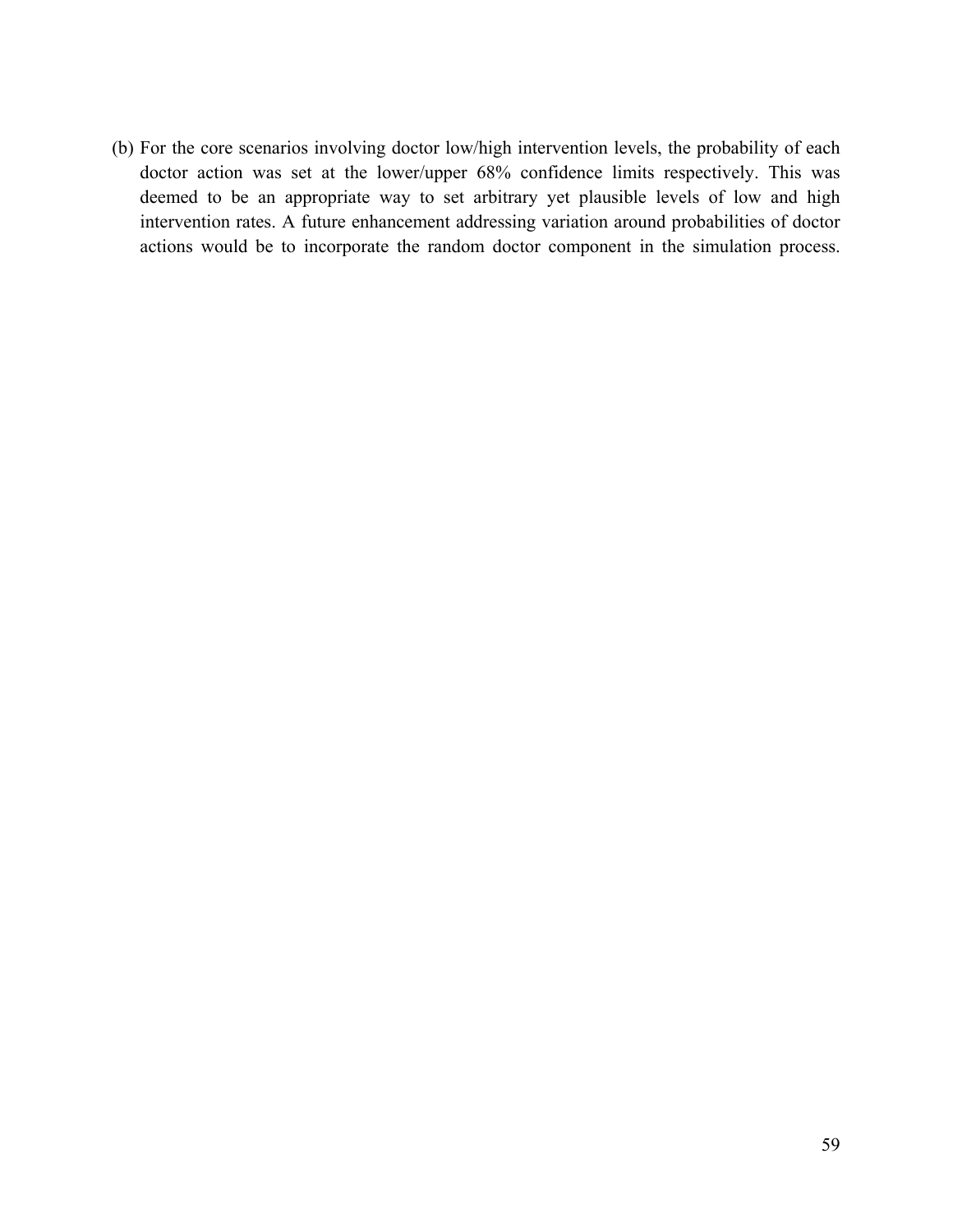(b) For the core scenarios involving doctor low/high intervention levels, the probability of each doctor action was set at the lower/upper 68% confidence limits respectively. This was deemed to be an appropriate way to set arbitrary yet plausible levels of low and high intervention rates. A future enhancement addressing variation around probabilities of doctor actions would be to incorporate the random doctor component in the simulation process.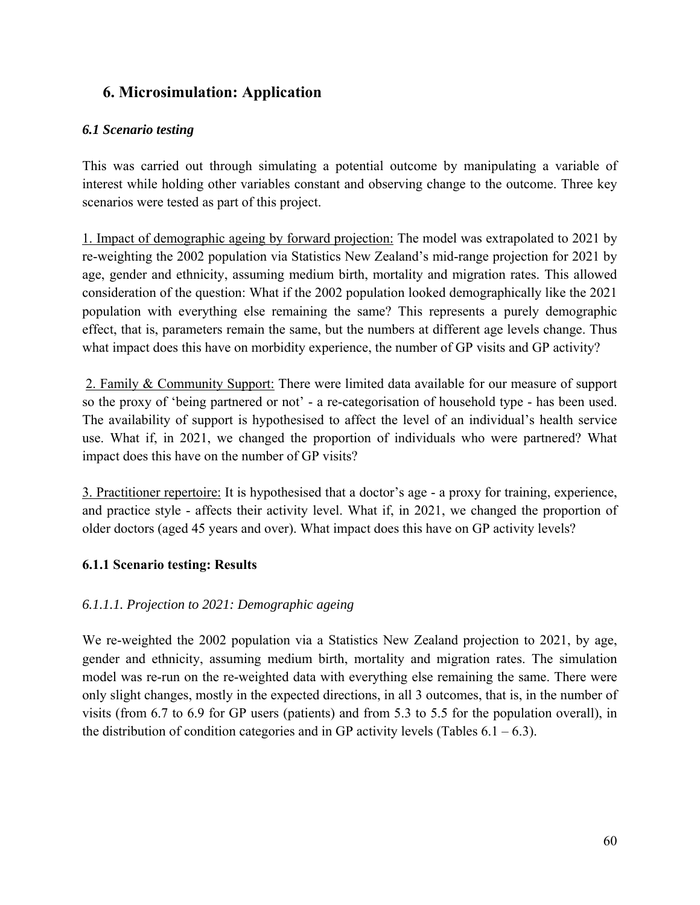## 6. Microsimulation: Application

### *6.1 Scenario testing*

This was carried out through simulating a potential outcome by manipulating a variable of interest while holding other variables constant and observing change to the outcome. Three key scenarios were tested as part of this project.

<u>1. Impact of demographic ageing by forward projection:</u> The model was extrapolated to 2021 by re-weighting the 2002 population via Statistics New Zealand's mid-range projection for 2021 by age, gender and ethnicity, assuming medium birth, mortality and migration rates. This allowed consideration of the question: What if the 2002 population looked demographically like the 2021 population with everything else remaining the same? This represents a purely demographic effect, that is, parameters remain the same, but the numbers at different age levels change. Thus what impact does this have on morbidity experience, the number of GP visits and GP activity?

<u>2. Family & Community Support:</u> There were limited data available for our measure of support so the proxy of 'being partnered or not' - a re-categorisation of household type - has been used. The availability of support is hypothesised to affect the level of an individual's health service use. What if, in 2021, we changed the proportion of individuals who were partnered? What impact does this have on the number of GP visits?

<u>3. Practitioner repertoire:</u> It is hypothesised that a doctor's age - a proxy for training, experience, and practice style - affects their activity level. What if, in 2021, we changed the proportion of older doctors (aged 45 years and over). What impact does this have on GP activity levels?

#### 6.1.1 Scenario testing: Results

*6.1.1.1. Projection to 2021: Demographic ageing*

We re-weighted the 2002 population via a Statistics New Zealand projection to 2021, by age, gender and ethnicity, assuming medium birth, mortality and migration rates. The simulation model was re-run on the re-weighted data with everything else remaining the same. There were only slight changes, mostly in the expected directions, in all 3 outcomes, that is, in the number of visits (from 6.7 to 6.9 for GP users (patients) and from 5.3 to 5.5 for the population overall), in the distribution of condition categories and in GP activity levels (Tables 6.1 – 6.3).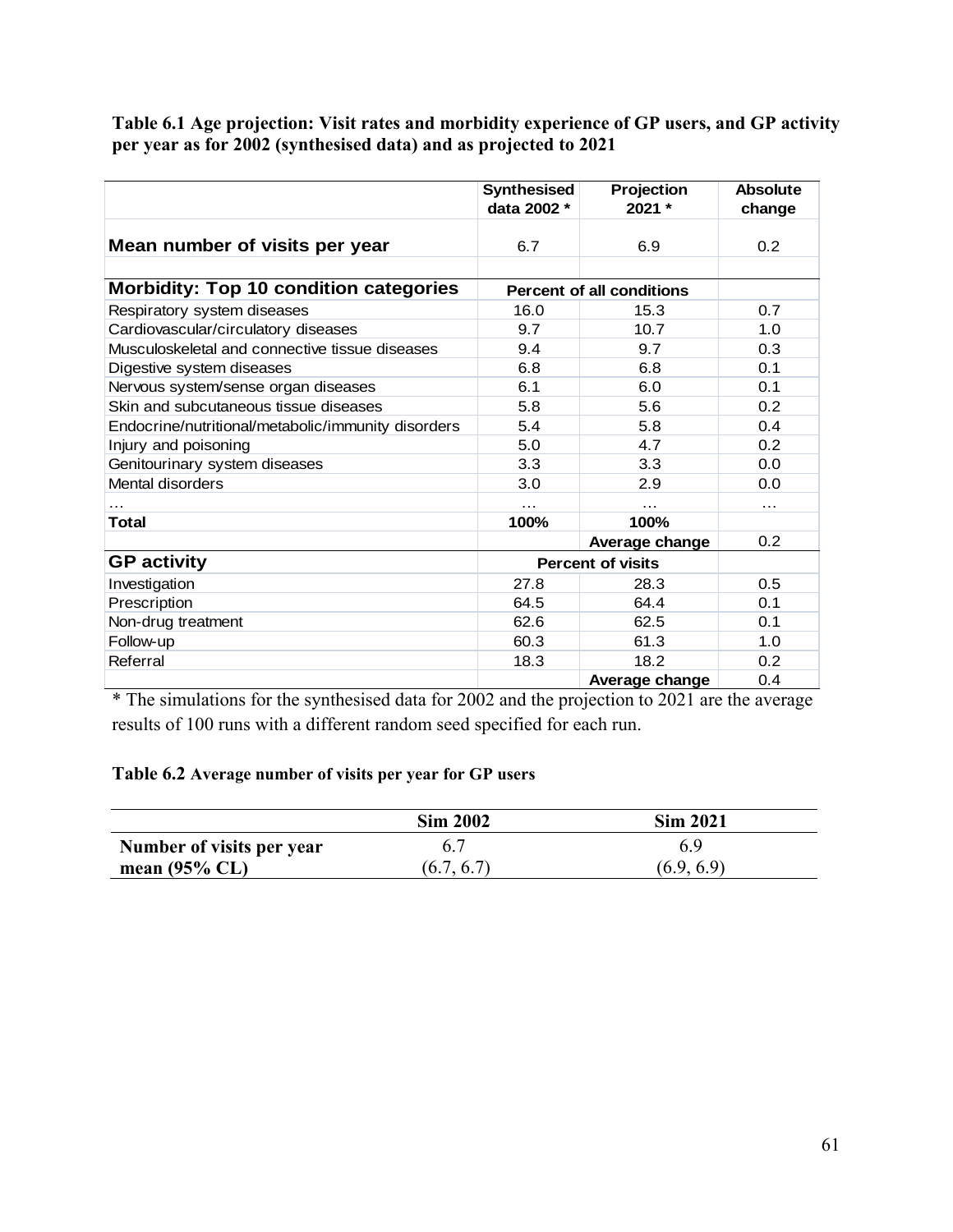**Table 6.1 Age projection: Visit rates and morbidity experience of GP users, and GP activity per year as for 2002 (synthesised data) and as projected to 2021**

| | Synthesised data 2002 * | Projection 2021 * | Absolute change |
|---|---|---|---|
| **Mean number of visits per year** | 6.7 | 6.9 | 0.2 |
| | | | |
| **Morbidity: Top 10 condition categories** | Percent of all conditions | | |
| Respiratory system diseases | 16.0 | 15.3 | 0.7 |
| Cardiovascular/circulatory diseases | 9.7 | 10.7 | 1.0 |
| Musculoskeletal and connective tissue diseases | 9.4 | 9.7 | 0.3 |
| Digestive system diseases | 6.8 | 6.8 | 0.1 |
| Nervous system/sense organ diseases | 6.1 | 6.0 | 0.1 |
| Skin and subcutaneous tissue diseases | 5.8 | 5.6 | 0.2 |
| Endocrine/nutritional/metabolic/immunity disorders | 5.4 | 5.8 | 0.4 |
| Injury and poisoning | 5.0 | 4.7 | 0.2 |
| Genitourinary system diseases | 3.3 | 3.3 | 0.0 |
| Mental disorders | 3.0 | 2.9 | 0.0 |
| … | … | … | … |
| **Total** | **100%** | **100%** | |
| | | **Average change** | 0.2 |
| **GP activity** | Percent of visits | | |
| Investigation | 27.8 | 28.3 | 0.5 |
| Prescription | 64.5 | 64.4 | 0.1 |
| Non-drug treatment | 62.6 | 62.5 | 0.1 |
| Follow-up | 60.3 | 61.3 | 1.0 |
| Referral | 18.3 | 18.2 | 0.2 |
| | | **Average change** | 0.4 |

\* The simulations for the synthesised data for 2002 and the projection to 2021 are the average results of 100 runs with a different random seed specified for each run.

**Table 6.2 Average number of visits per year for GP users**

| | Sim 2002 | Sim 2021 |
|---|---|---|
| **Number of visits per year mean (95% CL)** | 6.7 (6.7, 6.7) | 6.9 (6.9, 6.9) |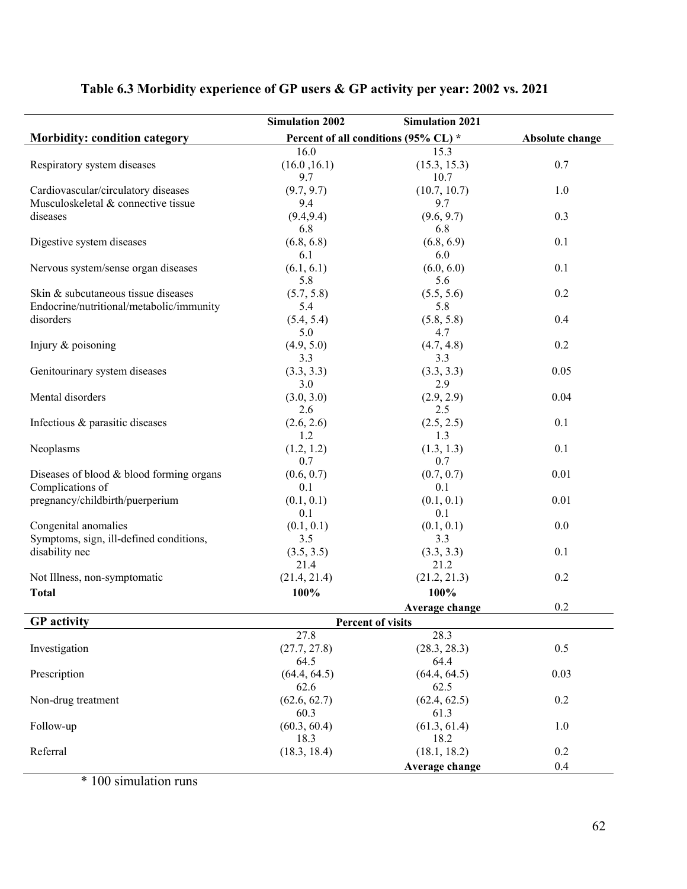**Table 6.3 Morbidity experience of GP users & GP activity per year: 2002 vs. 2021**

| | Simulation 2002 | Simulation 2021 | |
|---|---|---|---|
| **Morbidity: condition category** | **Percent of all conditions (95% CL) *** | | **Absolute change** |
| Respiratory system diseases | 16.0 (16.0 ,16.1) | 15.3 (15.3, 15.3) | 0.7 |
| Cardiovascular/circulatory diseases | 9.7 (9.7, 9.7) | 10.7 (10.7, 10.7) | 1.0 |
| Musculoskeletal & connective tissue diseases | 9.4 (9.4,9.4) | 9.7 (9.6, 9.7) | 0.3 |
| Digestive system diseases | 6.8 (6.8, 6.8) | 6.8 (6.8, 6.9) | 0.1 |
| Nervous system/sense organ diseases | 6.1 (6.1, 6.1) | 6.0 (6.0, 6.0) | 0.1 |
| Skin & subcutaneous tissue diseases | 5.8 (5.7, 5.8) | 5.6 (5.5, 5.6) | 0.2 |
| Endocrine/nutritional/metabolic/immunity disorders | 5.4 (5.4, 5.4) | 5.8 (5.8, 5.8) | 0.4 |
| Injury & poisoning | 5.0 (4.9, 5.0) | 4.7 (4.7, 4.8) | 0.2 |
| Genitourinary system diseases | 3.3 (3.3, 3.3) | 3.3 (3.3, 3.3) | 0.05 |
| Mental disorders | 3.0 (3.0, 3.0) | 2.9 (2.9, 2.9) | 0.04 |
| Infectious & parasitic diseases | 2.6 (2.6, 2.6) | 2.5 (2.5, 2.5) | 0.1 |
| Neoplasms | 1.2 (1.2, 1.2) | 1.3 (1.3, 1.3) | 0.1 |
| Diseases of blood & blood forming organs | 0.7 (0.6, 0.7) | 0.7 (0.7, 0.7) | 0.01 |
| Complications of pregnancy/childbirth/puerperium | 0.1 (0.1, 0.1) | 0.1 (0.1, 0.1) | 0.01 |
| Congenital anomalies | 0.1 (0.1, 0.1) | 0.1 (0.1, 0.1) | 0.0 |
| Symptoms, sign, ill-defined conditions, disability nec | 3.5 (3.5, 3.5) | 3.3 (3.3, 3.3) | 0.1 |
| Not Illness, non-symptomatic | 21.4 (21.4, 21.4) | 21.2 (21.2, 21.3) | 0.2 |
| **Total** | **100%** | **100%** | |
| | | **Average change** | 0.2 |
| **GP activity** | **Percent of visits** | | |
| Investigation | 27.8 (27.7, 27.8) | 28.3 (28.3, 28.3) | 0.5 |
| Prescription | 64.5 (64.4, 64.5) | 64.4 (64.4, 64.5) | 0.03 |
| Non-drug treatment | 62.6 (62.6, 62.7) | 62.5 (62.4, 62.5) | 0.2 |
| Follow-up | 60.3 (60.3, 60.4) | 61.3 (61.3, 61.4) | 1.0 |
| Referral | 18.3 (18.3, 18.4) | 18.2 (18.1, 18.2) | 0.2 |
| | | **Average change** | 0.4 |

* 100 simulation runs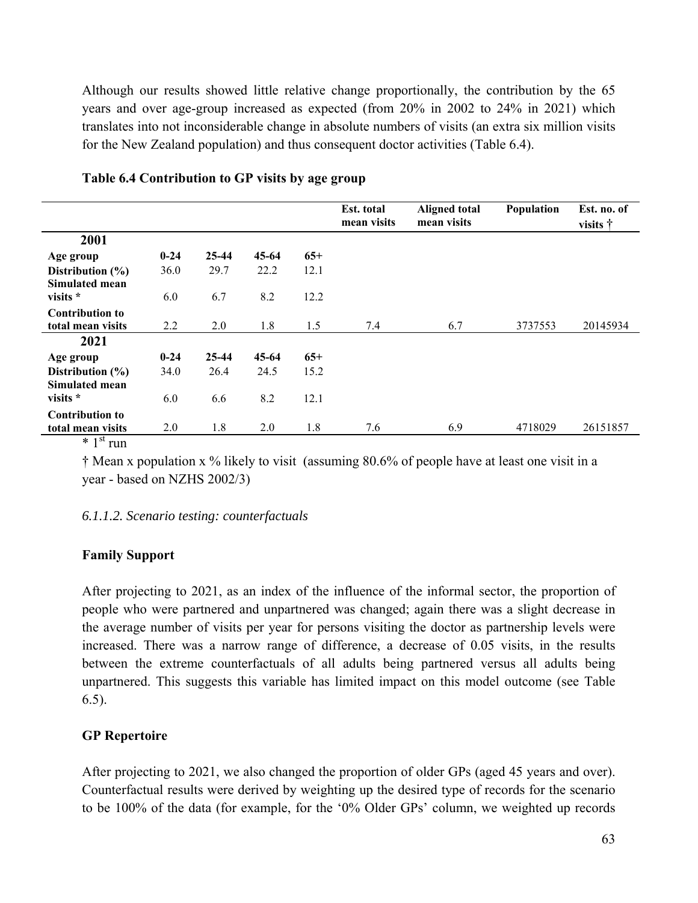Although our results showed little relative change proportionally, the contribution by the 65 years and over age-group increased as expected (from 20% in 2002 to 24% in 2021) which translates into not inconsiderable change in absolute numbers of visits (an extra six million visits for the New Zealand population) and thus consequent doctor activities (Table 6.4).

**Table 6.4 Contribution to GP visits by age group**

| | | | | | Est. total mean visits | Aligned total mean visits | Population | Est. no. of visits † |
|---|---|---|---|---|---|---|---|---|
| **2001** | | | | | | | | |
| **Age group** | **0-24** | **25-44** | **45-64** | **65+** | | | | |
| **Distribution (%)** | 36.0 | 29.7 | 22.2 | 12.1 | | | | |
| **Simulated mean visits \*** | 6.0 | 6.7 | 8.2 | 12.2 | | | | |
| **Contribution to total mean visits** | 2.2 | 2.0 | 1.8 | 1.5 | 7.4 | 6.7 | 3737553 | 20145934 |
| **2021** | | | | | | | | |
| **Age group** | **0-24** | **25-44** | **45-64** | **65+** | | | | |
| **Distribution (%)** | 34.0 | 26.4 | 24.5 | 15.2 | | | | |
| **Simulated mean visits \*** | 6.0 | 6.6 | 8.2 | 12.1 | | | | |
| **Contribution to total mean visits** | 2.0 | 1.8 | 2.0 | 1.8 | 7.6 | 6.9 | 4718029 | 26151857 |

\* 1st run

† Mean x population x % likely to visit (assuming 80.6% of people have at least one visit in a year - based on NZHS 2002/3)

*6.1.1.2. Scenario testing: counterfactuals*

**Family Support**

After projecting to 2021, as an index of the influence of the informal sector, the proportion of people who were partnered and unpartnered was changed; again there was a slight decrease in the average number of visits per year for persons visiting the doctor as partnership levels were increased. There was a narrow range of difference, a decrease of 0.05 visits, in the results between the extreme counterfactuals of all adults being partnered versus all adults being unpartnered. This suggests this variable has limited impact on this model outcome (see Table 6.5).

**GP Repertoire**

After projecting to 2021, we also changed the proportion of older GPs (aged 45 years and over). Counterfactual results were derived by weighting up the desired type of records for the scenario to be 100% of the data (for example, for the '0% Older GPs' column, we weighted up records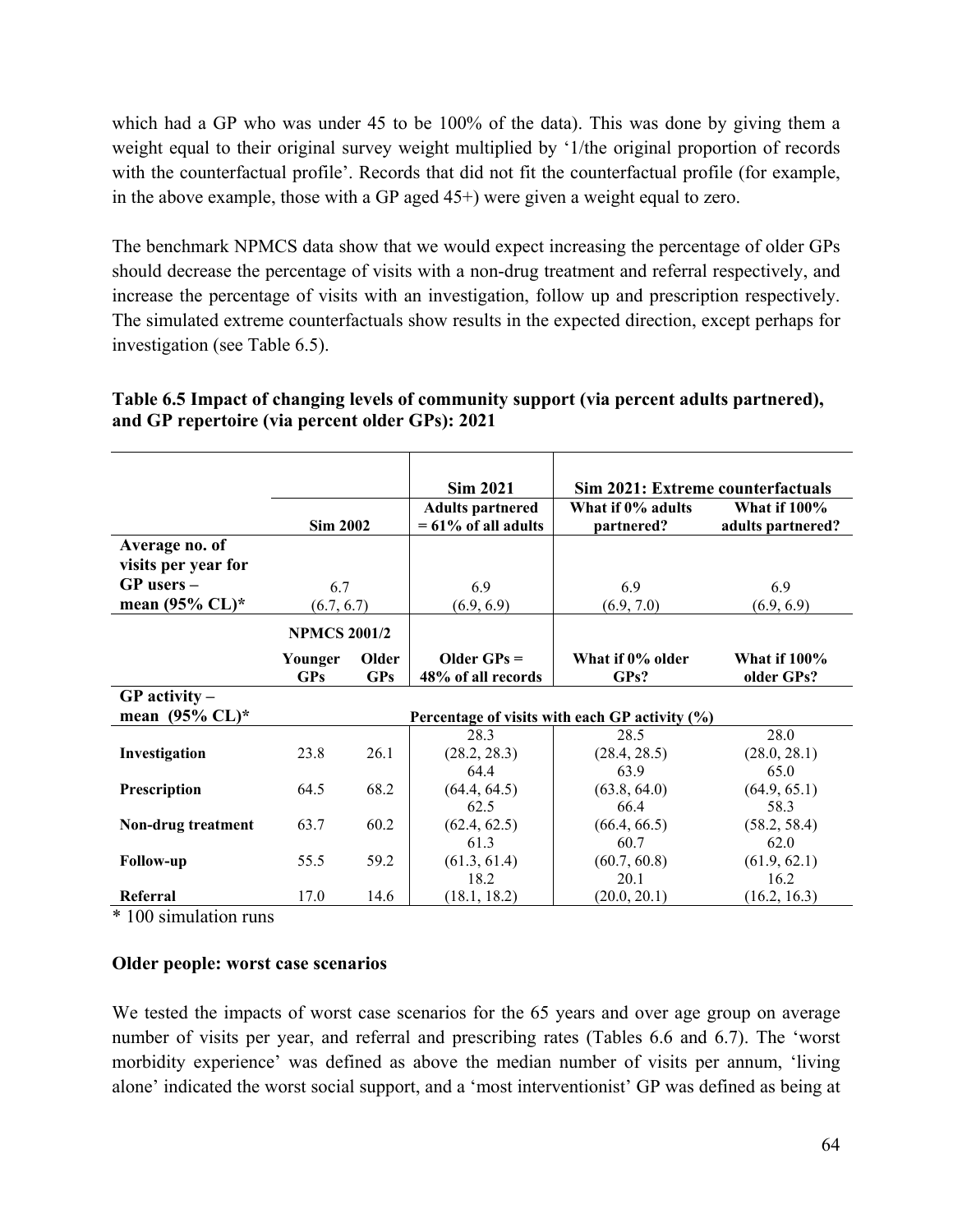which had a GP who was under 45 to be 100% of the data). This was done by giving them a weight equal to their original survey weight multiplied by '1/the original proportion of records with the counterfactual profile'. Records that did not fit the counterfactual profile (for example, in the above example, those with a GP aged 45+) were given a weight equal to zero.

The benchmark NPMCS data show that we would expect increasing the percentage of older GPs should decrease the percentage of visits with a non-drug treatment and referral respectively, and increase the percentage of visits with an investigation, follow up and prescription respectively. The simulated extreme counterfactuals show results in the expected direction, except perhaps for investigation (see Table 6.5).

**Table 6.5 Impact of changing levels of community support (via percent adults partnered), and GP repertoire (via percent older GPs): 2021**

| | | | **Sim 2021** | **Sim 2021: Extreme counterfactuals** | |
|---|---|---|---|---|---|
| | **Sim 2002** | | **Adults partnered = 61% of all adults** | **What if 0% adults partnered?** | **What if 100% adults partnered?** |
| **Average no. of visits per year for GP users – mean (95% CL)*** | 6.7 (6.7, 6.7) | | 6.9 (6.9, 6.9) | 6.9 (6.9, 7.0) | 6.9 (6.9, 6.9) |
| | **NPMCS 2001/2** | | | | |
| | **Younger GPs** | **Older GPs** | **Older GPs = 48% of all records** | **What if 0% older GPs?** | **What if 100% older GPs?** |
| **GP activity – mean (95% CL)*** | | | **Percentage of visits with each GP activity (%)** | | |
| **Investigation** | 23.8 | 26.1 | 28.3 (28.2, 28.3) | 28.5 (28.4, 28.5) | 28.0 (28.0, 28.1) |
| **Prescription** | 64.5 | 68.2 | 64.4 (64.4, 64.5) | 63.9 (63.8, 64.0) | 65.0 (64.9, 65.1) |
| **Non-drug treatment** | 63.7 | 60.2 | 62.5 (62.4, 62.5) | 66.4 (66.4, 66.5) | 58.3 (58.2, 58.4) |
| **Follow-up** | 55.5 | 59.2 | 61.3 (61.3, 61.4) | 60.7 (60.7, 60.8) | 62.0 (61.9, 62.1) |
| **Referral** | 17.0 | 14.6 | 18.2 (18.1, 18.2) | 20.1 (20.0, 20.1) | 16.2 (16.2, 16.3) |

\* 100 simulation runs

### Older people: worst case scenarios

We tested the impacts of worst case scenarios for the 65 years and over age group on average number of visits per year, and referral and prescribing rates (Tables 6.6 and 6.7). The 'worst morbidity experience' was defined as above the median number of visits per annum, 'living alone' indicated the worst social support, and a 'most interventionist' GP was defined as being at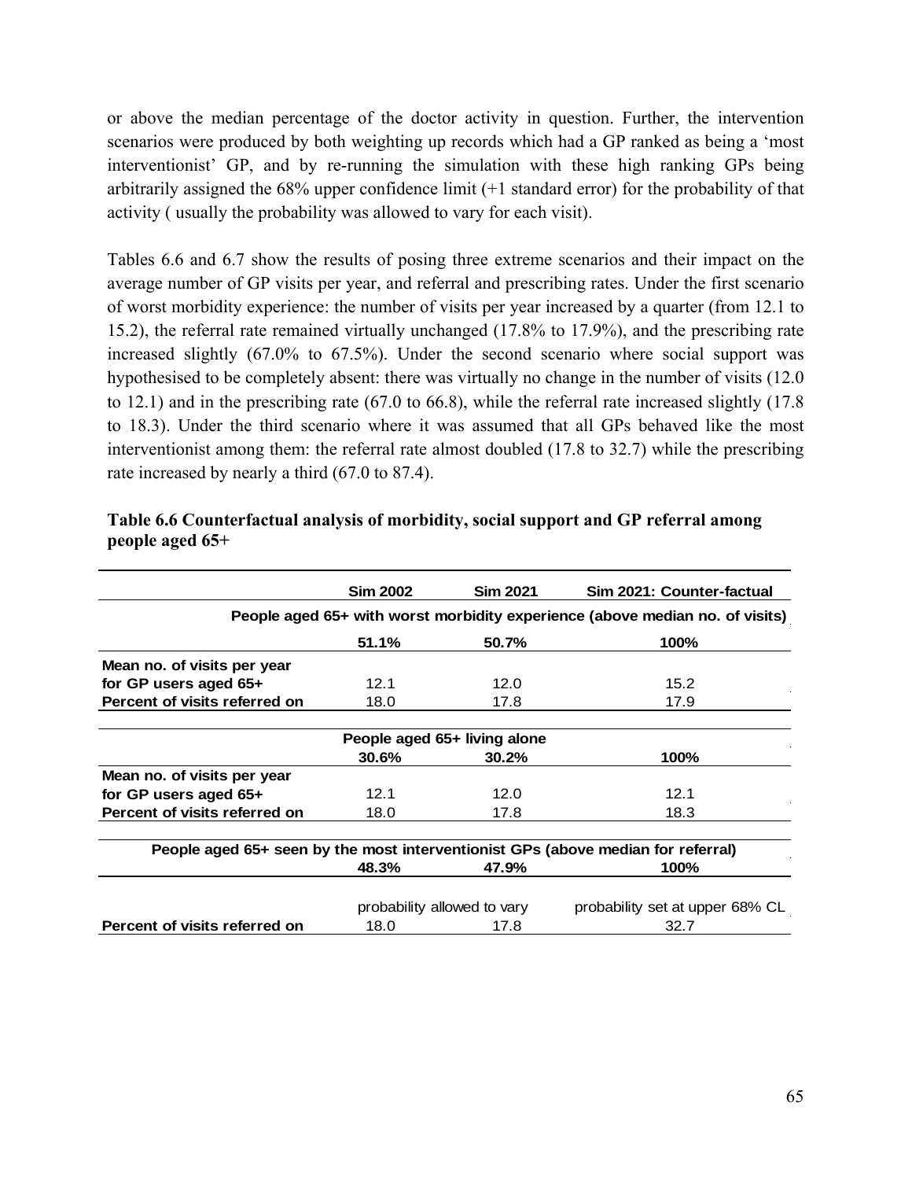or above the median percentage of the doctor activity in question. Further, the intervention scenarios were produced by both weighting up records which had a GP ranked as being a 'most interventionist' GP, and by re-running the simulation with these high ranking GPs being arbitrarily assigned the 68% upper confidence limit (+1 standard error) for the probability of that activity ( usually the probability was allowed to vary for each visit).

Tables 6.6 and 6.7 show the results of posing three extreme scenarios and their impact on the average number of GP visits per year, and referral and prescribing rates. Under the first scenario of worst morbidity experience: the number of visits per year increased by a quarter (from 12.1 to 15.2), the referral rate remained virtually unchanged (17.8% to 17.9%), and the prescribing rate increased slightly (67.0% to 67.5%). Under the second scenario where social support was hypothesised to be completely absent: there was virtually no change in the number of visits (12.0 to 12.1) and in the prescribing rate (67.0 to 66.8), while the referral rate increased slightly (17.8 to 18.3). Under the third scenario where it was assumed that all GPs behaved like the most interventionist among them: the referral rate almost doubled (17.8 to 32.7) while the prescribing rate increased by nearly a third (67.0 to 87.4).

**Table 6.6 Counterfactual analysis of morbidity, social support and GP referral among people aged 65+**

| | **Sim 2002** | **Sim 2021** | **Sim 2021: Counter-factual** |
|---|---|---|---|
| | **People aged 65+ with worst morbidity experience (above median no. of visits)** | | |
| | **51.1%** | **50.7%** | **100%** |
| **Mean no. of visits per year for GP users aged 65+** | 12.1 | 12.0 | 15.2 |
| **Percent of visits referred on** | 18.0 | 17.8 | 17.9 |
| | **People aged 65+ living alone** | | |
| | **30.6%** | **30.2%** | **100%** |
| **Mean no. of visits per year for GP users aged 65+** | 12.1 | 12.0 | 12.1 |
| **Percent of visits referred on** | 18.0 | 17.8 | 18.3 |
| **People aged 65+ seen by the most interventionist GPs (above median for referral)** | | | |
| | **48.3%** | **47.9%** | **100%** |
| | probability allowed to vary | | probability set at upper 68% CL |
| **Percent of visits referred on** | 18.0 | 17.8 | 32.7 |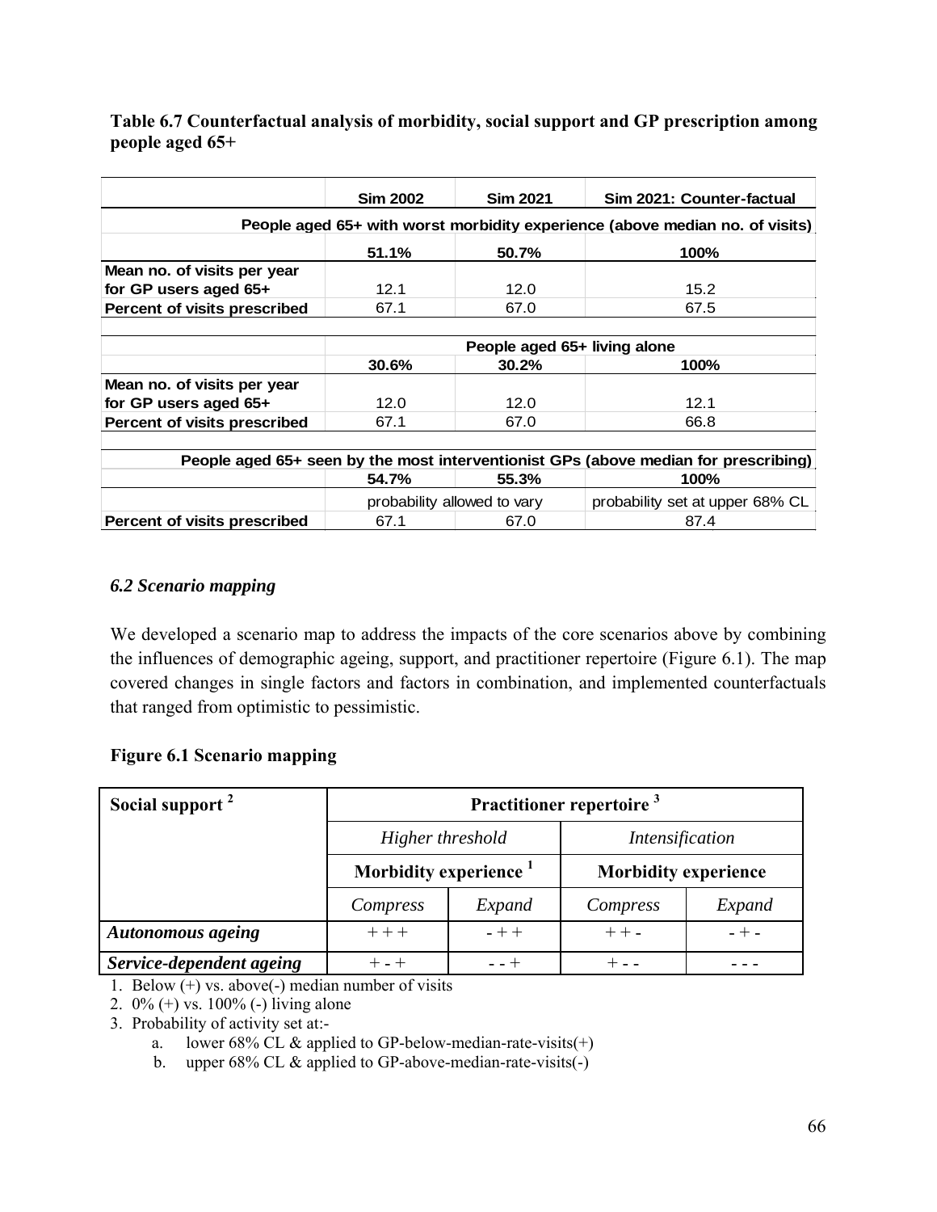**Table 6.7 Counterfactual analysis of morbidity, social support and GP prescription among people aged 65+**

| | Sim 2002 | Sim 2021 | Sim 2021: Counter-factual |
|---|---|---|---|
| | People aged 65+ with worst morbidity experience (above median no. of visits) | | |
| | **51.1%** | **50.7%** | **100%** |
| **Mean no. of visits per year for GP users aged 65+** | 12.1 | 12.0 | 15.2 |
| **Percent of visits prescribed** | 67.1 | 67.0 | 67.5 |
| | People aged 65+ living alone | | |
| | **30.6%** | **30.2%** | **100%** |
| **Mean no. of visits per year for GP users aged 65+** | 12.0 | 12.0 | 12.1 |
| **Percent of visits prescribed** | 67.1 | 67.0 | 66.8 |
| | People aged 65+ seen by the most interventionist GPs (above median for prescribing) | | |
| | **54.7%** | **55.3%** | **100%** |
| | probability allowed to vary | | probability set at upper 68% CL |
| **Percent of visits prescribed** | 67.1 | 67.0 | 87.4 |

### *6.2 Scenario mapping*

We developed a scenario map to address the impacts of the core scenarios above by combining the influences of demographic ageing, support, and practitioner repertoire (Figure 6.1). The map covered changes in single factors and factors in combination, and implemented counterfactuals that ranged from optimistic to pessimistic.

**Figure 6.1 Scenario mapping**

| **Social support** [2] | **Practitioner repertoire** [3] | | | |
|---|---|---|---|---|
| | *Higher threshold* | | *Intensification* | |
| | **Morbidity experience** [1] | | **Morbidity experience** | |
| | *Compress* | *Expand* | *Compress* | *Expand* |
| ***Autonomous ageing*** | + + + | - + + | + + - | - + - |
| ***Service-dependent ageing*** | + - + | - - + | + - - | - - - |

1. Below (+) vs. above(-) median number of visits
2. 0% (+) vs. 100% (-) living alone
3. Probability of activity set at:-
   a. lower 68% CL & applied to GP-below-median-rate-visits(+)
   b. upper 68% CL & applied to GP-above-median-rate-visits(-)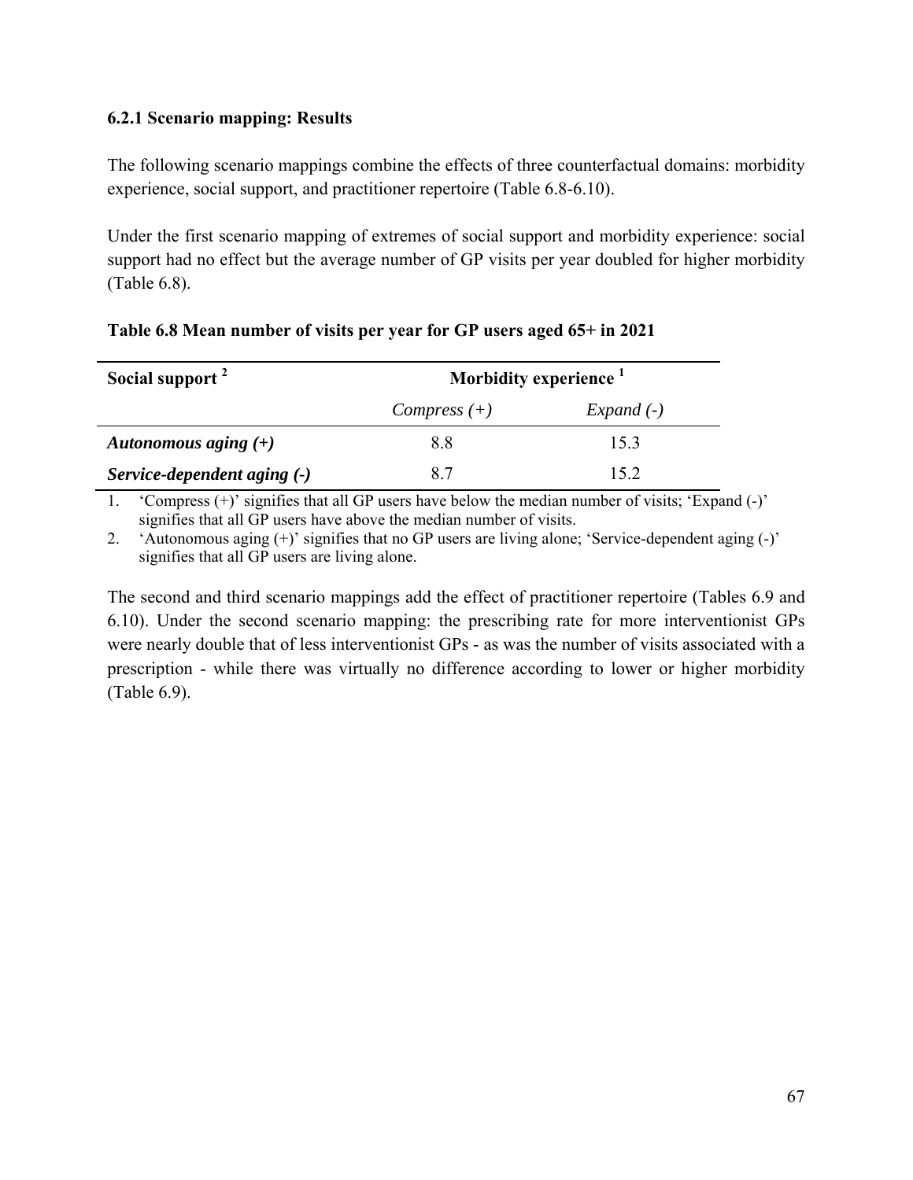### 6.2.1 Scenario mapping: Results

The following scenario mappings combine the effects of three counterfactual domains: morbidity experience, social support, and practitioner repertoire (Table 6.8-6.10).

Under the first scenario mapping of extremes of social support and morbidity experience: social support had no effect but the average number of GP visits per year doubled for higher morbidity (Table 6.8).

**Table 6.8 Mean number of visits per year for GP users aged 65+ in 2021**

| Social support [2] | Morbidity experience [1] | |
|---|---|---|
| | *Compress (+)* | *Expand (-)* |
| ***Autonomous aging (+)*** | 8.8 | 15.3 |
| ***Service-dependent aging (-)*** | 8.7 | 15.2 |

1. 'Compress (+)' signifies that all GP users have below the median number of visits; 'Expand (-)' signifies that all GP users have above the median number of visits.
2. 'Autonomous aging (+)' signifies that no GP users are living alone; 'Service-dependent aging (-)' signifies that all GP users are living alone.

The second and third scenario mappings add the effect of practitioner repertoire (Tables 6.9 and 6.10). Under the second scenario mapping: the prescribing rate for more interventionist GPs were nearly double that of less interventionist GPs - as was the number of visits associated with a prescription - while there was virtually no difference according to lower or higher morbidity (Table 6.9).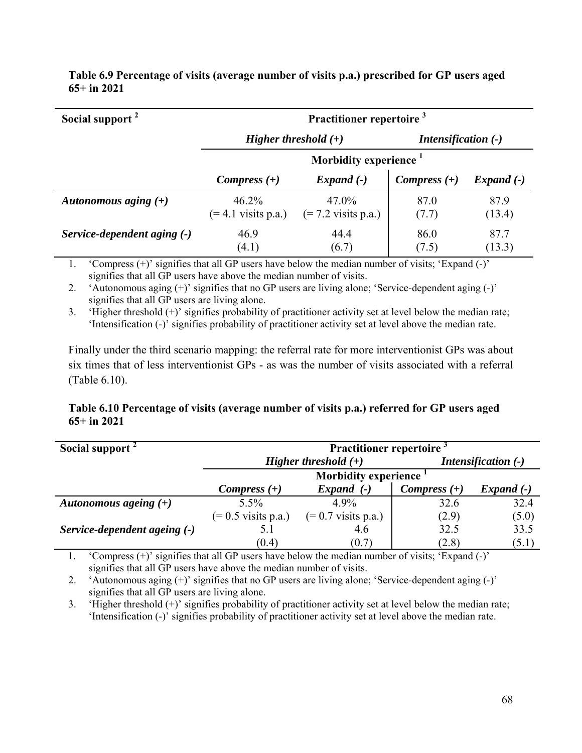**Table 6.9 Percentage of visits (average number of visits p.a.) prescribed for GP users aged 65+ in 2021**

| Social support [2] | Practitioner repertoire [3] | | | |
|---|---|---|---|---|
| | *Higher threshold (+)* | | *Intensification (-)* | |
| | Morbidity experience [1] | | | |
| | *Compress (+)* | *Expand (-)* | *Compress (+)* | *Expand (-)* |
| ***Autonomous aging (+)*** | 46.2% (= 4.1 visits p.a.) | 47.0% (= 7.2 visits p.a.) | 87.0 (7.7) | 87.9 (13.4) |
| ***Service-dependent aging (-)*** | 46.9 (4.1) | 44.4 (6.7) | 86.0 (7.5) | 87.7 (13.3) |

1. 'Compress (+)' signifies that all GP users have below the median number of visits; 'Expand (-)' signifies that all GP users have above the median number of visits.
2. 'Autonomous aging (+)' signifies that no GP users are living alone; 'Service-dependent aging (-)' signifies that all GP users are living alone.
3. 'Higher threshold (+)' signifies probability of practitioner activity set at level below the median rate; 'Intensification (-)' signifies probability of practitioner activity set at level above the median rate.

Finally under the third scenario mapping: the referral rate for more interventionist GPs was about six times that of less interventionist GPs - as was the number of visits associated with a referral (Table 6.10).

**Table 6.10 Percentage of visits (average number of visits p.a.) referred for GP users aged 65+ in 2021**

| Social support [2] | Practitioner repertoire [3] | | | |
|---|---|---|---|---|
| | *Higher threshold (+)* | | *Intensification (-)* | |
| | Morbidity experience [1] | | | |
| | *Compress (+)* | *Expand (-)* | *Compress (+)* | *Expand (-)* |
| ***Autonomous ageing (+)*** | 5.5% (= 0.5 visits p.a.) | 4.9% (= 0.7 visits p.a.) | 32.6 (2.9) | 32.4 (5.0) |
| ***Service-dependent ageing (-)*** | 5.1 (0.4) | 4.6 (0.7) | 32.5 (2.8) | 33.5 (5.1) |

1. 'Compress (+)' signifies that all GP users have below the median number of visits; 'Expand (-)' signifies that all GP users have above the median number of visits.
2. 'Autonomous aging (+)' signifies that no GP users are living alone; 'Service-dependent aging (-)' signifies that all GP users are living alone.
3. 'Higher threshold (+)' signifies probability of practitioner activity set at level below the median rate; 'Intensification (-)' signifies probability of practitioner activity set at level above the median rate.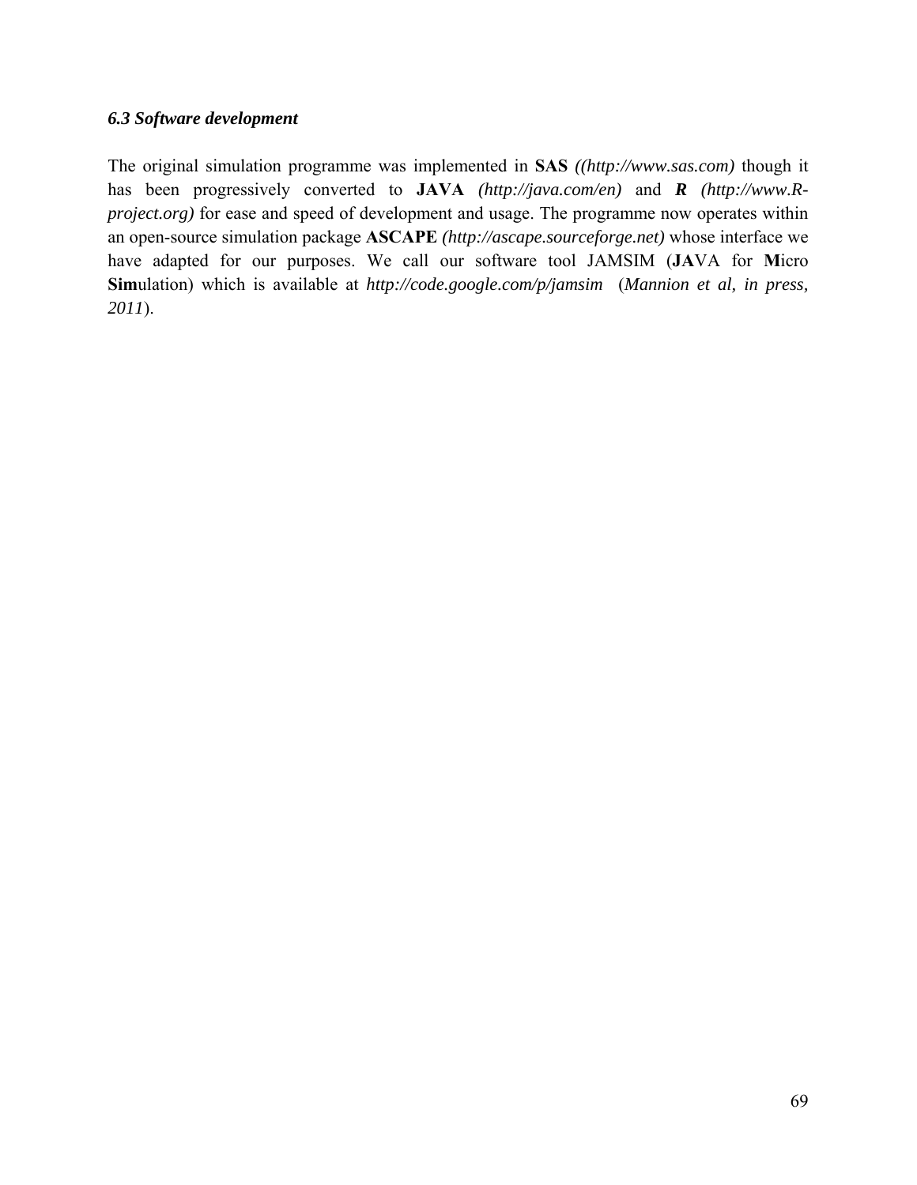### *6.3 Software development*

The original simulation programme was implemented in **SAS** *((http://www.sas.com)* though it has been progressively converted to **JAVA** *(http://java.com/en)* and ***R*** *(http://www.R-project.org)* for ease and speed of development and usage. The programme now operates within an open-source simulation package **ASCAPE** *(http://ascape.sourceforge.net)* whose interface we have adapted for our purposes. We call our software tool JAMSIM (**JA**VA for **M**icro **Sim**ulation) which is available at *http://code.google.com/p/jamsim* (*Mannion et al, in press, 2011*).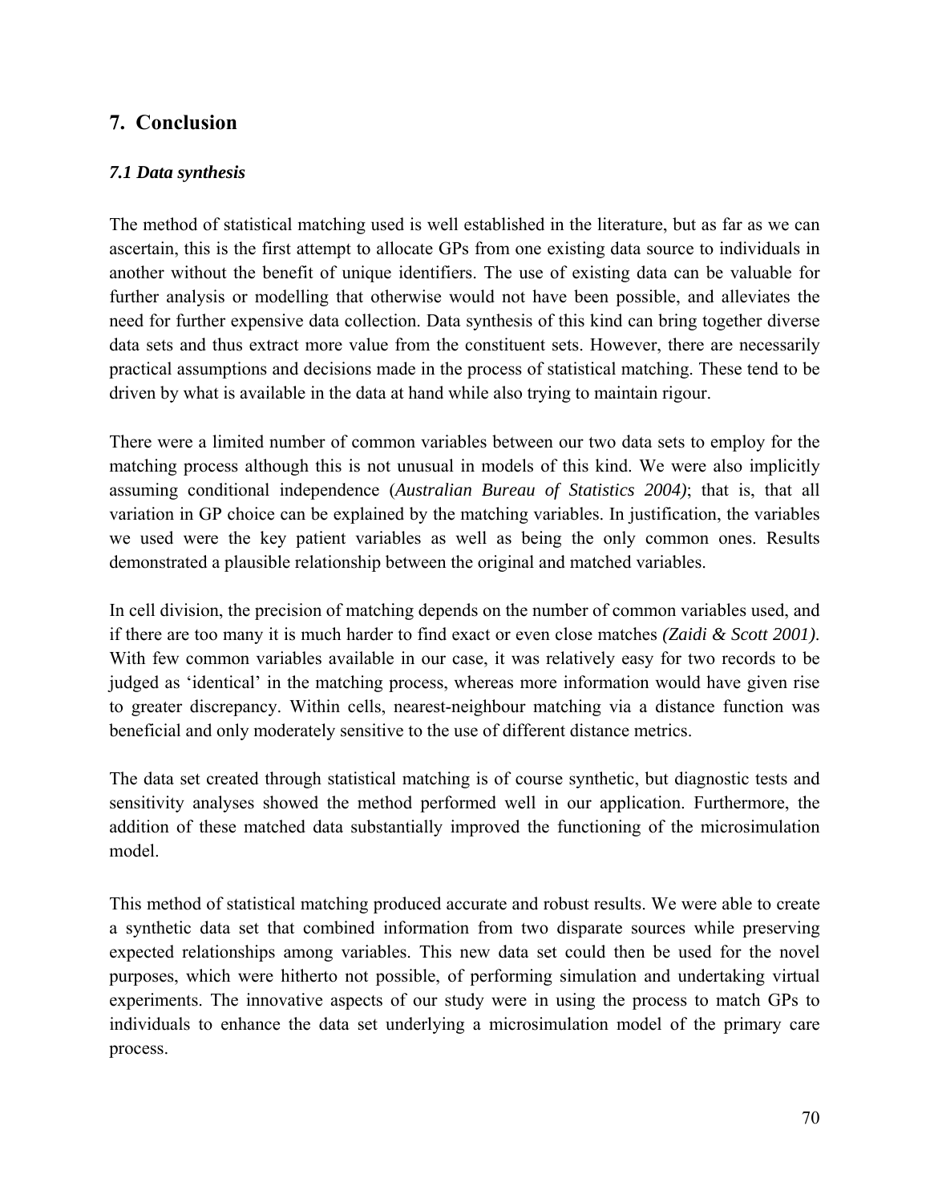# 7. Conclusion

### *7.1 Data synthesis*

The method of statistical matching used is well established in the literature, but as far as we can ascertain, this is the first attempt to allocate GPs from one existing data source to individuals in another without the benefit of unique identifiers. The use of existing data can be valuable for further analysis or modelling that otherwise would not have been possible, and alleviates the need for further expensive data collection. Data synthesis of this kind can bring together diverse data sets and thus extract more value from the constituent sets. However, there are necessarily practical assumptions and decisions made in the process of statistical matching. These tend to be driven by what is available in the data at hand while also trying to maintain rigour.

There were a limited number of common variables between our two data sets to employ for the matching process although this is not unusual in models of this kind. We were also implicitly assuming conditional independence (*Australian Bureau of Statistics 2004)*; that is, that all variation in GP choice can be explained by the matching variables. In justification, the variables we used were the key patient variables as well as being the only common ones. Results demonstrated a plausible relationship between the original and matched variables.

In cell division, the precision of matching depends on the number of common variables used, and if there are too many it is much harder to find exact or even close matches *(Zaidi & Scott 2001)*. With few common variables available in our case, it was relatively easy for two records to be judged as 'identical' in the matching process, whereas more information would have given rise to greater discrepancy. Within cells, nearest-neighbour matching via a distance function was beneficial and only moderately sensitive to the use of different distance metrics.

The data set created through statistical matching is of course synthetic, but diagnostic tests and sensitivity analyses showed the method performed well in our application. Furthermore, the addition of these matched data substantially improved the functioning of the microsimulation model.

This method of statistical matching produced accurate and robust results. We were able to create a synthetic data set that combined information from two disparate sources while preserving expected relationships among variables. This new data set could then be used for the novel purposes, which were hitherto not possible, of performing simulation and undertaking virtual experiments. The innovative aspects of our study were in using the process to match GPs to individuals to enhance the data set underlying a microsimulation model of the primary care process.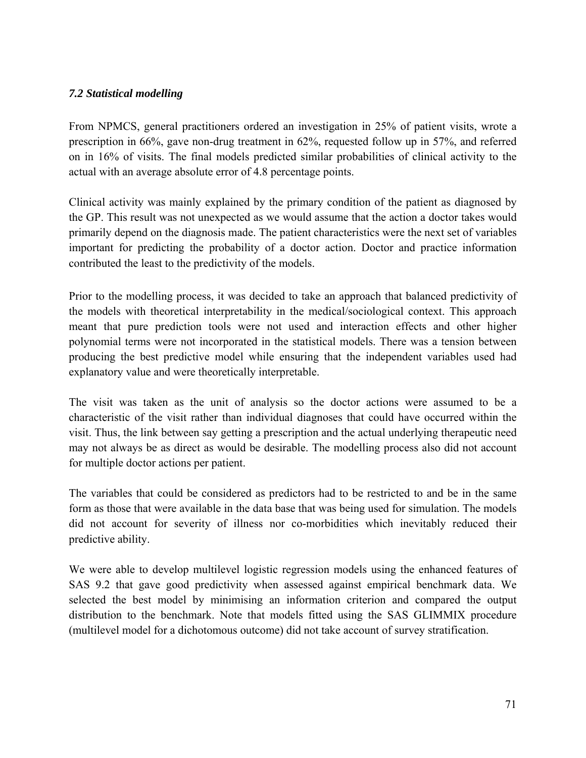### *7.2 Statistical modelling*

From NPMCS, general practitioners ordered an investigation in 25% of patient visits, wrote a prescription in 66%, gave non-drug treatment in 62%, requested follow up in 57%, and referred on in 16% of visits. The final models predicted similar probabilities of clinical activity to the actual with an average absolute error of 4.8 percentage points.

Clinical activity was mainly explained by the primary condition of the patient as diagnosed by the GP. This result was not unexpected as we would assume that the action a doctor takes would primarily depend on the diagnosis made. The patient characteristics were the next set of variables important for predicting the probability of a doctor action. Doctor and practice information contributed the least to the predictivity of the models.

Prior to the modelling process, it was decided to take an approach that balanced predictivity of the models with theoretical interpretability in the medical/sociological context. This approach meant that pure prediction tools were not used and interaction effects and other higher polynomial terms were not incorporated in the statistical models. There was a tension between producing the best predictive model while ensuring that the independent variables used had explanatory value and were theoretically interpretable.

The visit was taken as the unit of analysis so the doctor actions were assumed to be a characteristic of the visit rather than individual diagnoses that could have occurred within the visit. Thus, the link between say getting a prescription and the actual underlying therapeutic need may not always be as direct as would be desirable. The modelling process also did not account for multiple doctor actions per patient.

The variables that could be considered as predictors had to be restricted to and be in the same form as those that were available in the data base that was being used for simulation. The models did not account for severity of illness nor co-morbidities which inevitably reduced their predictive ability.

We were able to develop multilevel logistic regression models using the enhanced features of SAS 9.2 that gave good predictivity when assessed against empirical benchmark data. We selected the best model by minimising an information criterion and compared the output distribution to the benchmark. Note that models fitted using the SAS GLIMMIX procedure (multilevel model for a dichotomous outcome) did not take account of survey stratification.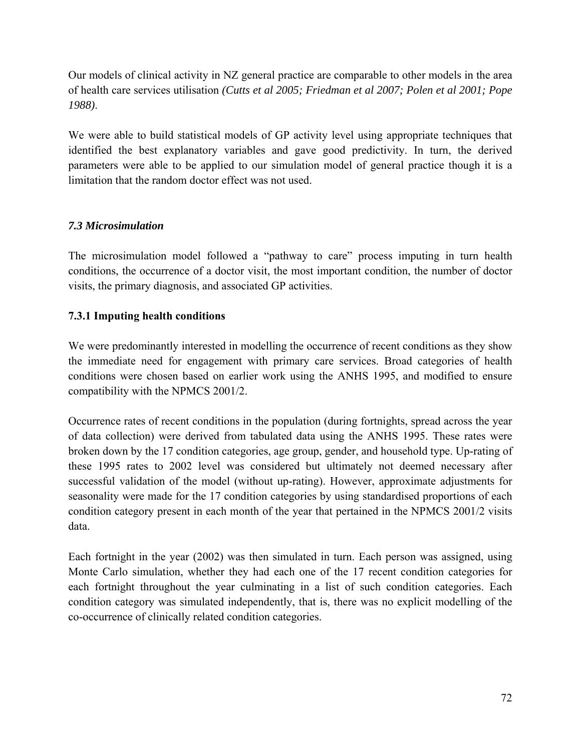Our models of clinical activity in NZ general practice are comparable to other models in the area of health care services utilisation *(Cutts et al 2005; Friedman et al 2007; Polen et al 2001; Pope 1988)*.

We were able to build statistical models of GP activity level using appropriate techniques that identified the best explanatory variables and gave good predictivity. In turn, the derived parameters were able to be applied to our simulation model of general practice though it is a limitation that the random doctor effect was not used.

### *7.3 Microsimulation*

The microsimulation model followed a "pathway to care" process imputing in turn health conditions, the occurrence of a doctor visit, the most important condition, the number of doctor visits, the primary diagnosis, and associated GP activities.

#### 7.3.1 Imputing health conditions

We were predominantly interested in modelling the occurrence of recent conditions as they show the immediate need for engagement with primary care services. Broad categories of health conditions were chosen based on earlier work using the ANHS 1995, and modified to ensure compatibility with the NPMCS 2001/2.

Occurrence rates of recent conditions in the population (during fortnights, spread across the year of data collection) were derived from tabulated data using the ANHS 1995. These rates were broken down by the 17 condition categories, age group, gender, and household type. Up-rating of these 1995 rates to 2002 level was considered but ultimately not deemed necessary after successful validation of the model (without up-rating). However, approximate adjustments for seasonality were made for the 17 condition categories by using standardised proportions of each condition category present in each month of the year that pertained in the NPMCS 2001/2 visits data.

Each fortnight in the year (2002) was then simulated in turn. Each person was assigned, using Monte Carlo simulation, whether they had each one of the 17 recent condition categories for each fortnight throughout the year culminating in a list of such condition categories. Each condition category was simulated independently, that is, there was no explicit modelling of the co-occurrence of clinically related condition categories.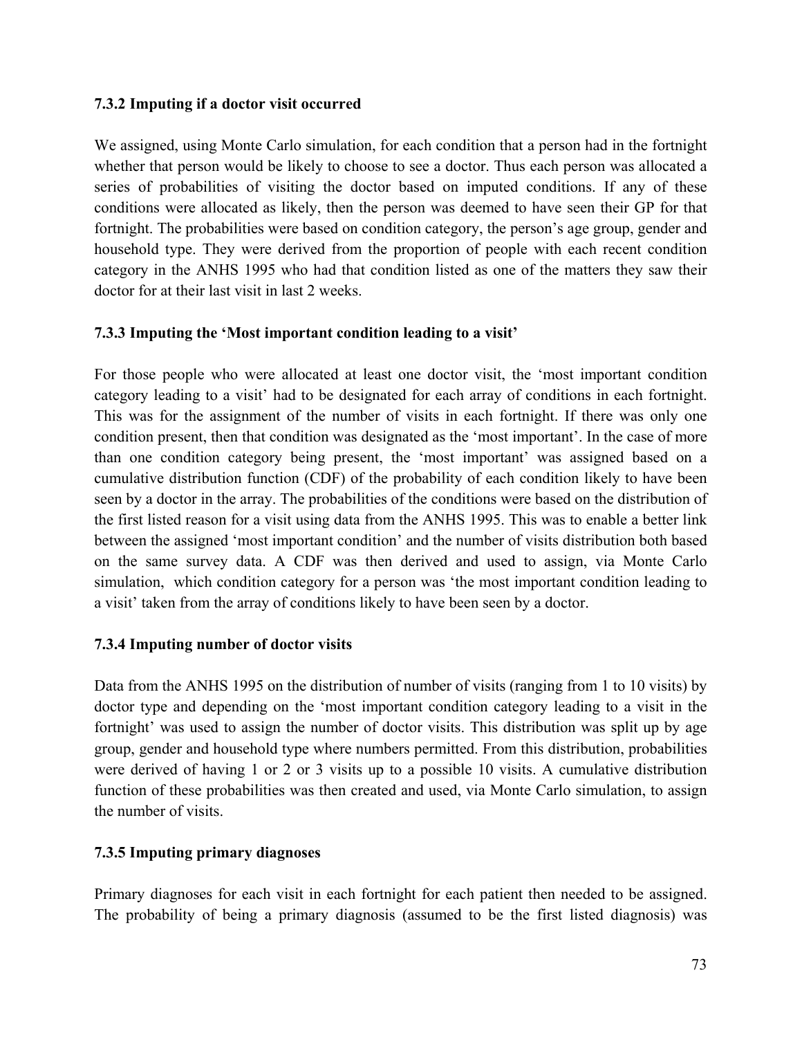### 7.3.2 Imputing if a doctor visit occurred

We assigned, using Monte Carlo simulation, for each condition that a person had in the fortnight whether that person would be likely to choose to see a doctor. Thus each person was allocated a series of probabilities of visiting the doctor based on imputed conditions. If any of these conditions were allocated as likely, then the person was deemed to have seen their GP for that fortnight. The probabilities were based on condition category, the person's age group, gender and household type. They were derived from the proportion of people with each recent condition category in the ANHS 1995 who had that condition listed as one of the matters they saw their doctor for at their last visit in last 2 weeks.

### 7.3.3 Imputing the 'Most important condition leading to a visit'

For those people who were allocated at least one doctor visit, the 'most important condition category leading to a visit' had to be designated for each array of conditions in each fortnight. This was for the assignment of the number of visits in each fortnight. If there was only one condition present, then that condition was designated as the 'most important'. In the case of more than one condition category being present, the 'most important' was assigned based on a cumulative distribution function (CDF) of the probability of each condition likely to have been seen by a doctor in the array. The probabilities of the conditions were based on the distribution of the first listed reason for a visit using data from the ANHS 1995. This was to enable a better link between the assigned 'most important condition' and the number of visits distribution both based on the same survey data. A CDF was then derived and used to assign, via Monte Carlo simulation, which condition category for a person was 'the most important condition leading to a visit' taken from the array of conditions likely to have been seen by a doctor.

### 7.3.4 Imputing number of doctor visits

Data from the ANHS 1995 on the distribution of number of visits (ranging from 1 to 10 visits) by doctor type and depending on the 'most important condition category leading to a visit in the fortnight' was used to assign the number of doctor visits. This distribution was split up by age group, gender and household type where numbers permitted. From this distribution, probabilities were derived of having 1 or 2 or 3 visits up to a possible 10 visits. A cumulative distribution function of these probabilities was then created and used, via Monte Carlo simulation, to assign the number of visits.

### 7.3.5 Imputing primary diagnoses

Primary diagnoses for each visit in each fortnight for each patient then needed to be assigned. The probability of being a primary diagnosis (assumed to be the first listed diagnosis) was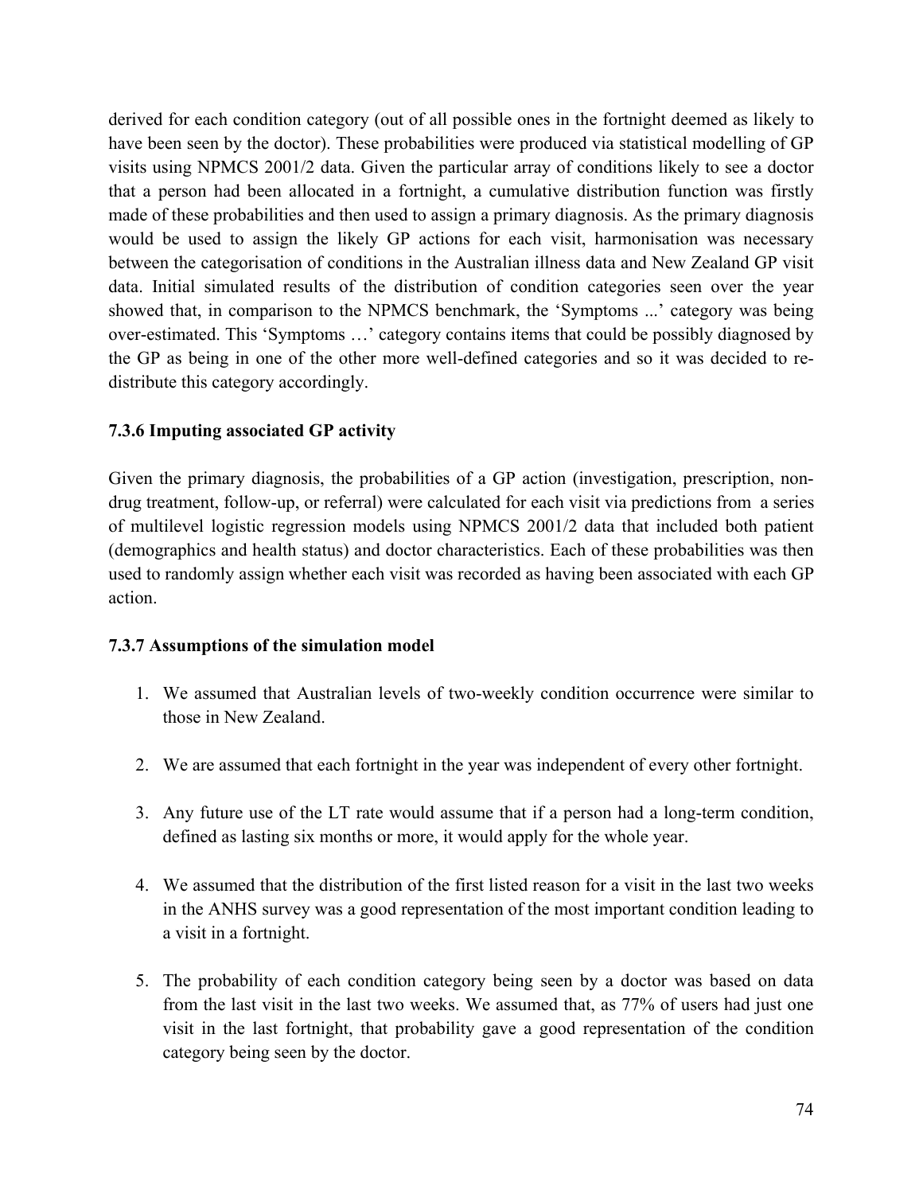derived for each condition category (out of all possible ones in the fortnight deemed as likely to have been seen by the doctor). These probabilities were produced via statistical modelling of GP visits using NPMCS 2001/2 data. Given the particular array of conditions likely to see a doctor that a person had been allocated in a fortnight, a cumulative distribution function was firstly made of these probabilities and then used to assign a primary diagnosis. As the primary diagnosis would be used to assign the likely GP actions for each visit, harmonisation was necessary between the categorisation of conditions in the Australian illness data and New Zealand GP visit data. Initial simulated results of the distribution of condition categories seen over the year showed that, in comparison to the NPMCS benchmark, the 'Symptoms ...' category was being over-estimated. This 'Symptoms …' category contains items that could be possibly diagnosed by the GP as being in one of the other more well-defined categories and so it was decided to re-distribute this category accordingly.

### 7.3.6 Imputing associated GP activity

Given the primary diagnosis, the probabilities of a GP action (investigation, prescription, non-drug treatment, follow-up, or referral) were calculated for each visit via predictions from a series of multilevel logistic regression models using NPMCS 2001/2 data that included both patient (demographics and health status) and doctor characteristics. Each of these probabilities was then used to randomly assign whether each visit was recorded as having been associated with each GP action.

### 7.3.7 Assumptions of the simulation model

1. We assumed that Australian levels of two-weekly condition occurrence were similar to those in New Zealand.

2. We are assumed that each fortnight in the year was independent of every other fortnight.

3. Any future use of the LT rate would assume that if a person had a long-term condition, defined as lasting six months or more, it would apply for the whole year.

4. We assumed that the distribution of the first listed reason for a visit in the last two weeks in the ANHS survey was a good representation of the most important condition leading to a visit in a fortnight.

5. The probability of each condition category being seen by a doctor was based on data from the last visit in the last two weeks. We assumed that, as 77% of users had just one visit in the last fortnight, that probability gave a good representation of the condition category being seen by the doctor.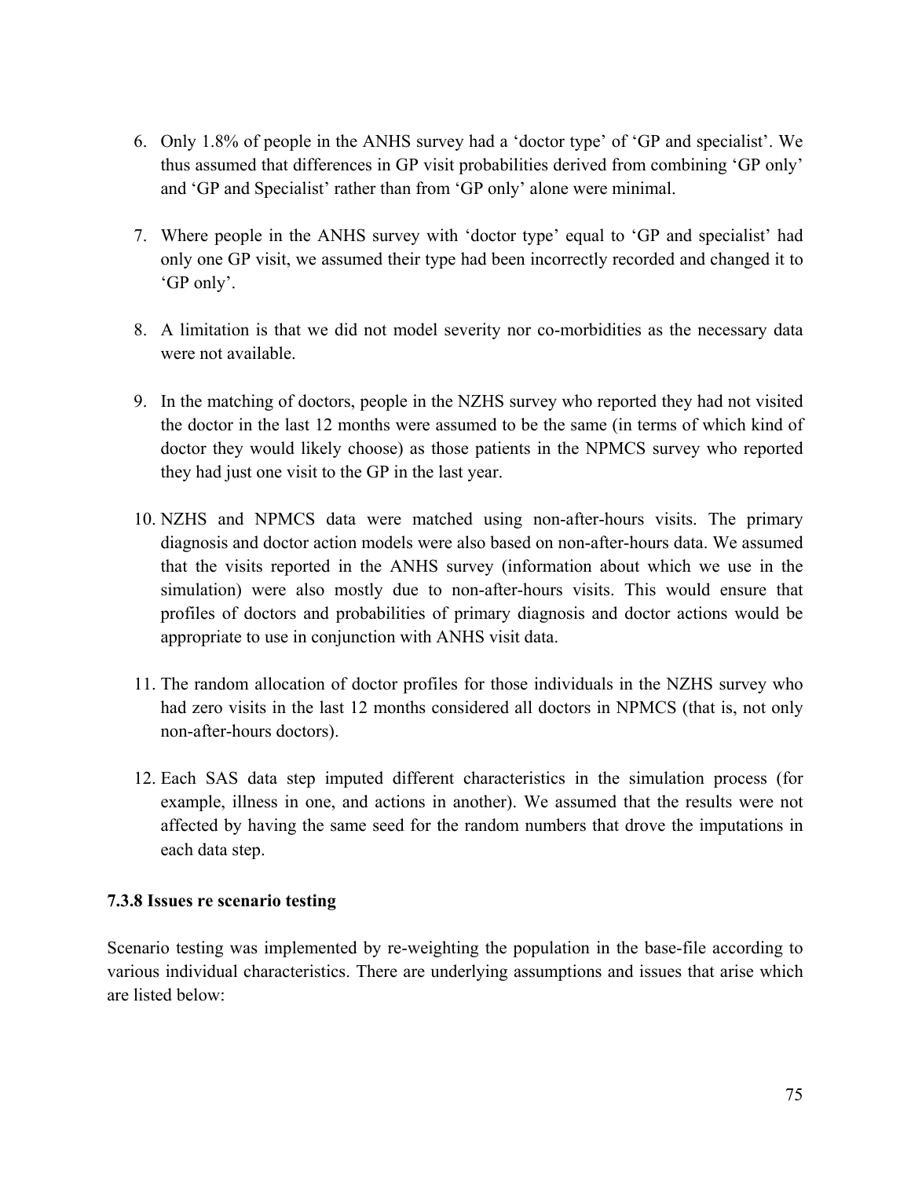6. Only 1.8% of people in the ANHS survey had a 'doctor type' of 'GP and specialist'. We thus assumed that differences in GP visit probabilities derived from combining 'GP only' and 'GP and Specialist' rather than from 'GP only' alone were minimal.

7. Where people in the ANHS survey with 'doctor type' equal to 'GP and specialist' had only one GP visit, we assumed their type had been incorrectly recorded and changed it to 'GP only'.

8. A limitation is that we did not model severity nor co-morbidities as the necessary data were not available.

9. In the matching of doctors, people in the NZHS survey who reported they had not visited the doctor in the last 12 months were assumed to be the same (in terms of which kind of doctor they would likely choose) as those patients in the NPMCS survey who reported they had just one visit to the GP in the last year.

10. NZHS and NPMCS data were matched using non-after-hours visits. The primary diagnosis and doctor action models were also based on non-after-hours data. We assumed that the visits reported in the ANHS survey (information about which we use in the simulation) were also mostly due to non-after-hours visits. This would ensure that profiles of doctors and probabilities of primary diagnosis and doctor actions would be appropriate to use in conjunction with ANHS visit data.

11. The random allocation of doctor profiles for those individuals in the NZHS survey who had zero visits in the last 12 months considered all doctors in NPMCS (that is, not only non-after-hours doctors).

12. Each SAS data step imputed different characteristics in the simulation process (for example, illness in one, and actions in another). We assumed that the results were not affected by having the same seed for the random numbers that drove the imputations in each data step.

### 7.3.8 Issues re scenario testing

Scenario testing was implemented by re-weighting the population in the base-file according to various individual characteristics. There are underlying assumptions and issues that arise which are listed below: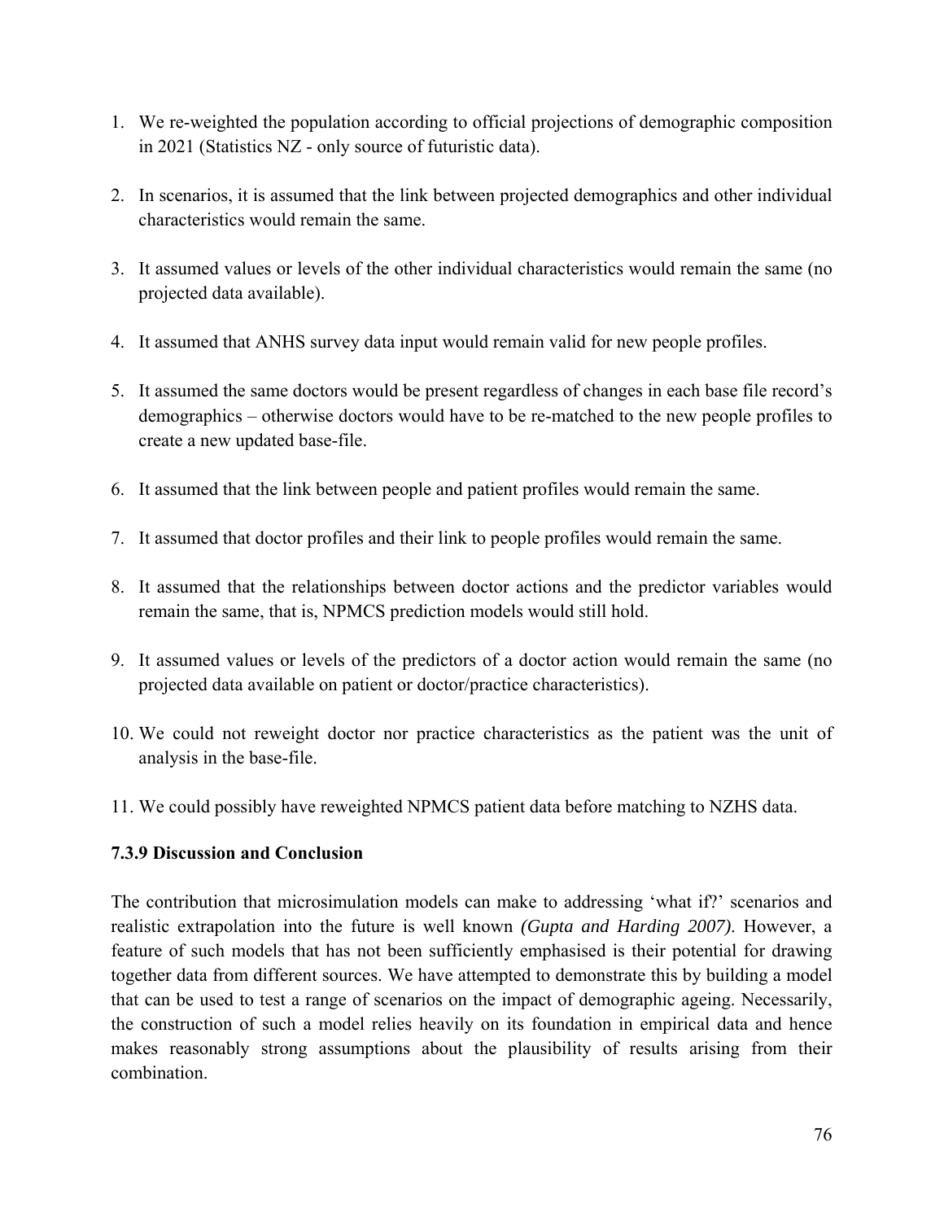1. We re-weighted the population according to official projections of demographic composition in 2021 (Statistics NZ - only source of futuristic data).

2. In scenarios, it is assumed that the link between projected demographics and other individual characteristics would remain the same.

3. It assumed values or levels of the other individual characteristics would remain the same (no projected data available).

4. It assumed that ANHS survey data input would remain valid for new people profiles.

5. It assumed the same doctors would be present regardless of changes in each base file record's demographics – otherwise doctors would have to be re-matched to the new people profiles to create a new updated base-file.

6. It assumed that the link between people and patient profiles would remain the same.

7. It assumed that doctor profiles and their link to people profiles would remain the same.

8. It assumed that the relationships between doctor actions and the predictor variables would remain the same, that is, NPMCS prediction models would still hold.

9. It assumed values or levels of the predictors of a doctor action would remain the same (no projected data available on patient or doctor/practice characteristics).

10. We could not reweight doctor nor practice characteristics as the patient was the unit of analysis in the base-file.

11. We could possibly have reweighted NPMCS patient data before matching to NZHS data.

### 7.3.9 Discussion and Conclusion

The contribution that microsimulation models can make to addressing 'what if?' scenarios and realistic extrapolation into the future is well known *(Gupta and Harding 2007)*. However, a feature of such models that has not been sufficiently emphasised is their potential for drawing together data from different sources. We have attempted to demonstrate this by building a model that can be used to test a range of scenarios on the impact of demographic ageing. Necessarily, the construction of such a model relies heavily on its foundation in empirical data and hence makes reasonably strong assumptions about the plausibility of results arising from their combination.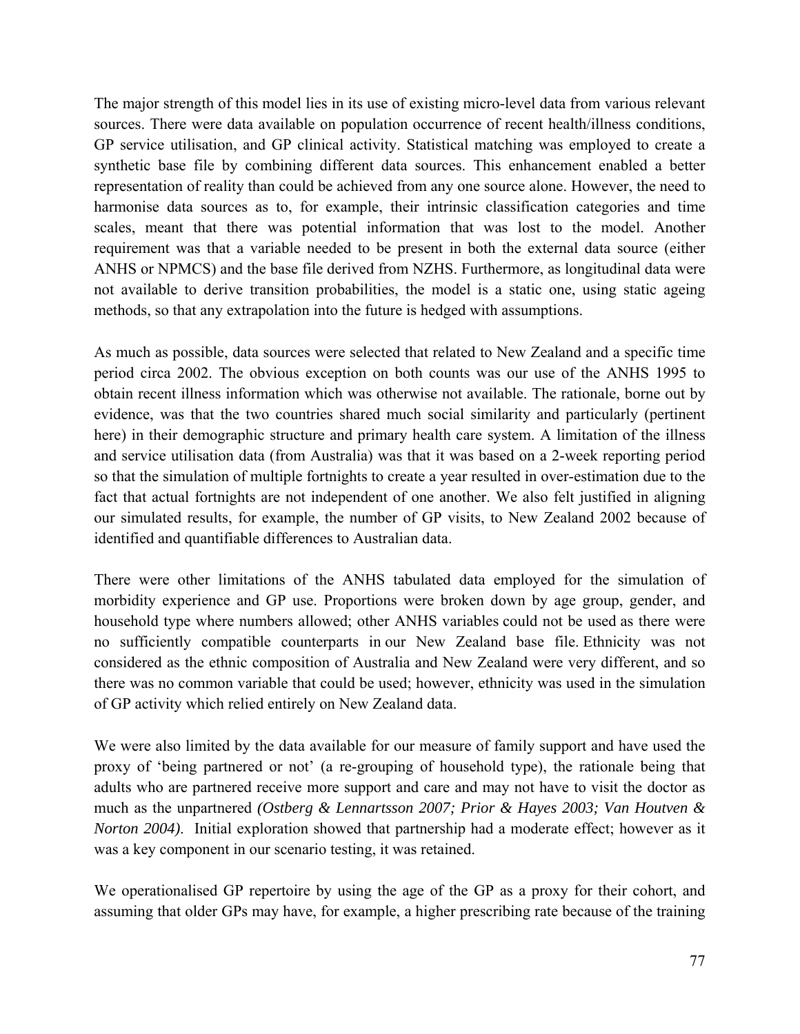The major strength of this model lies in its use of existing micro-level data from various relevant sources. There were data available on population occurrence of recent health/illness conditions, GP service utilisation, and GP clinical activity. Statistical matching was employed to create a synthetic base file by combining different data sources. This enhancement enabled a better representation of reality than could be achieved from any one source alone. However, the need to harmonise data sources as to, for example, their intrinsic classification categories and time scales, meant that there was potential information that was lost to the model. Another requirement was that a variable needed to be present in both the external data source (either ANHS or NPMCS) and the base file derived from NZHS. Furthermore, as longitudinal data were not available to derive transition probabilities, the model is a static one, using static ageing methods, so that any extrapolation into the future is hedged with assumptions.

As much as possible, data sources were selected that related to New Zealand and a specific time period circa 2002. The obvious exception on both counts was our use of the ANHS 1995 to obtain recent illness information which was otherwise not available. The rationale, borne out by evidence, was that the two countries shared much social similarity and particularly (pertinent here) in their demographic structure and primary health care system. A limitation of the illness and service utilisation data (from Australia) was that it was based on a 2-week reporting period so that the simulation of multiple fortnights to create a year resulted in over-estimation due to the fact that actual fortnights are not independent of one another. We also felt justified in aligning our simulated results, for example, the number of GP visits, to New Zealand 2002 because of identified and quantifiable differences to Australian data.

There were other limitations of the ANHS tabulated data employed for the simulation of morbidity experience and GP use. Proportions were broken down by age group, gender, and household type where numbers allowed; other ANHS variables could not be used as there were no sufficiently compatible counterparts in our New Zealand base file. Ethnicity was not considered as the ethnic composition of Australia and New Zealand were very different, and so there was no common variable that could be used; however, ethnicity was used in the simulation of GP activity which relied entirely on New Zealand data.

We were also limited by the data available for our measure of family support and have used the proxy of 'being partnered or not' (a re-grouping of household type), the rationale being that adults who are partnered receive more support and care and may not have to visit the doctor as much as the unpartnered *(Ostberg & Lennartsson 2007; Prior & Hayes 2003; Van Houtven & Norton 2004)*. Initial exploration showed that partnership had a moderate effect; however as it was a key component in our scenario testing, it was retained.

We operationalised GP repertoire by using the age of the GP as a proxy for their cohort, and assuming that older GPs may have, for example, a higher prescribing rate because of the training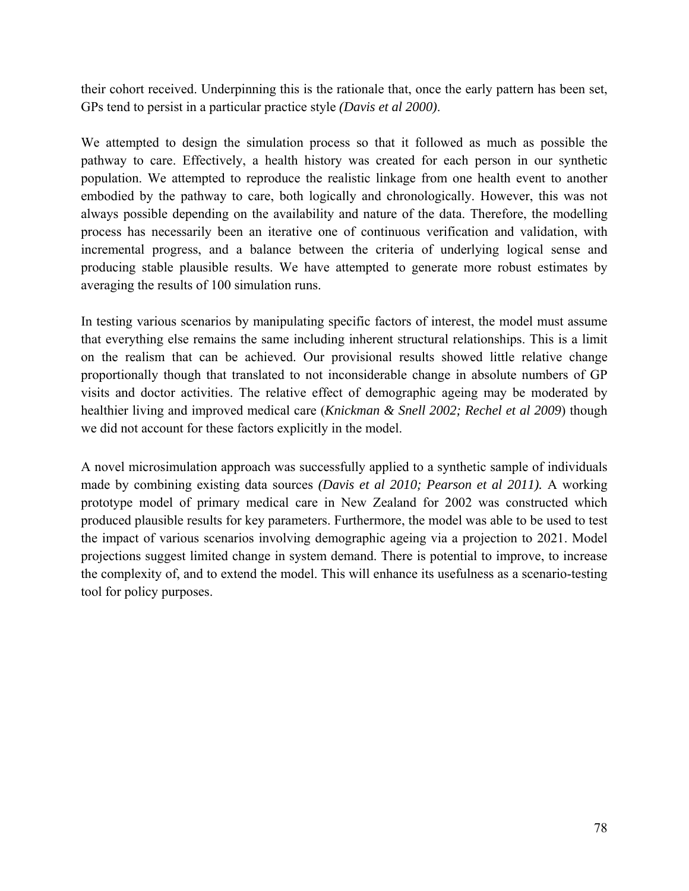their cohort received. Underpinning this is the rationale that, once the early pattern has been set, GPs tend to persist in a particular practice style *(Davis et al 2000)*.

We attempted to design the simulation process so that it followed as much as possible the pathway to care. Effectively, a health history was created for each person in our synthetic population. We attempted to reproduce the realistic linkage from one health event to another embodied by the pathway to care, both logically and chronologically. However, this was not always possible depending on the availability and nature of the data. Therefore, the modelling process has necessarily been an iterative one of continuous verification and validation, with incremental progress, and a balance between the criteria of underlying logical sense and producing stable plausible results. We have attempted to generate more robust estimates by averaging the results of 100 simulation runs.

In testing various scenarios by manipulating specific factors of interest, the model must assume that everything else remains the same including inherent structural relationships. This is a limit on the realism that can be achieved. Our provisional results showed little relative change proportionally though that translated to not inconsiderable change in absolute numbers of GP visits and doctor activities. The relative effect of demographic ageing may be moderated by healthier living and improved medical care (*Knickman & Snell 2002; Rechel et al 2009*) though we did not account for these factors explicitly in the model.

A novel microsimulation approach was successfully applied to a synthetic sample of individuals made by combining existing data sources *(Davis et al 2010; Pearson et al 2011).* A working prototype model of primary medical care in New Zealand for 2002 was constructed which produced plausible results for key parameters. Furthermore, the model was able to be used to test the impact of various scenarios involving demographic ageing via a projection to 2021. Model projections suggest limited change in system demand. There is potential to improve, to increase the complexity of, and to extend the model. This will enhance its usefulness as a scenario-testing tool for policy purposes.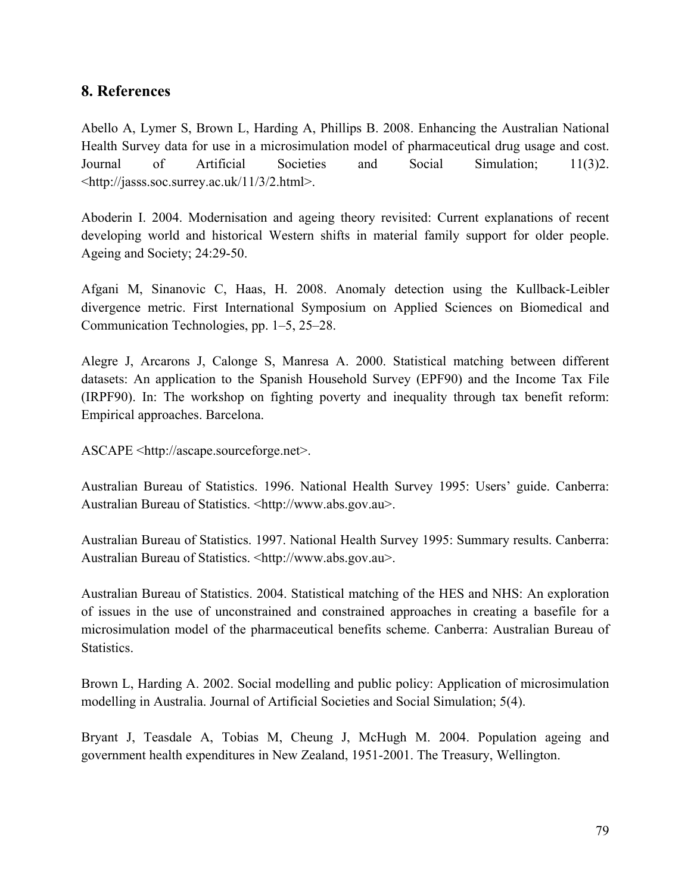## 8. References

Abello A, Lymer S, Brown L, Harding A, Phillips B. 2008. Enhancing the Australian National Health Survey data for use in a microsimulation model of pharmaceutical drug usage and cost. Journal of Artificial Societies and Social Simulation; 11(3)2. <http://jasss.soc.surrey.ac.uk/11/3/2.html>.

Aboderin I. 2004. Modernisation and ageing theory revisited: Current explanations of recent developing world and historical Western shifts in material family support for older people. Ageing and Society; 24:29-50.

Afgani M, Sinanovic C, Haas, H. 2008. Anomaly detection using the Kullback-Leibler divergence metric. First International Symposium on Applied Sciences on Biomedical and Communication Technologies, pp. 1–5, 25–28.

Alegre J, Arcarons J, Calonge S, Manresa A. 2000. Statistical matching between different datasets: An application to the Spanish Household Survey (EPF90) and the Income Tax File (IRPF90). In: The workshop on fighting poverty and inequality through tax benefit reform: Empirical approaches. Barcelona.

ASCAPE <http://ascape.sourceforge.net>.

Australian Bureau of Statistics. 1996. National Health Survey 1995: Users' guide. Canberra: Australian Bureau of Statistics. <http://www.abs.gov.au>.

Australian Bureau of Statistics. 1997. National Health Survey 1995: Summary results. Canberra: Australian Bureau of Statistics. <http://www.abs.gov.au>.

Australian Bureau of Statistics. 2004. Statistical matching of the HES and NHS: An exploration of issues in the use of unconstrained and constrained approaches in creating a basefile for a microsimulation model of the pharmaceutical benefits scheme. Canberra: Australian Bureau of Statistics.

Brown L, Harding A. 2002. Social modelling and public policy: Application of microsimulation modelling in Australia. Journal of Artificial Societies and Social Simulation; 5(4).

Bryant J, Teasdale A, Tobias M, Cheung J, McHugh M. 2004. Population ageing and government health expenditures in New Zealand, 1951-2001. The Treasury, Wellington.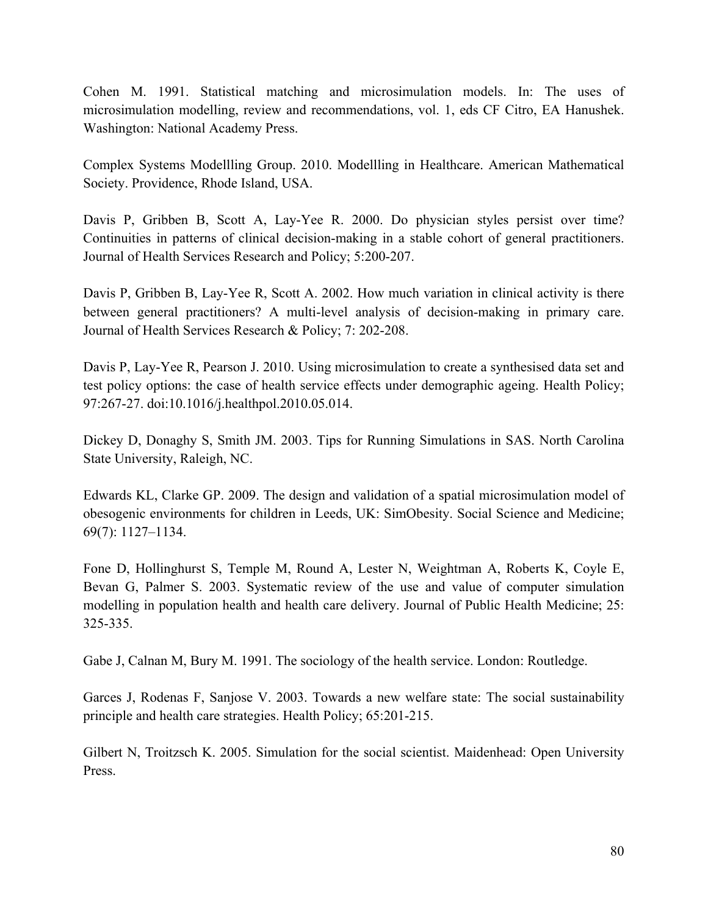Cohen M. 1991. Statistical matching and microsimulation models. In: The uses of microsimulation modelling, review and recommendations, vol. 1, eds CF Citro, EA Hanushek. Washington: National Academy Press.

Complex Systems Modellling Group. 2010. Modellling in Healthcare. American Mathematical Society. Providence, Rhode Island, USA.

Davis P, Gribben B, Scott A, Lay-Yee R. 2000. Do physician styles persist over time? Continuities in patterns of clinical decision-making in a stable cohort of general practitioners. Journal of Health Services Research and Policy; 5:200-207.

Davis P, Gribben B, Lay-Yee R, Scott A. 2002. How much variation in clinical activity is there between general practitioners? A multi-level analysis of decision-making in primary care. Journal of Health Services Research & Policy; 7: 202-208.

Davis P, Lay-Yee R, Pearson J. 2010. Using microsimulation to create a synthesised data set and test policy options: the case of health service effects under demographic ageing. Health Policy; 97:267-27. doi:10.1016/j.healthpol.2010.05.014.

Dickey D, Donaghy S, Smith JM. 2003. Tips for Running Simulations in SAS. North Carolina State University, Raleigh, NC.

Edwards KL, Clarke GP. 2009. The design and validation of a spatial microsimulation model of obesogenic environments for children in Leeds, UK: SimObesity. Social Science and Medicine; 69(7): 1127–1134.

Fone D, Hollinghurst S, Temple M, Round A, Lester N, Weightman A, Roberts K, Coyle E, Bevan G, Palmer S. 2003. Systematic review of the use and value of computer simulation modelling in population health and health care delivery. Journal of Public Health Medicine; 25: 325-335.

Gabe J, Calnan M, Bury M. 1991. The sociology of the health service. London: Routledge.

Garces J, Rodenas F, Sanjose V. 2003. Towards a new welfare state: The social sustainability principle and health care strategies. Health Policy; 65:201-215.

Gilbert N, Troitzsch K. 2005. Simulation for the social scientist. Maidenhead: Open University Press.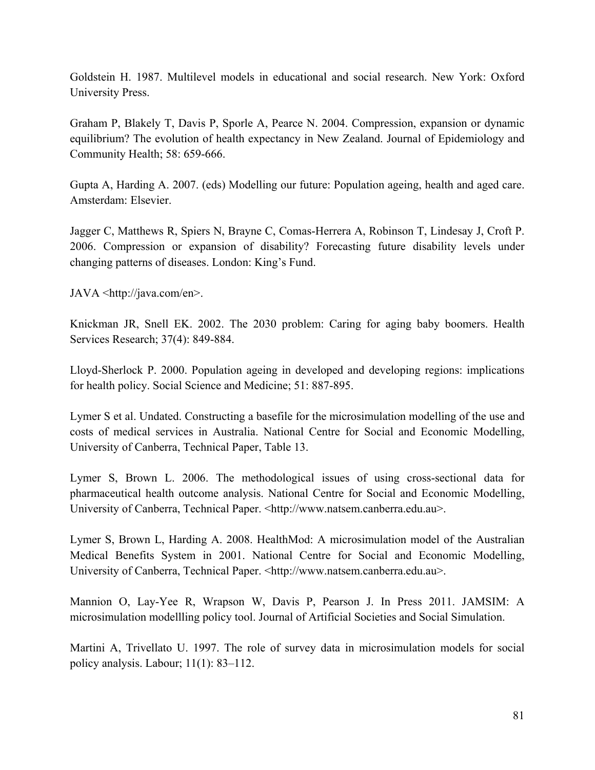Goldstein H. 1987. Multilevel models in educational and social research. New York: Oxford University Press.

Graham P, Blakely T, Davis P, Sporle A, Pearce N. 2004. Compression, expansion or dynamic equilibrium? The evolution of health expectancy in New Zealand. Journal of Epidemiology and Community Health; 58: 659-666.

Gupta A, Harding A. 2007. (eds) Modelling our future: Population ageing, health and aged care. Amsterdam: Elsevier.

Jagger C, Matthews R, Spiers N, Brayne C, Comas-Herrera A, Robinson T, Lindesay J, Croft P. 2006. Compression or expansion of disability? Forecasting future disability levels under changing patterns of diseases. London: King's Fund.

JAVA <http://java.com/en>.

Knickman JR, Snell EK. 2002. The 2030 problem: Caring for aging baby boomers. Health Services Research; 37(4): 849-884.

Lloyd-Sherlock P. 2000. Population ageing in developed and developing regions: implications for health policy. Social Science and Medicine; 51: 887-895.

Lymer S et al. Undated. Constructing a basefile for the microsimulation modelling of the use and costs of medical services in Australia. National Centre for Social and Economic Modelling, University of Canberra, Technical Paper, Table 13.

Lymer S, Brown L. 2006. The methodological issues of using cross-sectional data for pharmaceutical health outcome analysis. National Centre for Social and Economic Modelling, University of Canberra, Technical Paper. <http://www.natsem.canberra.edu.au>.

Lymer S, Brown L, Harding A. 2008. HealthMod: A microsimulation model of the Australian Medical Benefits System in 2001. National Centre for Social and Economic Modelling, University of Canberra, Technical Paper. <http://www.natsem.canberra.edu.au>.

Mannion O, Lay-Yee R, Wrapson W, Davis P, Pearson J. In Press 2011. JAMSIM: A microsimulation modellling policy tool. Journal of Artificial Societies and Social Simulation.

Martini A, Trivellato U. 1997. The role of survey data in microsimulation models for social policy analysis. Labour; 11(1): 83–112.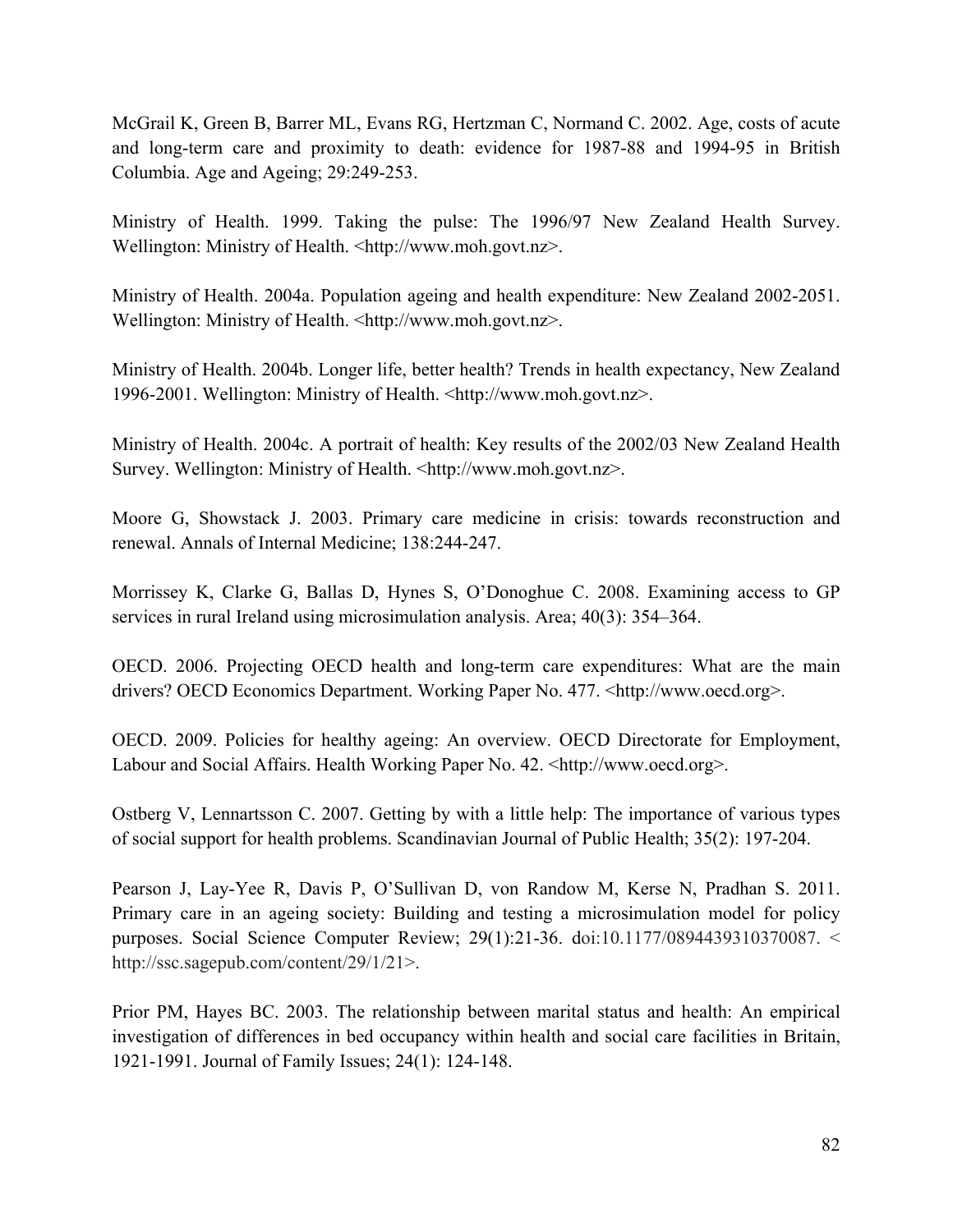McGrail K, Green B, Barrer ML, Evans RG, Hertzman C, Normand C. 2002. Age, costs of acute and long-term care and proximity to death: evidence for 1987-88 and 1994-95 in British Columbia. Age and Ageing; 29:249-253.

Ministry of Health. 1999. Taking the pulse: The 1996/97 New Zealand Health Survey. Wellington: Ministry of Health. <http://www.moh.govt.nz>.

Ministry of Health. 2004a. Population ageing and health expenditure: New Zealand 2002-2051. Wellington: Ministry of Health. <http://www.moh.govt.nz>.

Ministry of Health. 2004b. Longer life, better health? Trends in health expectancy, New Zealand 1996-2001. Wellington: Ministry of Health. <http://www.moh.govt.nz>.

Ministry of Health. 2004c. A portrait of health: Key results of the 2002/03 New Zealand Health Survey. Wellington: Ministry of Health. <http://www.moh.govt.nz>.

Moore G, Showstack J. 2003. Primary care medicine in crisis: towards reconstruction and renewal. Annals of Internal Medicine; 138:244-247.

Morrissey K, Clarke G, Ballas D, Hynes S, O'Donoghue C. 2008. Examining access to GP services in rural Ireland using microsimulation analysis. Area; 40(3): 354–364.

OECD. 2006. Projecting OECD health and long-term care expenditures: What are the main drivers? OECD Economics Department. Working Paper No. 477. <http://www.oecd.org>.

OECD. 2009. Policies for healthy ageing: An overview. OECD Directorate for Employment, Labour and Social Affairs. Health Working Paper No. 42. <http://www.oecd.org>.

Ostberg V, Lennartsson C. 2007. Getting by with a little help: The importance of various types of social support for health problems. Scandinavian Journal of Public Health; 35(2): 197-204.

Pearson J, Lay-Yee R, Davis P, O'Sullivan D, von Randow M, Kerse N, Pradhan S. 2011. Primary care in an ageing society: Building and testing a microsimulation model for policy purposes. Social Science Computer Review; 29(1):21-36. doi:10.1177/0894439310370087. < http://ssc.sagepub.com/content/29/1/21>.

Prior PM, Hayes BC. 2003. The relationship between marital status and health: An empirical investigation of differences in bed occupancy within health and social care facilities in Britain, 1921-1991. Journal of Family Issues; 24(1): 124-148.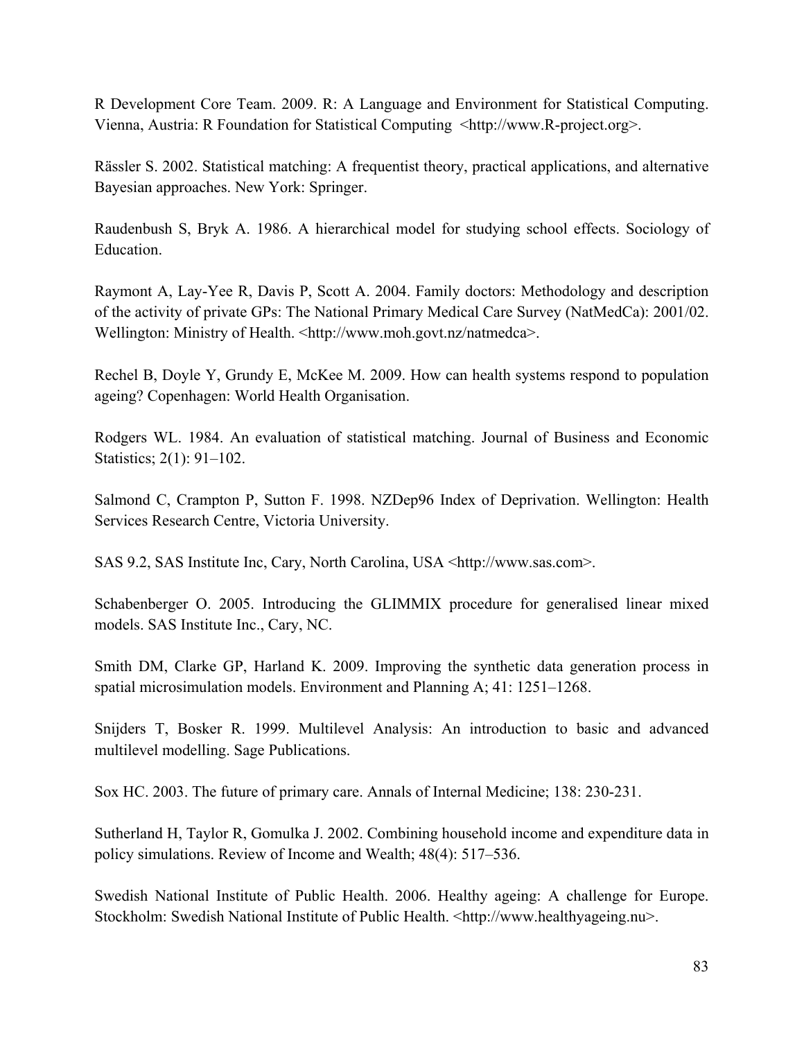R Development Core Team. 2009. R: A Language and Environment for Statistical Computing. Vienna, Austria: R Foundation for Statistical Computing <http://www.R-project.org>.

Rässler S. 2002. Statistical matching: A frequentist theory, practical applications, and alternative Bayesian approaches. New York: Springer.

Raudenbush S, Bryk A. 1986. A hierarchical model for studying school effects. Sociology of Education.

Raymont A, Lay-Yee R, Davis P, Scott A. 2004. Family doctors: Methodology and description of the activity of private GPs: The National Primary Medical Care Survey (NatMedCa): 2001/02. Wellington: Ministry of Health. <http://www.moh.govt.nz/natmedca>.

Rechel B, Doyle Y, Grundy E, McKee M. 2009. How can health systems respond to population ageing? Copenhagen: World Health Organisation.

Rodgers WL. 1984. An evaluation of statistical matching. Journal of Business and Economic Statistics; 2(1): 91–102.

Salmond C, Crampton P, Sutton F. 1998. NZDep96 Index of Deprivation. Wellington: Health Services Research Centre, Victoria University.

SAS 9.2, SAS Institute Inc, Cary, North Carolina, USA <http://www.sas.com>.

Schabenberger O. 2005. Introducing the GLIMMIX procedure for generalised linear mixed models. SAS Institute Inc., Cary, NC.

Smith DM, Clarke GP, Harland K. 2009. Improving the synthetic data generation process in spatial microsimulation models. Environment and Planning A; 41: 1251–1268.

Snijders T, Bosker R. 1999. Multilevel Analysis: An introduction to basic and advanced multilevel modelling. Sage Publications.

Sox HC. 2003. The future of primary care. Annals of Internal Medicine; 138: 230-231.

Sutherland H, Taylor R, Gomulka J. 2002. Combining household income and expenditure data in policy simulations. Review of Income and Wealth; 48(4): 517–536.

Swedish National Institute of Public Health. 2006. Healthy ageing: A challenge for Europe. Stockholm: Swedish National Institute of Public Health. <http://www.healthyageing.nu>.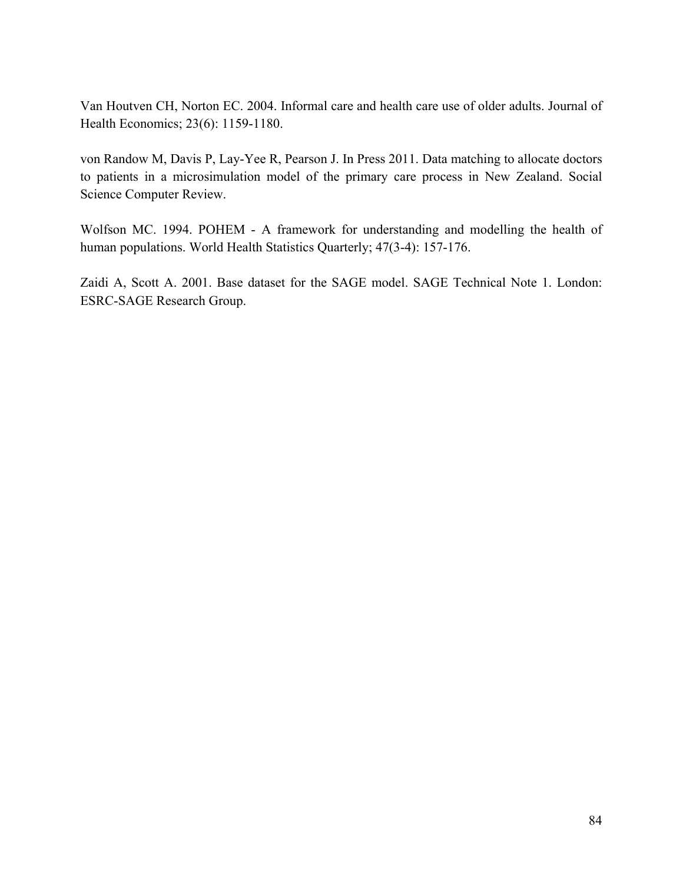Van Houtven CH, Norton EC. 2004. Informal care and health care use of older adults. Journal of Health Economics; 23(6): 1159-1180.

von Randow M, Davis P, Lay-Yee R, Pearson J. In Press 2011. Data matching to allocate doctors to patients in a microsimulation model of the primary care process in New Zealand. Social Science Computer Review.

Wolfson MC. 1994. POHEM - A framework for understanding and modelling the health of human populations. World Health Statistics Quarterly; 47(3-4): 157-176.

Zaidi A, Scott A. 2001. Base dataset for the SAGE model. SAGE Technical Note 1. London: ESRC-SAGE Research Group.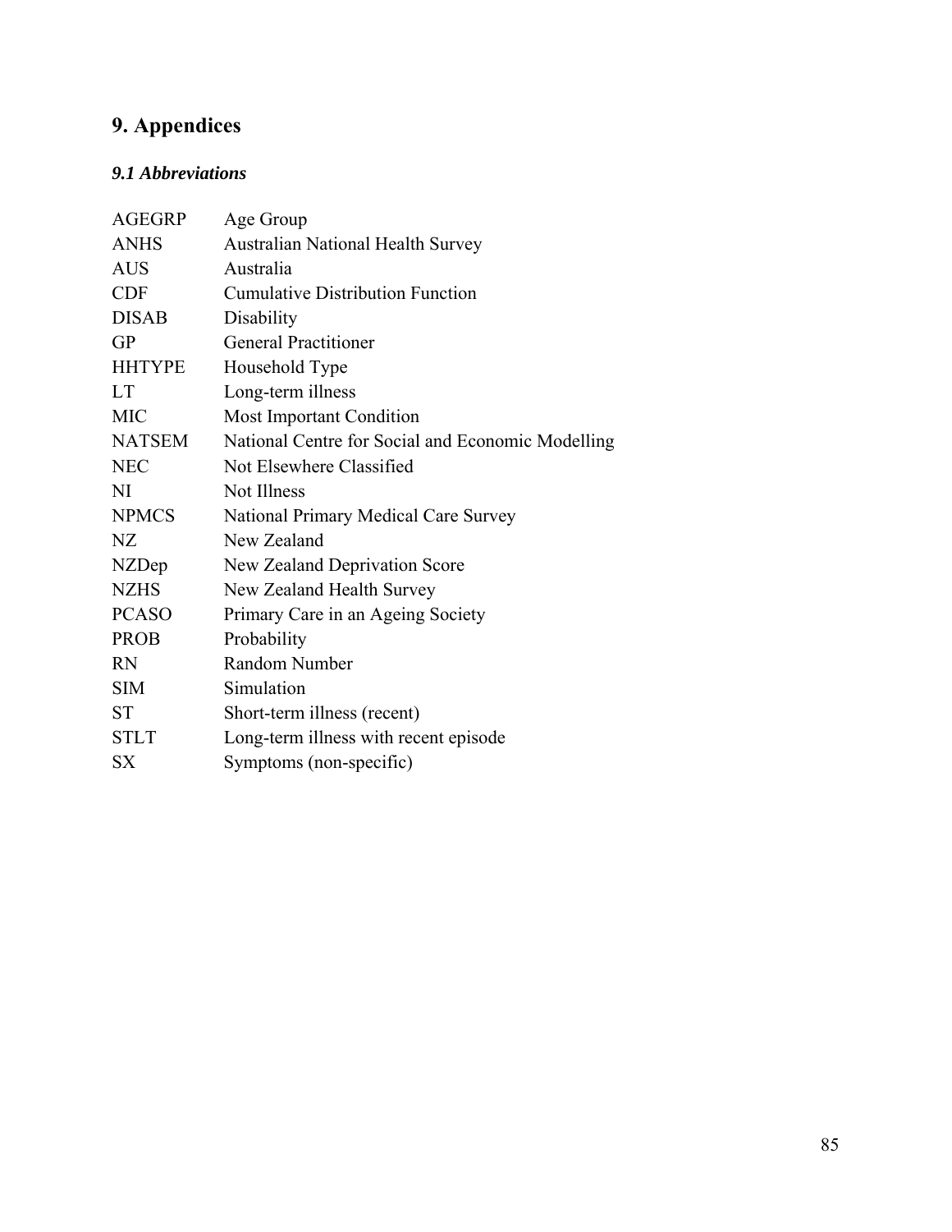# 9. Appendices

### *9.1 Abbreviations*

| | |
|---|---|
| AGEGRP | Age Group |
| ANHS | Australian National Health Survey |
| AUS | Australia |
| CDF | Cumulative Distribution Function |
| DISAB | Disability |
| GP | General Practitioner |
| HHTYPE | Household Type |
| LT | Long-term illness |
| MIC | Most Important Condition |
| NATSEM | National Centre for Social and Economic Modelling |
| NEC | Not Elsewhere Classified |
| NI | Not Illness |
| NPMCS | National Primary Medical Care Survey |
| NZ | New Zealand |
| NZDep | New Zealand Deprivation Score |
| NZHS | New Zealand Health Survey |
| PCASO | Primary Care in an Ageing Society |
| PROB | Probability |
| RN | Random Number |
| SIM | Simulation |
| ST | Short-term illness (recent) |
| STLT | Long-term illness with recent episode |
| SX | Symptoms (non-specific) |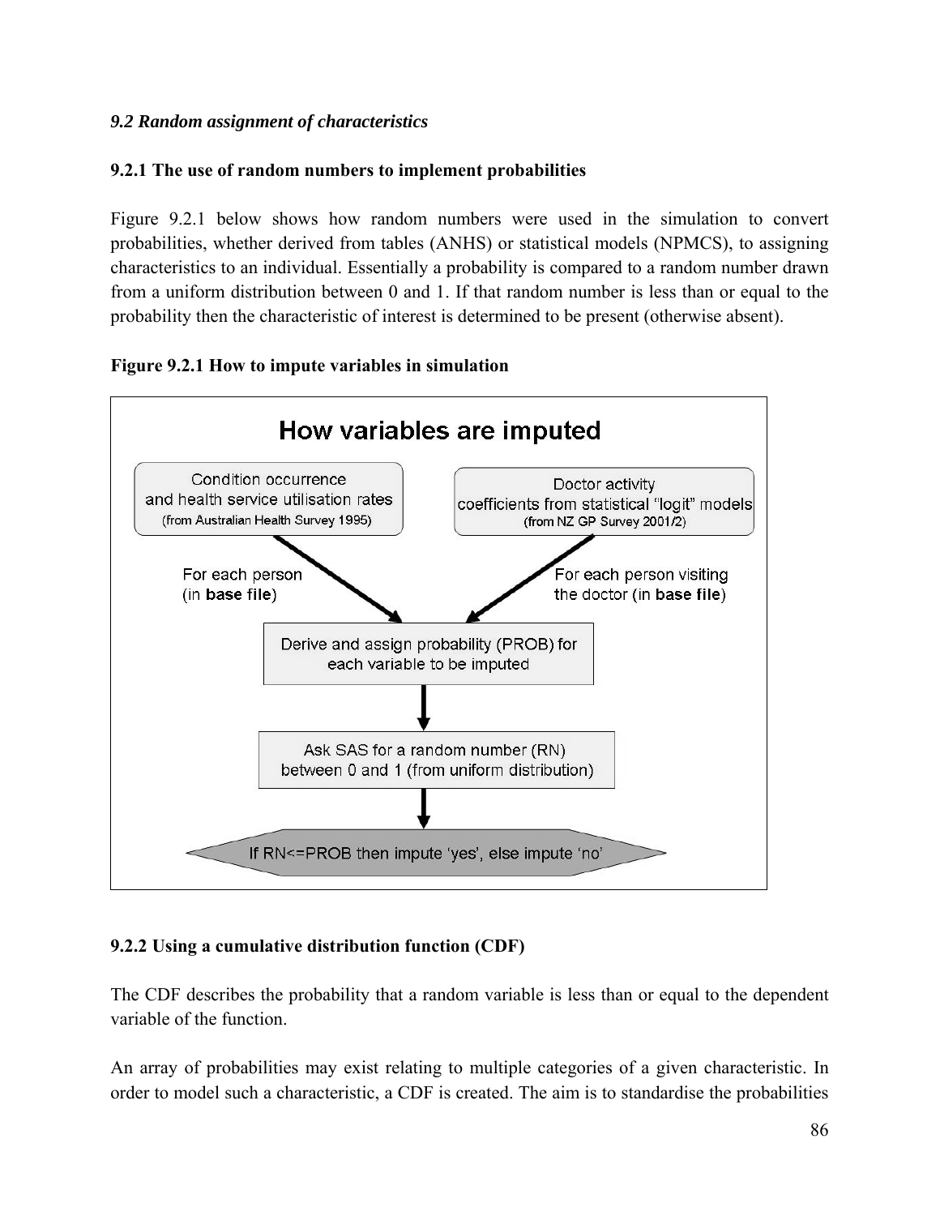### *9.2 Random assignment of characteristics*

#### 9.2.1 The use of random numbers to implement probabilities

Figure 9.2.1 below shows how random numbers were used in the simulation to convert probabilities, whether derived from tables (ANHS) or statistical models (NPMCS), to assigning characteristics to an individual. Essentially a probability is compared to a random number drawn from a uniform distribution between 0 and 1. If that random number is less than or equal to the probability then the characteristic of interest is determined to be present (otherwise absent).

**Figure 9.2.1 How to impute variables in simulation**

How variables are imputed

Condition occurrence and health service utilisation rates (from Australian Health Survey 1995)

Doctor activity coefficients from statistical "logit" models (from NZ GP Survey 2001/2)

For each person (in **base file**)

For each person visiting the doctor (in **base file**)

Derive and assign probability (PROB) for each variable to be imputed

Ask SAS for a random number (RN) between 0 and 1 (from uniform distribution)

If RN<=PROB then impute 'yes', else impute 'no'

#### 9.2.2 Using a cumulative distribution function (CDF)

The CDF describes the probability that a random variable is less than or equal to the dependent variable of the function.

An array of probabilities may exist relating to multiple categories of a given characteristic. In order to model such a characteristic, a CDF is created. The aim is to standardise the probabilities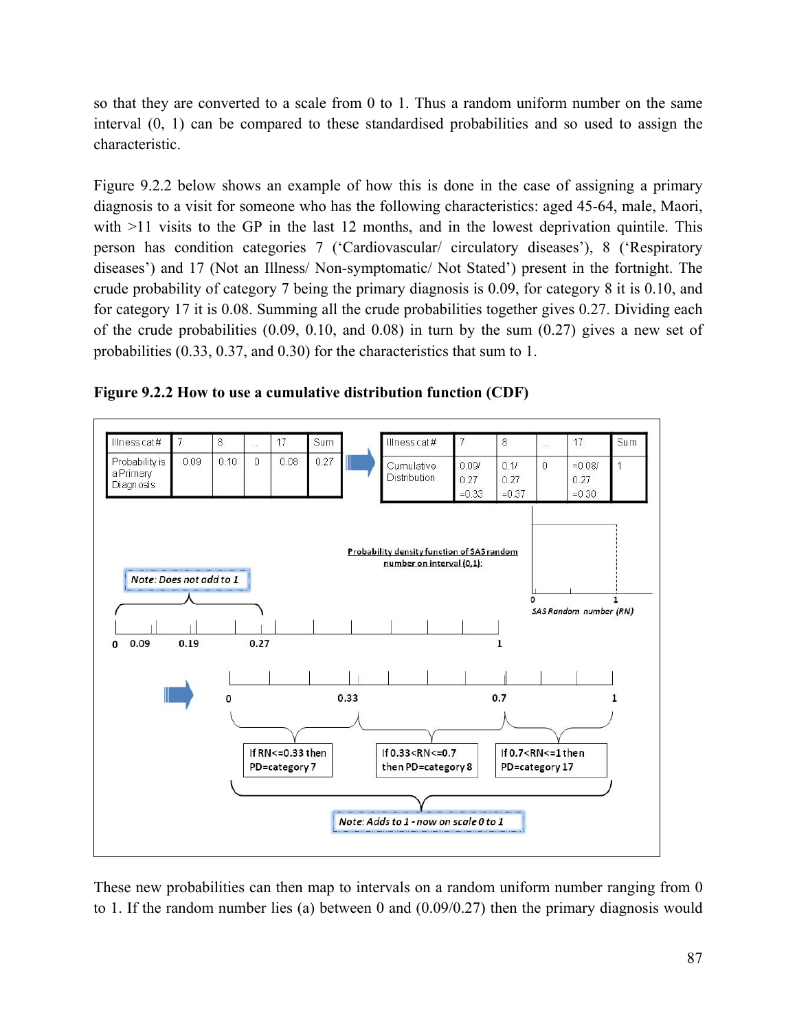so that they are converted to a scale from 0 to 1. Thus a random uniform number on the same interval (0, 1) can be compared to these standardised probabilities and so used to assign the characteristic.

Figure 9.2.2 below shows an example of how this is done in the case of assigning a primary diagnosis to a visit for someone who has the following characteristics: aged 45-64, male, Maori, with >11 visits to the GP in the last 12 months, and in the lowest deprivation quintile. This person has condition categories 7 ('Cardiovascular/ circulatory diseases'), 8 ('Respiratory diseases') and 17 (Not an Illness/ Non-symptomatic/ Not Stated') present in the fortnight. The crude probability of category 7 being the primary diagnosis is 0.09, for category 8 it is 0.10, and for category 17 it is 0.08. Summing all the crude probabilities together gives 0.27. Dividing each of the crude probabilities (0.09, 0.10, and 0.08) in turn by the sum (0.27) gives a new set of probabilities (0.33, 0.37, and 0.30) for the characteristics that sum to 1.

**Figure 9.2.2 How to use a cumulative distribution function (CDF)**

| Illness cat # | 7 | 8 | ... | 17 | Sum |
|---|---|---|---|---|---|
| Probability is a Primary Diagnosis | 0.09 | 0.10 | 0 | 0.08 | 0.27 |

| Illness cat # | 7 | 8 | ... | 17 | Sum |
|---|---|---|---|---|---|
| Cumulative Distribution | 0.09/ 0.27 =0.33 | 0.1/ 0.27 =0.37 | 0 | =0.08/ 0.27 =0.30 | 1 |

Probability density function of SAS random number on interval (0,1):

SAS Random number (RN)

Note: Does not add to 1

0 0.09 0.19 0.27 1

0 0.33 0.7 1

If RN<=0.33 then PD=category 7

If 0.33<RN<=0.7 then PD=category 8

If 0.7<RN<=1 then PD=category 17

Note: Adds to 1 - now on scale 0 to 1

These new probabilities can then map to intervals on a random uniform number ranging from 0 to 1. If the random number lies (a) between 0 and (0.09/0.27) then the primary diagnosis would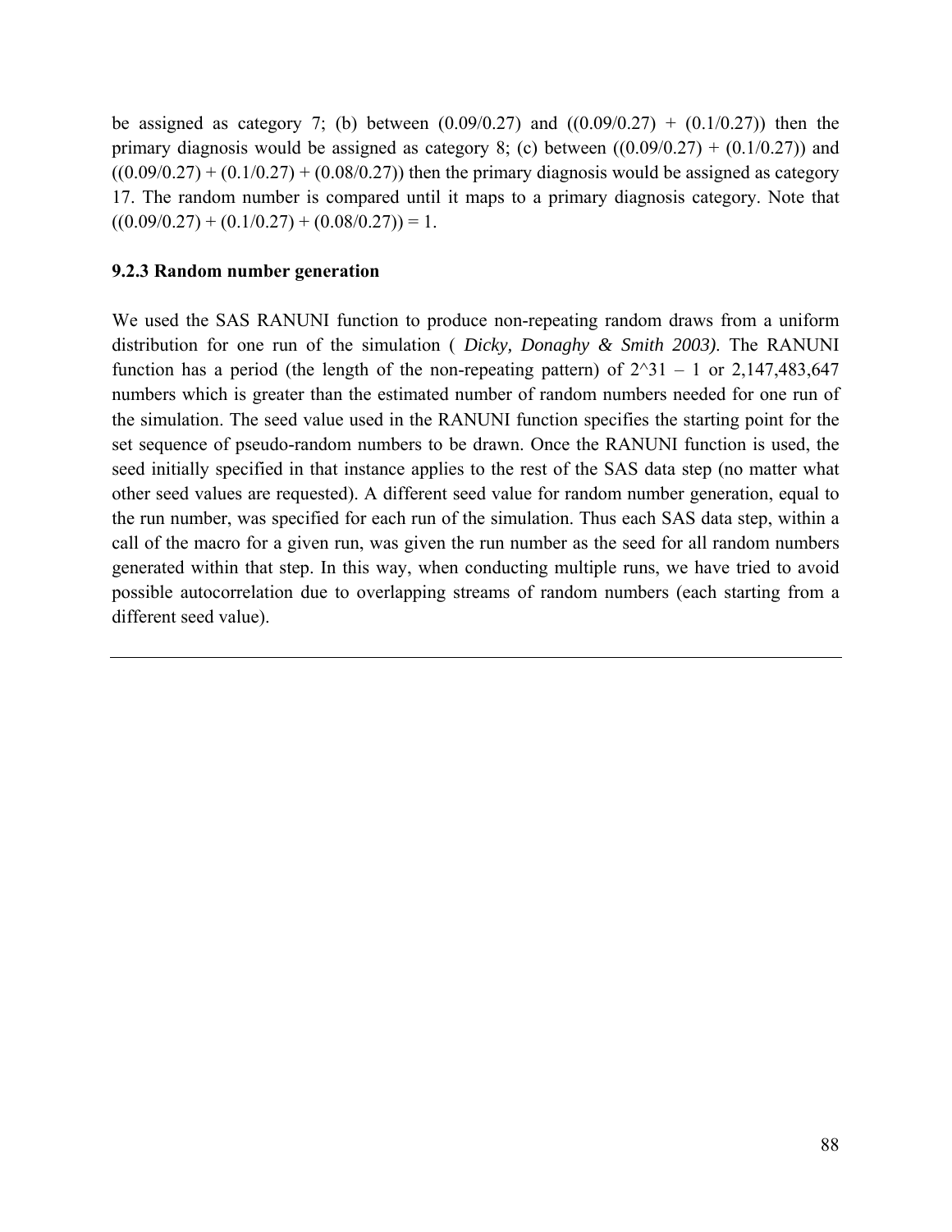be assigned as category 7; (b) between (0.09/0.27) and ((0.09/0.27) + (0.1/0.27)) then the primary diagnosis would be assigned as category 8; (c) between ((0.09/0.27) + (0.1/0.27)) and ((0.09/0.27) + (0.1/0.27) + (0.08/0.27)) then the primary diagnosis would be assigned as category 17. The random number is compared until it maps to a primary diagnosis category. Note that ((0.09/0.27) + (0.1/0.27) + (0.08/0.27)) = 1.

### 9.2.3 Random number generation

We used the SAS RANUNI function to produce non-repeating random draws from a uniform distribution for one run of the simulation ( *Dicky, Donaghy & Smith 2003)*. The RANUNI function has a period (the length of the non-repeating pattern) of $2^{31} - 1$ or 2,147,483,647 numbers which is greater than the estimated number of random numbers needed for one run of the simulation. The seed value used in the RANUNI function specifies the starting point for the set sequence of pseudo-random numbers to be drawn. Once the RANUNI function is used, the seed initially specified in that instance applies to the rest of the SAS data step (no matter what other seed values are requested). A different seed value for random number generation, equal to the run number, was specified for each run of the simulation. Thus each SAS data step, within a call of the macro for a given run, was given the run number as the seed for all random numbers generated within that step. In this way, when conducting multiple runs, we have tried to avoid possible autocorrelation due to overlapping streams of random numbers (each starting from a different seed value).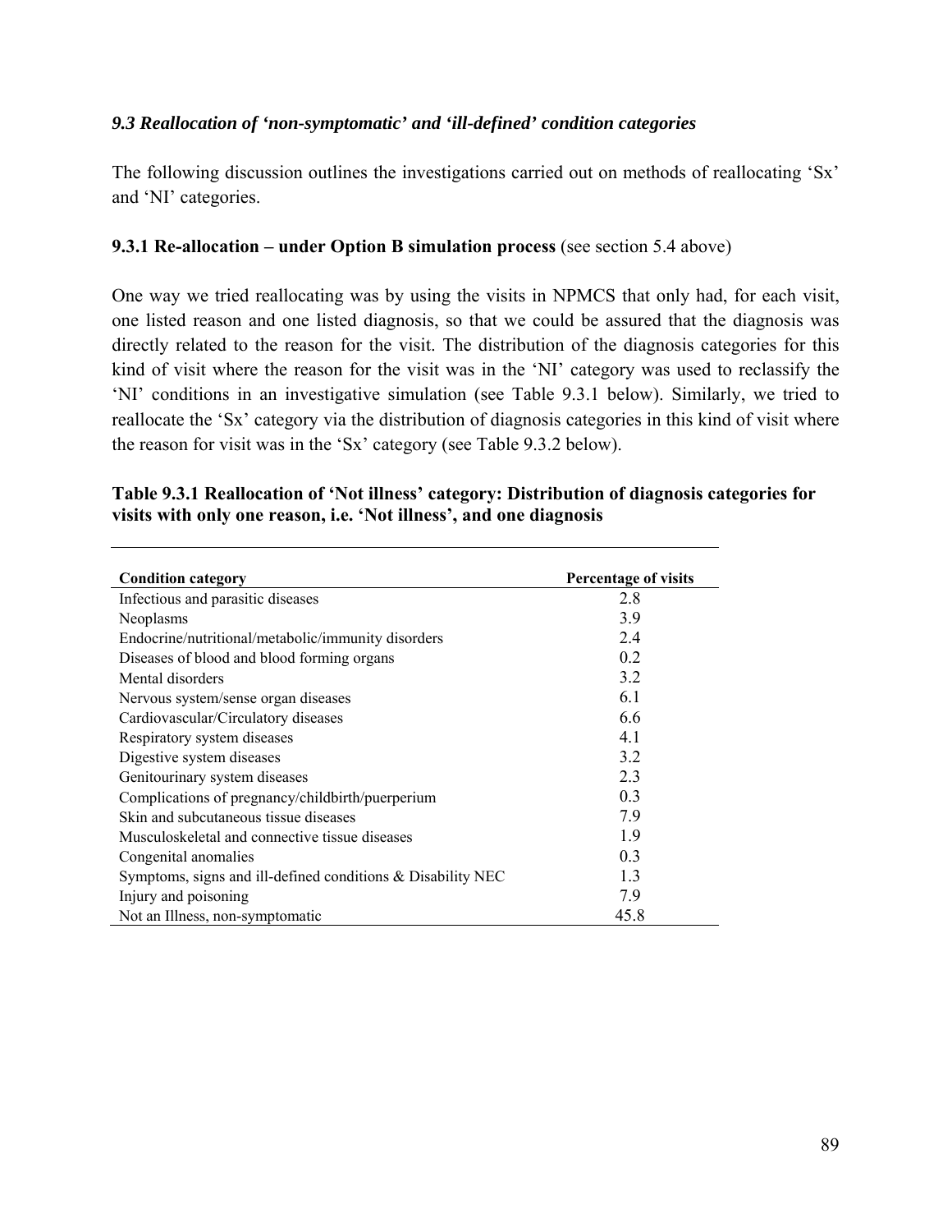### *9.3 Reallocation of 'non-symptomatic' and 'ill-defined' condition categories*

The following discussion outlines the investigations carried out on methods of reallocating 'Sx' and 'NI' categories.

**9.3.1 Re-allocation – under Option B simulation process** (see section 5.4 above)

One way we tried reallocating was by using the visits in NPMCS that only had, for each visit, one listed reason and one listed diagnosis, so that we could be assured that the diagnosis was directly related to the reason for the visit. The distribution of the diagnosis categories for this kind of visit where the reason for the visit was in the 'NI' category was used to reclassify the 'NI' conditions in an investigative simulation (see Table 9.3.1 below). Similarly, we tried to reallocate the 'Sx' category via the distribution of diagnosis categories in this kind of visit where the reason for visit was in the 'Sx' category (see Table 9.3.2 below).

**Table 9.3.1 Reallocation of 'Not illness' category: Distribution of diagnosis categories for visits with only one reason, i.e. 'Not illness', and one diagnosis**

| Condition category | Percentage of visits |
|---|---|
| Infectious and parasitic diseases | 2.8 |
| Neoplasms | 3.9 |
| Endocrine/nutritional/metabolic/immunity disorders | 2.4 |
| Diseases of blood and blood forming organs | 0.2 |
| Mental disorders | 3.2 |
| Nervous system/sense organ diseases | 6.1 |
| Cardiovascular/Circulatory diseases | 6.6 |
| Respiratory system diseases | 4.1 |
| Digestive system diseases | 3.2 |
| Genitourinary system diseases | 2.3 |
| Complications of pregnancy/childbirth/puerperium | 0.3 |
| Skin and subcutaneous tissue diseases | 7.9 |
| Musculoskeletal and connective tissue diseases | 1.9 |
| Congenital anomalies | 0.3 |
| Symptoms, signs and ill-defined conditions & Disability NEC | 1.3 |
| Injury and poisoning | 7.9 |
| Not an Illness, non-symptomatic | 45.8 |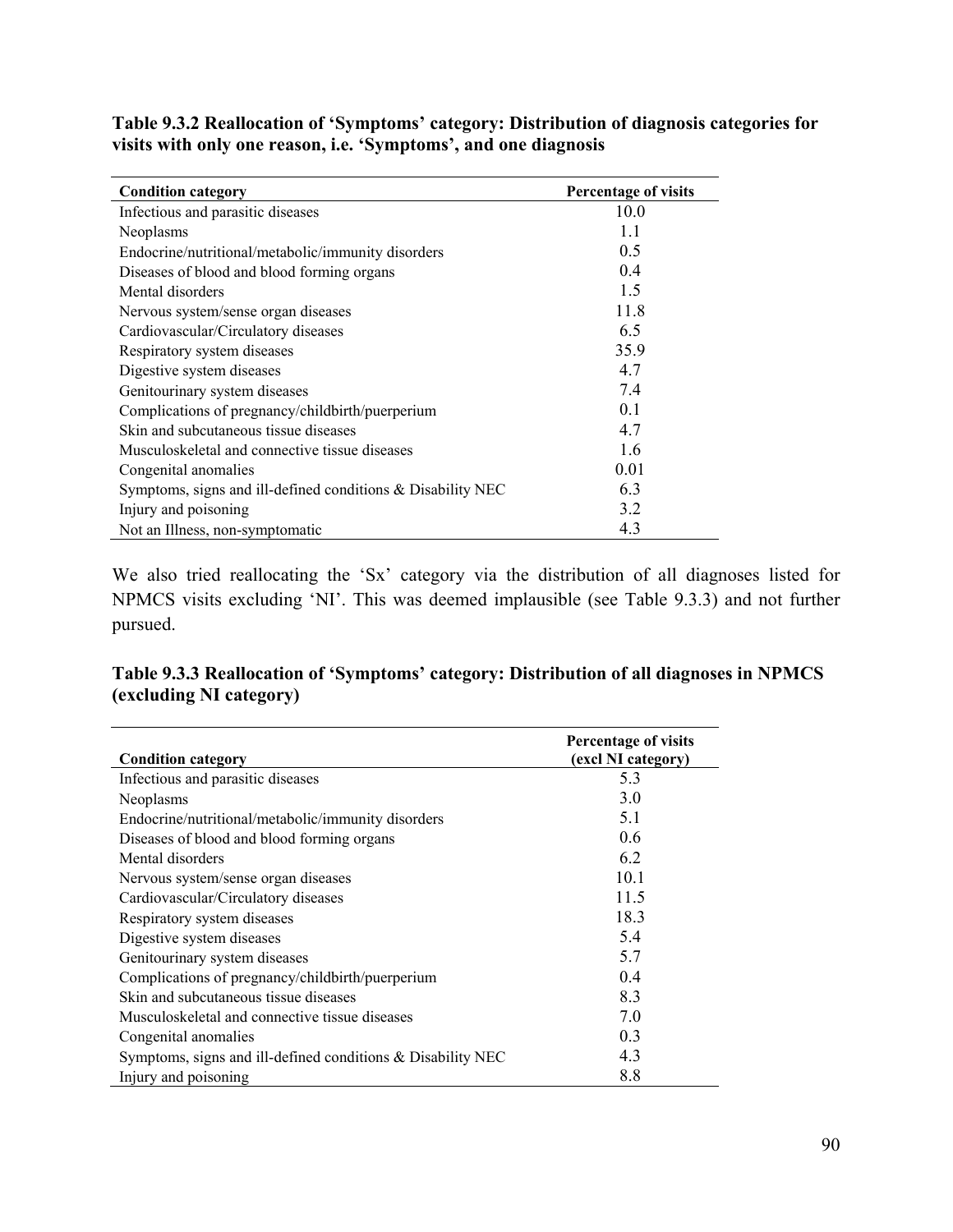**Table 9.3.2 Reallocation of 'Symptoms' category: Distribution of diagnosis categories for visits with only one reason, i.e. 'Symptoms', and one diagnosis**

| Condition category | Percentage of visits |
|---|---|
| Infectious and parasitic diseases | 10.0 |
| Neoplasms | 1.1 |
| Endocrine/nutritional/metabolic/immunity disorders | 0.5 |
| Diseases of blood and blood forming organs | 0.4 |
| Mental disorders | 1.5 |
| Nervous system/sense organ diseases | 11.8 |
| Cardiovascular/Circulatory diseases | 6.5 |
| Respiratory system diseases | 35.9 |
| Digestive system diseases | 4.7 |
| Genitourinary system diseases | 7.4 |
| Complications of pregnancy/childbirth/puerperium | 0.1 |
| Skin and subcutaneous tissue diseases | 4.7 |
| Musculoskeletal and connective tissue diseases | 1.6 |
| Congenital anomalies | 0.01 |
| Symptoms, signs and ill-defined conditions & Disability NEC | 6.3 |
| Injury and poisoning | 3.2 |
| Not an Illness, non-symptomatic | 4.3 |

We also tried reallocating the 'Sx' category via the distribution of all diagnoses listed for NPMCS visits excluding 'NI'. This was deemed implausible (see Table 9.3.3) and not further pursued.

**Table 9.3.3 Reallocation of 'Symptoms' category: Distribution of all diagnoses in NPMCS (excluding NI category)**

| Condition category | Percentage of visits (excl NI category) |
|---|---|
| Infectious and parasitic diseases | 5.3 |
| Neoplasms | 3.0 |
| Endocrine/nutritional/metabolic/immunity disorders | 5.1 |
| Diseases of blood and blood forming organs | 0.6 |
| Mental disorders | 6.2 |
| Nervous system/sense organ diseases | 10.1 |
| Cardiovascular/Circulatory diseases | 11.5 |
| Respiratory system diseases | 18.3 |
| Digestive system diseases | 5.4 |
| Genitourinary system diseases | 5.7 |
| Complications of pregnancy/childbirth/puerperium | 0.4 |
| Skin and subcutaneous tissue diseases | 8.3 |
| Musculoskeletal and connective tissue diseases | 7.0 |
| Congenital anomalies | 0.3 |
| Symptoms, signs and ill-defined conditions & Disability NEC | 4.3 |
| Injury and poisoning | 8.8 |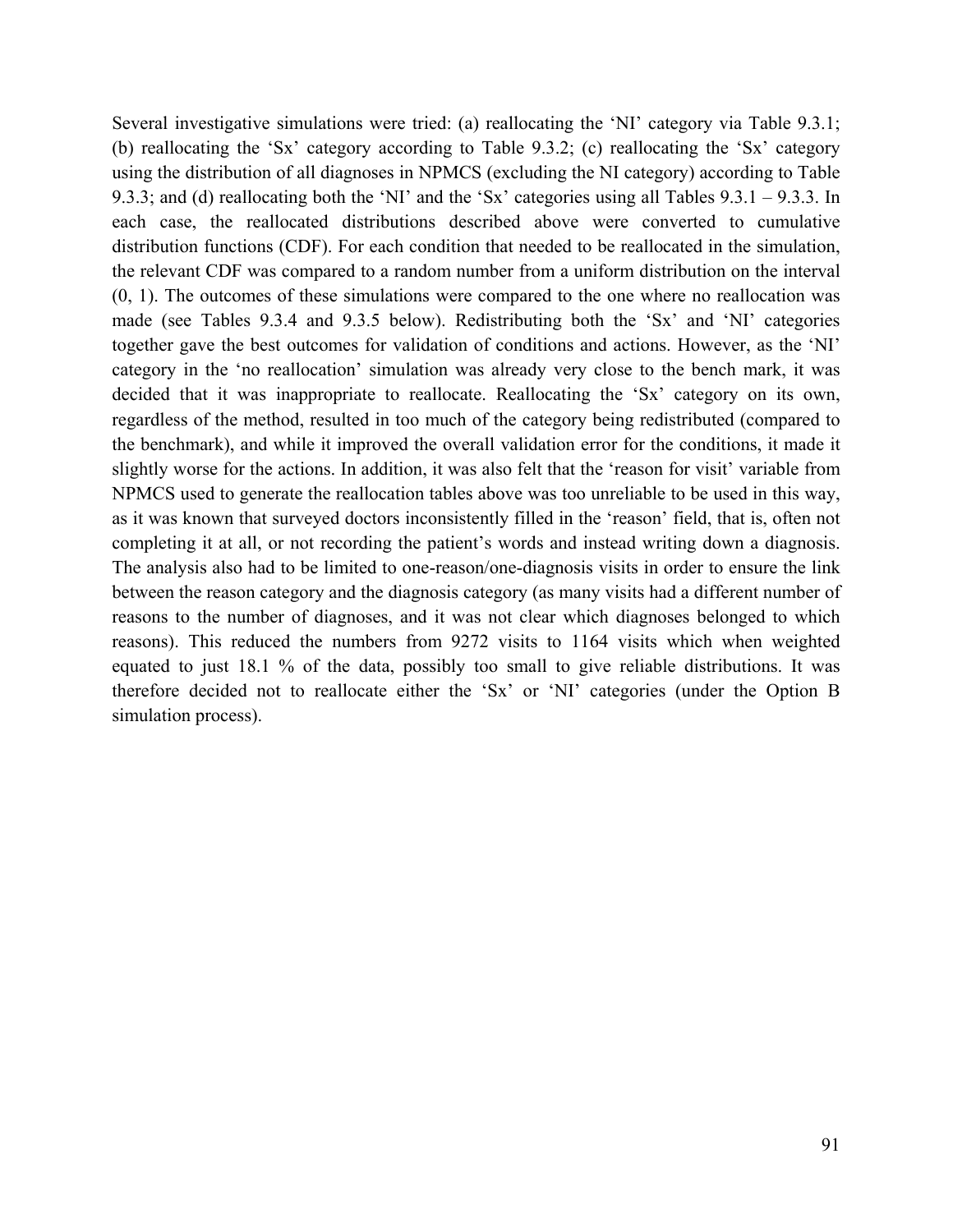Several investigative simulations were tried: (a) reallocating the 'NI' category via Table 9.3.1; (b) reallocating the 'Sx' category according to Table 9.3.2; (c) reallocating the 'Sx' category using the distribution of all diagnoses in NPMCS (excluding the NI category) according to Table 9.3.3; and (d) reallocating both the 'NI' and the 'Sx' categories using all Tables 9.3.1 – 9.3.3. In each case, the reallocated distributions described above were converted to cumulative distribution functions (CDF). For each condition that needed to be reallocated in the simulation, the relevant CDF was compared to a random number from a uniform distribution on the interval (0, 1). The outcomes of these simulations were compared to the one where no reallocation was made (see Tables 9.3.4 and 9.3.5 below). Redistributing both the 'Sx' and 'NI' categories together gave the best outcomes for validation of conditions and actions. However, as the 'NI' category in the 'no reallocation' simulation was already very close to the bench mark, it was decided that it was inappropriate to reallocate. Reallocating the 'Sx' category on its own, regardless of the method, resulted in too much of the category being redistributed (compared to the benchmark), and while it improved the overall validation error for the conditions, it made it slightly worse for the actions. In addition, it was also felt that the 'reason for visit' variable from NPMCS used to generate the reallocation tables above was too unreliable to be used in this way, as it was known that surveyed doctors inconsistently filled in the 'reason' field, that is, often not completing it at all, or not recording the patient's words and instead writing down a diagnosis. The analysis also had to be limited to one-reason/one-diagnosis visits in order to ensure the link between the reason category and the diagnosis category (as many visits had a different number of reasons to the number of diagnoses, and it was not clear which diagnoses belonged to which reasons). This reduced the numbers from 9272 visits to 1164 visits which when weighted equated to just 18.1 % of the data, possibly too small to give reliable distributions. It was therefore decided not to reallocate either the 'Sx' or 'NI' categories (under the Option B simulation process).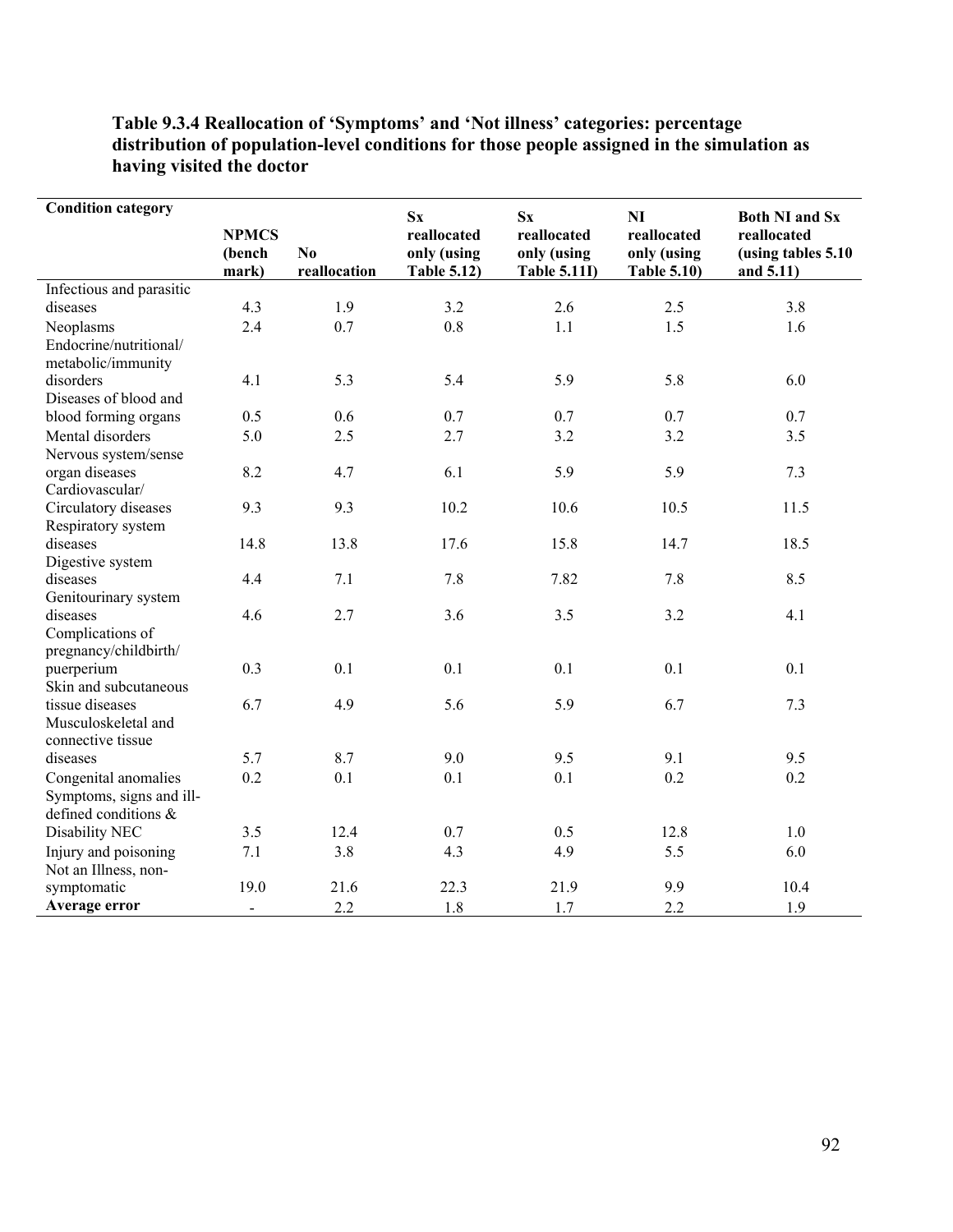**Table 9.3.4 Reallocation of 'Symptoms' and 'Not illness' categories: percentage distribution of population-level conditions for those people assigned in the simulation as having visited the doctor**

| Condition category | NPMCS (bench mark) | No reallocation | Sx reallocated only (using Table 5.12) | Sx reallocated only (using Table 5.11I) | NI reallocated only (using Table 5.10) | Both NI and Sx reallocated (using tables 5.10 and 5.11) |
|---|---|---|---|---|---|---|
| Infectious and parasitic diseases | 4.3 | 1.9 | 3.2 | 2.6 | 2.5 | 3.8 |
| Neoplasms | 2.4 | 0.7 | 0.8 | 1.1 | 1.5 | 1.6 |
| Endocrine/nutritional/ metabolic/immunity disorders | 4.1 | 5.3 | 5.4 | 5.9 | 5.8 | 6.0 |
| Diseases of blood and blood forming organs | 0.5 | 0.6 | 0.7 | 0.7 | 0.7 | 0.7 |
| Mental disorders | 5.0 | 2.5 | 2.7 | 3.2 | 3.2 | 3.5 |
| Nervous system/sense organ diseases | 8.2 | 4.7 | 6.1 | 5.9 | 5.9 | 7.3 |
| Cardiovascular/ Circulatory diseases | 9.3 | 9.3 | 10.2 | 10.6 | 10.5 | 11.5 |
| Respiratory system diseases | 14.8 | 13.8 | 17.6 | 15.8 | 14.7 | 18.5 |
| Digestive system diseases | 4.4 | 7.1 | 7.8 | 7.82 | 7.8 | 8.5 |
| Genitourinary system diseases | 4.6 | 2.7 | 3.6 | 3.5 | 3.2 | 4.1 |
| Complications of pregnancy/childbirth/ puerperium | 0.3 | 0.1 | 0.1 | 0.1 | 0.1 | 0.1 |
| Skin and subcutaneous tissue diseases | 6.7 | 4.9 | 5.6 | 5.9 | 6.7 | 7.3 |
| Musculoskeletal and connective tissue diseases | 5.7 | 8.7 | 9.0 | 9.5 | 9.1 | 9.5 |
| Congenital anomalies | 0.2 | 0.1 | 0.1 | 0.1 | 0.2 | 0.2 |
| Symptoms, signs and ill-defined conditions & Disability NEC | 3.5 | 12.4 | 0.7 | 0.5 | 12.8 | 1.0 |
| Injury and poisoning | 7.1 | 3.8 | 4.3 | 4.9 | 5.5 | 6.0 |
| Not an Illness, non-symptomatic | 19.0 | 21.6 | 22.3 | 21.9 | 9.9 | 10.4 |
| **Average error** | - | 2.2 | 1.8 | 1.7 | 2.2 | 1.9 |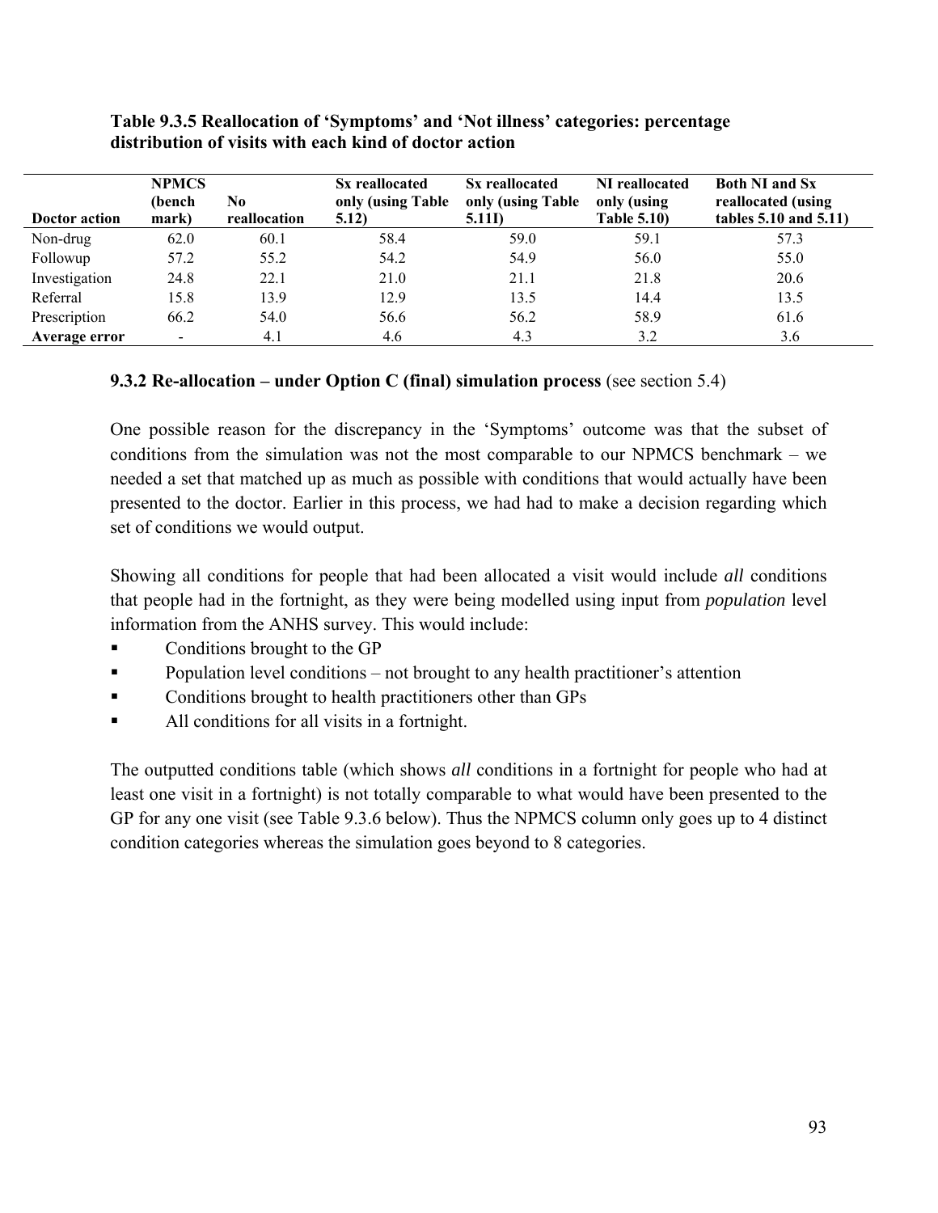**Table 9.3.5 Reallocation of 'Symptoms' and 'Not illness' categories: percentage distribution of visits with each kind of doctor action**

| Doctor action | NPMCS (bench mark) | No reallocation | Sx reallocated only (using Table 5.12) | Sx reallocated only (using Table 5.11I) | NI reallocated only (using Table 5.10) | Both NI and Sx reallocated (using tables 5.10 and 5.11) |
|---|---|---|---|---|---|---|
| Non-drug | 62.0 | 60.1 | 58.4 | 59.0 | 59.1 | 57.3 |
| Followup | 57.2 | 55.2 | 54.2 | 54.9 | 56.0 | 55.0 |
| Investigation | 24.8 | 22.1 | 21.0 | 21.1 | 21.8 | 20.6 |
| Referral | 15.8 | 13.9 | 12.9 | 13.5 | 14.4 | 13.5 |
| Prescription | 66.2 | 54.0 | 56.6 | 56.2 | 58.9 | 61.6 |
| **Average error** | - | 4.1 | 4.6 | 4.3 | 3.2 | 3.6 |

### 9.3.2 Re-allocation – under Option C (final) simulation process (see section 5.4)

One possible reason for the discrepancy in the 'Symptoms' outcome was that the subset of conditions from the simulation was not the most comparable to our NPMCS benchmark – we needed a set that matched up as much as possible with conditions that would actually have been presented to the doctor. Earlier in this process, we had had to make a decision regarding which set of conditions we would output.

Showing all conditions for people that had been allocated a visit would include *all* conditions that people had in the fortnight, as they were being modelled using input from *population* level information from the ANHS survey. This would include:

- Conditions brought to the GP
- Population level conditions – not brought to any health practitioner's attention
- Conditions brought to health practitioners other than GPs
- All conditions for all visits in a fortnight.

The outputted conditions table (which shows *all* conditions in a fortnight for people who had at least one visit in a fortnight) is not totally comparable to what would have been presented to the GP for any one visit (see Table 9.3.6 below). Thus the NPMCS column only goes up to 4 distinct condition categories whereas the simulation goes beyond to 8 categories.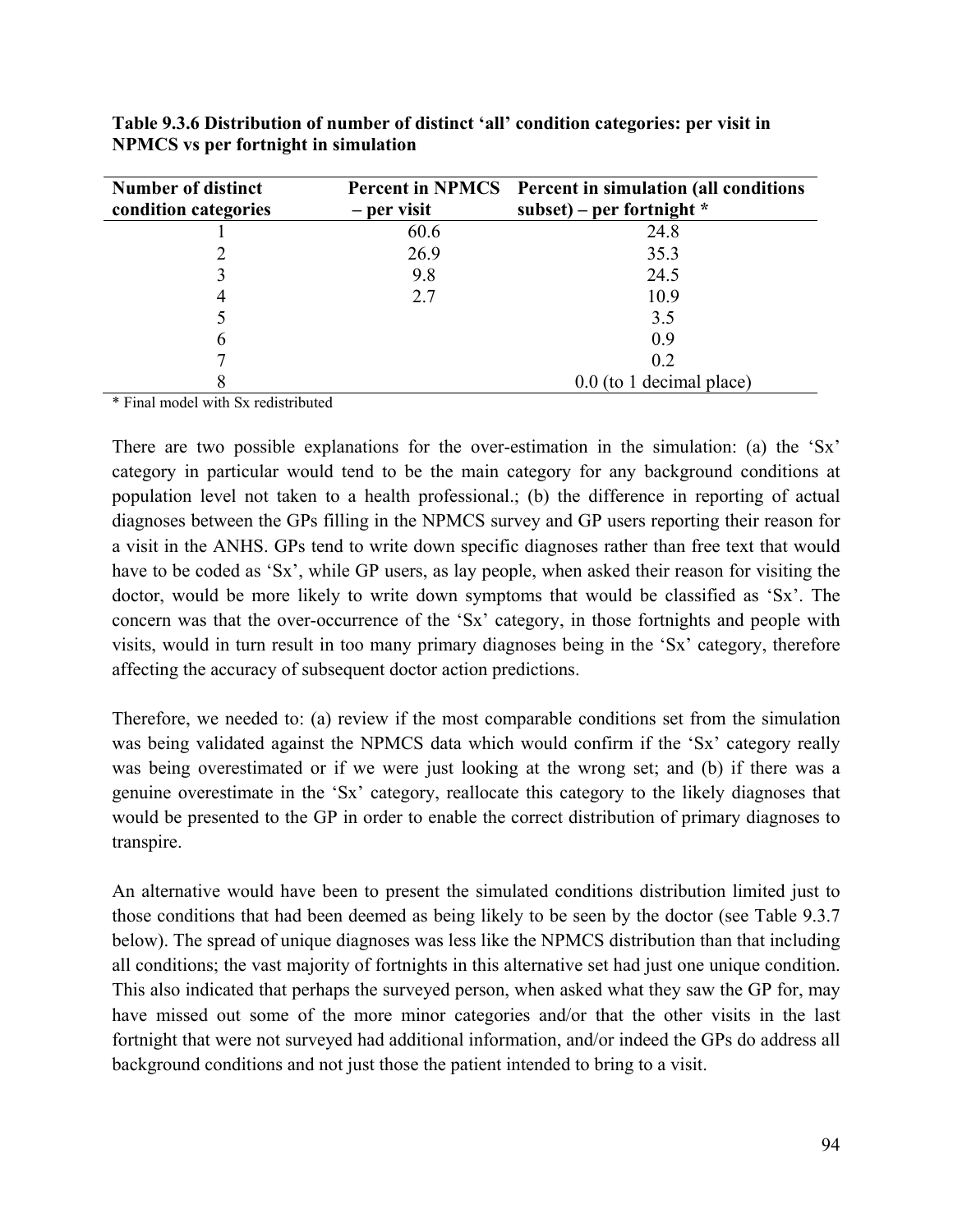**Table 9.3.6 Distribution of number of distinct 'all' condition categories: per visit in NPMCS vs per fortnight in simulation**

| Number of distinct condition categories | Percent in NPMCS – per visit | Percent in simulation (all conditions subset) – per fortnight * |
|---|---|---|
| 1 | 60.6 | 24.8 |
| 2 | 26.9 | 35.3 |
| 3 | 9.8 | 24.5 |
| 4 | 2.7 | 10.9 |
| 5 | | 3.5 |
| 6 | | 0.9 |
| 7 | | 0.2 |
| 8 | | 0.0 (to 1 decimal place) |

* Final model with Sx redistributed

There are two possible explanations for the over-estimation in the simulation: (a) the 'Sx' category in particular would tend to be the main category for any background conditions at population level not taken to a health professional.; (b) the difference in reporting of actual diagnoses between the GPs filling in the NPMCS survey and GP users reporting their reason for a visit in the ANHS. GPs tend to write down specific diagnoses rather than free text that would have to be coded as 'Sx', while GP users, as lay people, when asked their reason for visiting the doctor, would be more likely to write down symptoms that would be classified as 'Sx'. The concern was that the over-occurrence of the 'Sx' category, in those fortnights and people with visits, would in turn result in too many primary diagnoses being in the 'Sx' category, therefore affecting the accuracy of subsequent doctor action predictions.

Therefore, we needed to: (a) review if the most comparable conditions set from the simulation was being validated against the NPMCS data which would confirm if the 'Sx' category really was being overestimated or if we were just looking at the wrong set; and (b) if there was a genuine overestimate in the 'Sx' category, reallocate this category to the likely diagnoses that would be presented to the GP in order to enable the correct distribution of primary diagnoses to transpire.

An alternative would have been to present the simulated conditions distribution limited just to those conditions that had been deemed as being likely to be seen by the doctor (see Table 9.3.7 below). The spread of unique diagnoses was less like the NPMCS distribution than that including all conditions; the vast majority of fortnights in this alternative set had just one unique condition. This also indicated that perhaps the surveyed person, when asked what they saw the GP for, may have missed out some of the more minor categories and/or that the other visits in the last fortnight that were not surveyed had additional information, and/or indeed the GPs do address all background conditions and not just those the patient intended to bring to a visit.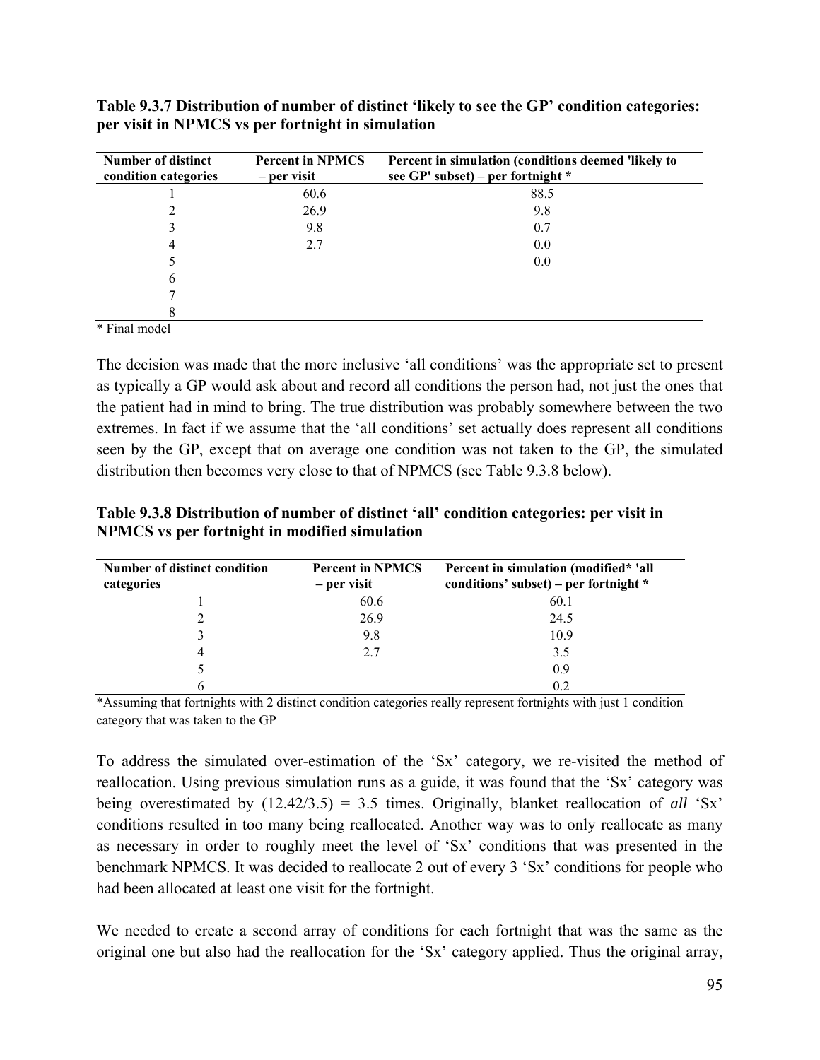**Table 9.3.7 Distribution of number of distinct 'likely to see the GP' condition categories: per visit in NPMCS vs per fortnight in simulation**

| Number of distinct condition categories | Percent in NPMCS – per visit | Percent in simulation (conditions deemed 'likely to see GP' subset) – per fortnight * |
|---|---|---|
| 1 | 60.6 | 88.5 |
| 2 | 26.9 | 9.8 |
| 3 | 9.8 | 0.7 |
| 4 | 2.7 | 0.0 |
| 5 | | 0.0 |
| 6 | | |
| 7 | | |
| 8 | | |

\* Final model

The decision was made that the more inclusive 'all conditions' was the appropriate set to present as typically a GP would ask about and record all conditions the person had, not just the ones that the patient had in mind to bring. The true distribution was probably somewhere between the two extremes. In fact if we assume that the 'all conditions' set actually does represent all conditions seen by the GP, except that on average one condition was not taken to the GP, the simulated distribution then becomes very close to that of NPMCS (see Table 9.3.8 below).

**Table 9.3.8 Distribution of number of distinct 'all' condition categories: per visit in NPMCS vs per fortnight in modified simulation**

| Number of distinct condition categories | Percent in NPMCS – per visit | Percent in simulation (modified* 'all conditions' subset) – per fortnight * |
|---|---|---|
| 1 | 60.6 | 60.1 |
| 2 | 26.9 | 24.5 |
| 3 | 9.8 | 10.9 |
| 4 | 2.7 | 3.5 |
| 5 | | 0.9 |
| 6 | | 0.2 |

*Assuming that fortnights with 2 distinct condition categories really represent fortnights with just 1 condition category that was taken to the GP

To address the simulated over-estimation of the 'Sx' category, we re-visited the method of reallocation. Using previous simulation runs as a guide, it was found that the 'Sx' category was being overestimated by (12.42/3.5) = 3.5 times. Originally, blanket reallocation of *all* 'Sx' conditions resulted in too many being reallocated. Another way was to only reallocate as many as necessary in order to roughly meet the level of 'Sx' conditions that was presented in the benchmark NPMCS. It was decided to reallocate 2 out of every 3 'Sx' conditions for people who had been allocated at least one visit for the fortnight.

We needed to create a second array of conditions for each fortnight that was the same as the original one but also had the reallocation for the 'Sx' category applied. Thus the original array,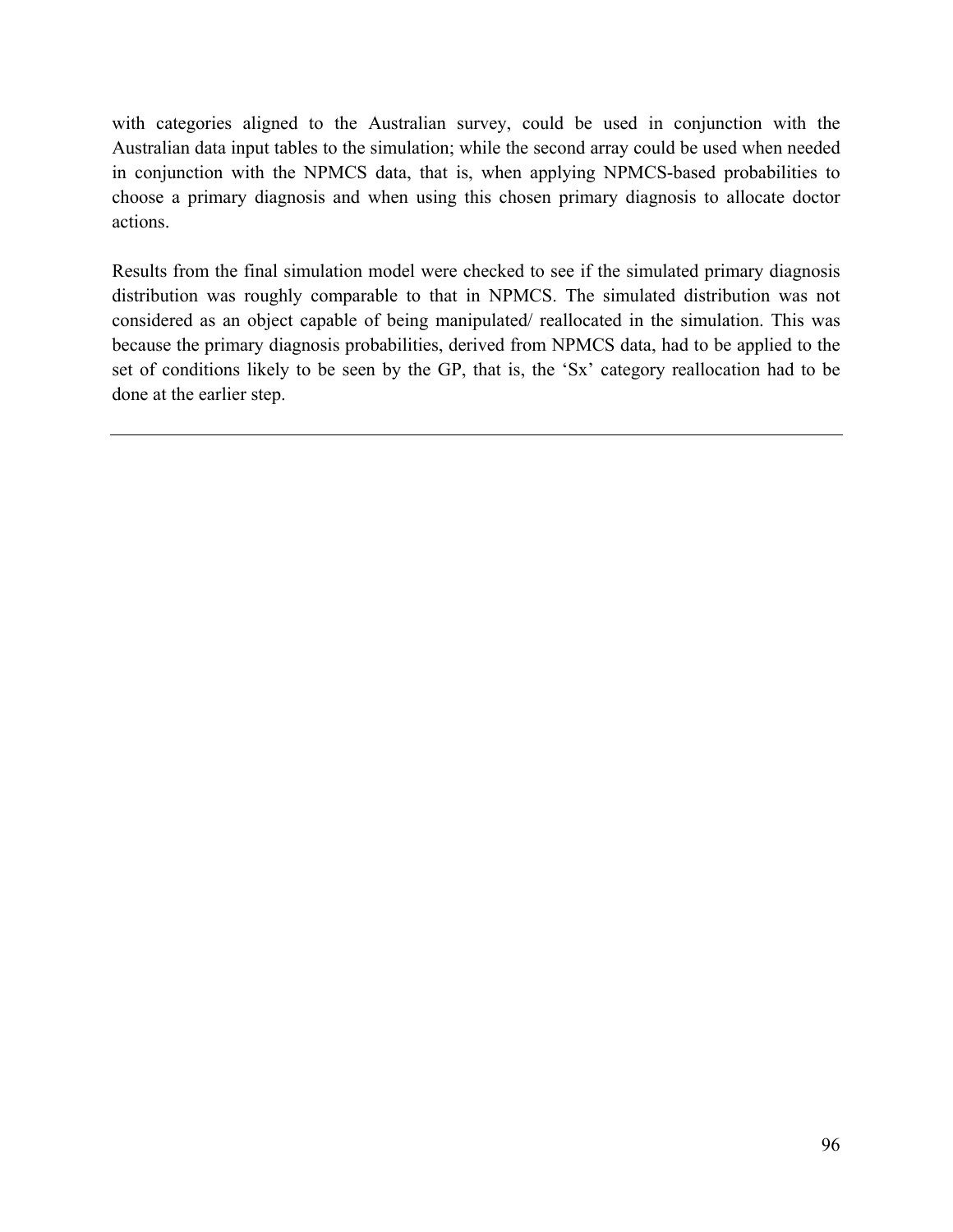with categories aligned to the Australian survey, could be used in conjunction with the Australian data input tables to the simulation; while the second array could be used when needed in conjunction with the NPMCS data, that is, when applying NPMCS-based probabilities to choose a primary diagnosis and when using this chosen primary diagnosis to allocate doctor actions.

Results from the final simulation model were checked to see if the simulated primary diagnosis distribution was roughly comparable to that in NPMCS. The simulated distribution was not considered as an object capable of being manipulated/ reallocated in the simulation. This was because the primary diagnosis probabilities, derived from NPMCS data, had to be applied to the set of conditions likely to be seen by the GP, that is, the 'Sx' category reallocation had to be done at the earlier step.

---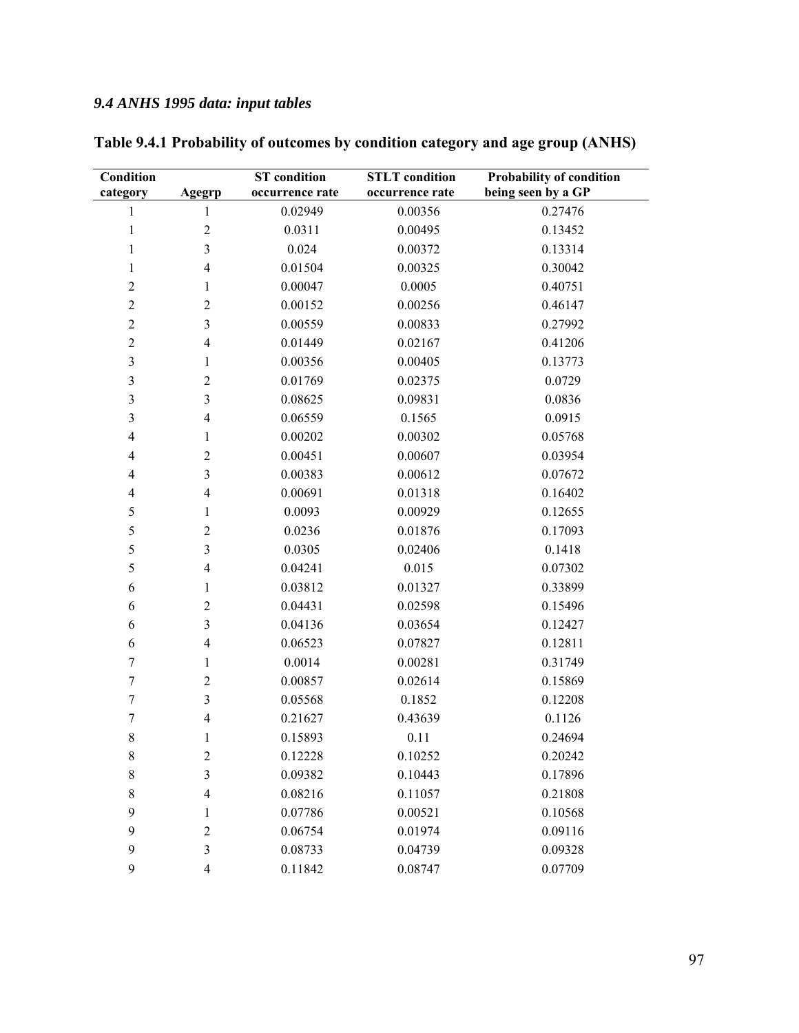### *9.4 ANHS 1995 data: input tables*

**Table 9.4.1 Probability of outcomes by condition category and age group (ANHS)**

| Condition category | Agegrp | ST condition occurrence rate | STLT condition occurrence rate | Probability of condition being seen by a GP |
|---|---|---|---|---|
| 1 | 1 | 0.02949 | 0.00356 | 0.27476 |
| 1 | 2 | 0.0311 | 0.00495 | 0.13452 |
| 1 | 3 | 0.024 | 0.00372 | 0.13314 |
| 1 | 4 | 0.01504 | 0.00325 | 0.30042 |
| 2 | 1 | 0.00047 | 0.0005 | 0.40751 |
| 2 | 2 | 0.00152 | 0.00256 | 0.46147 |
| 2 | 3 | 0.00559 | 0.00833 | 0.27992 |
| 2 | 4 | 0.01449 | 0.02167 | 0.41206 |
| 3 | 1 | 0.00356 | 0.00405 | 0.13773 |
| 3 | 2 | 0.01769 | 0.02375 | 0.0729 |
| 3 | 3 | 0.08625 | 0.09831 | 0.0836 |
| 3 | 4 | 0.06559 | 0.1565 | 0.0915 |
| 4 | 1 | 0.00202 | 0.00302 | 0.05768 |
| 4 | 2 | 0.00451 | 0.00607 | 0.03954 |
| 4 | 3 | 0.00383 | 0.00612 | 0.07672 |
| 4 | 4 | 0.00691 | 0.01318 | 0.16402 |
| 5 | 1 | 0.0093 | 0.00929 | 0.12655 |
| 5 | 2 | 0.0236 | 0.01876 | 0.17093 |
| 5 | 3 | 0.0305 | 0.02406 | 0.1418 |
| 5 | 4 | 0.04241 | 0.015 | 0.07302 |
| 6 | 1 | 0.03812 | 0.01327 | 0.33899 |
| 6 | 2 | 0.04431 | 0.02598 | 0.15496 |
| 6 | 3 | 0.04136 | 0.03654 | 0.12427 |
| 6 | 4 | 0.06523 | 0.07827 | 0.12811 |
| 7 | 1 | 0.0014 | 0.00281 | 0.31749 |
| 7 | 2 | 0.00857 | 0.02614 | 0.15869 |
| 7 | 3 | 0.05568 | 0.1852 | 0.12208 |
| 7 | 4 | 0.21627 | 0.43639 | 0.1126 |
| 8 | 1 | 0.15893 | 0.11 | 0.24694 |
| 8 | 2 | 0.12228 | 0.10252 | 0.20242 |
| 8 | 3 | 0.09382 | 0.10443 | 0.17896 |
| 8 | 4 | 0.08216 | 0.11057 | 0.21808 |
| 9 | 1 | 0.07786 | 0.00521 | 0.10568 |
| 9 | 2 | 0.06754 | 0.01974 | 0.09116 |
| 9 | 3 | 0.08733 | 0.04739 | 0.09328 |
| 9 | 4 | 0.11842 | 0.08747 | 0.07709 |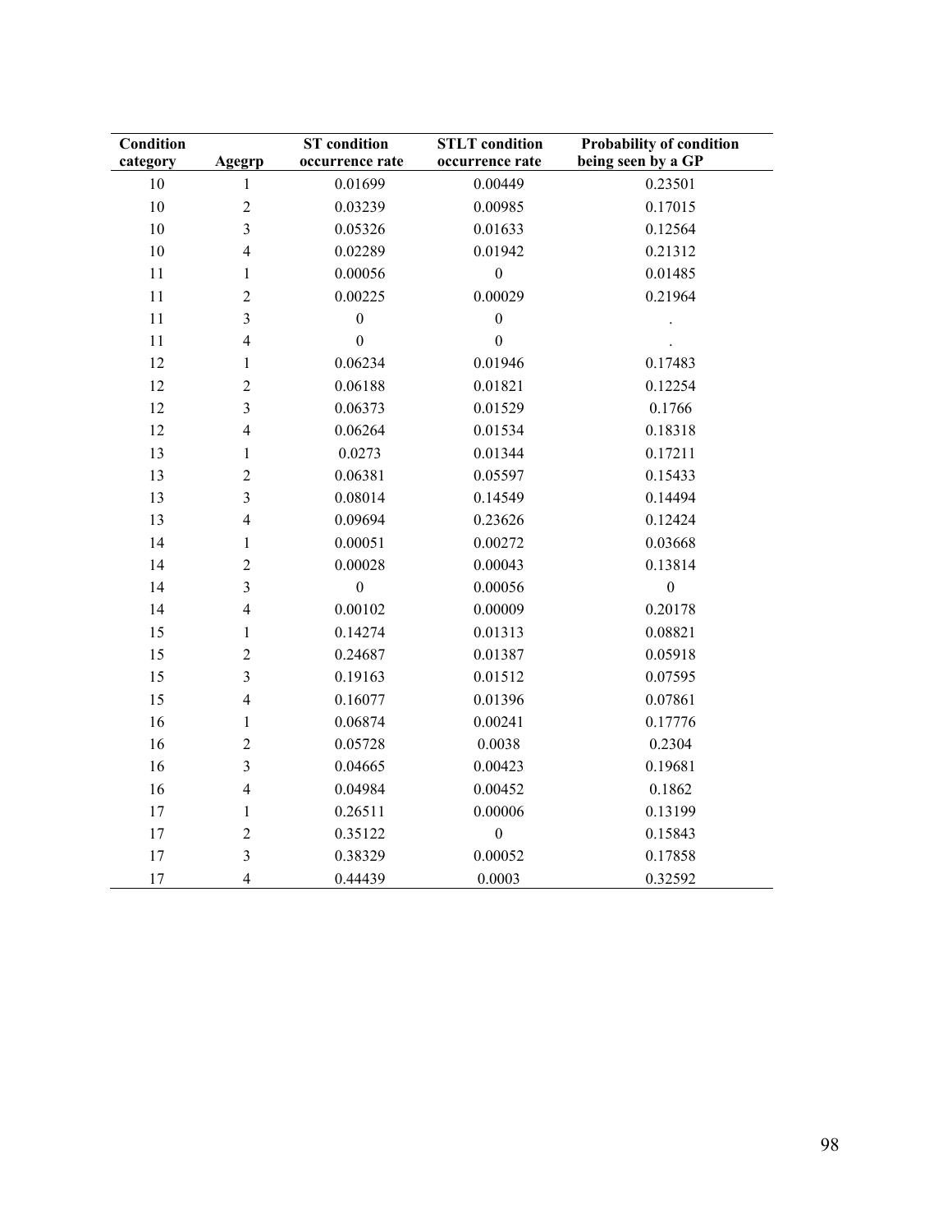| Condition category | Agegrp | ST condition occurrence rate | STLT condition occurrence rate | Probability of condition being seen by a GP |
|---|---|---|---|---|
| 10 | 1 | 0.01699 | 0.00449 | 0.23501 |
| 10 | 2 | 0.03239 | 0.00985 | 0.17015 |
| 10 | 3 | 0.05326 | 0.01633 | 0.12564 |
| 10 | 4 | 0.02289 | 0.01942 | 0.21312 |
| 11 | 1 | 0.00056 | 0 | 0.01485 |
| 11 | 2 | 0.00225 | 0.00029 | 0.21964 |
| 11 | 3 | 0 | 0 | . |
| 11 | 4 | 0 | 0 | . |
| 12 | 1 | 0.06234 | 0.01946 | 0.17483 |
| 12 | 2 | 0.06188 | 0.01821 | 0.12254 |
| 12 | 3 | 0.06373 | 0.01529 | 0.1766 |
| 12 | 4 | 0.06264 | 0.01534 | 0.18318 |
| 13 | 1 | 0.0273 | 0.01344 | 0.17211 |
| 13 | 2 | 0.06381 | 0.05597 | 0.15433 |
| 13 | 3 | 0.08014 | 0.14549 | 0.14494 |
| 13 | 4 | 0.09694 | 0.23626 | 0.12424 |
| 14 | 1 | 0.00051 | 0.00272 | 0.03668 |
| 14 | 2 | 0.00028 | 0.00043 | 0.13814 |
| 14 | 3 | 0 | 0.00056 | 0 |
| 14 | 4 | 0.00102 | 0.00009 | 0.20178 |
| 15 | 1 | 0.14274 | 0.01313 | 0.08821 |
| 15 | 2 | 0.24687 | 0.01387 | 0.05918 |
| 15 | 3 | 0.19163 | 0.01512 | 0.07595 |
| 15 | 4 | 0.16077 | 0.01396 | 0.07861 |
| 16 | 1 | 0.06874 | 0.00241 | 0.17776 |
| 16 | 2 | 0.05728 | 0.0038 | 0.2304 |
| 16 | 3 | 0.04665 | 0.00423 | 0.19681 |
| 16 | 4 | 0.04984 | 0.00452 | 0.1862 |
| 17 | 1 | 0.26511 | 0.00006 | 0.13199 |
| 17 | 2 | 0.35122 | 0 | 0.15843 |
| 17 | 3 | 0.38329 | 0.00052 | 0.17858 |
| 17 | 4 | 0.44439 | 0.0003 | 0.32592 |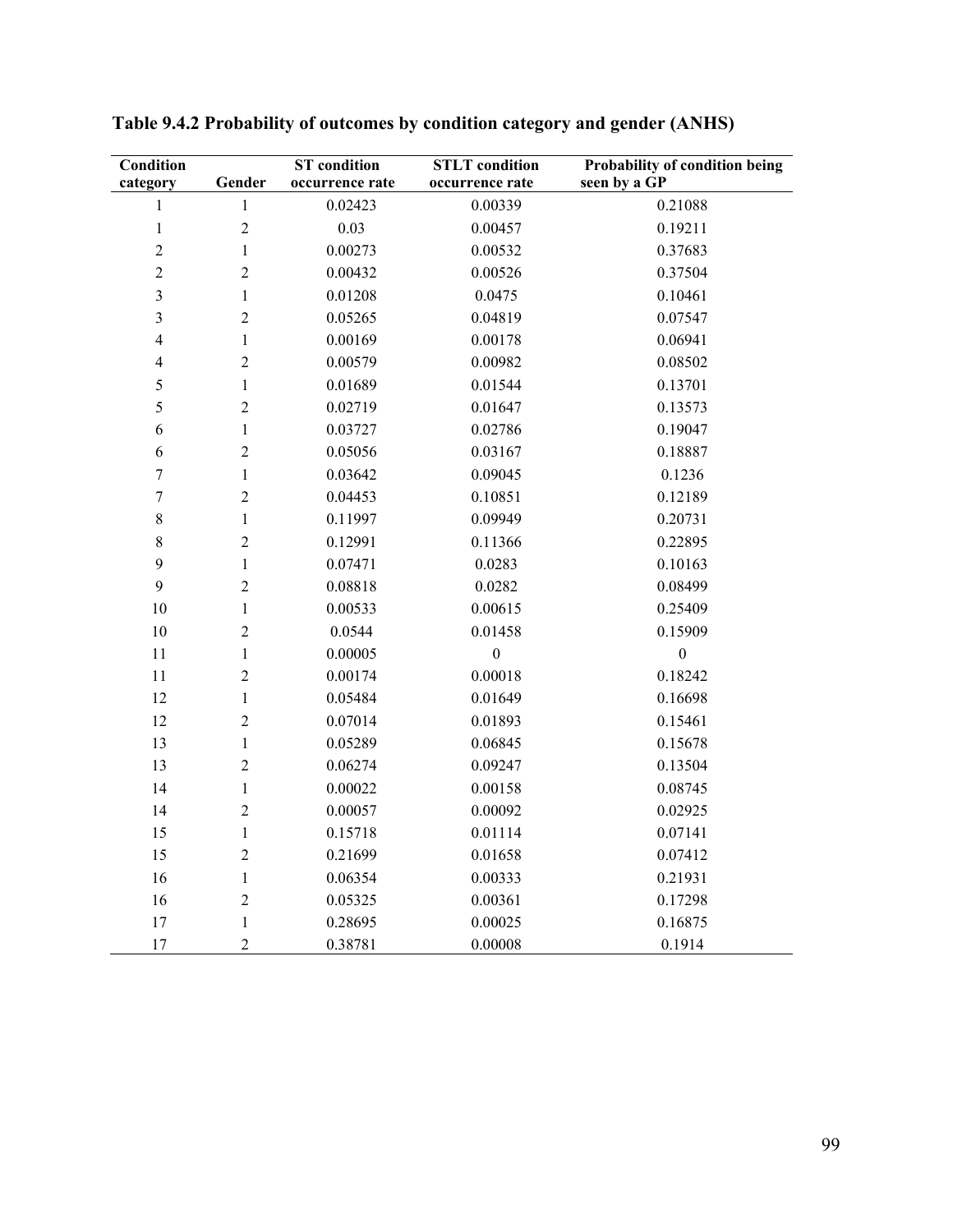**Table 9.4.2 Probability of outcomes by condition category and gender (ANHS)**

| Condition category | Gender | ST condition occurrence rate | STLT condition occurrence rate | Probability of condition being seen by a GP |
|---|---|---|---|---|
| 1 | 1 | 0.02423 | 0.00339 | 0.21088 |
| 1 | 2 | 0.03 | 0.00457 | 0.19211 |
| 2 | 1 | 0.00273 | 0.00532 | 0.37683 |
| 2 | 2 | 0.00432 | 0.00526 | 0.37504 |
| 3 | 1 | 0.01208 | 0.0475 | 0.10461 |
| 3 | 2 | 0.05265 | 0.04819 | 0.07547 |
| 4 | 1 | 0.00169 | 0.00178 | 0.06941 |
| 4 | 2 | 0.00579 | 0.00982 | 0.08502 |
| 5 | 1 | 0.01689 | 0.01544 | 0.13701 |
| 5 | 2 | 0.02719 | 0.01647 | 0.13573 |
| 6 | 1 | 0.03727 | 0.02786 | 0.19047 |
| 6 | 2 | 0.05056 | 0.03167 | 0.18887 |
| 7 | 1 | 0.03642 | 0.09045 | 0.1236 |
| 7 | 2 | 0.04453 | 0.10851 | 0.12189 |
| 8 | 1 | 0.11997 | 0.09949 | 0.20731 |
| 8 | 2 | 0.12991 | 0.11366 | 0.22895 |
| 9 | 1 | 0.07471 | 0.0283 | 0.10163 |
| 9 | 2 | 0.08818 | 0.0282 | 0.08499 |
| 10 | 1 | 0.00533 | 0.00615 | 0.25409 |
| 10 | 2 | 0.0544 | 0.01458 | 0.15909 |
| 11 | 1 | 0.00005 | 0 | 0 |
| 11 | 2 | 0.00174 | 0.00018 | 0.18242 |
| 12 | 1 | 0.05484 | 0.01649 | 0.16698 |
| 12 | 2 | 0.07014 | 0.01893 | 0.15461 |
| 13 | 1 | 0.05289 | 0.06845 | 0.15678 |
| 13 | 2 | 0.06274 | 0.09247 | 0.13504 |
| 14 | 1 | 0.00022 | 0.00158 | 0.08745 |
| 14 | 2 | 0.00057 | 0.00092 | 0.02925 |
| 15 | 1 | 0.15718 | 0.01114 | 0.07141 |
| 15 | 2 | 0.21699 | 0.01658 | 0.07412 |
| 16 | 1 | 0.06354 | 0.00333 | 0.21931 |
| 16 | 2 | 0.05325 | 0.00361 | 0.17298 |
| 17 | 1 | 0.28695 | 0.00025 | 0.16875 |
| 17 | 2 | 0.38781 | 0.00008 | 0.1914 |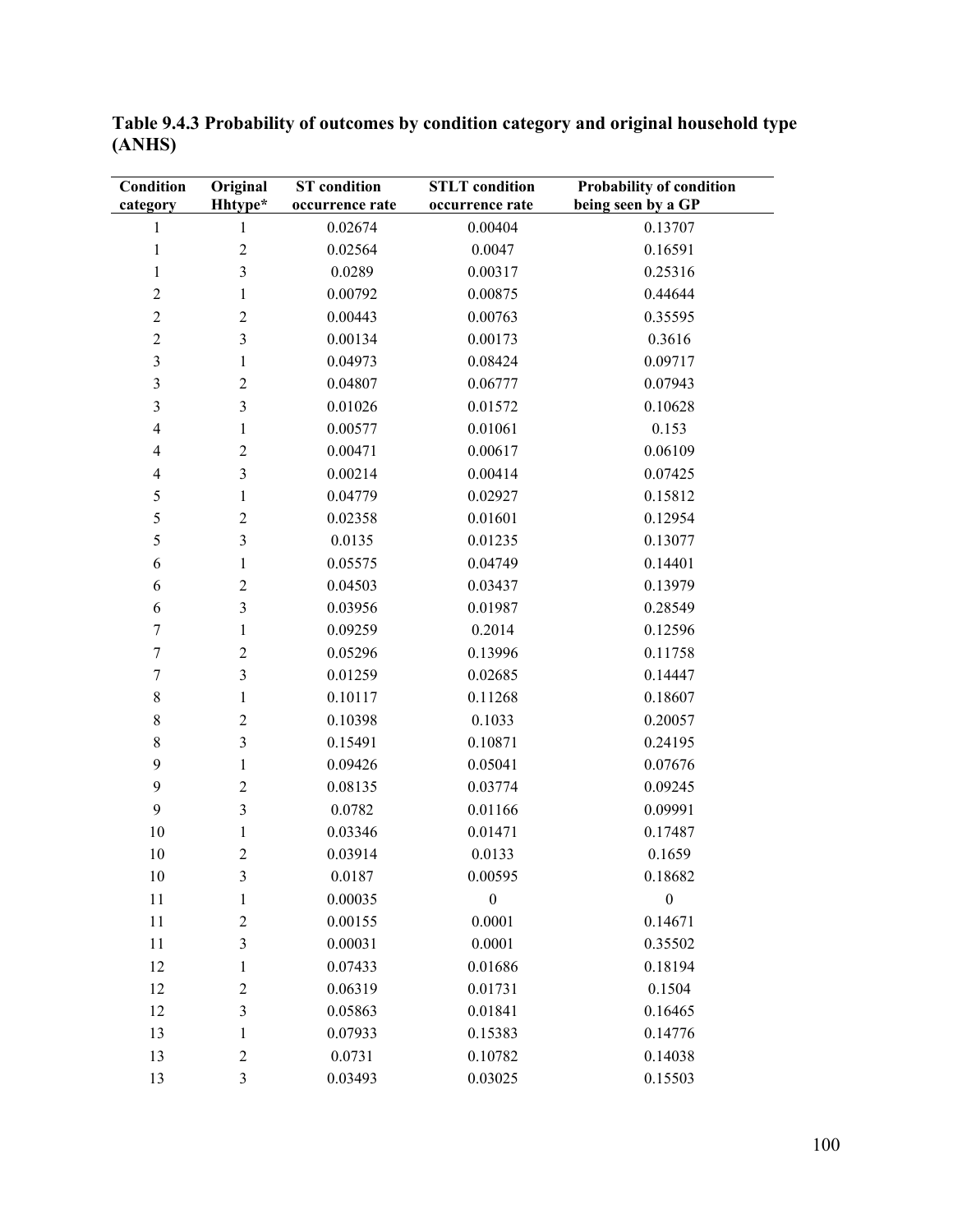**Table 9.4.3 Probability of outcomes by condition category and original household type (ANHS)**

| Condition category | Original Hhtype* | ST condition occurrence rate | STLT condition occurrence rate | Probability of condition being seen by a GP |
|---|---|---|---|---|
| 1 | 1 | 0.02674 | 0.00404 | 0.13707 |
| 1 | 2 | 0.02564 | 0.0047 | 0.16591 |
| 1 | 3 | 0.0289 | 0.00317 | 0.25316 |
| 2 | 1 | 0.00792 | 0.00875 | 0.44644 |
| 2 | 2 | 0.00443 | 0.00763 | 0.35595 |
| 2 | 3 | 0.00134 | 0.00173 | 0.3616 |
| 3 | 1 | 0.04973 | 0.08424 | 0.09717 |
| 3 | 2 | 0.04807 | 0.06777 | 0.07943 |
| 3 | 3 | 0.01026 | 0.01572 | 0.10628 |
| 4 | 1 | 0.00577 | 0.01061 | 0.153 |
| 4 | 2 | 0.00471 | 0.00617 | 0.06109 |
| 4 | 3 | 0.00214 | 0.00414 | 0.07425 |
| 5 | 1 | 0.04779 | 0.02927 | 0.15812 |
| 5 | 2 | 0.02358 | 0.01601 | 0.12954 |
| 5 | 3 | 0.0135 | 0.01235 | 0.13077 |
| 6 | 1 | 0.05575 | 0.04749 | 0.14401 |
| 6 | 2 | 0.04503 | 0.03437 | 0.13979 |
| 6 | 3 | 0.03956 | 0.01987 | 0.28549 |
| 7 | 1 | 0.09259 | 0.2014 | 0.12596 |
| 7 | 2 | 0.05296 | 0.13996 | 0.11758 |
| 7 | 3 | 0.01259 | 0.02685 | 0.14447 |
| 8 | 1 | 0.10117 | 0.11268 | 0.18607 |
| 8 | 2 | 0.10398 | 0.1033 | 0.20057 |
| 8 | 3 | 0.15491 | 0.10871 | 0.24195 |
| 9 | 1 | 0.09426 | 0.05041 | 0.07676 |
| 9 | 2 | 0.08135 | 0.03774 | 0.09245 |
| 9 | 3 | 0.0782 | 0.01166 | 0.09991 |
| 10 | 1 | 0.03346 | 0.01471 | 0.17487 |
| 10 | 2 | 0.03914 | 0.0133 | 0.1659 |
| 10 | 3 | 0.0187 | 0.00595 | 0.18682 |
| 11 | 1 | 0.00035 | 0 | 0 |
| 11 | 2 | 0.00155 | 0.0001 | 0.14671 |
| 11 | 3 | 0.00031 | 0.0001 | 0.35502 |
| 12 | 1 | 0.07433 | 0.01686 | 0.18194 |
| 12 | 2 | 0.06319 | 0.01731 | 0.1504 |
| 12 | 3 | 0.05863 | 0.01841 | 0.16465 |
| 13 | 1 | 0.07933 | 0.15383 | 0.14776 |
| 13 | 2 | 0.0731 | 0.10782 | 0.14038 |
| 13 | 3 | 0.03493 | 0.03025 | 0.15503 |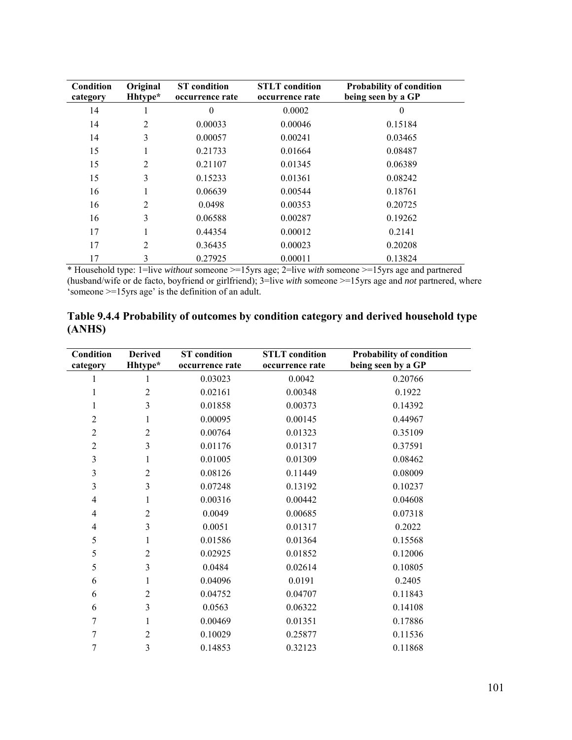| Condition category | Original Hhtype* | ST condition occurrence rate | STLT condition occurrence rate | Probability of condition being seen by a GP |
|---|---|---|---|---|
| 14 | 1 | 0 | 0.0002 | 0 |
| 14 | 2 | 0.00033 | 0.00046 | 0.15184 |
| 14 | 3 | 0.00057 | 0.00241 | 0.03465 |
| 15 | 1 | 0.21733 | 0.01664 | 0.08487 |
| 15 | 2 | 0.21107 | 0.01345 | 0.06389 |
| 15 | 3 | 0.15233 | 0.01361 | 0.08242 |
| 16 | 1 | 0.06639 | 0.00544 | 0.18761 |
| 16 | 2 | 0.0498 | 0.00353 | 0.20725 |
| 16 | 3 | 0.06588 | 0.00287 | 0.19262 |
| 17 | 1 | 0.44354 | 0.00012 | 0.2141 |
| 17 | 2 | 0.36435 | 0.00023 | 0.20208 |
| 17 | 3 | 0.27925 | 0.00011 | 0.13824 |

* Household type: 1=live *without* someone >=15yrs age; 2=live *with* someone >=15yrs age and partnered (husband/wife or de facto, boyfriend or girlfriend); 3=live *with* someone >=15yrs age and *not* partnered, where 'someone >=15yrs age' is the definition of an adult.

### Table 9.4.4 Probability of outcomes by condition category and derived household type (ANHS)

| Condition category | Derived Hhtype* | ST condition occurrence rate | STLT condition occurrence rate | Probability of condition being seen by a GP |
|---|---|---|---|---|
| 1 | 1 | 0.03023 | 0.0042 | 0.20766 |
| 1 | 2 | 0.02161 | 0.00348 | 0.1922 |
| 1 | 3 | 0.01858 | 0.00373 | 0.14392 |
| 2 | 1 | 0.00095 | 0.00145 | 0.44967 |
| 2 | 2 | 0.00764 | 0.01323 | 0.35109 |
| 2 | 3 | 0.01176 | 0.01317 | 0.37591 |
| 3 | 1 | 0.01005 | 0.01309 | 0.08462 |
| 3 | 2 | 0.08126 | 0.11449 | 0.08009 |
| 3 | 3 | 0.07248 | 0.13192 | 0.10237 |
| 4 | 1 | 0.00316 | 0.00442 | 0.04608 |
| 4 | 2 | 0.0049 | 0.00685 | 0.07318 |
| 4 | 3 | 0.0051 | 0.01317 | 0.2022 |
| 5 | 1 | 0.01586 | 0.01364 | 0.15568 |
| 5 | 2 | 0.02925 | 0.01852 | 0.12006 |
| 5 | 3 | 0.0484 | 0.02614 | 0.10805 |
| 6 | 1 | 0.04096 | 0.0191 | 0.2405 |
| 6 | 2 | 0.04752 | 0.04707 | 0.11843 |
| 6 | 3 | 0.0563 | 0.06322 | 0.14108 |
| 7 | 1 | 0.00469 | 0.01351 | 0.17886 |
| 7 | 2 | 0.10029 | 0.25877 | 0.11536 |
| 7 | 3 | 0.14853 | 0.32123 | 0.11868 |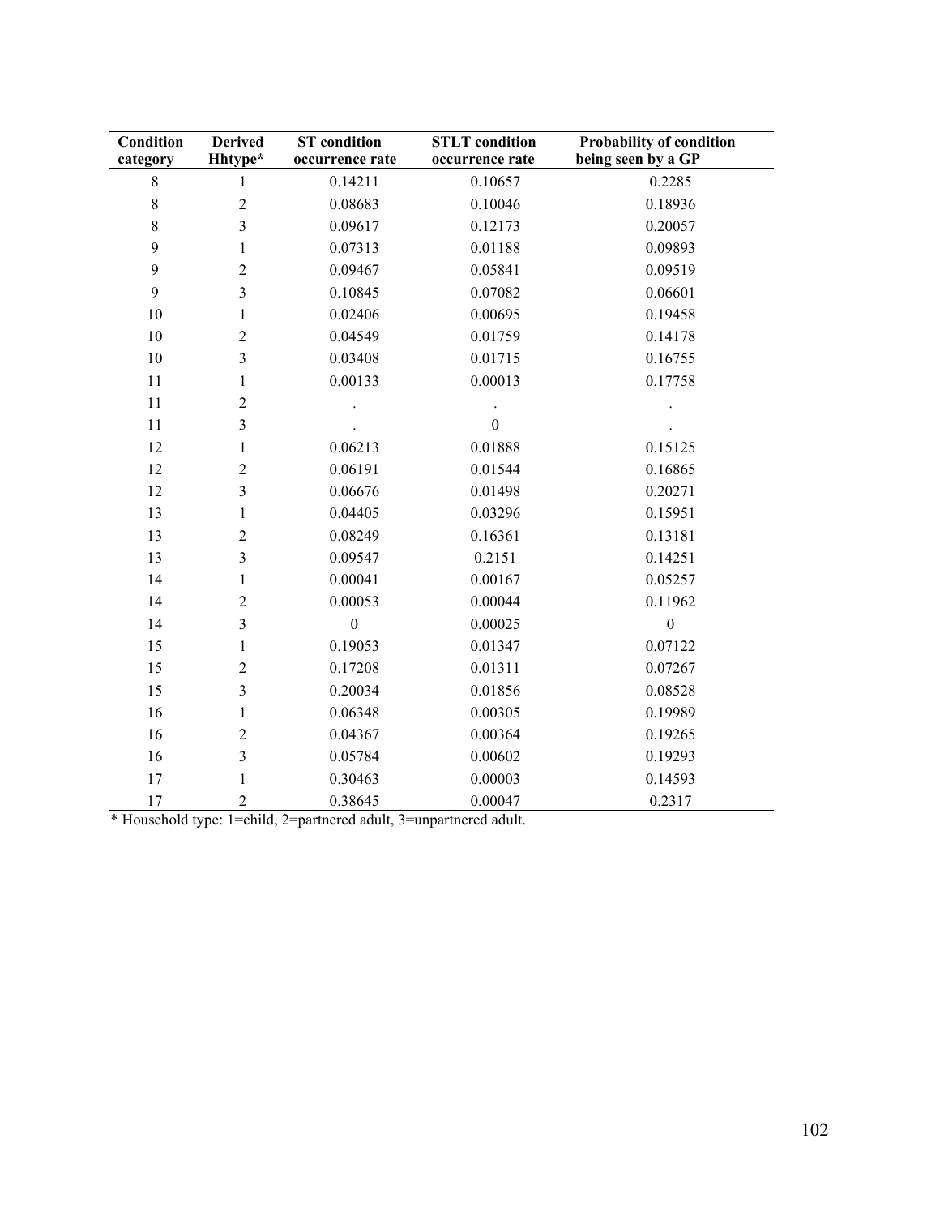| Condition category | Derived Hhtype* | ST condition occurrence rate | STLT condition occurrence rate | Probability of condition being seen by a GP |
|---|---|---|---|---|
| 8 | 1 | 0.14211 | 0.10657 | 0.2285 |
| 8 | 2 | 0.08683 | 0.10046 | 0.18936 |
| 8 | 3 | 0.09617 | 0.12173 | 0.20057 |
| 9 | 1 | 0.07313 | 0.01188 | 0.09893 |
| 9 | 2 | 0.09467 | 0.05841 | 0.09519 |
| 9 | 3 | 0.10845 | 0.07082 | 0.06601 |
| 10 | 1 | 0.02406 | 0.00695 | 0.19458 |
| 10 | 2 | 0.04549 | 0.01759 | 0.14178 |
| 10 | 3 | 0.03408 | 0.01715 | 0.16755 |
| 11 | 1 | 0.00133 | 0.00013 | 0.17758 |
| 11 | 2 | . | . | . |
| 11 | 3 | . | 0 | . |
| 12 | 1 | 0.06213 | 0.01888 | 0.15125 |
| 12 | 2 | 0.06191 | 0.01544 | 0.16865 |
| 12 | 3 | 0.06676 | 0.01498 | 0.20271 |
| 13 | 1 | 0.04405 | 0.03296 | 0.15951 |
| 13 | 2 | 0.08249 | 0.16361 | 0.13181 |
| 13 | 3 | 0.09547 | 0.2151 | 0.14251 |
| 14 | 1 | 0.00041 | 0.00167 | 0.05257 |
| 14 | 2 | 0.00053 | 0.00044 | 0.11962 |
| 14 | 3 | 0 | 0.00025 | 0 |
| 15 | 1 | 0.19053 | 0.01347 | 0.07122 |
| 15 | 2 | 0.17208 | 0.01311 | 0.07267 |
| 15 | 3 | 0.20034 | 0.01856 | 0.08528 |
| 16 | 1 | 0.06348 | 0.00305 | 0.19989 |
| 16 | 2 | 0.04367 | 0.00364 | 0.19265 |
| 16 | 3 | 0.05784 | 0.00602 | 0.19293 |
| 17 | 1 | 0.30463 | 0.00003 | 0.14593 |
| 17 | 2 | 0.38645 | 0.00047 | 0.2317 |

* Household type: 1=child, 2=partnered adult, 3=unpartnered adult.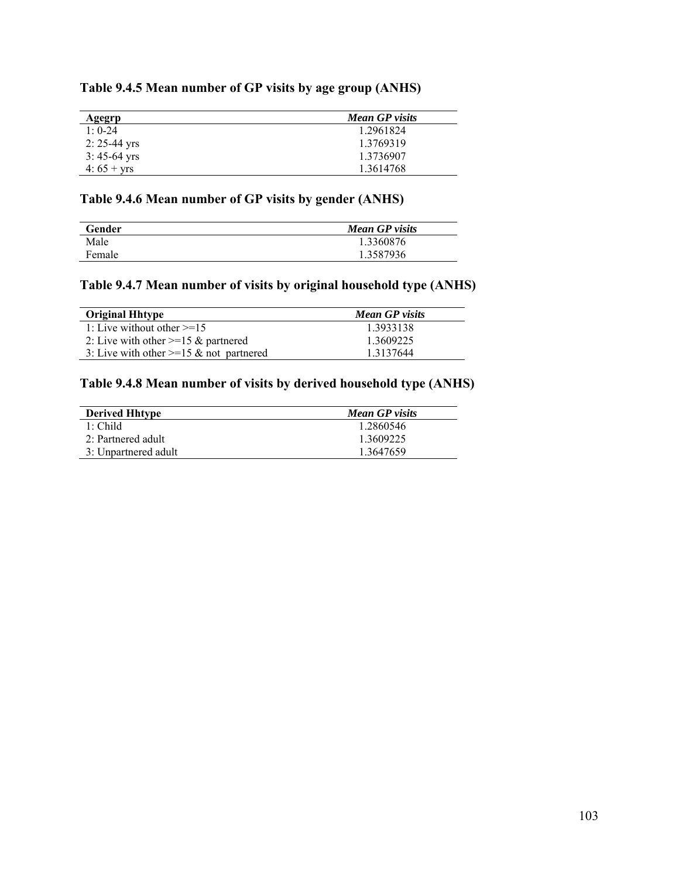### Table 9.4.5 Mean number of GP visits by age group (ANHS)

| Agegrp | *Mean GP visits* |
|---|---|
| 1: 0-24 | 1.2961824 |
| 2: 25-44 yrs | 1.3769319 |
| 3: 45-64 yrs | 1.3736907 |
| 4: 65 + yrs | 1.3614768 |

### Table 9.4.6 Mean number of GP visits by gender (ANHS)

| Gender | *Mean GP visits* |
|---|---|
| Male | 1.3360876 |
| Female | 1.3587936 |

### Table 9.4.7 Mean number of visits by original household type (ANHS)

| Original Hhtype | *Mean GP visits* |
|---|---|
| 1: Live without other >=15 | 1.3933138 |
| 2: Live with other >=15 & partnered | 1.3609225 |
| 3: Live with other >=15 & not partnered | 1.3137644 |

### Table 9.4.8 Mean number of visits by derived household type (ANHS)

| Derived Hhtype | *Mean GP visits* |
|---|---|
| 1: Child | 1.2860546 |
| 2: Partnered adult | 1.3609225 |
| 3: Unpartnered adult | 1.3647659 |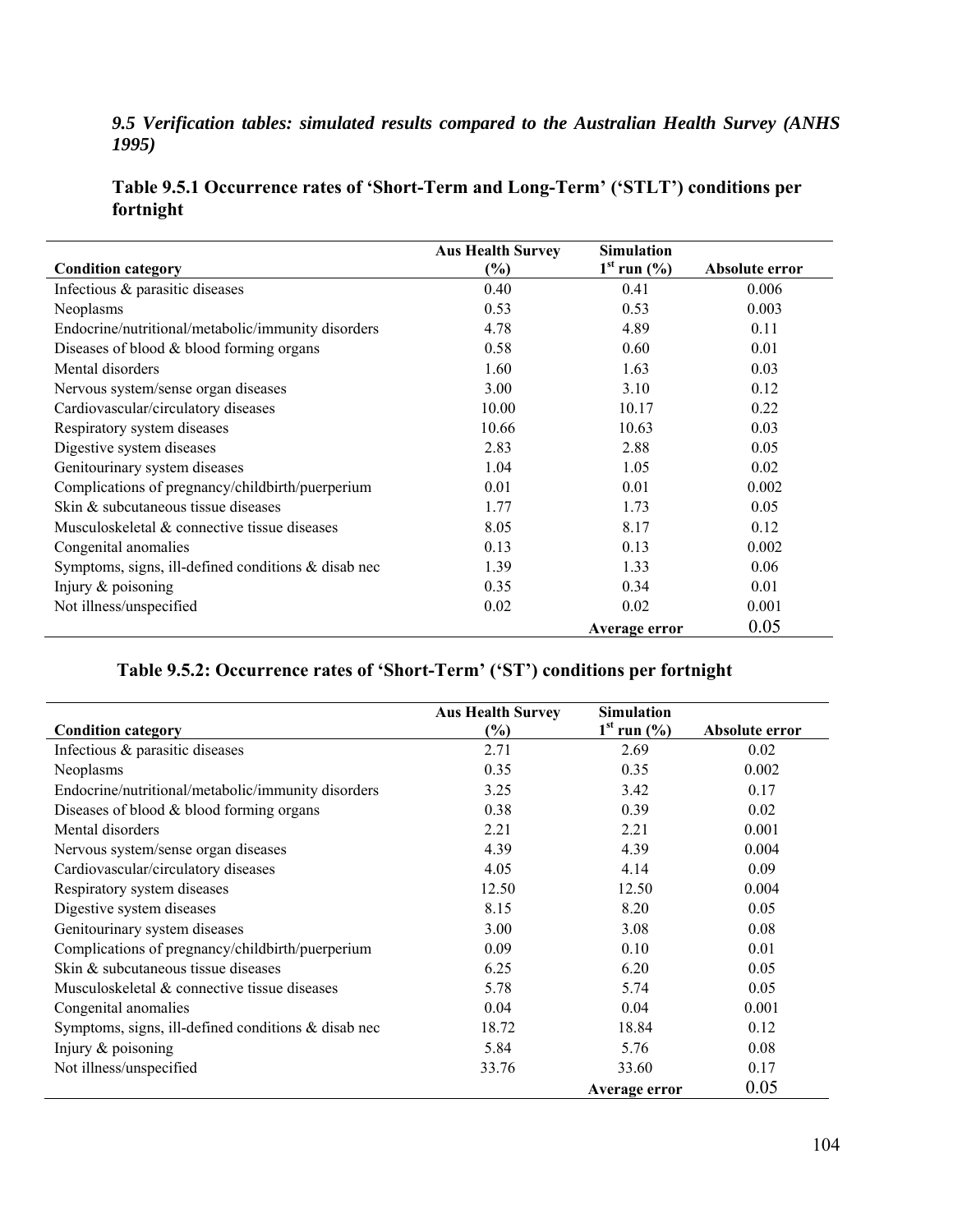### *9.5 Verification tables: simulated results compared to the Australian Health Survey (ANHS 1995)*

**Table 9.5.1 Occurrence rates of 'Short-Term and Long-Term' ('STLT') conditions per fortnight**

| Condition category | Aus Health Survey (%) | Simulation 1st run (%) | Absolute error |
|---|---|---|---|
| Infectious & parasitic diseases | 0.40 | 0.41 | 0.006 |
| Neoplasms | 0.53 | 0.53 | 0.003 |
| Endocrine/nutritional/metabolic/immunity disorders | 4.78 | 4.89 | 0.11 |
| Diseases of blood & blood forming organs | 0.58 | 0.60 | 0.01 |
| Mental disorders | 1.60 | 1.63 | 0.03 |
| Nervous system/sense organ diseases | 3.00 | 3.10 | 0.12 |
| Cardiovascular/circulatory diseases | 10.00 | 10.17 | 0.22 |
| Respiratory system diseases | 10.66 | 10.63 | 0.03 |
| Digestive system diseases | 2.83 | 2.88 | 0.05 |
| Genitourinary system diseases | 1.04 | 1.05 | 0.02 |
| Complications of pregnancy/childbirth/puerperium | 0.01 | 0.01 | 0.002 |
| Skin & subcutaneous tissue diseases | 1.77 | 1.73 | 0.05 |
| Musculoskeletal & connective tissue diseases | 8.05 | 8.17 | 0.12 |
| Congenital anomalies | 0.13 | 0.13 | 0.002 |
| Symptoms, signs, ill-defined conditions & disab nec | 1.39 | 1.33 | 0.06 |
| Injury & poisoning | 0.35 | 0.34 | 0.01 |
| Not illness/unspecified | 0.02 | 0.02 | 0.001 |
| | | **Average error** | 0.05 |

**Table 9.5.2: Occurrence rates of 'Short-Term' ('ST') conditions per fortnight**

| Condition category | Aus Health Survey (%) | Simulation 1st run (%) | Absolute error |
|---|---|---|---|
| Infectious & parasitic diseases | 2.71 | 2.69 | 0.02 |
| Neoplasms | 0.35 | 0.35 | 0.002 |
| Endocrine/nutritional/metabolic/immunity disorders | 3.25 | 3.42 | 0.17 |
| Diseases of blood & blood forming organs | 0.38 | 0.39 | 0.02 |
| Mental disorders | 2.21 | 2.21 | 0.001 |
| Nervous system/sense organ diseases | 4.39 | 4.39 | 0.004 |
| Cardiovascular/circulatory diseases | 4.05 | 4.14 | 0.09 |
| Respiratory system diseases | 12.50 | 12.50 | 0.004 |
| Digestive system diseases | 8.15 | 8.20 | 0.05 |
| Genitourinary system diseases | 3.00 | 3.08 | 0.08 |
| Complications of pregnancy/childbirth/puerperium | 0.09 | 0.10 | 0.01 |
| Skin & subcutaneous tissue diseases | 6.25 | 6.20 | 0.05 |
| Musculoskeletal & connective tissue diseases | 5.78 | 5.74 | 0.05 |
| Congenital anomalies | 0.04 | 0.04 | 0.001 |
| Symptoms, signs, ill-defined conditions & disab nec | 18.72 | 18.84 | 0.12 |
| Injury & poisoning | 5.84 | 5.76 | 0.08 |
| Not illness/unspecified | 33.76 | 33.60 | 0.17 |
| | | **Average error** | 0.05 |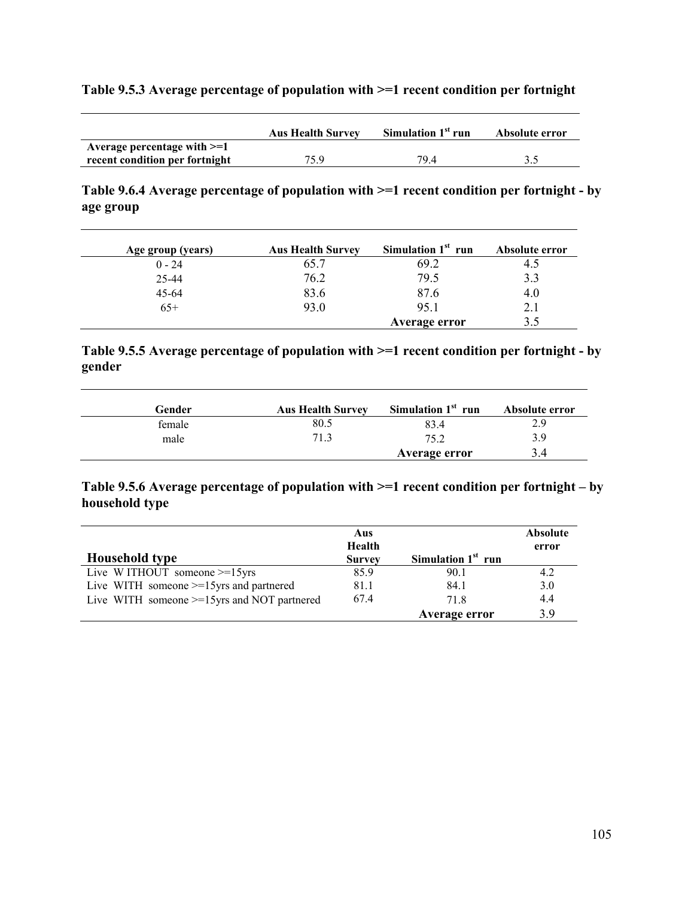**Table 9.5.3 Average percentage of population with >=1 recent condition per fortnight**

| | Aus Health Survey | Simulation 1st run | Absolute error |
|---|---|---|---|
| Average percentage with >=1 recent condition per fortnight | 75.9 | 79.4 | 3.5 |

**Table 9.6.4 Average percentage of population with >=1 recent condition per fortnight - by age group**

| Age group (years) | Aus Health Survey | Simulation 1st run | Absolute error |
|---|---|---|---|
| 0 - 24 | 65.7 | 69.2 | 4.5 |
| 25-44 | 76.2 | 79.5 | 3.3 |
| 45-64 | 83.6 | 87.6 | 4.0 |
| 65+ | 93.0 | 95.1 | 2.1 |
| | | **Average error** | 3.5 |

**Table 9.5.5 Average percentage of population with >=1 recent condition per fortnight - by gender**

| Gender | Aus Health Survey | Simulation 1st run | Absolute error |
|---|---|---|---|
| female | 80.5 | 83.4 | 2.9 |
| male | 71.3 | 75.2 | 3.9 |
| | | **Average error** | 3.4 |

**Table 9.5.6 Average percentage of population with >=1 recent condition per fortnight – by household type**

| Household type | Aus Health Survey | Simulation 1st run | Absolute error |
|---|---|---|---|
| Live W ITHOUT someone >=15yrs | 85.9 | 90.1 | 4.2 |
| Live WITH someone >=15yrs and partnered | 81.1 | 84.1 | 3.0 |
| Live WITH someone >=15yrs and NOT partnered | 67.4 | 71.8 | 4.4 |
| | | **Average error** | 3.9 |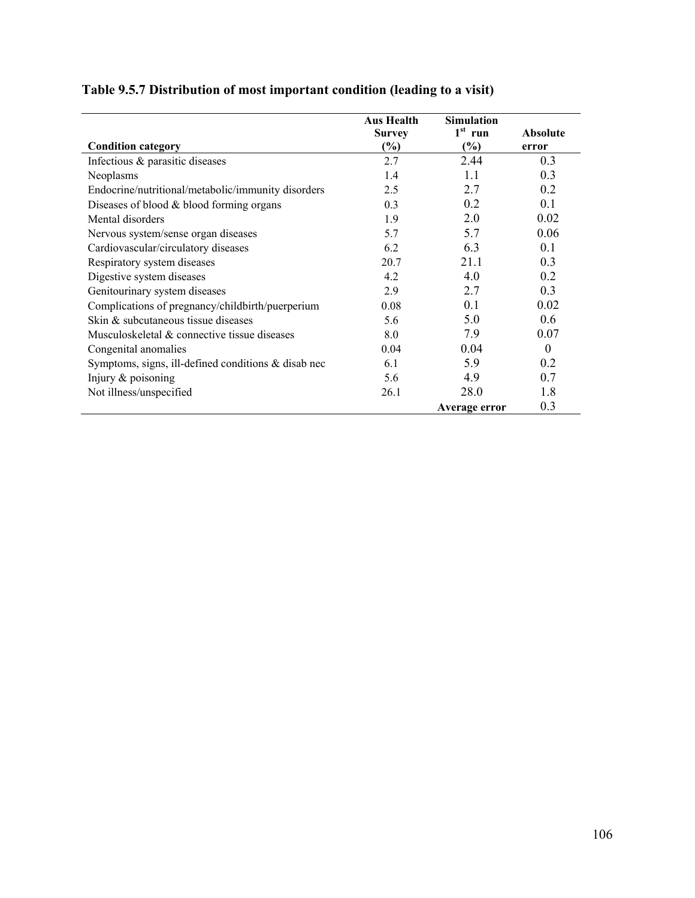**Table 9.5.7 Distribution of most important condition (leading to a visit)**

| Condition category | Aus Health Survey (%) | Simulation 1st run (%) | Absolute error |
|---|---|---|---|
| Infectious & parasitic diseases | 2.7 | 2.44 | 0.3 |
| Neoplasms | 1.4 | 1.1 | 0.3 |
| Endocrine/nutritional/metabolic/immunity disorders | 2.5 | 2.7 | 0.2 |
| Diseases of blood & blood forming organs | 0.3 | 0.2 | 0.1 |
| Mental disorders | 1.9 | 2.0 | 0.02 |
| Nervous system/sense organ diseases | 5.7 | 5.7 | 0.06 |
| Cardiovascular/circulatory diseases | 6.2 | 6.3 | 0.1 |
| Respiratory system diseases | 20.7 | 21.1 | 0.3 |
| Digestive system diseases | 4.2 | 4.0 | 0.2 |
| Genitourinary system diseases | 2.9 | 2.7 | 0.3 |
| Complications of pregnancy/childbirth/puerperium | 0.08 | 0.1 | 0.02 |
| Skin & subcutaneous tissue diseases | 5.6 | 5.0 | 0.6 |
| Musculoskeletal & connective tissue diseases | 8.0 | 7.9 | 0.07 |
| Congenital anomalies | 0.04 | 0.04 | 0 |
| Symptoms, signs, ill-defined conditions & disab nec | 6.1 | 5.9 | 0.2 |
| Injury & poisoning | 5.6 | 4.9 | 0.7 |
| Not illness/unspecified | 26.1 | 28.0 | 1.8 |
| | | **Average error** | 0.3 |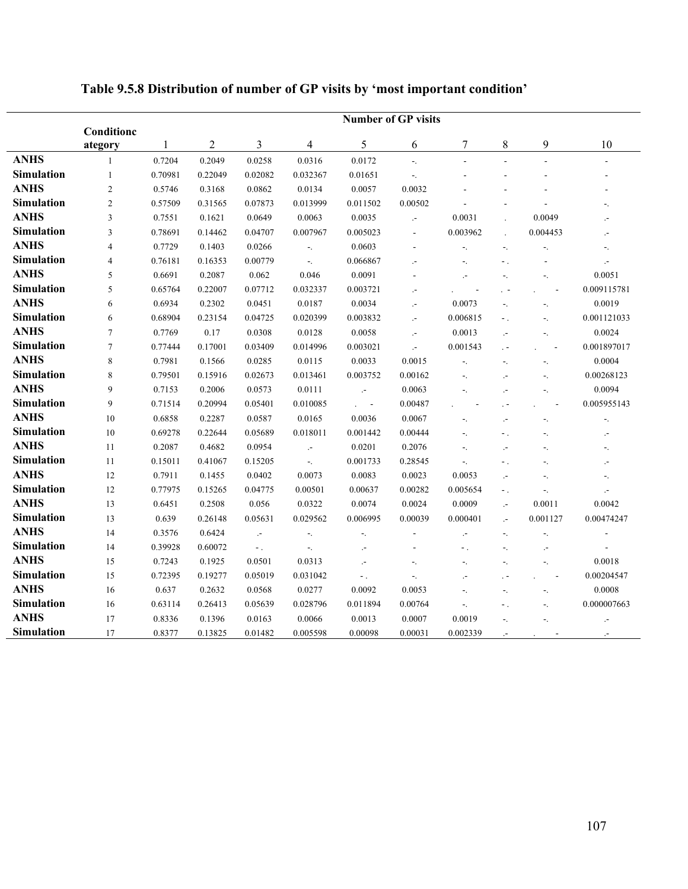# Table 9.5.8 Distribution of number of GP visits by 'most important condition'

| | Conditioncategory | Number of GP visits | | | | | | | | | |
|---|---|---|---|---|---|---|---|---|---|---|---|
| | | 1 | 2 | 3 | 4 | 5 | 6 | 7 | 8 | 9 | 10 |
| **ANHS** | 1 | 0.7204 | 0.2049 | 0.0258 | 0.0316 | 0.0172 | -. | - | - | - | - |
| **Simulation** | 1 | 0.70981 | 0.22049 | 0.02082 | 0.032367 | 0.01651 | -. | - | - | - | - |
| **ANHS** | 2 | 0.5746 | 0.3168 | 0.0862 | 0.0134 | 0.0057 | 0.0032 | - | - | - | - |
| **Simulation** | 2 | 0.57509 | 0.31565 | 0.07873 | 0.013999 | 0.011502 | 0.00502 | - | - | - | -. |
| **ANHS** | 3 | 0.7551 | 0.1621 | 0.0649 | 0.0063 | 0.0035 | .- | 0.0031 | . | 0.0049 | .- |
| **Simulation** | 3 | 0.78691 | 0.14462 | 0.04707 | 0.007967 | 0.005023 | - | 0.003962 | . | 0.004453 | .- |
| **ANHS** | 4 | 0.7729 | 0.1403 | 0.0266 | -. | 0.0603 | - | -. | -. | -. | -. |
| **Simulation** | 4 | 0.76181 | 0.16353 | 0.00779 | -. | 0.066867 | .- | -. | - . | - | .- |
| **ANHS** | 5 | 0.6691 | 0.2087 | 0.062 | 0.046 | 0.0091 | - | .- | -. | -. | 0.0051 |
| **Simulation** | 5 | 0.65764 | 0.22007 | 0.07712 | 0.032337 | 0.003721 | .- | . - | . - | . - | 0.009115781 |
| **ANHS** | 6 | 0.6934 | 0.2302 | 0.0451 | 0.0187 | 0.0034 | .- | 0.0073 | -. | -. | 0.0019 |
| **Simulation** | 6 | 0.68904 | 0.23154 | 0.04725 | 0.020399 | 0.003832 | .- | 0.006815 | - . | -. | 0.001121033 |
| **ANHS** | 7 | 0.7769 | 0.17 | 0.0308 | 0.0128 | 0.0058 | .- | 0.0013 | .- | -. | 0.0024 |
| **Simulation** | 7 | 0.77444 | 0.17001 | 0.03409 | 0.014996 | 0.003021 | .- | 0.001543 | . - | . - | 0.001897017 |
| **ANHS** | 8 | 0.7981 | 0.1566 | 0.0285 | 0.0115 | 0.0033 | 0.0015 | -. | -. | -. | 0.0004 |
| **Simulation** | 8 | 0.79501 | 0.15916 | 0.02673 | 0.013461 | 0.003752 | 0.00162 | -. | .- | -. | 0.00268123 |
| **ANHS** | 9 | 0.7153 | 0.2006 | 0.0573 | 0.0111 | .- | 0.0063 | -. | .- | -. | 0.0094 |
| **Simulation** | 9 | 0.71514 | 0.20994 | 0.05401 | 0.010085 | . - | 0.00487 | . - | . - | . - | 0.005955143 |
| **ANHS** | 10 | 0.6858 | 0.2287 | 0.0587 | 0.0165 | 0.0036 | 0.0067 | -. | .- | -. | -. |
| **Simulation** | 10 | 0.69278 | 0.22644 | 0.05689 | 0.018011 | 0.001442 | 0.00444 | -. | - . | -. | .- |
| **ANHS** | 11 | 0.2087 | 0.4682 | 0.0954 | .- | 0.0201 | 0.2076 | -. | .- | -. | -. |
| **Simulation** | 11 | 0.15011 | 0.41067 | 0.15205 | -. | 0.001733 | 0.28545 | -. | - . | -. | .- |
| **ANHS** | 12 | 0.7911 | 0.1455 | 0.0402 | 0.0073 | 0.0083 | 0.0023 | 0.0053 | .- | -. | -. |
| **Simulation** | 12 | 0.77975 | 0.15265 | 0.04775 | 0.00501 | 0.00637 | 0.00282 | 0.005654 | - . | -. | .- |
| **ANHS** | 13 | 0.6451 | 0.2508 | 0.056 | 0.0322 | 0.0074 | 0.0024 | 0.0009 | .- | 0.0011 | 0.0042 |
| **Simulation** | 13 | 0.639 | 0.26148 | 0.05631 | 0.029562 | 0.006995 | 0.00039 | 0.000401 | .- | 0.001127 | 0.00474247 |
| **ANHS** | 14 | 0.3576 | 0.6424 | .- | -. | -. | - | .- | -. | -. | - |
| **Simulation** | 14 | 0.39928 | 0.60072 | - . | -. | .- | - | - . | -. | .- | - |
| **ANHS** | 15 | 0.7243 | 0.1925 | 0.0501 | 0.0313 | .- | -. | -. | -. | -. | 0.0018 |
| **Simulation** | 15 | 0.72395 | 0.19277 | 0.05019 | 0.031042 | - . | -. | .- | . - | . - | 0.00204547 |
| **ANHS** | 16 | 0.637 | 0.2632 | 0.0568 | 0.0277 | 0.0092 | 0.0053 | -. | -. | -. | 0.0008 |
| **Simulation** | 16 | 0.63114 | 0.26413 | 0.05639 | 0.028796 | 0.011894 | 0.00764 | -. | - . | -. | 0.000007663 |
| **ANHS** | 17 | 0.8336 | 0.1396 | 0.0163 | 0.0066 | 0.0013 | 0.0007 | 0.0019 | -. | -. | .- |
| **Simulation** | 17 | 0.8377 | 0.13825 | 0.01482 | 0.005598 | 0.00098 | 0.00031 | 0.002339 | .- | . - | .- |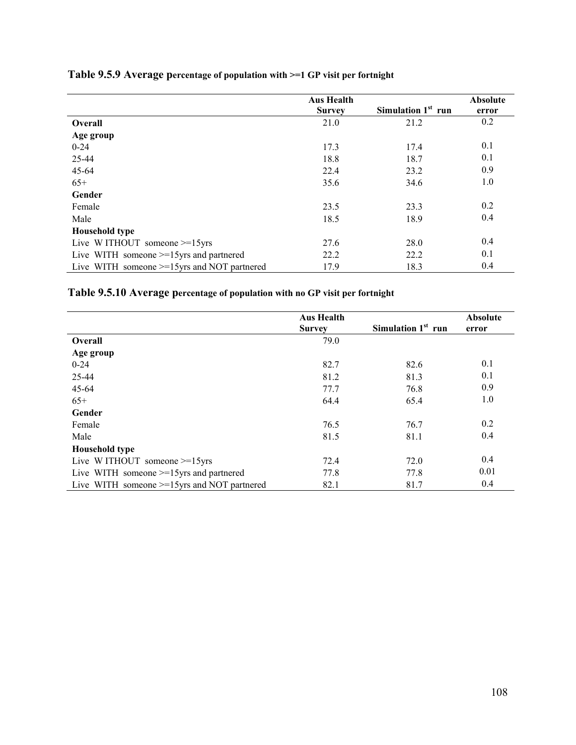**Table 9.5.9 Average percentage of population with >=1 GP visit per fortnight**

| | Aus Health Survey | Simulation 1st run | Absolute error |
|---|---|---|---|
| **Overall** | 21.0 | 21.2 | 0.2 |
| **Age group** | | | |
| 0-24 | 17.3 | 17.4 | 0.1 |
| 25-44 | 18.8 | 18.7 | 0.1 |
| 45-64 | 22.4 | 23.2 | 0.9 |
| 65+ | 35.6 | 34.6 | 1.0 |
| **Gender** | | | |
| Female | 23.5 | 23.3 | 0.2 |
| Male | 18.5 | 18.9 | 0.4 |
| **Household type** | | | |
| Live W ITHOUT someone >=15yrs | 27.6 | 28.0 | 0.4 |
| Live WITH someone >=15yrs and partnered | 22.2 | 22.2 | 0.1 |
| Live WITH someone >=15yrs and NOT partnered | 17.9 | 18.3 | 0.4 |

**Table 9.5.10 Average percentage of population with no GP visit per fortnight**

| | Aus Health Survey | Simulation 1st run | Absolute error |
|---|---|---|---|
| **Overall** | 79.0 | | |
| **Age group** | | | |
| 0-24 | 82.7 | 82.6 | 0.1 |
| 25-44 | 81.2 | 81.3 | 0.1 |
| 45-64 | 77.7 | 76.8 | 0.9 |
| 65+ | 64.4 | 65.4 | 1.0 |
| **Gender** | | | |
| Female | 76.5 | 76.7 | 0.2 |
| Male | 81.5 | 81.1 | 0.4 |
| **Household type** | | | |
| Live W ITHOUT someone >=15yrs | 72.4 | 72.0 | 0.4 |
| Live WITH someone >=15yrs and partnered | 77.8 | 77.8 | 0.01 |
| Live WITH someone >=15yrs and NOT partnered | 82.1 | 81.7 | 0.4 |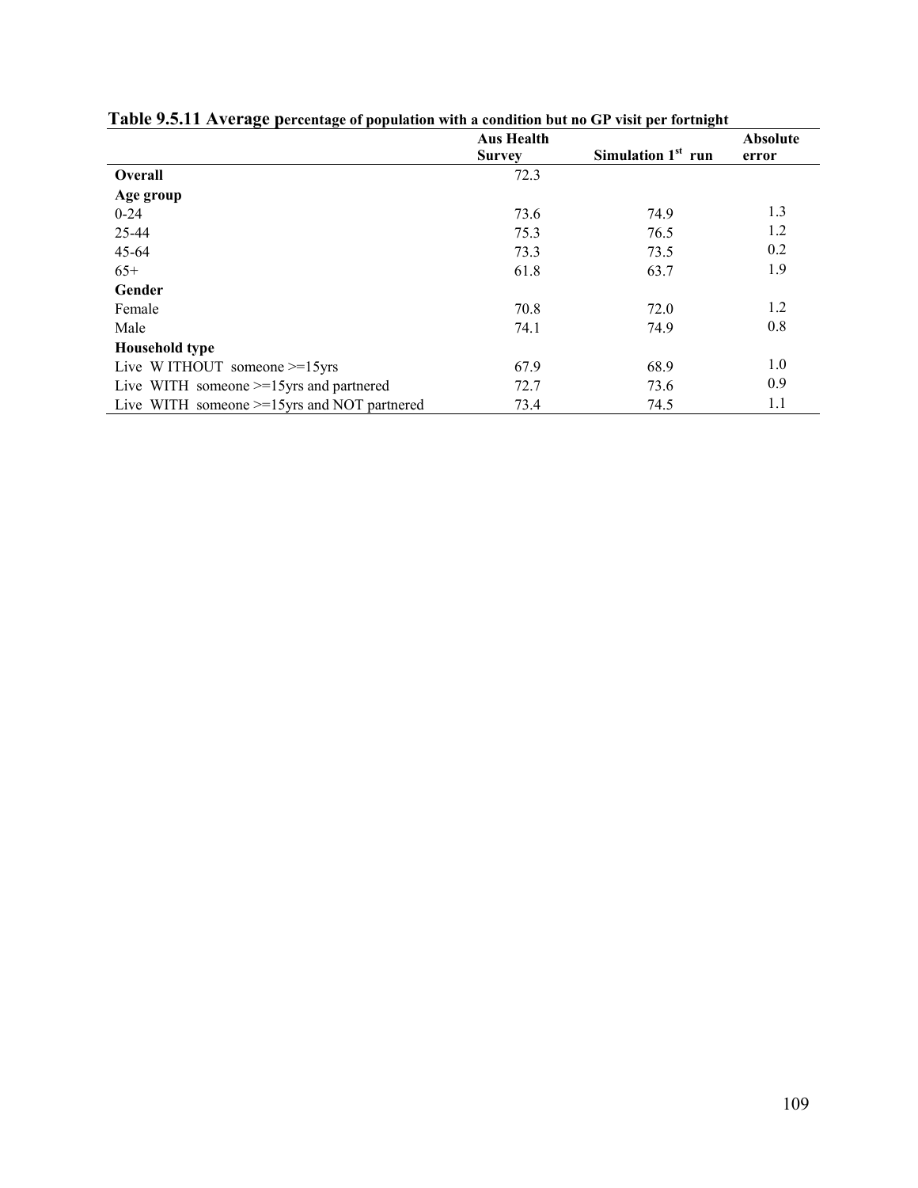**Table 9.5.11 Average percentage of population with a condition but no GP visit per fortnight**

| | Aus Health Survey | Simulation 1st run | Absolute error |
|---|---|---|---|
| **Overall** | 72.3 | | |
| **Age group** | | | |
| 0-24 | 73.6 | 74.9 | 1.3 |
| 25-44 | 75.3 | 76.5 | 1.2 |
| 45-64 | 73.3 | 73.5 | 0.2 |
| 65+ | 61.8 | 63.7 | 1.9 |
| **Gender** | | | |
| Female | 70.8 | 72.0 | 1.2 |
| Male | 74.1 | 74.9 | 0.8 |
| **Household type** | | | |
| Live W ITHOUT someone >=15yrs | 67.9 | 68.9 | 1.0 |
| Live WITH someone >=15yrs and partnered | 72.7 | 73.6 | 0.9 |
| Live WITH someone >=15yrs and NOT partnered | 73.4 | 74.5 | 1.1 |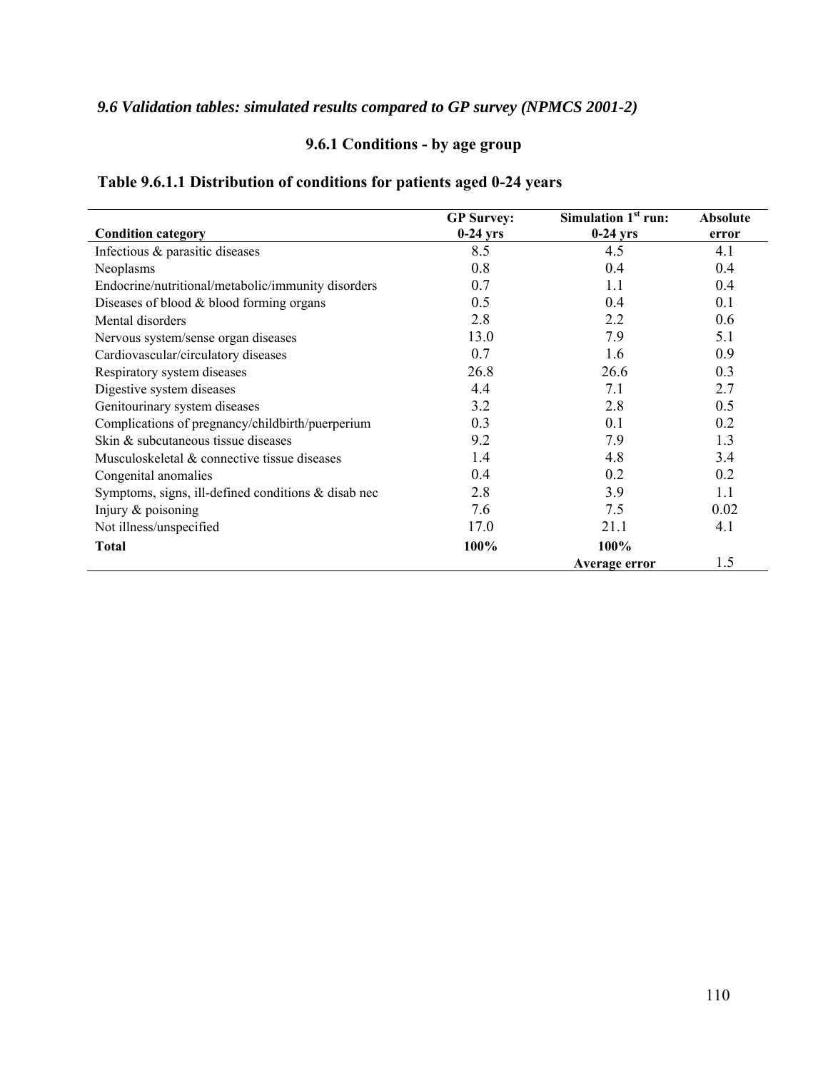### *9.6 Validation tables: simulated results compared to GP survey (NPMCS 2001-2)*

#### 9.6.1 Conditions - by age group

**Table 9.6.1.1 Distribution of conditions for patients aged 0-24 years**

| Condition category | GP Survey: 0-24 yrs | Simulation 1st run: 0-24 yrs | Absolute error |
|---|---|---|---|
| Infectious & parasitic diseases | 8.5 | 4.5 | 4.1 |
| Neoplasms | 0.8 | 0.4 | 0.4 |
| Endocrine/nutritional/metabolic/immunity disorders | 0.7 | 1.1 | 0.4 |
| Diseases of blood & blood forming organs | 0.5 | 0.4 | 0.1 |
| Mental disorders | 2.8 | 2.2 | 0.6 |
| Nervous system/sense organ diseases | 13.0 | 7.9 | 5.1 |
| Cardiovascular/circulatory diseases | 0.7 | 1.6 | 0.9 |
| Respiratory system diseases | 26.8 | 26.6 | 0.3 |
| Digestive system diseases | 4.4 | 7.1 | 2.7 |
| Genitourinary system diseases | 3.2 | 2.8 | 0.5 |
| Complications of pregnancy/childbirth/puerperium | 0.3 | 0.1 | 0.2 |
| Skin & subcutaneous tissue diseases | 9.2 | 7.9 | 1.3 |
| Musculoskeletal & connective tissue diseases | 1.4 | 4.8 | 3.4 |
| Congenital anomalies | 0.4 | 0.2 | 0.2 |
| Symptoms, signs, ill-defined conditions & disab nec | 2.8 | 3.9 | 1.1 |
| Injury & poisoning | 7.6 | 7.5 | 0.02 |
| Not illness/unspecified | 17.0 | 21.1 | 4.1 |
| **Total** | **100%** | **100%** | |
| | | **Average error** | 1.5 |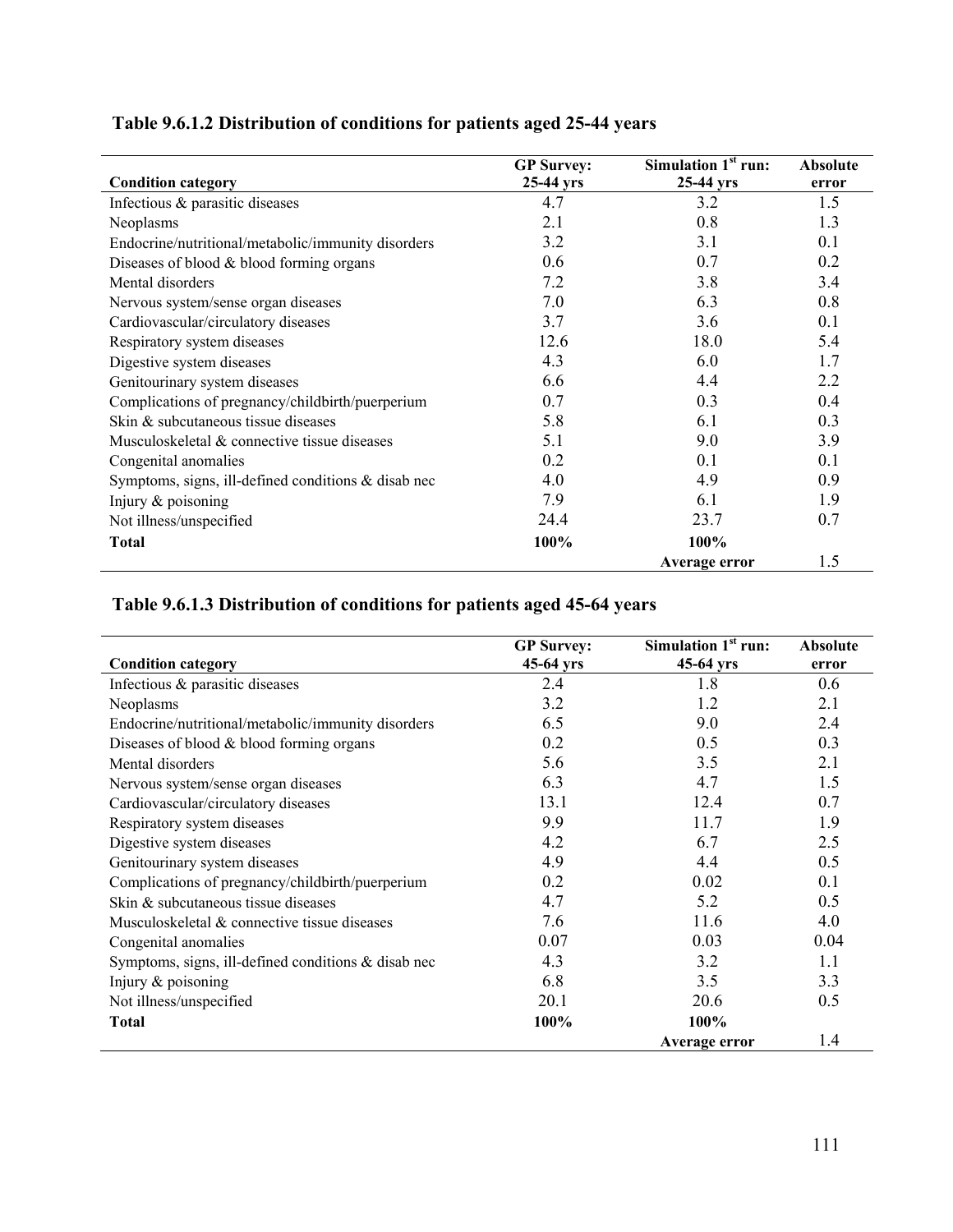### Table 9.6.1.2 Distribution of conditions for patients aged 25-44 years

| Condition category | GP Survey: 25-44 yrs | Simulation 1st run: 25-44 yrs | Absolute error |
|---|---|---|---|
| Infectious & parasitic diseases | 4.7 | 3.2 | 1.5 |
| Neoplasms | 2.1 | 0.8 | 1.3 |
| Endocrine/nutritional/metabolic/immunity disorders | 3.2 | 3.1 | 0.1 |
| Diseases of blood & blood forming organs | 0.6 | 0.7 | 0.2 |
| Mental disorders | 7.2 | 3.8 | 3.4 |
| Nervous system/sense organ diseases | 7.0 | 6.3 | 0.8 |
| Cardiovascular/circulatory diseases | 3.7 | 3.6 | 0.1 |
| Respiratory system diseases | 12.6 | 18.0 | 5.4 |
| Digestive system diseases | 4.3 | 6.0 | 1.7 |
| Genitourinary system diseases | 6.6 | 4.4 | 2.2 |
| Complications of pregnancy/childbirth/puerperium | 0.7 | 0.3 | 0.4 |
| Skin & subcutaneous tissue diseases | 5.8 | 6.1 | 0.3 |
| Musculoskeletal & connective tissue diseases | 5.1 | 9.0 | 3.9 |
| Congenital anomalies | 0.2 | 0.1 | 0.1 |
| Symptoms, signs, ill-defined conditions & disab nec | 4.0 | 4.9 | 0.9 |
| Injury & poisoning | 7.9 | 6.1 | 1.9 |
| Not illness/unspecified | 24.4 | 23.7 | 0.7 |
| **Total** | **100%** | **100%** | |
| | | **Average error** | 1.5 |

### Table 9.6.1.3 Distribution of conditions for patients aged 45-64 years

| Condition category | GP Survey: 45-64 yrs | Simulation 1st run: 45-64 yrs | Absolute error |
|---|---|---|---|
| Infectious & parasitic diseases | 2.4 | 1.8 | 0.6 |
| Neoplasms | 3.2 | 1.2 | 2.1 |
| Endocrine/nutritional/metabolic/immunity disorders | 6.5 | 9.0 | 2.4 |
| Diseases of blood & blood forming organs | 0.2 | 0.5 | 0.3 |
| Mental disorders | 5.6 | 3.5 | 2.1 |
| Nervous system/sense organ diseases | 6.3 | 4.7 | 1.5 |
| Cardiovascular/circulatory diseases | 13.1 | 12.4 | 0.7 |
| Respiratory system diseases | 9.9 | 11.7 | 1.9 |
| Digestive system diseases | 4.2 | 6.7 | 2.5 |
| Genitourinary system diseases | 4.9 | 4.4 | 0.5 |
| Complications of pregnancy/childbirth/puerperium | 0.2 | 0.02 | 0.1 |
| Skin & subcutaneous tissue diseases | 4.7 | 5.2 | 0.5 |
| Musculoskeletal & connective tissue diseases | 7.6 | 11.6 | 4.0 |
| Congenital anomalies | 0.07 | 0.03 | 0.04 |
| Symptoms, signs, ill-defined conditions & disab nec | 4.3 | 3.2 | 1.1 |
| Injury & poisoning | 6.8 | 3.5 | 3.3 |
| Not illness/unspecified | 20.1 | 20.6 | 0.5 |
| **Total** | **100%** | **100%** | |
| | | **Average error** | 1.4 |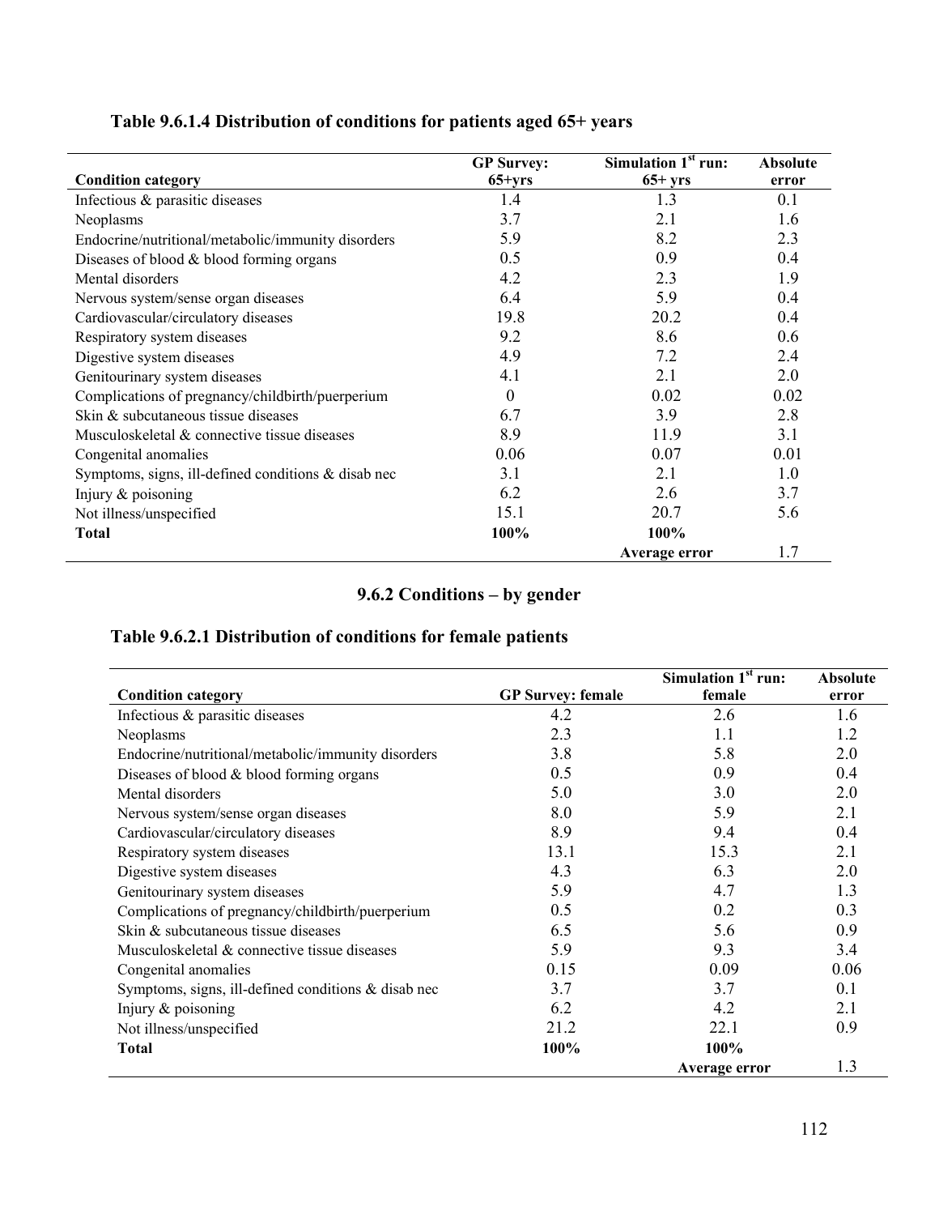### Table 9.6.1.4 Distribution of conditions for patients aged 65+ years

| Condition category | GP Survey: 65+yrs | Simulation 1st run: 65+ yrs | Absolute error |
|---|---|---|---|
| Infectious & parasitic diseases | 1.4 | 1.3 | 0.1 |
| Neoplasms | 3.7 | 2.1 | 1.6 |
| Endocrine/nutritional/metabolic/immunity disorders | 5.9 | 8.2 | 2.3 |
| Diseases of blood & blood forming organs | 0.5 | 0.9 | 0.4 |
| Mental disorders | 4.2 | 2.3 | 1.9 |
| Nervous system/sense organ diseases | 6.4 | 5.9 | 0.4 |
| Cardiovascular/circulatory diseases | 19.8 | 20.2 | 0.4 |
| Respiratory system diseases | 9.2 | 8.6 | 0.6 |
| Digestive system diseases | 4.9 | 7.2 | 2.4 |
| Genitourinary system diseases | 4.1 | 2.1 | 2.0 |
| Complications of pregnancy/childbirth/puerperium | 0 | 0.02 | 0.02 |
| Skin & subcutaneous tissue diseases | 6.7 | 3.9 | 2.8 |
| Musculoskeletal & connective tissue diseases | 8.9 | 11.9 | 3.1 |
| Congenital anomalies | 0.06 | 0.07 | 0.01 |
| Symptoms, signs, ill-defined conditions & disab nec | 3.1 | 2.1 | 1.0 |
| Injury & poisoning | 6.2 | 2.6 | 3.7 |
| Not illness/unspecified | 15.1 | 20.7 | 5.6 |
| **Total** | **100%** | **100%** | |
| | | **Average error** | 1.7 |

## 9.6.2 Conditions – by gender

### Table 9.6.2.1 Distribution of conditions for female patients

| Condition category | GP Survey: female | Simulation 1st run: female | Absolute error |
|---|---|---|---|
| Infectious & parasitic diseases | 4.2 | 2.6 | 1.6 |
| Neoplasms | 2.3 | 1.1 | 1.2 |
| Endocrine/nutritional/metabolic/immunity disorders | 3.8 | 5.8 | 2.0 |
| Diseases of blood & blood forming organs | 0.5 | 0.9 | 0.4 |
| Mental disorders | 5.0 | 3.0 | 2.0 |
| Nervous system/sense organ diseases | 8.0 | 5.9 | 2.1 |
| Cardiovascular/circulatory diseases | 8.9 | 9.4 | 0.4 |
| Respiratory system diseases | 13.1 | 15.3 | 2.1 |
| Digestive system diseases | 4.3 | 6.3 | 2.0 |
| Genitourinary system diseases | 5.9 | 4.7 | 1.3 |
| Complications of pregnancy/childbirth/puerperium | 0.5 | 0.2 | 0.3 |
| Skin & subcutaneous tissue diseases | 6.5 | 5.6 | 0.9 |
| Musculoskeletal & connective tissue diseases | 5.9 | 9.3 | 3.4 |
| Congenital anomalies | 0.15 | 0.09 | 0.06 |
| Symptoms, signs, ill-defined conditions & disab nec | 3.7 | 3.7 | 0.1 |
| Injury & poisoning | 6.2 | 4.2 | 2.1 |
| Not illness/unspecified | 21.2 | 22.1 | 0.9 |
| **Total** | **100%** | **100%** | |
| | | **Average error** | 1.3 |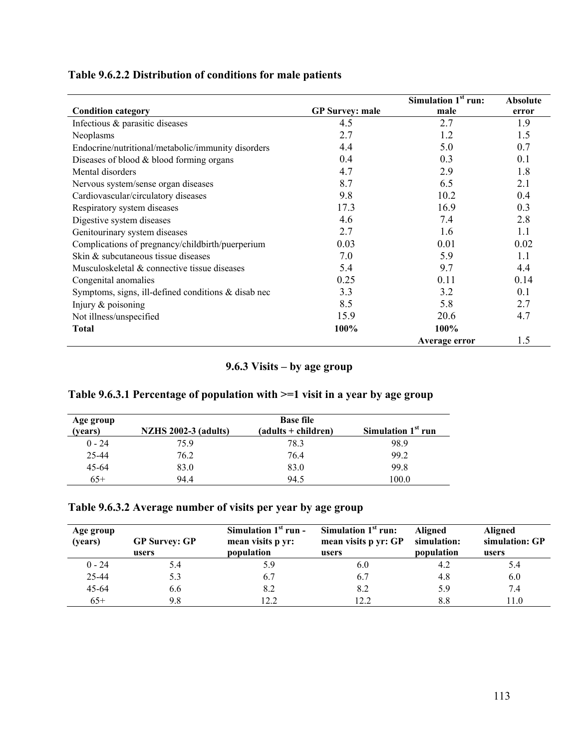**Table 9.6.2.2 Distribution of conditions for male patients**

| Condition category | GP Survey: male | Simulation 1st run: male | Absolute error |
|---|---|---|---|
| Infectious & parasitic diseases | 4.5 | 2.7 | 1.9 |
| Neoplasms | 2.7 | 1.2 | 1.5 |
| Endocrine/nutritional/metabolic/immunity disorders | 4.4 | 5.0 | 0.7 |
| Diseases of blood & blood forming organs | 0.4 | 0.3 | 0.1 |
| Mental disorders | 4.7 | 2.9 | 1.8 |
| Nervous system/sense organ diseases | 8.7 | 6.5 | 2.1 |
| Cardiovascular/circulatory diseases | 9.8 | 10.2 | 0.4 |
| Respiratory system diseases | 17.3 | 16.9 | 0.3 |
| Digestive system diseases | 4.6 | 7.4 | 2.8 |
| Genitourinary system diseases | 2.7 | 1.6 | 1.1 |
| Complications of pregnancy/childbirth/puerperium | 0.03 | 0.01 | 0.02 |
| Skin & subcutaneous tissue diseases | 7.0 | 5.9 | 1.1 |
| Musculoskeletal & connective tissue diseases | 5.4 | 9.7 | 4.4 |
| Congenital anomalies | 0.25 | 0.11 | 0.14 |
| Symptoms, signs, ill-defined conditions & disab nec | 3.3 | 3.2 | 0.1 |
| Injury & poisoning | 8.5 | 5.8 | 2.7 |
| Not illness/unspecified | 15.9 | 20.6 | 4.7 |
| **Total** | **100%** | **100%** | |
| | | **Average error** | 1.5 |

## 9.6.3 Visits – by age group

**Table 9.6.3.1 Percentage of population with >=1 visit in a year by age group**

| Age group (years) | NZHS 2002-3 (adults) | Base file (adults + children) | Simulation 1st run |
|---|---|---|---|
| 0 - 24 | 75.9 | 78.3 | 98.9 |
| 25-44 | 76.2 | 76.4 | 99.2 |
| 45-64 | 83.0 | 83.0 | 99.8 |
| 65+ | 94.4 | 94.5 | 100.0 |

**Table 9.6.3.2 Average number of visits per year by age group**

| Age group (years) | GP Survey: GP users | Simulation 1st run - mean visits p yr: population | Simulation 1st run: mean visits p yr: GP users | Aligned simulation: population | Aligned simulation: GP users |
|---|---|---|---|---|---|
| 0 - 24 | 5.4 | 5.9 | 6.0 | 4.2 | 5.4 |
| 25-44 | 5.3 | 6.7 | 6.7 | 4.8 | 6.0 |
| 45-64 | 6.6 | 8.2 | 8.2 | 5.9 | 7.4 |
| 65+ | 9.8 | 12.2 | 12.2 | 8.8 | 11.0 |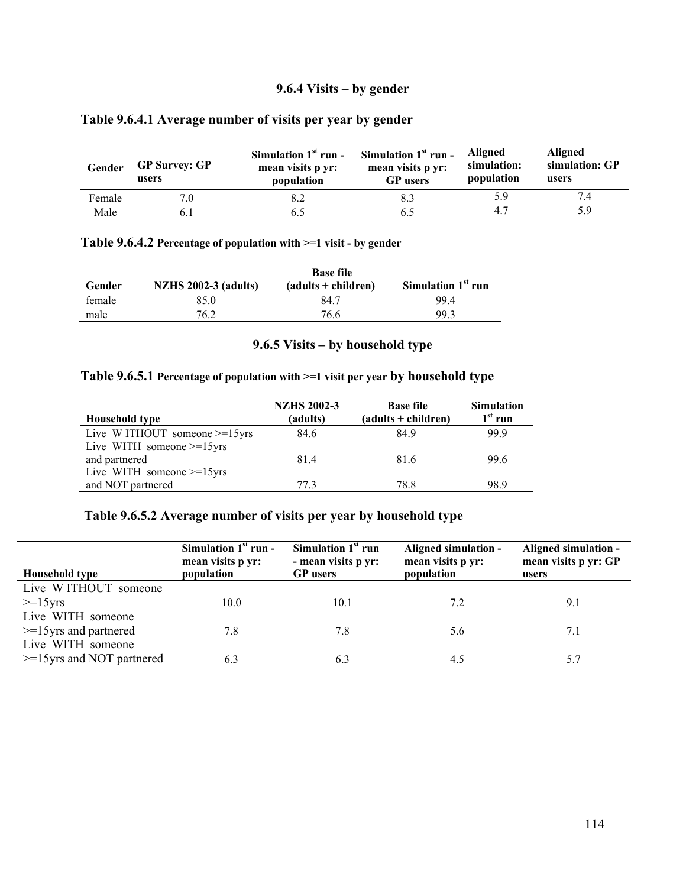### 9.6.4 Visits – by gender

**Table 9.6.4.1 Average number of visits per year by gender**

| Gender | GP Survey: GP users | Simulation 1st run - mean visits p yr: population | Simulation 1st run - mean visits p yr: GP users | Aligned simulation: population | Aligned simulation: GP users |
|---|---|---|---|---|---|
| Female | 7.0 | 8.2 | 8.3 | 5.9 | 7.4 |
| Male | 6.1 | 6.5 | 6.5 | 4.7 | 5.9 |

**Table 9.6.4.2 Percentage of population with >=1 visit - by gender**

| Gender | NZHS 2002-3 (adults) | Base file (adults + children) | Simulation 1st run |
|---|---|---|---|
| female | 85.0 | 84.7 | 99.4 |
| male | 76.2 | 76.6 | 99.3 |

### 9.6.5 Visits – by household type

**Table 9.6.5.1 Percentage of population with >=1 visit per year by household type**

| Household type | NZHS 2002-3 (adults) | Base file (adults + children) | Simulation 1st run |
|---|---|---|---|
| Live WITHOUT someone >=15yrs | 84.6 | 84.9 | 99.9 |
| Live WITH someone >=15yrs and partnered | 81.4 | 81.6 | 99.6 |
| Live WITH someone >=15yrs and NOT partnered | 77.3 | 78.8 | 98.9 |

**Table 9.6.5.2 Average number of visits per year by household type**

| Household type | Simulation 1st run - mean visits p yr: population | Simulation 1st run - mean visits p yr: GP users | Aligned simulation - mean visits p yr: population | Aligned simulation - mean visits p yr: GP users |
|---|---|---|---|---|
| Live WITHOUT someone >=15yrs | 10.0 | 10.1 | 7.2 | 9.1 |
| Live WITH someone >=15yrs and partnered | 7.8 | 7.8 | 5.6 | 7.1 |
| Live WITH someone >=15yrs and NOT partnered | 6.3 | 6.3 | 4.5 | 5.7 |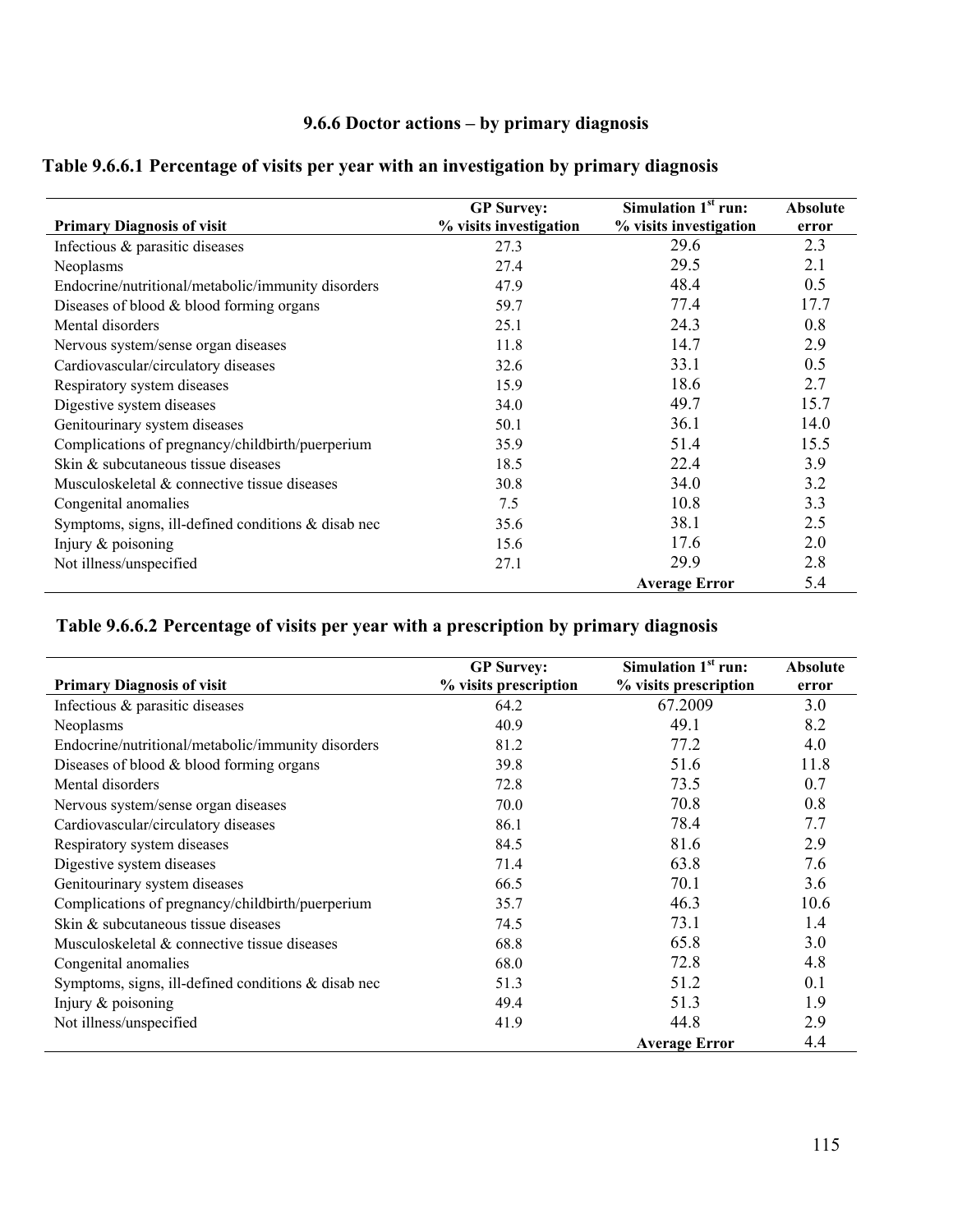### 9.6.6 Doctor actions – by primary diagnosis

**Table 9.6.6.1 Percentage of visits per year with an investigation by primary diagnosis**

| Primary Diagnosis of visit | GP Survey: % visits investigation | Simulation 1st run: % visits investigation | Absolute error |
|---|---|---|---|
| Infectious & parasitic diseases | 27.3 | 29.6 | 2.3 |
| Neoplasms | 27.4 | 29.5 | 2.1 |
| Endocrine/nutritional/metabolic/immunity disorders | 47.9 | 48.4 | 0.5 |
| Diseases of blood & blood forming organs | 59.7 | 77.4 | 17.7 |
| Mental disorders | 25.1 | 24.3 | 0.8 |
| Nervous system/sense organ diseases | 11.8 | 14.7 | 2.9 |
| Cardiovascular/circulatory diseases | 32.6 | 33.1 | 0.5 |
| Respiratory system diseases | 15.9 | 18.6 | 2.7 |
| Digestive system diseases | 34.0 | 49.7 | 15.7 |
| Genitourinary system diseases | 50.1 | 36.1 | 14.0 |
| Complications of pregnancy/childbirth/puerperium | 35.9 | 51.4 | 15.5 |
| Skin & subcutaneous tissue diseases | 18.5 | 22.4 | 3.9 |
| Musculoskeletal & connective tissue diseases | 30.8 | 34.0 | 3.2 |
| Congenital anomalies | 7.5 | 10.8 | 3.3 |
| Symptoms, signs, ill-defined conditions & disab nec | 35.6 | 38.1 | 2.5 |
| Injury & poisoning | 15.6 | 17.6 | 2.0 |
| Not illness/unspecified | 27.1 | 29.9 | 2.8 |
| | | **Average Error** | 5.4 |

**Table 9.6.6.2 Percentage of visits per year with a prescription by primary diagnosis**

| Primary Diagnosis of visit | GP Survey: % visits prescription | Simulation 1st run: % visits prescription | Absolute error |
|---|---|---|---|
| Infectious & parasitic diseases | 64.2 | 67.2009 | 3.0 |
| Neoplasms | 40.9 | 49.1 | 8.2 |
| Endocrine/nutritional/metabolic/immunity disorders | 81.2 | 77.2 | 4.0 |
| Diseases of blood & blood forming organs | 39.8 | 51.6 | 11.8 |
| Mental disorders | 72.8 | 73.5 | 0.7 |
| Nervous system/sense organ diseases | 70.0 | 70.8 | 0.8 |
| Cardiovascular/circulatory diseases | 86.1 | 78.4 | 7.7 |
| Respiratory system diseases | 84.5 | 81.6 | 2.9 |
| Digestive system diseases | 71.4 | 63.8 | 7.6 |
| Genitourinary system diseases | 66.5 | 70.1 | 3.6 |
| Complications of pregnancy/childbirth/puerperium | 35.7 | 46.3 | 10.6 |
| Skin & subcutaneous tissue diseases | 74.5 | 73.1 | 1.4 |
| Musculoskeletal & connective tissue diseases | 68.8 | 65.8 | 3.0 |
| Congenital anomalies | 68.0 | 72.8 | 4.8 |
| Symptoms, signs, ill-defined conditions & disab nec | 51.3 | 51.2 | 0.1 |
| Injury & poisoning | 49.4 | 51.3 | 1.9 |
| Not illness/unspecified | 41.9 | 44.8 | 2.9 |
| | | **Average Error** | 4.4 |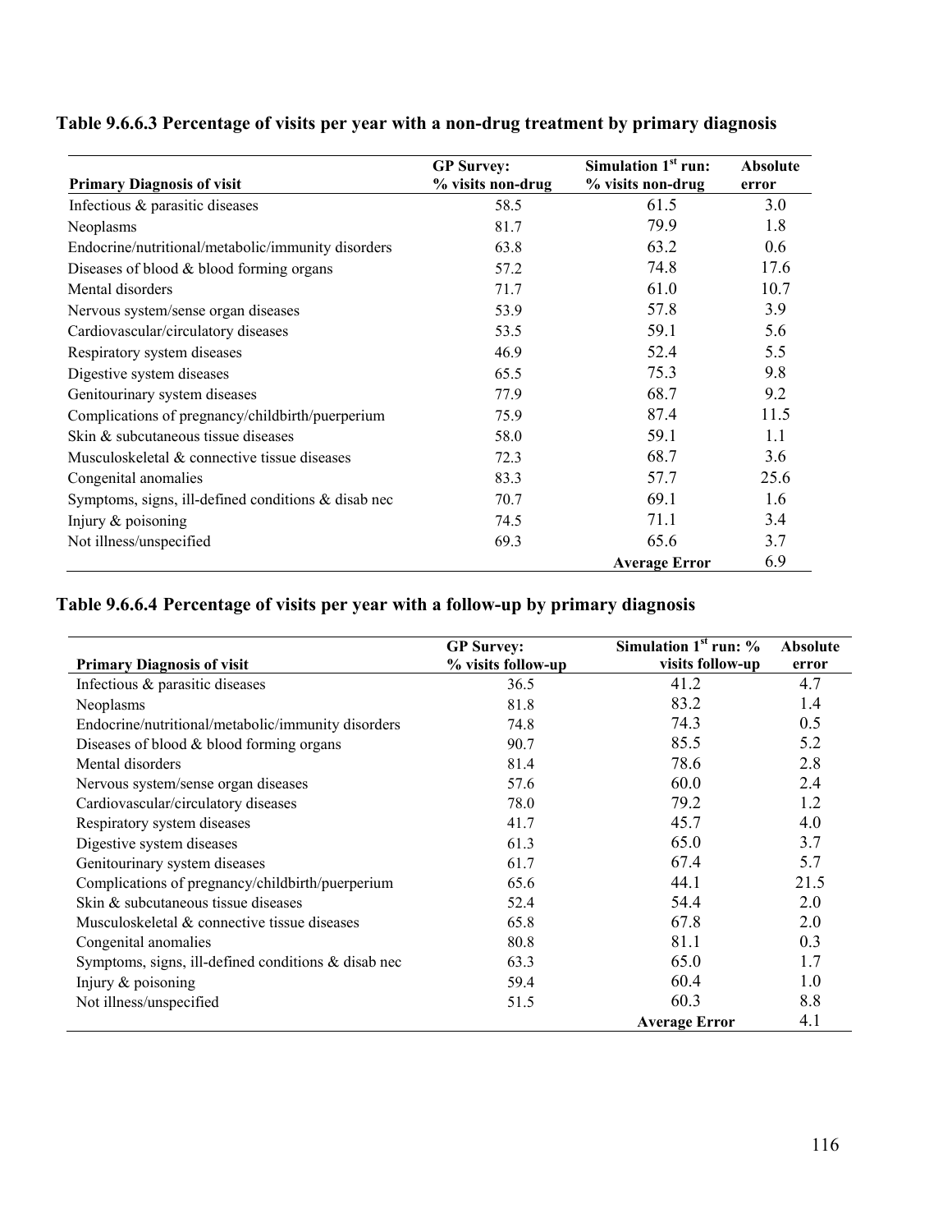**Table 9.6.6.3 Percentage of visits per year with a non-drug treatment by primary diagnosis**

| Primary Diagnosis of visit | GP Survey: % visits non-drug | Simulation 1st run: % visits non-drug | Absolute error |
|---|---|---|---|
| Infectious & parasitic diseases | 58.5 | 61.5 | 3.0 |
| Neoplasms | 81.7 | 79.9 | 1.8 |
| Endocrine/nutritional/metabolic/immunity disorders | 63.8 | 63.2 | 0.6 |
| Diseases of blood & blood forming organs | 57.2 | 74.8 | 17.6 |
| Mental disorders | 71.7 | 61.0 | 10.7 |
| Nervous system/sense organ diseases | 53.9 | 57.8 | 3.9 |
| Cardiovascular/circulatory diseases | 53.5 | 59.1 | 5.6 |
| Respiratory system diseases | 46.9 | 52.4 | 5.5 |
| Digestive system diseases | 65.5 | 75.3 | 9.8 |
| Genitourinary system diseases | 77.9 | 68.7 | 9.2 |
| Complications of pregnancy/childbirth/puerperium | 75.9 | 87.4 | 11.5 |
| Skin & subcutaneous tissue diseases | 58.0 | 59.1 | 1.1 |
| Musculoskeletal & connective tissue diseases | 72.3 | 68.7 | 3.6 |
| Congenital anomalies | 83.3 | 57.7 | 25.6 |
| Symptoms, signs, ill-defined conditions & disab nec | 70.7 | 69.1 | 1.6 |
| Injury & poisoning | 74.5 | 71.1 | 3.4 |
| Not illness/unspecified | 69.3 | 65.6 | 3.7 |
| | | **Average Error** | 6.9 |

**Table 9.6.6.4 Percentage of visits per year with a follow-up by primary diagnosis**

| Primary Diagnosis of visit | GP Survey: % visits follow-up | Simulation 1st run: % visits follow-up | Absolute error |
|---|---|---|---|
| Infectious & parasitic diseases | 36.5 | 41.2 | 4.7 |
| Neoplasms | 81.8 | 83.2 | 1.4 |
| Endocrine/nutritional/metabolic/immunity disorders | 74.8 | 74.3 | 0.5 |
| Diseases of blood & blood forming organs | 90.7 | 85.5 | 5.2 |
| Mental disorders | 81.4 | 78.6 | 2.8 |
| Nervous system/sense organ diseases | 57.6 | 60.0 | 2.4 |
| Cardiovascular/circulatory diseases | 78.0 | 79.2 | 1.2 |
| Respiratory system diseases | 41.7 | 45.7 | 4.0 |
| Digestive system diseases | 61.3 | 65.0 | 3.7 |
| Genitourinary system diseases | 61.7 | 67.4 | 5.7 |
| Complications of pregnancy/childbirth/puerperium | 65.6 | 44.1 | 21.5 |
| Skin & subcutaneous tissue diseases | 52.4 | 54.4 | 2.0 |
| Musculoskeletal & connective tissue diseases | 65.8 | 67.8 | 2.0 |
| Congenital anomalies | 80.8 | 81.1 | 0.3 |
| Symptoms, signs, ill-defined conditions & disab nec | 63.3 | 65.0 | 1.7 |
| Injury & poisoning | 59.4 | 60.4 | 1.0 |
| Not illness/unspecified | 51.5 | 60.3 | 8.8 |
| | | **Average Error** | 4.1 |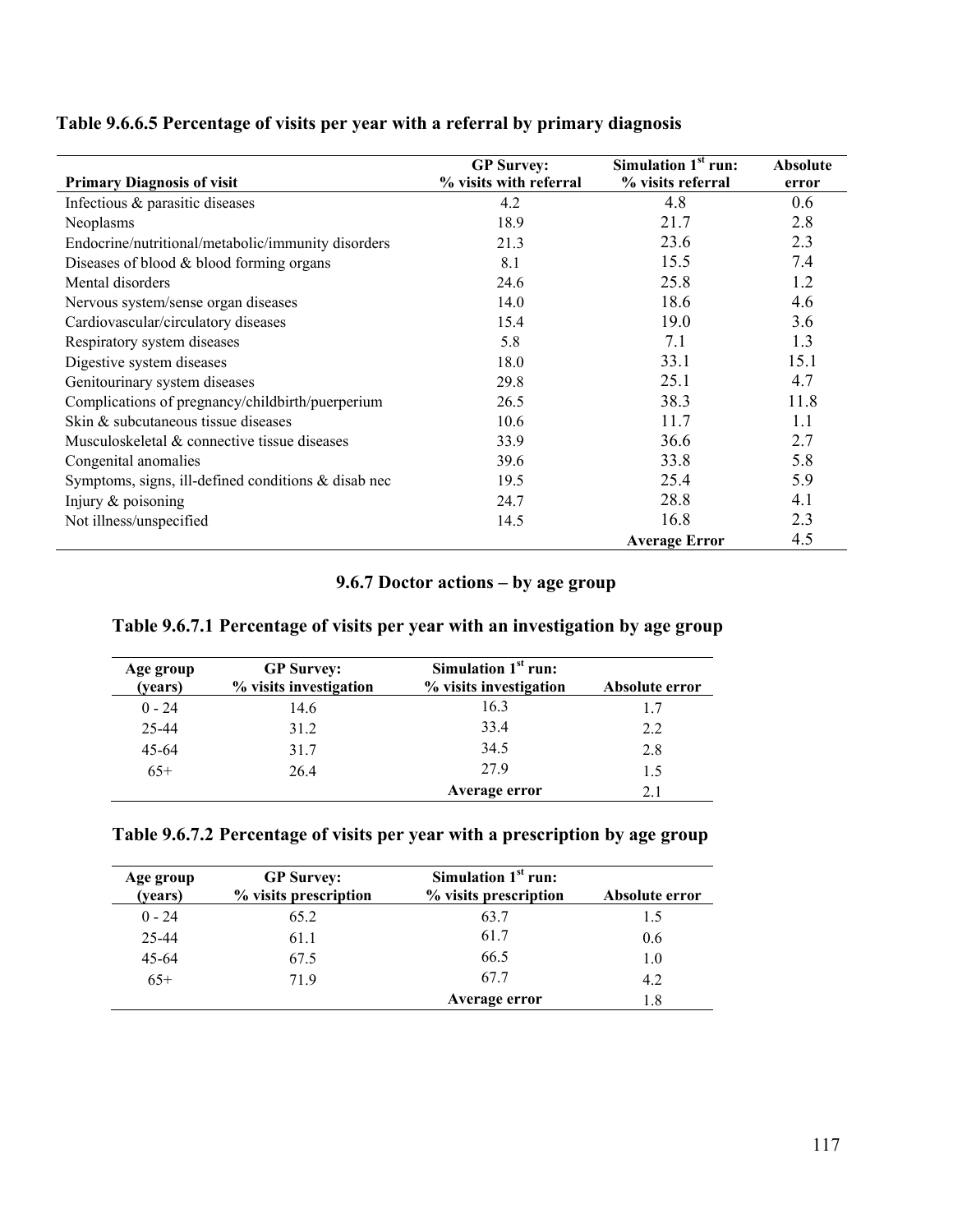**Table 9.6.6.5 Percentage of visits per year with a referral by primary diagnosis**

| Primary Diagnosis of visit | GP Survey: % visits with referral | Simulation 1st run: % visits referral | Absolute error |
|---|---|---|---|
| Infectious & parasitic diseases | 4.2 | 4.8 | 0.6 |
| Neoplasms | 18.9 | 21.7 | 2.8 |
| Endocrine/nutritional/metabolic/immunity disorders | 21.3 | 23.6 | 2.3 |
| Diseases of blood & blood forming organs | 8.1 | 15.5 | 7.4 |
| Mental disorders | 24.6 | 25.8 | 1.2 |
| Nervous system/sense organ diseases | 14.0 | 18.6 | 4.6 |
| Cardiovascular/circulatory diseases | 15.4 | 19.0 | 3.6 |
| Respiratory system diseases | 5.8 | 7.1 | 1.3 |
| Digestive system diseases | 18.0 | 33.1 | 15.1 |
| Genitourinary system diseases | 29.8 | 25.1 | 4.7 |
| Complications of pregnancy/childbirth/puerperium | 26.5 | 38.3 | 11.8 |
| Skin & subcutaneous tissue diseases | 10.6 | 11.7 | 1.1 |
| Musculoskeletal & connective tissue diseases | 33.9 | 36.6 | 2.7 |
| Congenital anomalies | 39.6 | 33.8 | 5.8 |
| Symptoms, signs, ill-defined conditions & disab nec | 19.5 | 25.4 | 5.9 |
| Injury & poisoning | 24.7 | 28.8 | 4.1 |
| Not illness/unspecified | 14.5 | 16.8 | 2.3 |
| | | **Average Error** | 4.5 |

## 9.6.7 Doctor actions – by age group

**Table 9.6.7.1 Percentage of visits per year with an investigation by age group**

| Age group (years) | GP Survey: % visits investigation | Simulation 1st run: % visits investigation | Absolute error |
|---|---|---|---|
| 0 - 24 | 14.6 | 16.3 | 1.7 |
| 25-44 | 31.2 | 33.4 | 2.2 |
| 45-64 | 31.7 | 34.5 | 2.8 |
| 65+ | 26.4 | 27.9 | 1.5 |
| | | **Average error** | 2.1 |

**Table 9.6.7.2 Percentage of visits per year with a prescription by age group**

| Age group (years) | GP Survey: % visits prescription | Simulation 1st run: % visits prescription | Absolute error |
|---|---|---|---|
| 0 - 24 | 65.2 | 63.7 | 1.5 |
| 25-44 | 61.1 | 61.7 | 0.6 |
| 45-64 | 67.5 | 66.5 | 1.0 |
| 65+ | 71.9 | 67.7 | 4.2 |
| | | **Average error** | 1.8 |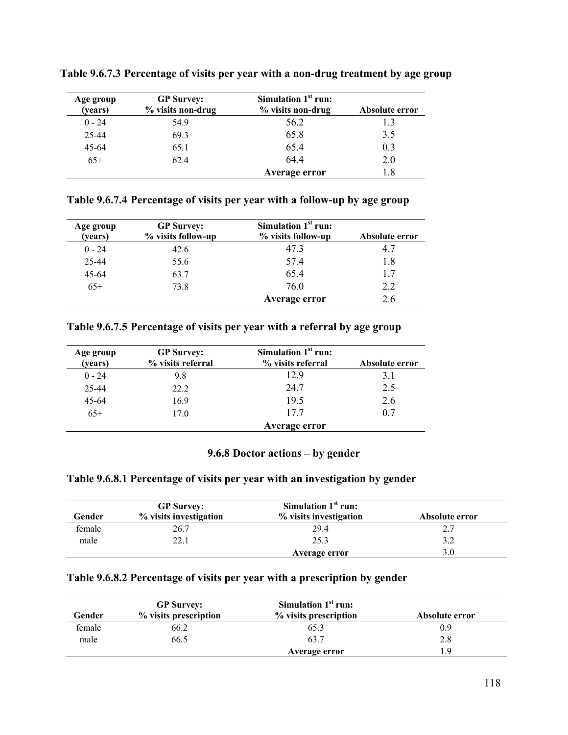**Table 9.6.7.3 Percentage of visits per year with a non-drug treatment by age group**

| Age group (years) | GP Survey: % visits non-drug | Simulation 1st run: % visits non-drug | Absolute error |
|---|---|---|---|
| 0 - 24 | 54.9 | 56.2 | 1.3 |
| 25-44 | 69.3 | 65.8 | 3.5 |
| 45-64 | 65.1 | 65.4 | 0.3 |
| 65+ | 62.4 | 64.4 | 2.0 |
| | | **Average error** | 1.8 |

**Table 9.6.7.4 Percentage of visits per year with a follow-up by age group**

| Age group (years) | GP Survey: % visits follow-up | Simulation 1st run: % visits follow-up | Absolute error |
|---|---|---|---|
| 0 - 24 | 42.6 | 47.3 | 4.7 |
| 25-44 | 55.6 | 57.4 | 1.8 |
| 45-64 | 63.7 | 65.4 | 1.7 |
| 65+ | 73.8 | 76.0 | 2.2 |
| | | **Average error** | 2.6 |

**Table 9.6.7.5 Percentage of visits per year with a referral by age group**

| Age group (years) | GP Survey: % visits referral | Simulation 1st run: % visits referral | Absolute error |
|---|---|---|---|
| 0 - 24 | 9.8 | 12.9 | 3.1 |
| 25-44 | 22.2 | 24.7 | 2.5 |
| 45-64 | 16.9 | 19.5 | 2.6 |
| 65+ | 17.0 | 17.7 | 0.7 |
| | | **Average error** | |

### 9.6.8 Doctor actions – by gender

**Table 9.6.8.1 Percentage of visits per year with an investigation by gender**

| Gender | GP Survey: % visits investigation | Simulation 1st run: % visits investigation | Absolute error |
|---|---|---|---|
| female | 26.7 | 29.4 | 2.7 |
| male | 22.1 | 25.3 | 3.2 |
| | | **Average error** | 3.0 |

**Table 9.6.8.2 Percentage of visits per year with a prescription by gender**

| Gender | GP Survey: % visits prescription | Simulation 1st run: % visits prescription | Absolute error |
|---|---|---|---|
| female | 66.2 | 65.3 | 0.9 |
| male | 66.5 | 63.7 | 2.8 |
| | | **Average error** | 1.9 |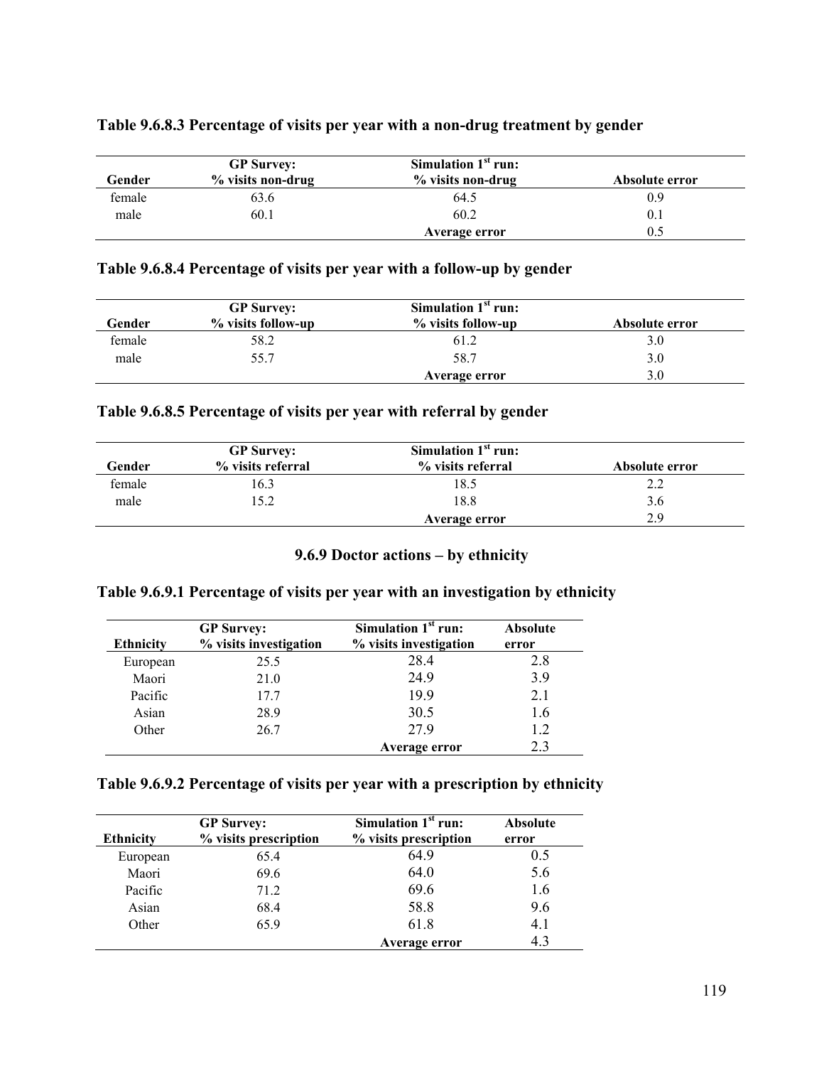### Table 9.6.8.3 Percentage of visits per year with a non-drug treatment by gender

| Gender | GP Survey: % visits non-drug | Simulation 1st run: % visits non-drug | Absolute error |
|---|---|---|---|
| female | 63.6 | 64.5 | 0.9 |
| male | 60.1 | 60.2 | 0.1 |
| | | **Average error** | 0.5 |

### Table 9.6.8.4 Percentage of visits per year with a follow-up by gender

| Gender | GP Survey: % visits follow-up | Simulation 1st run: % visits follow-up | Absolute error |
|---|---|---|---|
| female | 58.2 | 61.2 | 3.0 |
| male | 55.7 | 58.7 | 3.0 |
| | | **Average error** | 3.0 |

### Table 9.6.8.5 Percentage of visits per year with referral by gender

| Gender | GP Survey: % visits referral | Simulation 1st run: % visits referral | Absolute error |
|---|---|---|---|
| female | 16.3 | 18.5 | 2.2 |
| male | 15.2 | 18.8 | 3.6 |
| | | **Average error** | 2.9 |

## 9.6.9 Doctor actions – by ethnicity

### Table 9.6.9.1 Percentage of visits per year with an investigation by ethnicity

| Ethnicity | GP Survey: % visits investigation | Simulation 1st run: % visits investigation | Absolute error |
|---|---|---|---|
| European | 25.5 | 28.4 | 2.8 |
| Maori | 21.0 | 24.9 | 3.9 |
| Pacific | 17.7 | 19.9 | 2.1 |
| Asian | 28.9 | 30.5 | 1.6 |
| Other | 26.7 | 27.9 | 1.2 |
| | | **Average error** | 2.3 |

### Table 9.6.9.2 Percentage of visits per year with a prescription by ethnicity

| Ethnicity | GP Survey: % visits prescription | Simulation 1st run: % visits prescription | Absolute error |
|---|---|---|---|
| European | 65.4 | 64.9 | 0.5 |
| Maori | 69.6 | 64.0 | 5.6 |
| Pacific | 71.2 | 69.6 | 1.6 |
| Asian | 68.4 | 58.8 | 9.6 |
| Other | 65.9 | 61.8 | 4.1 |
| | | **Average error** | 4.3 |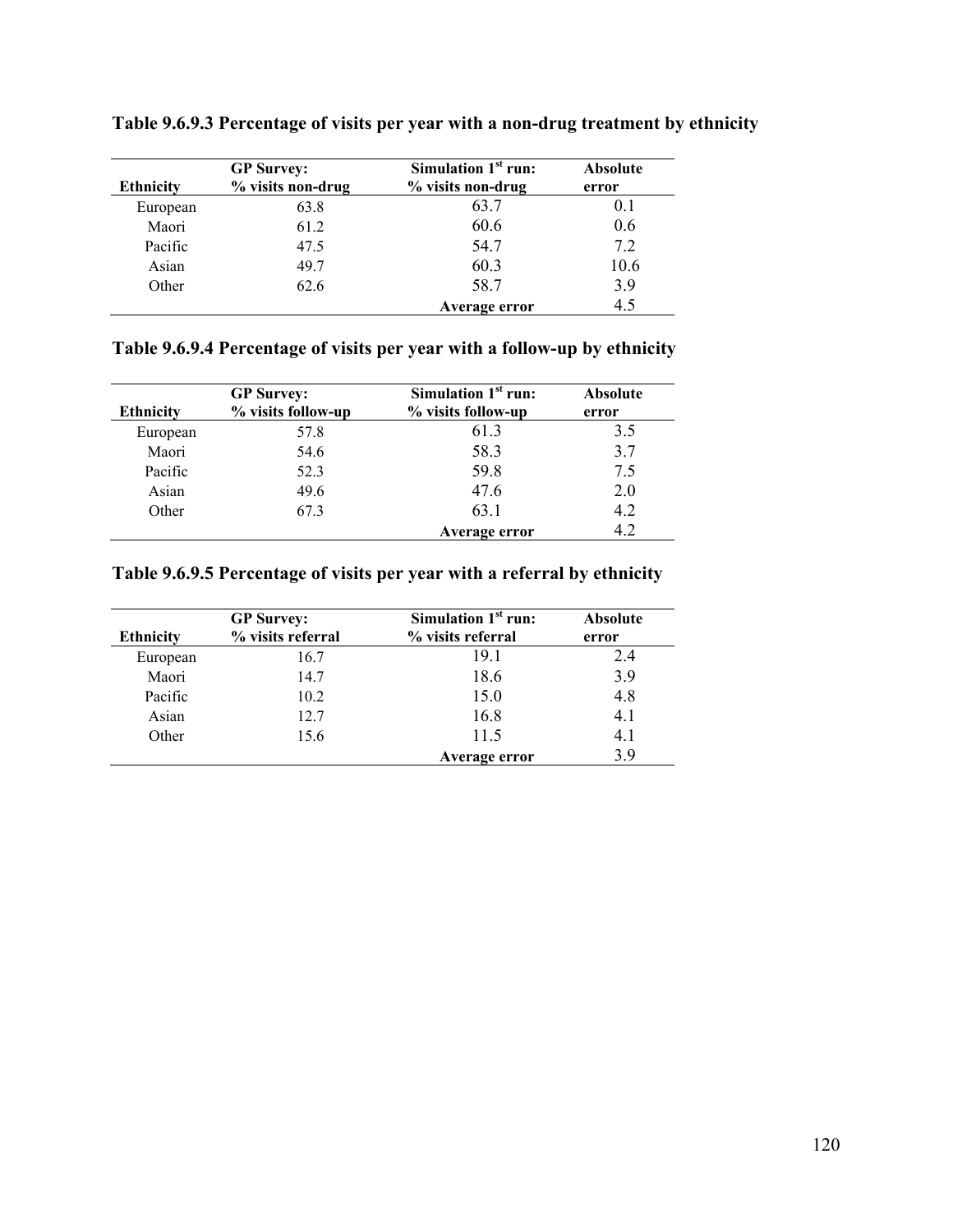**Table 9.6.9.3 Percentage of visits per year with a non-drug treatment by ethnicity**

| Ethnicity | GP Survey: % visits non-drug | Simulation 1st run: % visits non-drug | Absolute error |
|---|---|---|---|
| European | 63.8 | 63.7 | 0.1 |
| Maori | 61.2 | 60.6 | 0.6 |
| Pacific | 47.5 | 54.7 | 7.2 |
| Asian | 49.7 | 60.3 | 10.6 |
| Other | 62.6 | 58.7 | 3.9 |
| | | **Average error** | 4.5 |

**Table 9.6.9.4 Percentage of visits per year with a follow-up by ethnicity**

| Ethnicity | GP Survey: % visits follow-up | Simulation 1st run: % visits follow-up | Absolute error |
|---|---|---|---|
| European | 57.8 | 61.3 | 3.5 |
| Maori | 54.6 | 58.3 | 3.7 |
| Pacific | 52.3 | 59.8 | 7.5 |
| Asian | 49.6 | 47.6 | 2.0 |
| Other | 67.3 | 63.1 | 4.2 |
| | | **Average error** | 4.2 |

**Table 9.6.9.5 Percentage of visits per year with a referral by ethnicity**

| Ethnicity | GP Survey: % visits referral | Simulation 1st run: % visits referral | Absolute error |
|---|---|---|---|
| European | 16.7 | 19.1 | 2.4 |
| Maori | 14.7 | 18.6 | 3.9 |
| Pacific | 10.2 | 15.0 | 4.8 |
| Asian | 12.7 | 16.8 | 4.1 |
| Other | 15.6 | 11.5 | 4.1 |
| | | **Average error** | 3.9 |